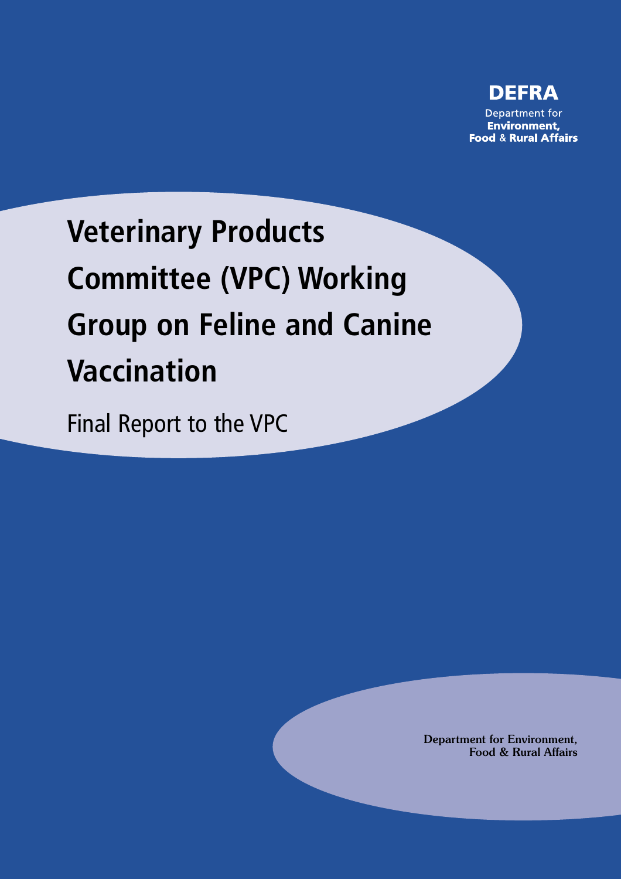**DEFRA**

Department for
**Environment,**
**Food & Rural Affairs**

# Veterinary Products Committee (VPC) Working Group on Feline and Canine Vaccination

Final Report to the VPC

**Department for Environment, Food & Rural Affairs**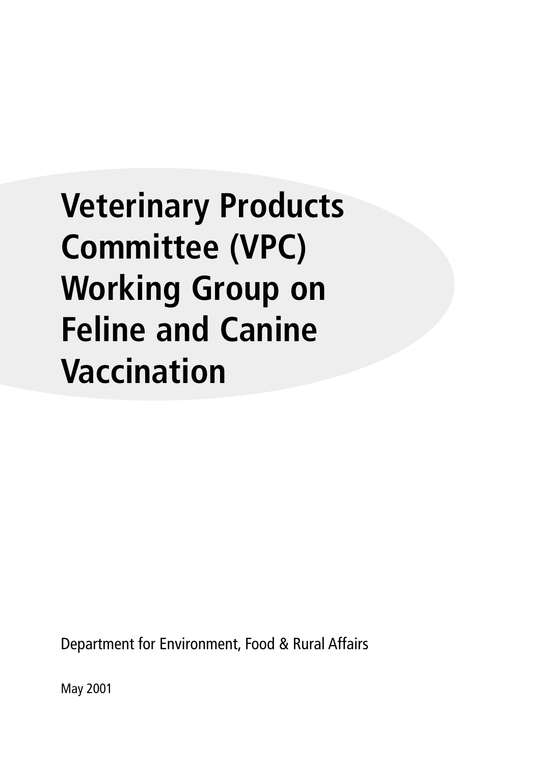# Veterinary Products Committee (VPC) Working Group on Feline and Canine Vaccination

Department for Environment, Food & Rural Affairs

May 2001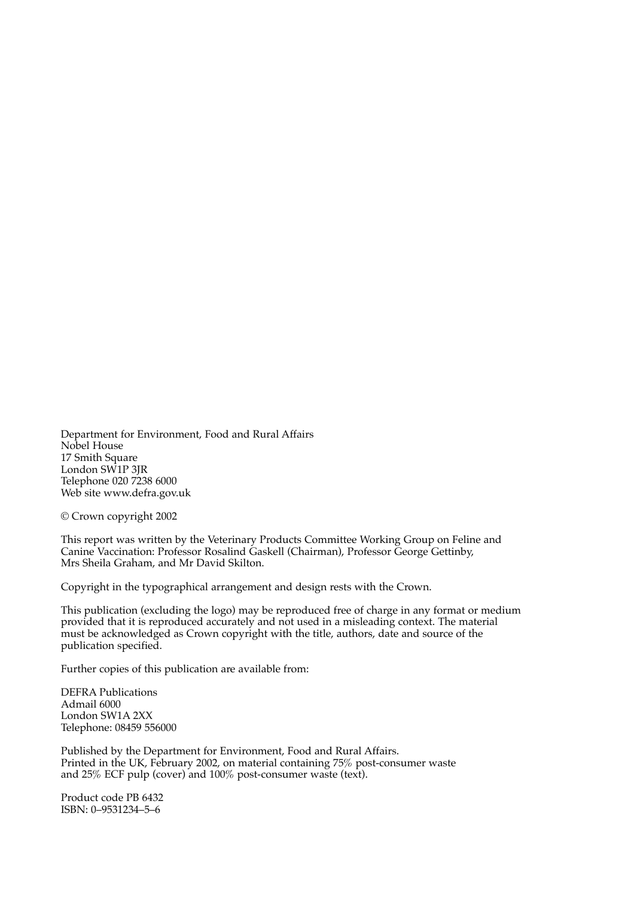Department for Environment, Food and Rural Affairs
Nobel House
17 Smith Square
London SW1P 3JR
Telephone 020 7238 6000
Web site www.defra.gov.uk

© Crown copyright 2002

This report was written by the Veterinary Products Committee Working Group on Feline and Canine Vaccination: Professor Rosalind Gaskell (Chairman), Professor George Gettinby, Mrs Sheila Graham, and Mr David Skilton.

Copyright in the typographical arrangement and design rests with the Crown.

This publication (excluding the logo) may be reproduced free of charge in any format or medium provided that it is reproduced accurately and not used in a misleading context. The material must be acknowledged as Crown copyright with the title, authors, date and source of the publication specified.

Further copies of this publication are available from:

DEFRA Publications
Admail 6000
London SW1A 2XX
Telephone: 08459 556000

Published by the Department for Environment, Food and Rural Affairs.
Printed in the UK, February 2002, on material containing 75% post-consumer waste and 25% ECF pulp (cover) and 100% post-consumer waste (text).

Product code PB 6432
ISBN: 0–9531234–5–6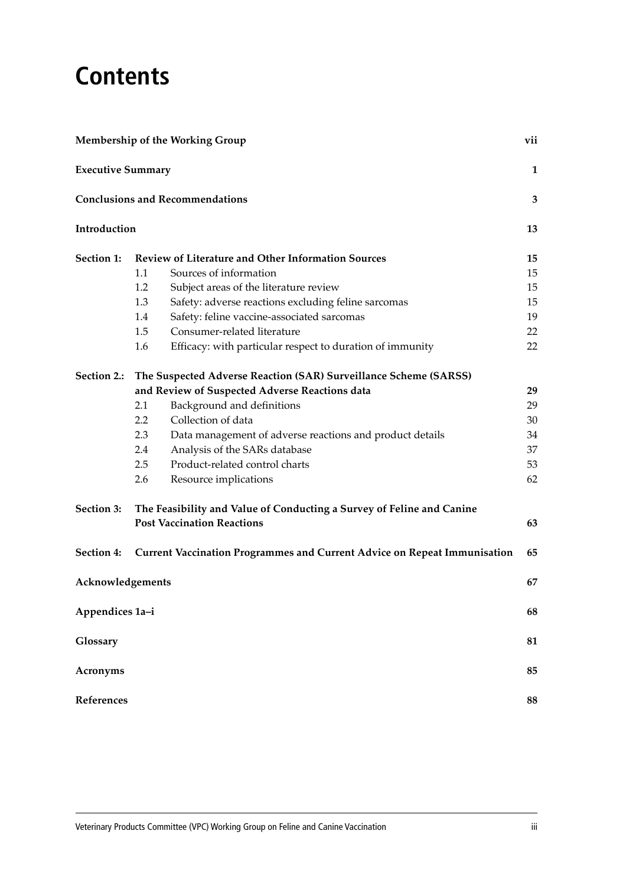# Contents

| | | | |
|---|---|---|---|
| **Membership of the Working Group** | | | **vii** |
| **Executive Summary** | | | **1** |
| **Conclusions and Recommendations** | | | **3** |
| **Introduction** | | | **13** |
| **Section 1:** | **Review of Literature and Other Information Sources** | | **15** |
| | 1.1 | Sources of information | 15 |
| | 1.2 | Subject areas of the literature review | 15 |
| | 1.3 | Safety: adverse reactions excluding feline sarcomas | 15 |
| | 1.4 | Safety: feline vaccine-associated sarcomas | 19 |
| | 1.5 | Consumer-related literature | 22 |
| | 1.6 | Efficacy: with particular respect to duration of immunity | 22 |
| **Section 2.:** | **The Suspected Adverse Reaction (SAR) Surveillance Scheme (SARSS) and Review of Suspected Adverse Reactions data** | | **29** |
| | 2.1 | Background and definitions | 29 |
| | 2.2 | Collection of data | 30 |
| | 2.3 | Data management of adverse reactions and product details | 34 |
| | 2.4 | Analysis of the SARs database | 37 |
| | 2.5 | Product-related control charts | 53 |
| | 2.6 | Resource implications | 62 |
| **Section 3:** | **The Feasibility and Value of Conducting a Survey of Feline and Canine Post Vaccination Reactions** | | **63** |
| **Section 4:** | **Current Vaccination Programmes and Current Advice on Repeat Immunisation** | | **65** |
| **Acknowledgements** | | | **67** |
| **Appendices 1a–i** | | | **68** |
| **Glossary** | | | **81** |
| **Acronyms** | | | **85** |
| **References** | | | **88** |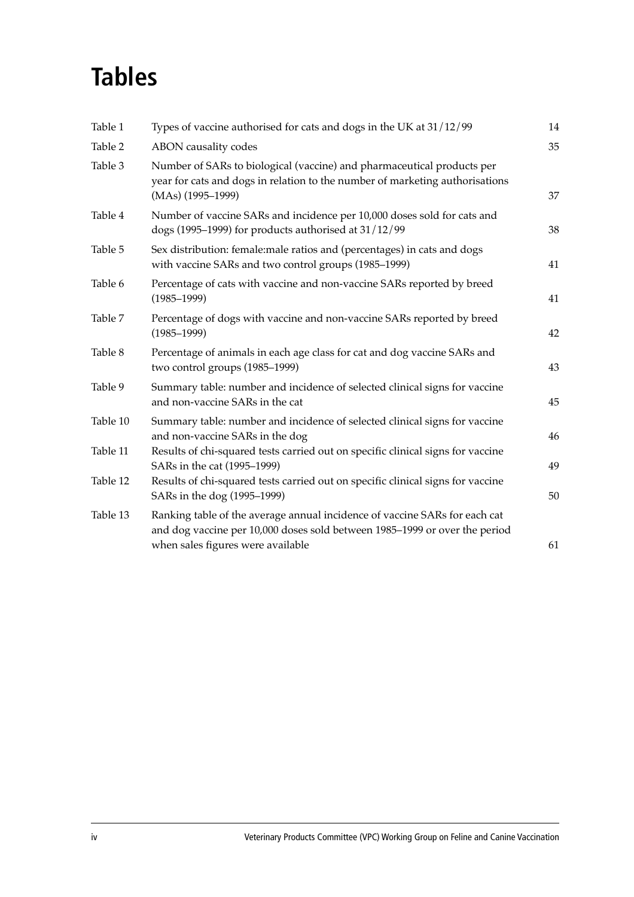# Tables

| | | |
|---|---|---|
| Table 1 | Types of vaccine authorised for cats and dogs in the UK at 31/12/99 | 14 |
| Table 2 | ABON causality codes | 35 |
| Table 3 | Number of SARs to biological (vaccine) and pharmaceutical products per year for cats and dogs in relation to the number of marketing authorisations (MAs) (1995–1999) | 37 |
| Table 4 | Number of vaccine SARs and incidence per 10,000 doses sold for cats and dogs (1995–1999) for products authorised at 31/12/99 | 38 |
| Table 5 | Sex distribution: female:male ratios and (percentages) in cats and dogs with vaccine SARs and two control groups (1985–1999) | 41 |
| Table 6 | Percentage of cats with vaccine and non-vaccine SARs reported by breed (1985–1999) | 41 |
| Table 7 | Percentage of dogs with vaccine and non-vaccine SARs reported by breed (1985–1999) | 42 |
| Table 8 | Percentage of animals in each age class for cat and dog vaccine SARs and two control groups (1985–1999) | 43 |
| Table 9 | Summary table: number and incidence of selected clinical signs for vaccine and non-vaccine SARs in the cat | 45 |
| Table 10 | Summary table: number and incidence of selected clinical signs for vaccine and non-vaccine SARs in the dog | 46 |
| Table 11 | Results of chi-squared tests carried out on specific clinical signs for vaccine SARs in the cat (1995–1999) | 49 |
| Table 12 | Results of chi-squared tests carried out on specific clinical signs for vaccine SARs in the dog (1995–1999) | 50 |
| Table 13 | Ranking table of the average annual incidence of vaccine SARs for each cat and dog vaccine per 10,000 doses sold between 1985–1999 or over the period when sales figures were available | 61 |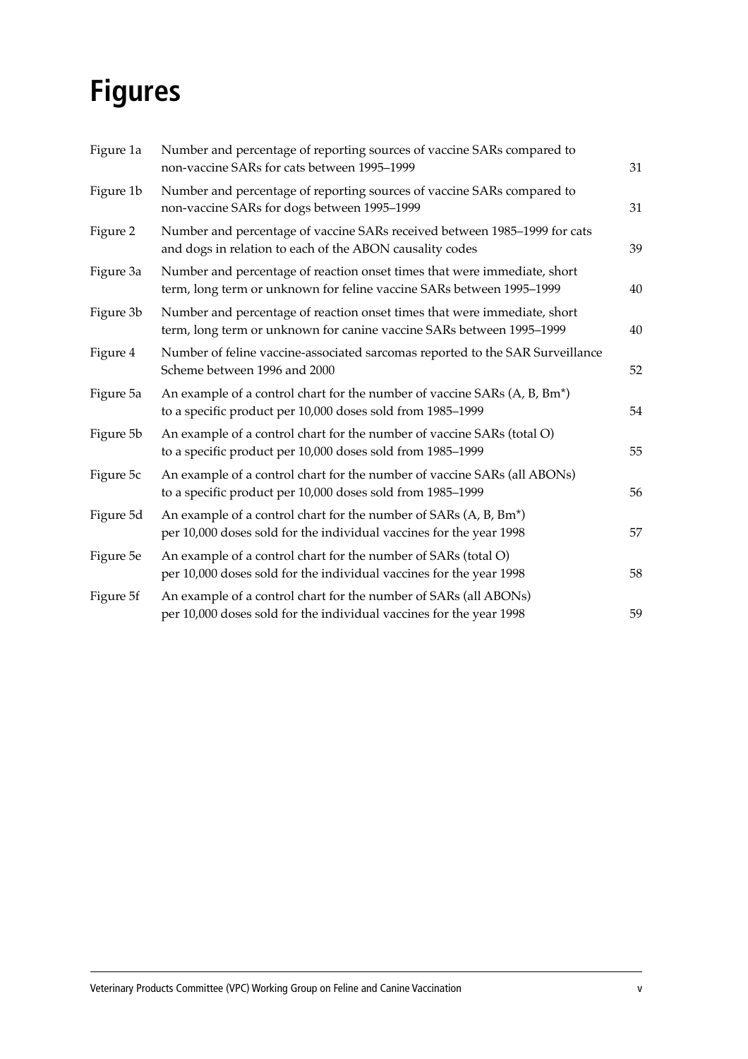# Figures

| | | |
|---|---|---|
| Figure 1a | Number and percentage of reporting sources of vaccine SARs compared to non-vaccine SARs for cats between 1995–1999 | 31 |
| Figure 1b | Number and percentage of reporting sources of vaccine SARs compared to non-vaccine SARs for dogs between 1995–1999 | 31 |
| Figure 2 | Number and percentage of vaccine SARs received between 1985–1999 for cats and dogs in relation to each of the ABON causality codes | 39 |
| Figure 3a | Number and percentage of reaction onset times that were immediate, short term, long term or unknown for feline vaccine SARs between 1995–1999 | 40 |
| Figure 3b | Number and percentage of reaction onset times that were immediate, short term, long term or unknown for canine vaccine SARs between 1995–1999 | 40 |
| Figure 4 | Number of feline vaccine-associated sarcomas reported to the SAR Surveillance Scheme between 1996 and 2000 | 52 |
| Figure 5a | An example of a control chart for the number of vaccine SARs (A, B, Bm*) to a specific product per 10,000 doses sold from 1985–1999 | 54 |
| Figure 5b | An example of a control chart for the number of vaccine SARs (total O) to a specific product per 10,000 doses sold from 1985–1999 | 55 |
| Figure 5c | An example of a control chart for the number of vaccine SARs (all ABONs) to a specific product per 10,000 doses sold from 1985–1999 | 56 |
| Figure 5d | An example of a control chart for the number of SARs (A, B, Bm*) per 10,000 doses sold for the individual vaccines for the year 1998 | 57 |
| Figure 5e | An example of a control chart for the number of SARs (total O) per 10,000 doses sold for the individual vaccines for the year 1998 | 58 |
| Figure 5f | An example of a control chart for the number of SARs (all ABONs) per 10,000 doses sold for the individual vaccines for the year 1998 | 59 |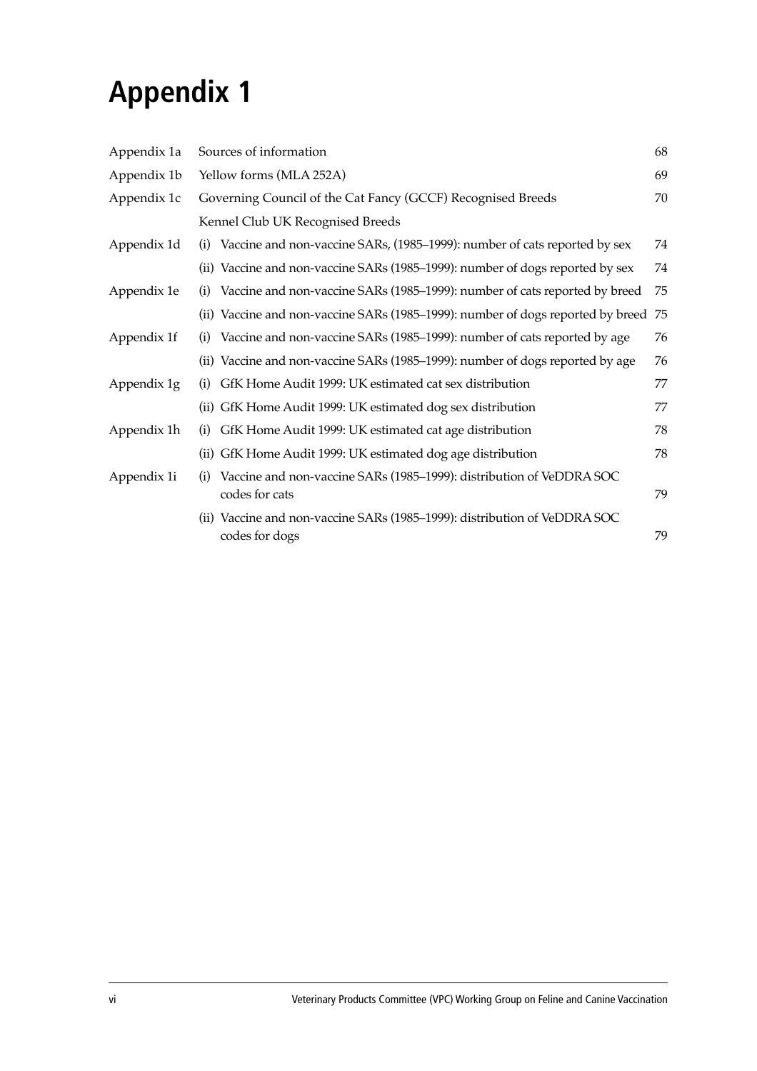# Appendix 1

| | | |
|---|---|---|
| Appendix 1a | Sources of information | 68 |
| Appendix 1b | Yellow forms (MLA 252A) | 69 |
| Appendix 1c | Governing Council of the Cat Fancy (GCCF) Recognised Breeds | 70 |
| | Kennel Club UK Recognised Breeds | |
| Appendix 1d | (i) Vaccine and non-vaccine SARs, (1985–1999): number of cats reported by sex | 74 |
| | (ii) Vaccine and non-vaccine SARs (1985–1999): number of dogs reported by sex | 74 |
| Appendix 1e | (i) Vaccine and non-vaccine SARs (1985–1999): number of cats reported by breed | 75 |
| | (ii) Vaccine and non-vaccine SARs (1985–1999): number of dogs reported by breed | 75 |
| Appendix 1f | (i) Vaccine and non-vaccine SARs (1985–1999): number of cats reported by age | 76 |
| | (ii) Vaccine and non-vaccine SARs (1985–1999): number of dogs reported by age | 76 |
| Appendix 1g | (i) GfK Home Audit 1999: UK estimated cat sex distribution | 77 |
| | (ii) GfK Home Audit 1999: UK estimated dog sex distribution | 77 |
| Appendix 1h | (i) GfK Home Audit 1999: UK estimated cat age distribution | 78 |
| | (ii) GfK Home Audit 1999: UK estimated dog age distribution | 78 |
| Appendix 1i | (i) Vaccine and non-vaccine SARs (1985–1999): distribution of VeDDRA SOC codes for cats | 79 |
| | (ii) Vaccine and non-vaccine SARs (1985–1999): distribution of VeDDRA SOC codes for dogs | 79 |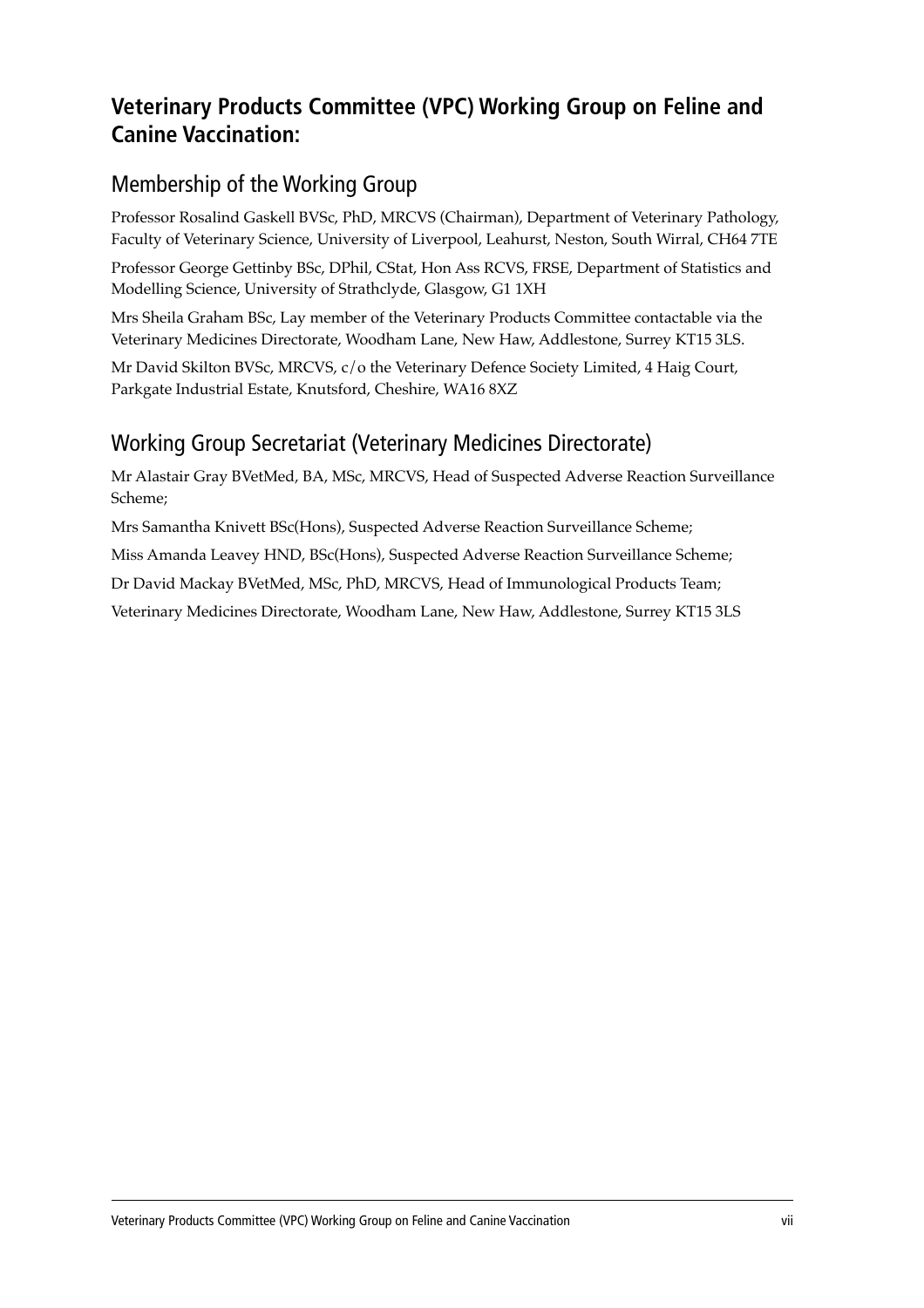## Veterinary Products Committee (VPC) Working Group on Feline and Canine Vaccination:

### Membership of the Working Group

Professor Rosalind Gaskell BVSc, PhD, MRCVS (Chairman), Department of Veterinary Pathology, Faculty of Veterinary Science, University of Liverpool, Leahurst, Neston, South Wirral, CH64 7TE

Professor George Gettinby BSc, DPhil, CStat, Hon Ass RCVS, FRSE, Department of Statistics and Modelling Science, University of Strathclyde, Glasgow, G1 1XH

Mrs Sheila Graham BSc, Lay member of the Veterinary Products Committee contactable via the Veterinary Medicines Directorate, Woodham Lane, New Haw, Addlestone, Surrey KT15 3LS.

Mr David Skilton BVSc, MRCVS, c/o the Veterinary Defence Society Limited, 4 Haig Court, Parkgate Industrial Estate, Knutsford, Cheshire, WA16 8XZ

### Working Group Secretariat (Veterinary Medicines Directorate)

Mr Alastair Gray BVetMed, BA, MSc, MRCVS, Head of Suspected Adverse Reaction Surveillance Scheme;

Mrs Samantha Knivett BSc(Hons), Suspected Adverse Reaction Surveillance Scheme;

Miss Amanda Leavey HND, BSc(Hons), Suspected Adverse Reaction Surveillance Scheme;

Dr David Mackay BVetMed, MSc, PhD, MRCVS, Head of Immunological Products Team;

Veterinary Medicines Directorate, Woodham Lane, New Haw, Addlestone, Surrey KT15 3LS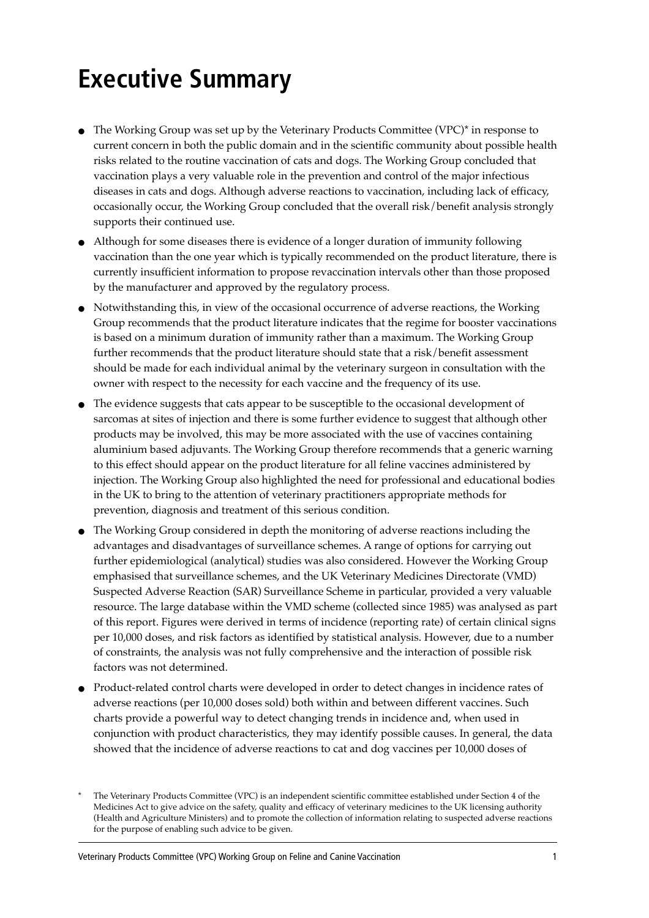# Executive Summary

- The Working Group was set up by the Veterinary Products Committee (VPC)* in response to current concern in both the public domain and in the scientific community about possible health risks related to the routine vaccination of cats and dogs. The Working Group concluded that vaccination plays a very valuable role in the prevention and control of the major infectious diseases in cats and dogs. Although adverse reactions to vaccination, including lack of efficacy, occasionally occur, the Working Group concluded that the overall risk/benefit analysis strongly supports their continued use.
- Although for some diseases there is evidence of a longer duration of immunity following vaccination than the one year which is typically recommended on the product literature, there is currently insufficient information to propose revaccination intervals other than those proposed by the manufacturer and approved by the regulatory process.
- Notwithstanding this, in view of the occasional occurrence of adverse reactions, the Working Group recommends that the product literature indicates that the regime for booster vaccinations is based on a minimum duration of immunity rather than a maximum. The Working Group further recommends that the product literature should state that a risk/benefit assessment should be made for each individual animal by the veterinary surgeon in consultation with the owner with respect to the necessity for each vaccine and the frequency of its use.
- The evidence suggests that cats appear to be susceptible to the occasional development of sarcomas at sites of injection and there is some further evidence to suggest that although other products may be involved, this may be more associated with the use of vaccines containing aluminium based adjuvants. The Working Group therefore recommends that a generic warning to this effect should appear on the product literature for all feline vaccines administered by injection. The Working Group also highlighted the need for professional and educational bodies in the UK to bring to the attention of veterinary practitioners appropriate methods for prevention, diagnosis and treatment of this serious condition.
- The Working Group considered in depth the monitoring of adverse reactions including the advantages and disadvantages of surveillance schemes. A range of options for carrying out further epidemiological (analytical) studies was also considered. However the Working Group emphasised that surveillance schemes, and the UK Veterinary Medicines Directorate (VMD) Suspected Adverse Reaction (SAR) Surveillance Scheme in particular, provided a very valuable resource. The large database within the VMD scheme (collected since 1985) was analysed as part of this report. Figures were derived in terms of incidence (reporting rate) of certain clinical signs per 10,000 doses, and risk factors as identified by statistical analysis. However, due to a number of constraints, the analysis was not fully comprehensive and the interaction of possible risk factors was not determined.
- Product-related control charts were developed in order to detect changes in incidence rates of adverse reactions (per 10,000 doses sold) both within and between different vaccines. Such charts provide a powerful way to detect changing trends in incidence and, when used in conjunction with product characteristics, they may identify possible causes. In general, the data showed that the incidence of adverse reactions to cat and dog vaccines per 10,000 doses of

\* The Veterinary Products Committee (VPC) is an independent scientific committee established under Section 4 of the Medicines Act to give advice on the safety, quality and efficacy of veterinary medicines to the UK licensing authority (Health and Agriculture Ministers) and to promote the collection of information relating to suspected adverse reactions for the purpose of enabling such advice to be given.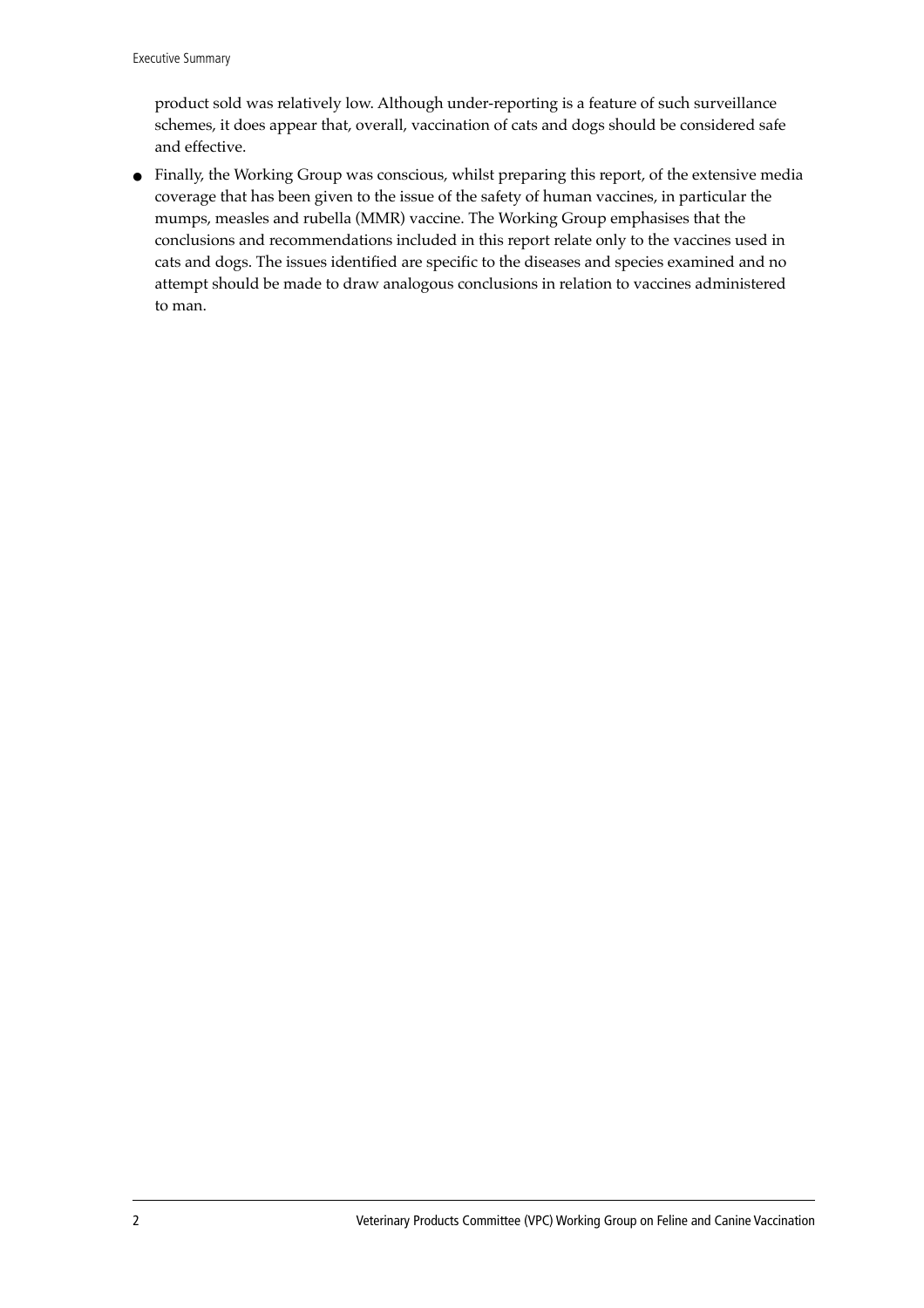product sold was relatively low. Although under-reporting is a feature of such surveillance schemes, it does appear that, overall, vaccination of cats and dogs should be considered safe and effective.

- Finally, the Working Group was conscious, whilst preparing this report, of the extensive media coverage that has been given to the issue of the safety of human vaccines, in particular the mumps, measles and rubella (MMR) vaccine. The Working Group emphasises that the conclusions and recommendations included in this report relate only to the vaccines used in cats and dogs. The issues identified are specific to the diseases and species examined and no attempt should be made to draw analogous conclusions in relation to vaccines administered to man.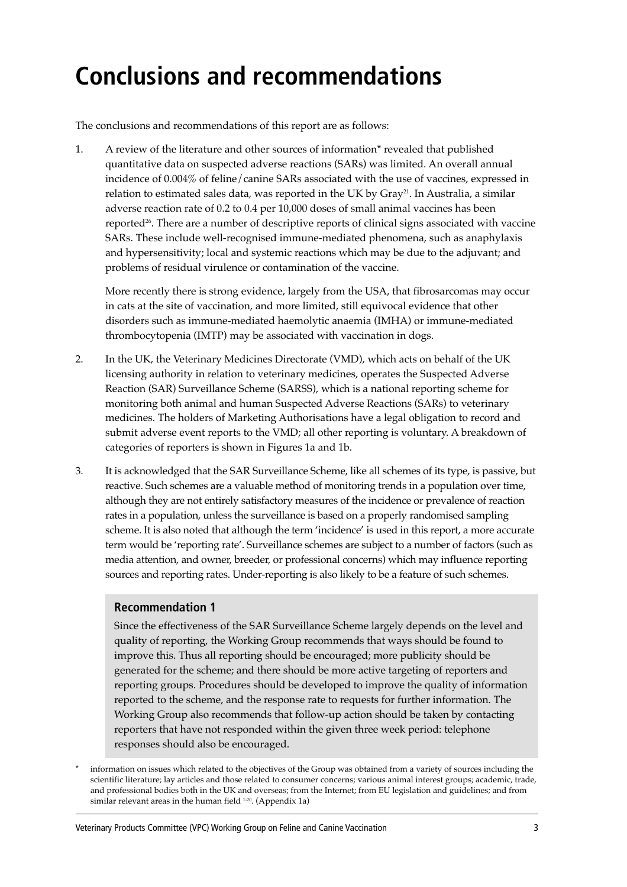# Conclusions and recommendations

The conclusions and recommendations of this report are as follows:

1. A review of the literature and other sources of information* revealed that published quantitative data on suspected adverse reactions (SARs) was limited. An overall annual incidence of 0.004% of feline/canine SARs associated with the use of vaccines, expressed in relation to estimated sales data, was reported in the UK by Gray[21]. In Australia, a similar adverse reaction rate of 0.2 to 0.4 per 10,000 doses of small animal vaccines has been reported[26]. There are a number of descriptive reports of clinical signs associated with vaccine SARs. These include well-recognised immune-mediated phenomena, such as anaphylaxis and hypersensitivity; local and systemic reactions which may be due to the adjuvant; and problems of residual virulence or contamination of the vaccine.

   More recently there is strong evidence, largely from the USA, that fibrosarcomas may occur in cats at the site of vaccination, and more limited, still equivocal evidence that other disorders such as immune-mediated haemolytic anaemia (IMHA) or immune-mediated thrombocytopenia (IMTP) may be associated with vaccination in dogs.

2. In the UK, the Veterinary Medicines Directorate (VMD), which acts on behalf of the UK licensing authority in relation to veterinary medicines, operates the Suspected Adverse Reaction (SAR) Surveillance Scheme (SARSS), which is a national reporting scheme for monitoring both animal and human Suspected Adverse Reactions (SARs) to veterinary medicines. The holders of Marketing Authorisations have a legal obligation to record and submit adverse event reports to the VMD; all other reporting is voluntary. A breakdown of categories of reporters is shown in Figures 1a and 1b.

3. It is acknowledged that the SAR Surveillance Scheme, like all schemes of its type, is passive, but reactive. Such schemes are a valuable method of monitoring trends in a population over time, although they are not entirely satisfactory measures of the incidence or prevalence of reaction rates in a population, unless the surveillance is based on a properly randomised sampling scheme. It is also noted that although the term 'incidence' is used in this report, a more accurate term would be 'reporting rate'. Surveillance schemes are subject to a number of factors (such as media attention, and owner, breeder, or professional concerns) which may influence reporting sources and reporting rates. Under-reporting is also likely to be a feature of such schemes.

### Recommendation 1

Since the effectiveness of the SAR Surveillance Scheme largely depends on the level and quality of reporting, the Working Group recommends that ways should be found to improve this. Thus all reporting should be encouraged; more publicity should be generated for the scheme; and there should be more active targeting of reporters and reporting groups. Procedures should be developed to improve the quality of information reported to the scheme, and the response rate to requests for further information. The Working Group also recommends that follow-up action should be taken by contacting reporters that have not responded within the given three week period: telephone responses should also be encouraged.

\* information on issues which related to the objectives of the Group was obtained from a variety of sources including the scientific literature; lay articles and those related to consumer concerns; various animal interest groups; academic, trade, and professional bodies both in the UK and overseas; from the Internet; from EU legislation and guidelines; and from similar relevant areas in the human field [1-20]. (Appendix 1a)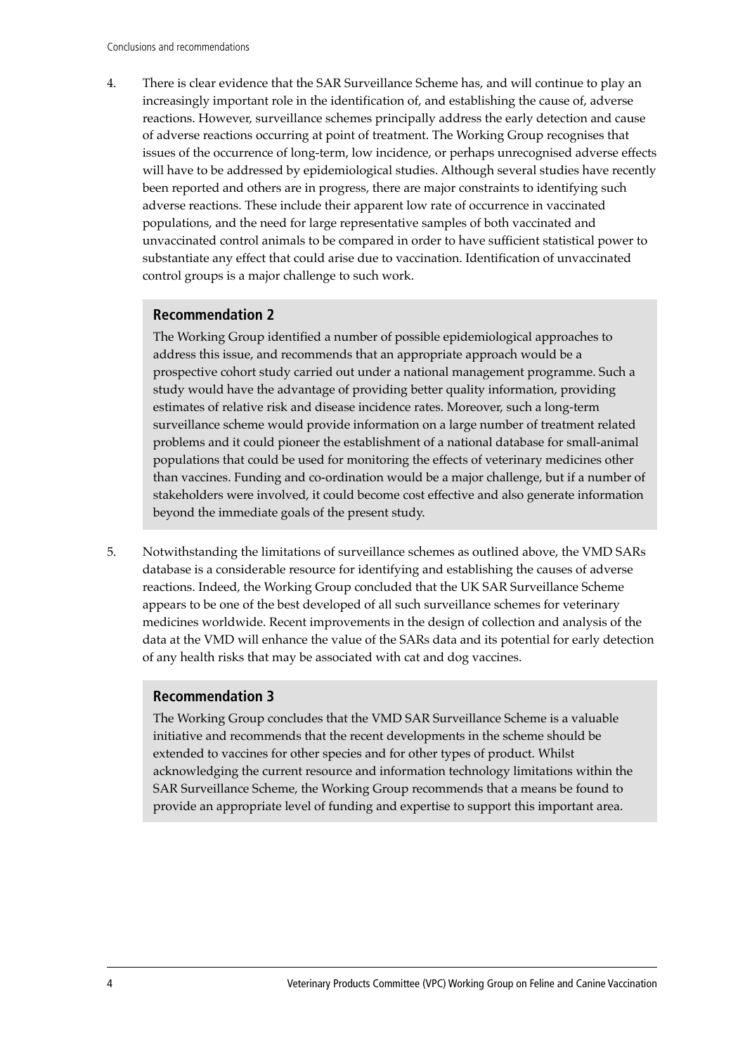4. There is clear evidence that the SAR Surveillance Scheme has, and will continue to play an increasingly important role in the identification of, and establishing the cause of, adverse reactions. However, surveillance schemes principally address the early detection and cause of adverse reactions occurring at point of treatment. The Working Group recognises that issues of the occurrence of long-term, low incidence, or perhaps unrecognised adverse effects will have to be addressed by epidemiological studies. Although several studies have recently been reported and others are in progress, there are major constraints to identifying such adverse reactions. These include their apparent low rate of occurrence in vaccinated populations, and the need for large representative samples of both vaccinated and unvaccinated control animals to be compared in order to have sufficient statistical power to substantiate any effect that could arise due to vaccination. Identification of unvaccinated control groups is a major challenge to such work.

### Recommendation 2

The Working Group identified a number of possible epidemiological approaches to address this issue, and recommends that an appropriate approach would be a prospective cohort study carried out under a national management programme. Such a study would have the advantage of providing better quality information, providing estimates of relative risk and disease incidence rates. Moreover, such a long-term surveillance scheme would provide information on a large number of treatment related problems and it could pioneer the establishment of a national database for small-animal populations that could be used for monitoring the effects of veterinary medicines other than vaccines. Funding and co-ordination would be a major challenge, but if a number of stakeholders were involved, it could become cost effective and also generate information beyond the immediate goals of the present study.

5. Notwithstanding the limitations of surveillance schemes as outlined above, the VMD SARs database is a considerable resource for identifying and establishing the causes of adverse reactions. Indeed, the Working Group concluded that the UK SAR Surveillance Scheme appears to be one of the best developed of all such surveillance schemes for veterinary medicines worldwide. Recent improvements in the design of collection and analysis of the data at the VMD will enhance the value of the SARs data and its potential for early detection of any health risks that may be associated with cat and dog vaccines.

### Recommendation 3

The Working Group concludes that the VMD SAR Surveillance Scheme is a valuable initiative and recommends that the recent developments in the scheme should be extended to vaccines for other species and for other types of product. Whilst acknowledging the current resource and information technology limitations within the SAR Surveillance Scheme, the Working Group recommends that a means be found to provide an appropriate level of funding and expertise to support this important area.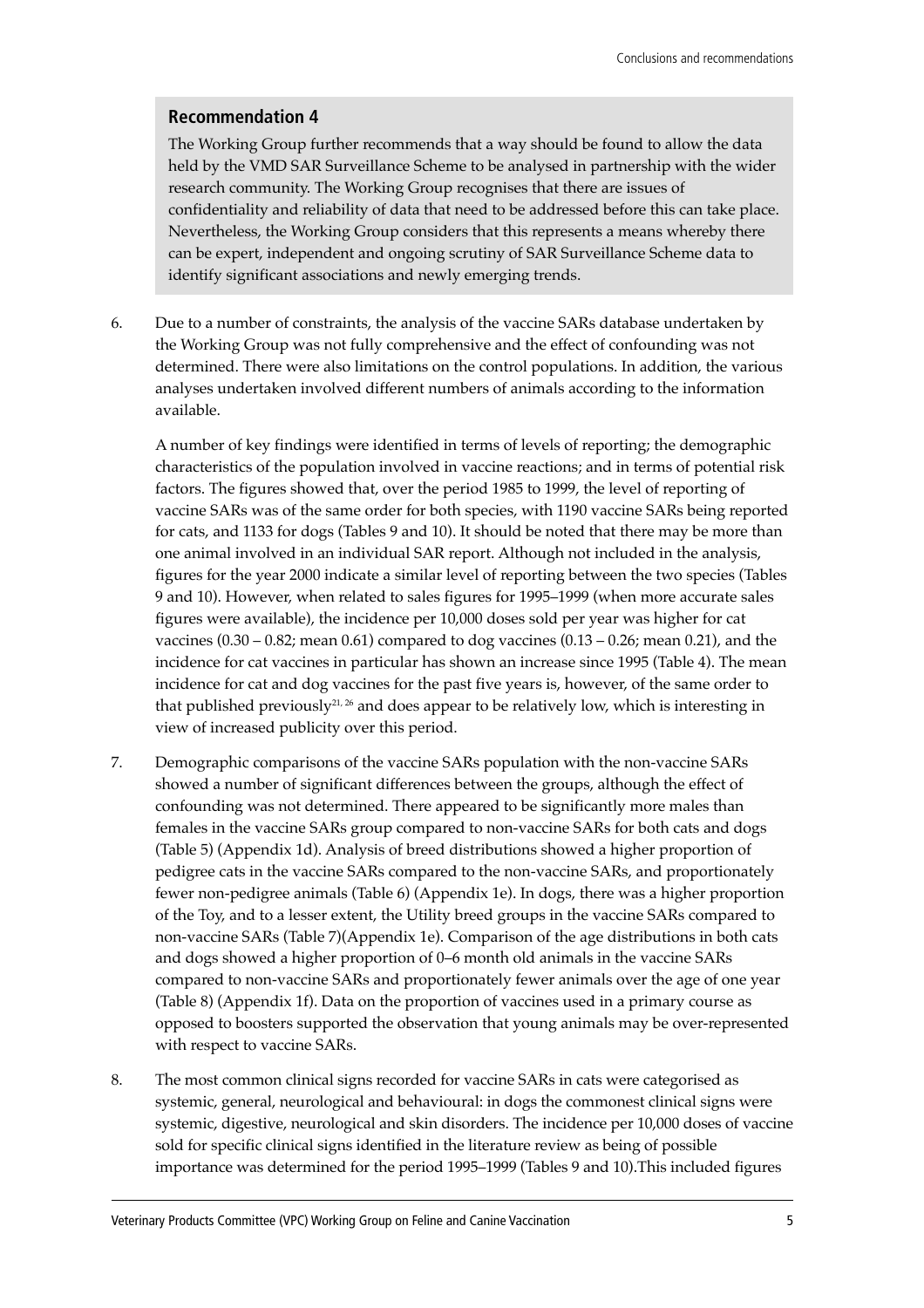### Recommendation 4

The Working Group further recommends that a way should be found to allow the data held by the VMD SAR Surveillance Scheme to be analysed in partnership with the wider research community. The Working Group recognises that there are issues of confidentiality and reliability of data that need to be addressed before this can take place. Nevertheless, the Working Group considers that this represents a means whereby there can be expert, independent and ongoing scrutiny of SAR Surveillance Scheme data to identify significant associations and newly emerging trends.

6. Due to a number of constraints, the analysis of the vaccine SARs database undertaken by the Working Group was not fully comprehensive and the effect of confounding was not determined. There were also limitations on the control populations. In addition, the various analyses undertaken involved different numbers of animals according to the information available.

   A number of key findings were identified in terms of levels of reporting; the demographic characteristics of the population involved in vaccine reactions; and in terms of potential risk factors. The figures showed that, over the period 1985 to 1999, the level of reporting of vaccine SARs was of the same order for both species, with 1190 vaccine SARs being reported for cats, and 1133 for dogs (Tables 9 and 10). It should be noted that there may be more than one animal involved in an individual SAR report. Although not included in the analysis, figures for the year 2000 indicate a similar level of reporting between the two species (Tables 9 and 10). However, when related to sales figures for 1995–1999 (when more accurate sales figures were available), the incidence per 10,000 doses sold per year was higher for cat vaccines (0.30 – 0.82; mean 0.61) compared to dog vaccines (0.13 – 0.26; mean 0.21), and the incidence for cat vaccines in particular has shown an increase since 1995 (Table 4). The mean incidence for cat and dog vaccines for the past five years is, however, of the same order to that published previously[21, 26] and does appear to be relatively low, which is interesting in view of increased publicity over this period.

7. Demographic comparisons of the vaccine SARs population with the non-vaccine SARs showed a number of significant differences between the groups, although the effect of confounding was not determined. There appeared to be significantly more males than females in the vaccine SARs group compared to non-vaccine SARs for both cats and dogs (Table 5) (Appendix 1d). Analysis of breed distributions showed a higher proportion of pedigree cats in the vaccine SARs compared to the non-vaccine SARs, and proportionately fewer non-pedigree animals (Table 6) (Appendix 1e). In dogs, there was a higher proportion of the Toy, and to a lesser extent, the Utility breed groups in the vaccine SARs compared to non-vaccine SARs (Table 7)(Appendix 1e). Comparison of the age distributions in both cats and dogs showed a higher proportion of 0–6 month old animals in the vaccine SARs compared to non-vaccine SARs and proportionately fewer animals over the age of one year (Table 8) (Appendix 1f). Data on the proportion of vaccines used in a primary course as opposed to boosters supported the observation that young animals may be over-represented with respect to vaccine SARs.

8. The most common clinical signs recorded for vaccine SARs in cats were categorised as systemic, general, neurological and behavioural: in dogs the commonest clinical signs were systemic, digestive, neurological and skin disorders. The incidence per 10,000 doses of vaccine sold for specific clinical signs identified in the literature review as being of possible importance was determined for the period 1995–1999 (Tables 9 and 10).This included figures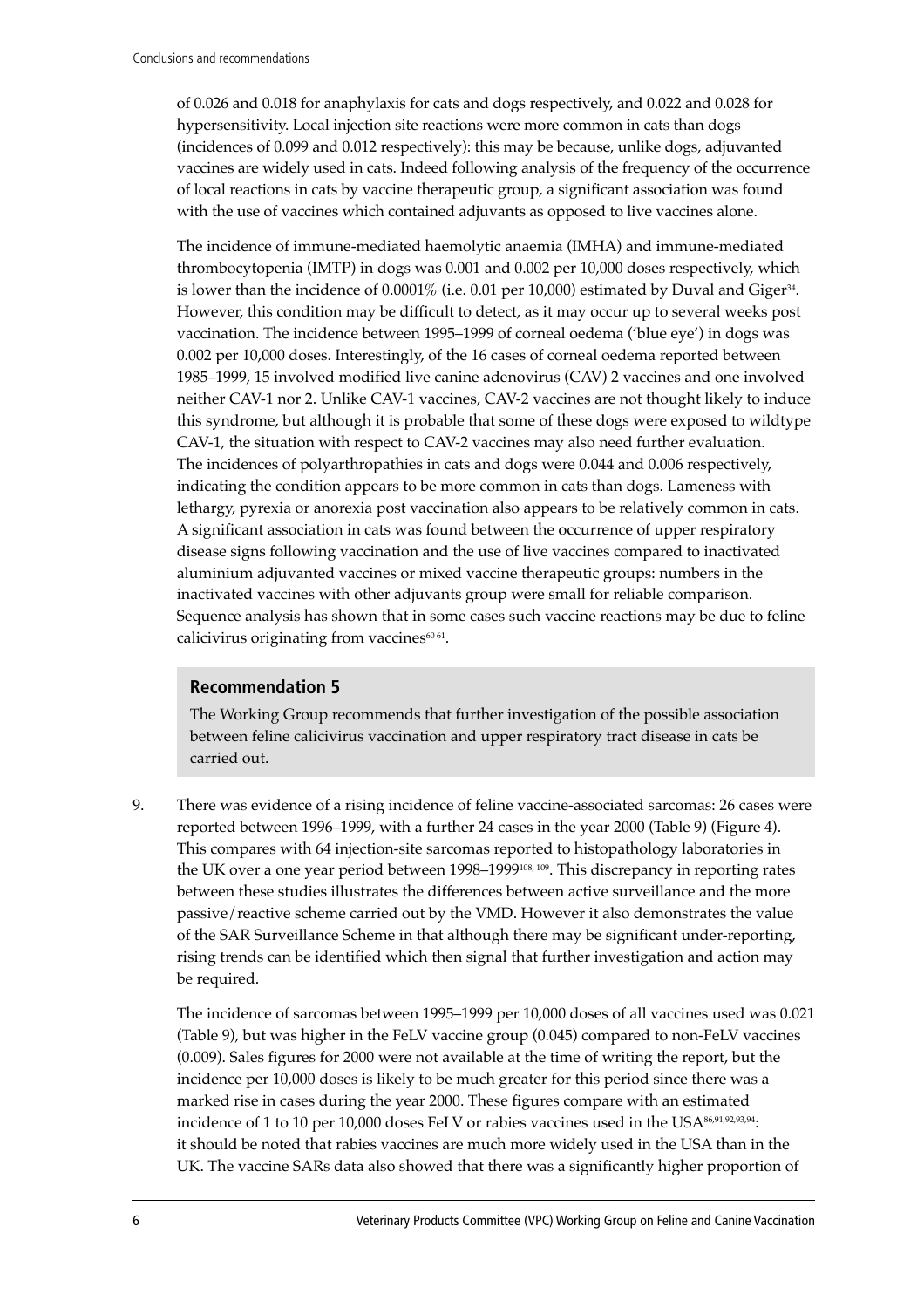of 0.026 and 0.018 for anaphylaxis for cats and dogs respectively, and 0.022 and 0.028 for hypersensitivity. Local injection site reactions were more common in cats than dogs (incidences of 0.099 and 0.012 respectively): this may be because, unlike dogs, adjuvanted vaccines are widely used in cats. Indeed following analysis of the frequency of the occurrence of local reactions in cats by vaccine therapeutic group, a significant association was found with the use of vaccines which contained adjuvants as opposed to live vaccines alone.

The incidence of immune-mediated haemolytic anaemia (IMHA) and immune-mediated thrombocytopenia (IMTP) in dogs was 0.001 and 0.002 per 10,000 doses respectively, which is lower than the incidence of 0.0001% (i.e. 0.01 per 10,000) estimated by Duval and Giger[34]. However, this condition may be difficult to detect, as it may occur up to several weeks post vaccination. The incidence between 1995–1999 of corneal oedema ('blue eye') in dogs was 0.002 per 10,000 doses. Interestingly, of the 16 cases of corneal oedema reported between 1985–1999, 15 involved modified live canine adenovirus (CAV) 2 vaccines and one involved neither CAV-1 nor 2. Unlike CAV-1 vaccines, CAV-2 vaccines are not thought likely to induce this syndrome, but although it is probable that some of these dogs were exposed to wildtype CAV-1, the situation with respect to CAV-2 vaccines may also need further evaluation. The incidences of polyarthropathies in cats and dogs were 0.044 and 0.006 respectively, indicating the condition appears to be more common in cats than dogs. Lameness with lethargy, pyrexia or anorexia post vaccination also appears to be relatively common in cats. A significant association in cats was found between the occurrence of upper respiratory disease signs following vaccination and the use of live vaccines compared to inactivated aluminium adjuvanted vaccines or mixed vaccine therapeutic groups: numbers in the inactivated vaccines with other adjuvants group were small for reliable comparison. Sequence analysis has shown that in some cases such vaccine reactions may be due to feline calicivirus originating from vaccines[60 61].

**Recommendation 5**

The Working Group recommends that further investigation of the possible association between feline calicivirus vaccination and upper respiratory tract disease in cats be carried out.

9. There was evidence of a rising incidence of feline vaccine-associated sarcomas: 26 cases were reported between 1996–1999, with a further 24 cases in the year 2000 (Table 9) (Figure 4). This compares with 64 injection-site sarcomas reported to histopathology laboratories in the UK over a one year period between 1998–1999[108, 109]. This discrepancy in reporting rates between these studies illustrates the differences between active surveillance and the more passive/reactive scheme carried out by the VMD. However it also demonstrates the value of the SAR Surveillance Scheme in that although there may be significant under-reporting, rising trends can be identified which then signal that further investigation and action may be required.

   The incidence of sarcomas between 1995–1999 per 10,000 doses of all vaccines used was 0.021 (Table 9), but was higher in the FeLV vaccine group (0.045) compared to non-FeLV vaccines (0.009). Sales figures for 2000 were not available at the time of writing the report, but the incidence per 10,000 doses is likely to be much greater for this period since there was a marked rise in cases during the year 2000. These figures compare with an estimated incidence of 1 to 10 per 10,000 doses FeLV or rabies vaccines used in the USA[86,91,92,93,94]: it should be noted that rabies vaccines are much more widely used in the USA than in the UK. The vaccine SARs data also showed that there was a significantly higher proportion of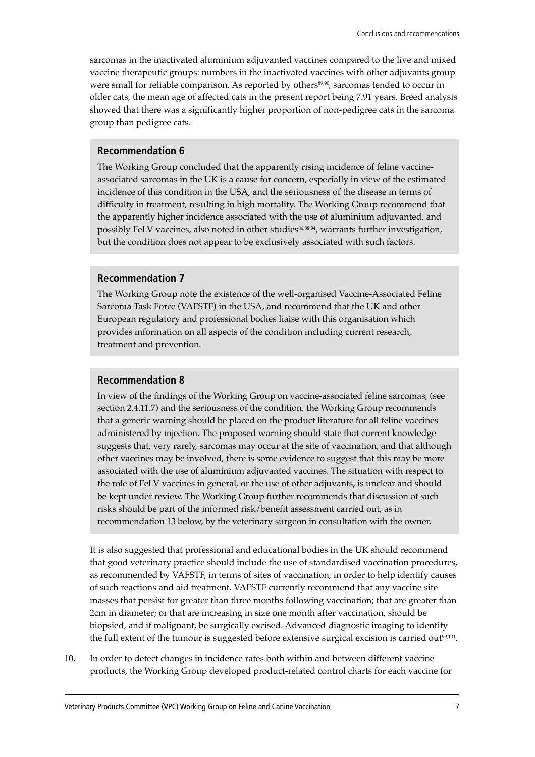sarcomas in the inactivated aluminium adjuvanted vaccines compared to the live and mixed vaccine therapeutic groups: numbers in the inactivated vaccines with other adjuvants group were small for reliable comparison. As reported by others[89,90], sarcomas tended to occur in older cats, the mean age of affected cats in the present report being 7.91 years. Breed analysis showed that there was a significantly higher proportion of non-pedigree cats in the sarcoma group than pedigree cats.

### Recommendation 6

The Working Group concluded that the apparently rising incidence of feline vaccine-associated sarcomas in the UK is a cause for concern, especially in view of the estimated incidence of this condition in the USA, and the seriousness of the disease in terms of difficulty in treatment, resulting in high mortality. The Working Group recommend that the apparently higher incidence associated with the use of aluminium adjuvanted, and possibly FeLV vaccines, also noted in other studies[86,88,94], warrants further investigation, but the condition does not appear to be exclusively associated with such factors.

### Recommendation 7

The Working Group note the existence of the well-organised Vaccine-Associated Feline Sarcoma Task Force (VAFSTF) in the USA, and recommend that the UK and other European regulatory and professional bodies liaise with this organisation which provides information on all aspects of the condition including current research, treatment and prevention.

### Recommendation 8

In view of the findings of the Working Group on vaccine-associated feline sarcomas, (see section 2.4.11.7) and the seriousness of the condition, the Working Group recommends that a generic warning should be placed on the product literature for all feline vaccines administered by injection. The proposed warning should state that current knowledge suggests that, very rarely, sarcomas may occur at the site of vaccination, and that although other vaccines may be involved, there is some evidence to suggest that this may be more associated with the use of aluminium adjuvanted vaccines. The situation with respect to the role of FeLV vaccines in general, or the use of other adjuvants, is unclear and should be kept under review. The Working Group further recommends that discussion of such risks should be part of the informed risk/benefit assessment carried out, as in recommendation 13 below, by the veterinary surgeon in consultation with the owner.

It is also suggested that professional and educational bodies in the UK should recommend that good veterinary practice should include the use of standardised vaccination procedures, as recommended by VAFSTF, in terms of sites of vaccination, in order to help identify causes of such reactions and aid treatment. VAFSTF currently recommend that any vaccine site masses that persist for greater than three months following vaccination; that are greater than 2cm in diameter; or that are increasing in size one month after vaccination, should be biopsied, and if malignant, be surgically excised. Advanced diagnostic imaging to identify the full extent of the tumour is suggested before extensive surgical excision is carried out[99,101].

10. In order to detect changes in incidence rates both within and between different vaccine products, the Working Group developed product-related control charts for each vaccine for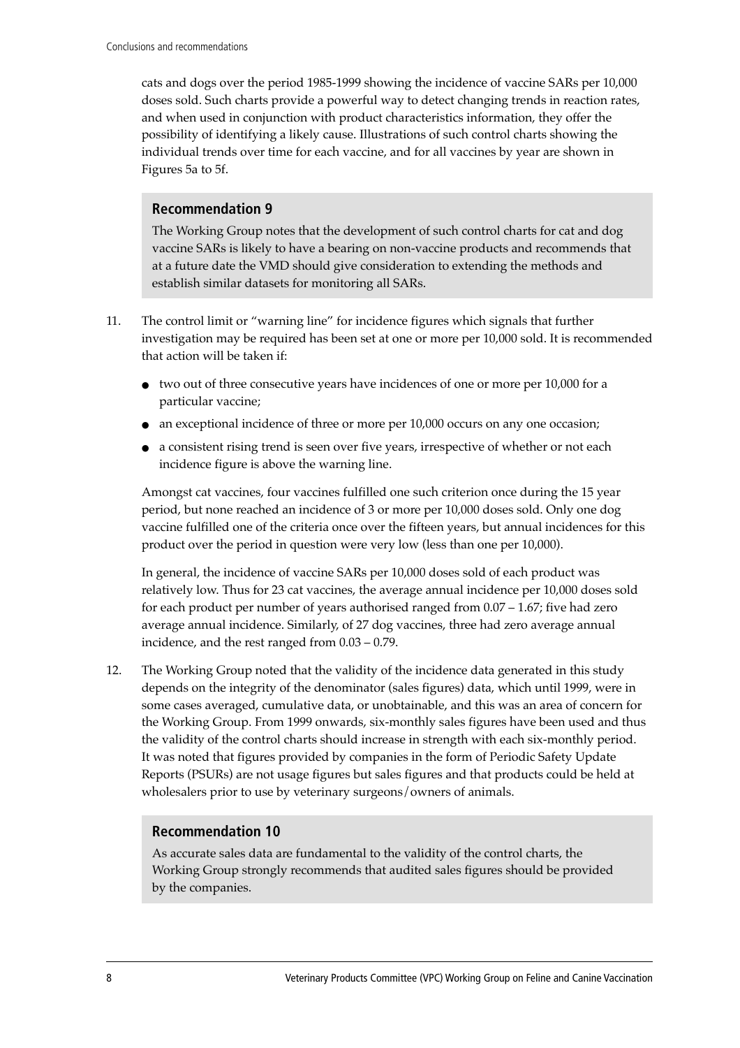cats and dogs over the period 1985-1999 showing the incidence of vaccine SARs per 10,000 doses sold. Such charts provide a powerful way to detect changing trends in reaction rates, and when used in conjunction with product characteristics information, they offer the possibility of identifying a likely cause. Illustrations of such control charts showing the individual trends over time for each vaccine, and for all vaccines by year are shown in Figures 5a to 5f.

### Recommendation 9

The Working Group notes that the development of such control charts for cat and dog vaccine SARs is likely to have a bearing on non-vaccine products and recommends that at a future date the VMD should give consideration to extending the methods and establish similar datasets for monitoring all SARs.

11. The control limit or "warning line" for incidence figures which signals that further investigation may be required has been set at one or more per 10,000 sold. It is recommended that action will be taken if:

    - two out of three consecutive years have incidences of one or more per 10,000 for a particular vaccine;
    - an exceptional incidence of three or more per 10,000 occurs on any one occasion;
    - a consistent rising trend is seen over five years, irrespective of whether or not each incidence figure is above the warning line.

    Amongst cat vaccines, four vaccines fulfilled one such criterion once during the 15 year period, but none reached an incidence of 3 or more per 10,000 doses sold. Only one dog vaccine fulfilled one of the criteria once over the fifteen years, but annual incidences for this product over the period in question were very low (less than one per 10,000).

    In general, the incidence of vaccine SARs per 10,000 doses sold of each product was relatively low. Thus for 23 cat vaccines, the average annual incidence per 10,000 doses sold for each product per number of years authorised ranged from 0.07 – 1.67; five had zero average annual incidence. Similarly, of 27 dog vaccines, three had zero average annual incidence, and the rest ranged from 0.03 – 0.79.

12. The Working Group noted that the validity of the incidence data generated in this study depends on the integrity of the denominator (sales figures) data, which until 1999, were in some cases averaged, cumulative data, or unobtainable, and this was an area of concern for the Working Group. From 1999 onwards, six-monthly sales figures have been used and thus the validity of the control charts should increase in strength with each six-monthly period. It was noted that figures provided by companies in the form of Periodic Safety Update Reports (PSURs) are not usage figures but sales figures and that products could be held at wholesalers prior to use by veterinary surgeons/owners of animals.

### Recommendation 10

As accurate sales data are fundamental to the validity of the control charts, the Working Group strongly recommends that audited sales figures should be provided by the companies.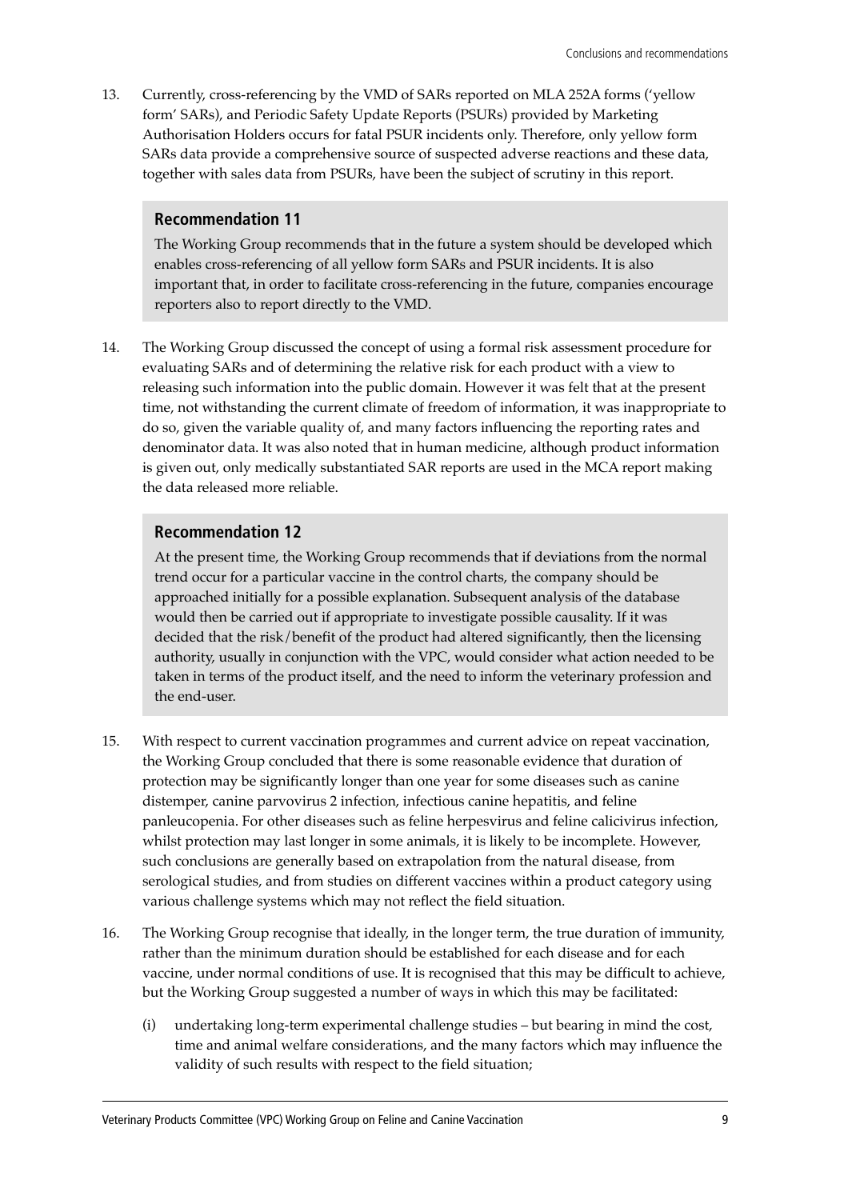13. Currently, cross-referencing by the VMD of SARs reported on MLA 252A forms ('yellow form' SARs), and Periodic Safety Update Reports (PSURs) provided by Marketing Authorisation Holders occurs for fatal PSUR incidents only. Therefore, only yellow form SARs data provide a comprehensive source of suspected adverse reactions and these data, together with sales data from PSURs, have been the subject of scrutiny in this report.

> **Recommendation 11**
>
> The Working Group recommends that in the future a system should be developed which enables cross-referencing of all yellow form SARs and PSUR incidents. It is also important that, in order to facilitate cross-referencing in the future, companies encourage reporters also to report directly to the VMD.

14. The Working Group discussed the concept of using a formal risk assessment procedure for evaluating SARs and of determining the relative risk for each product with a view to releasing such information into the public domain. However it was felt that at the present time, not withstanding the current climate of freedom of information, it was inappropriate to do so, given the variable quality of, and many factors influencing the reporting rates and denominator data. It was also noted that in human medicine, although product information is given out, only medically substantiated SAR reports are used in the MCA report making the data released more reliable.

> **Recommendation 12**
>
> At the present time, the Working Group recommends that if deviations from the normal trend occur for a particular vaccine in the control charts, the company should be approached initially for a possible explanation. Subsequent analysis of the database would then be carried out if appropriate to investigate possible causality. If it was decided that the risk/benefit of the product had altered significantly, then the licensing authority, usually in conjunction with the VPC, would consider what action needed to be taken in terms of the product itself, and the need to inform the veterinary profession and the end-user.

15. With respect to current vaccination programmes and current advice on repeat vaccination, the Working Group concluded that there is some reasonable evidence that duration of protection may be significantly longer than one year for some diseases such as canine distemper, canine parvovirus 2 infection, infectious canine hepatitis, and feline panleucopenia. For other diseases such as feline herpesvirus and feline calicivirus infection, whilst protection may last longer in some animals, it is likely to be incomplete. However, such conclusions are generally based on extrapolation from the natural disease, from serological studies, and from studies on different vaccines within a product category using various challenge systems which may not reflect the field situation.

16. The Working Group recognise that ideally, in the longer term, the true duration of immunity, rather than the minimum duration should be established for each disease and for each vaccine, under normal conditions of use. It is recognised that this may be difficult to achieve, but the Working Group suggested a number of ways in which this may be facilitated:

    (i) undertaking long-term experimental challenge studies – but bearing in mind the cost, time and animal welfare considerations, and the many factors which may influence the validity of such results with respect to the field situation;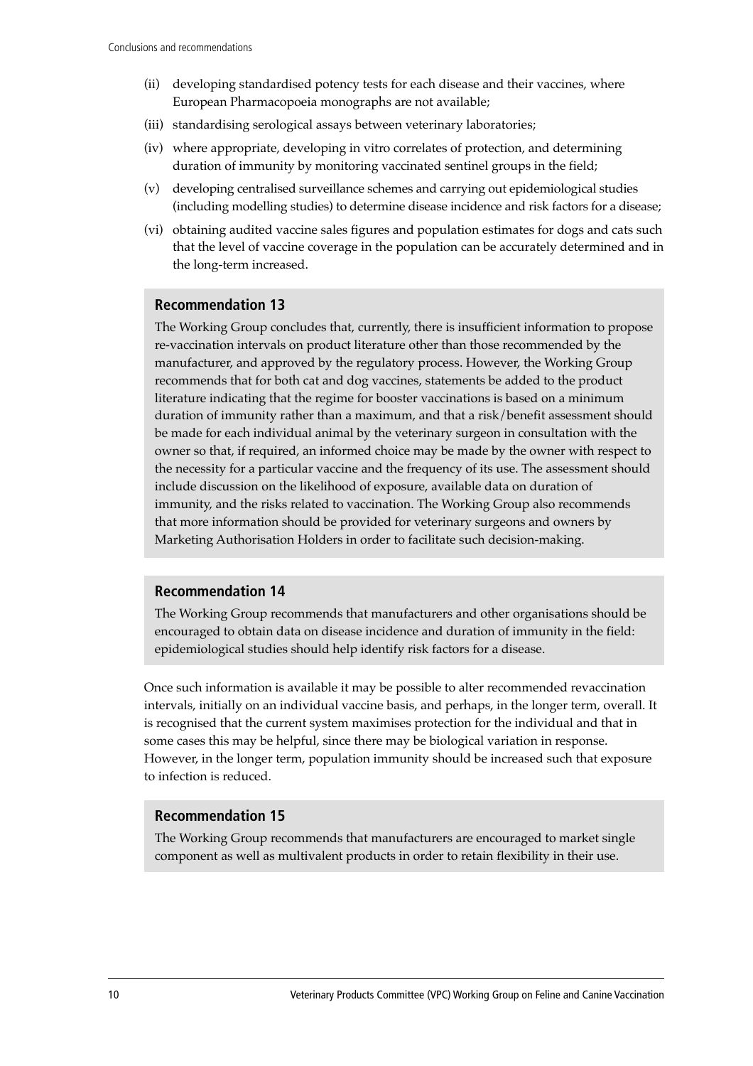(ii) developing standardised potency tests for each disease and their vaccines, where European Pharmacopoeia monographs are not available;

(iii) standardising serological assays between veterinary laboratories;

(iv) where appropriate, developing in vitro correlates of protection, and determining duration of immunity by monitoring vaccinated sentinel groups in the field;

(v) developing centralised surveillance schemes and carrying out epidemiological studies (including modelling studies) to determine disease incidence and risk factors for a disease;

(vi) obtaining audited vaccine sales figures and population estimates for dogs and cats such that the level of vaccine coverage in the population can be accurately determined and in the long-term increased.

### Recommendation 13

The Working Group concludes that, currently, there is insufficient information to propose re-vaccination intervals on product literature other than those recommended by the manufacturer, and approved by the regulatory process. However, the Working Group recommends that for both cat and dog vaccines, statements be added to the product literature indicating that the regime for booster vaccinations is based on a minimum duration of immunity rather than a maximum, and that a risk/benefit assessment should be made for each individual animal by the veterinary surgeon in consultation with the owner so that, if required, an informed choice may be made by the owner with respect to the necessity for a particular vaccine and the frequency of its use. The assessment should include discussion on the likelihood of exposure, available data on duration of immunity, and the risks related to vaccination. The Working Group also recommends that more information should be provided for veterinary surgeons and owners by Marketing Authorisation Holders in order to facilitate such decision-making.

### Recommendation 14

The Working Group recommends that manufacturers and other organisations should be encouraged to obtain data on disease incidence and duration of immunity in the field: epidemiological studies should help identify risk factors for a disease.

Once such information is available it may be possible to alter recommended revaccination intervals, initially on an individual vaccine basis, and perhaps, in the longer term, overall. It is recognised that the current system maximises protection for the individual and that in some cases this may be helpful, since there may be biological variation in response. However, in the longer term, population immunity should be increased such that exposure to infection is reduced.

### Recommendation 15

The Working Group recommends that manufacturers are encouraged to market single component as well as multivalent products in order to retain flexibility in their use.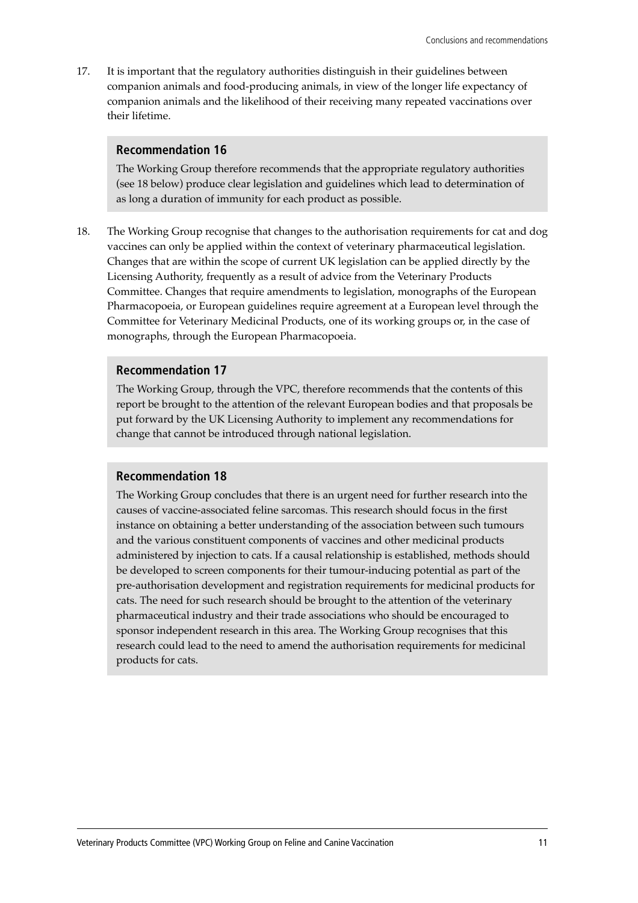17. It is important that the regulatory authorities distinguish in their guidelines between companion animals and food-producing animals, in view of the longer life expectancy of companion animals and the likelihood of their receiving many repeated vaccinations over their lifetime.

### Recommendation 16

The Working Group therefore recommends that the appropriate regulatory authorities (see 18 below) produce clear legislation and guidelines which lead to determination of as long a duration of immunity for each product as possible.

18. The Working Group recognise that changes to the authorisation requirements for cat and dog vaccines can only be applied within the context of veterinary pharmaceutical legislation. Changes that are within the scope of current UK legislation can be applied directly by the Licensing Authority, frequently as a result of advice from the Veterinary Products Committee. Changes that require amendments to legislation, monographs of the European Pharmacopoeia, or European guidelines require agreement at a European level through the Committee for Veterinary Medicinal Products, one of its working groups or, in the case of monographs, through the European Pharmacopoeia.

### Recommendation 17

The Working Group, through the VPC, therefore recommends that the contents of this report be brought to the attention of the relevant European bodies and that proposals be put forward by the UK Licensing Authority to implement any recommendations for change that cannot be introduced through national legislation.

### Recommendation 18

The Working Group concludes that there is an urgent need for further research into the causes of vaccine-associated feline sarcomas. This research should focus in the first instance on obtaining a better understanding of the association between such tumours and the various constituent components of vaccines and other medicinal products administered by injection to cats. If a causal relationship is established, methods should be developed to screen components for their tumour-inducing potential as part of the pre-authorisation development and registration requirements for medicinal products for cats. The need for such research should be brought to the attention of the veterinary pharmaceutical industry and their trade associations who should be encouraged to sponsor independent research in this area. The Working Group recognises that this research could lead to the need to amend the authorisation requirements for medicinal products for cats.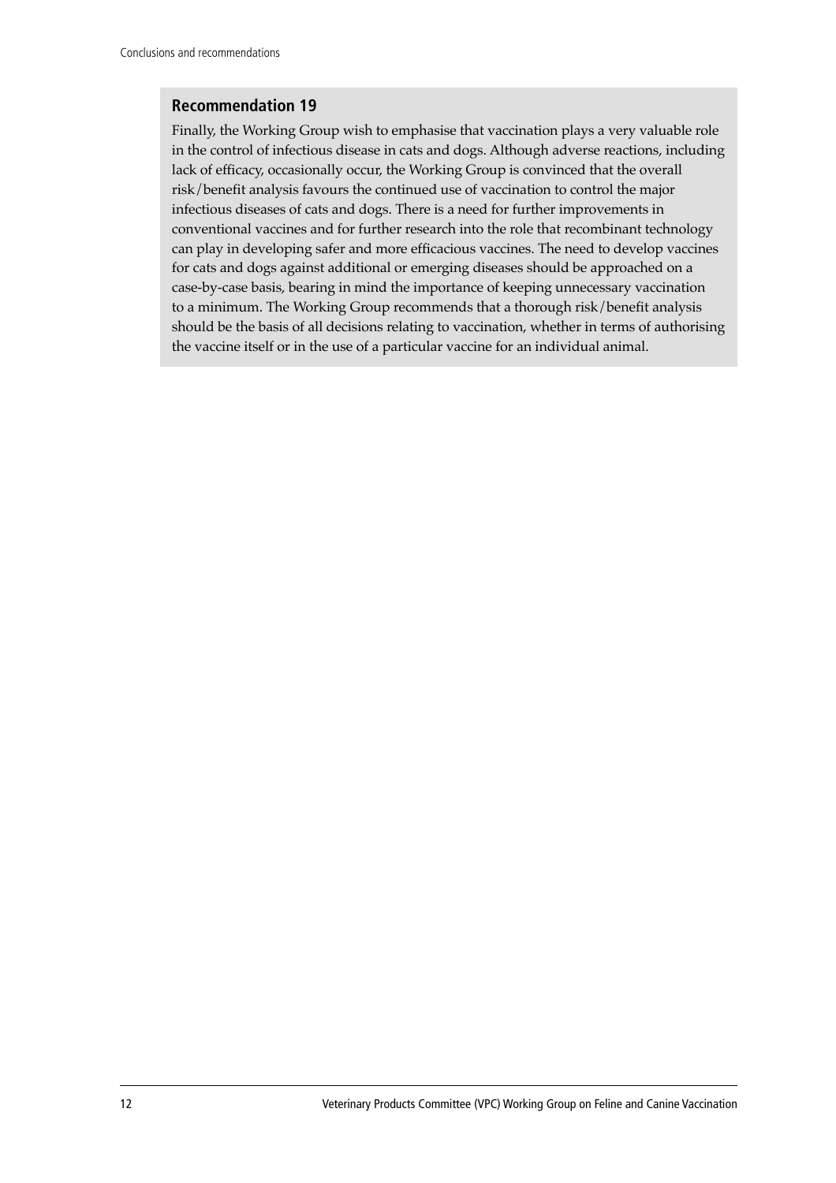### Recommendation 19

Finally, the Working Group wish to emphasise that vaccination plays a very valuable role in the control of infectious disease in cats and dogs. Although adverse reactions, including lack of efficacy, occasionally occur, the Working Group is convinced that the overall risk/benefit analysis favours the continued use of vaccination to control the major infectious diseases of cats and dogs. There is a need for further improvements in conventional vaccines and for further research into the role that recombinant technology can play in developing safer and more efficacious vaccines. The need to develop vaccines for cats and dogs against additional or emerging diseases should be approached on a case-by-case basis, bearing in mind the importance of keeping unnecessary vaccination to a minimum. The Working Group recommends that a thorough risk/benefit analysis should be the basis of all decisions relating to vaccination, whether in terms of authorising the vaccine itself or in the use of a particular vaccine for an individual animal.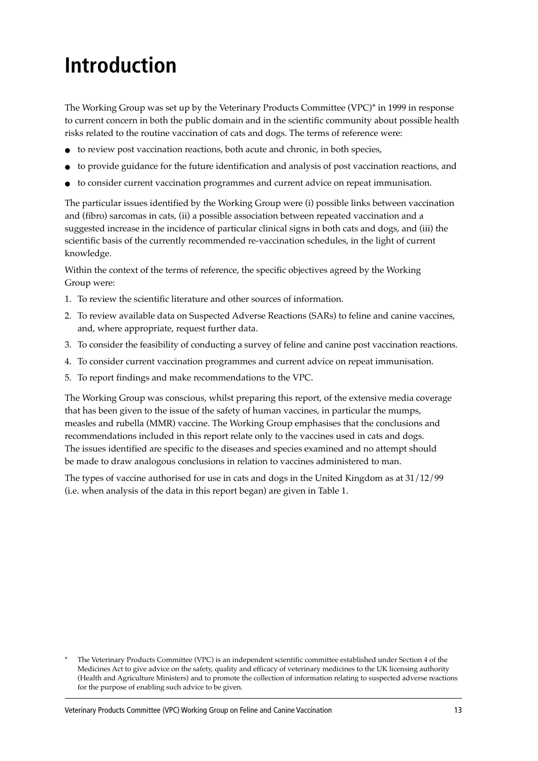# Introduction

The Working Group was set up by the Veterinary Products Committee (VPC)* in 1999 in response to current concern in both the public domain and in the scientific community about possible health risks related to the routine vaccination of cats and dogs. The terms of reference were:

- to review post vaccination reactions, both acute and chronic, in both species,
- to provide guidance for the future identification and analysis of post vaccination reactions, and
- to consider current vaccination programmes and current advice on repeat immunisation.

The particular issues identified by the Working Group were (i) possible links between vaccination and (fibro) sarcomas in cats, (ii) a possible association between repeated vaccination and a suggested increase in the incidence of particular clinical signs in both cats and dogs, and (iii) the scientific basis of the currently recommended re-vaccination schedules, in the light of current knowledge.

Within the context of the terms of reference, the specific objectives agreed by the Working Group were:

1. To review the scientific literature and other sources of information.
2. To review available data on Suspected Adverse Reactions (SARs) to feline and canine vaccines, and, where appropriate, request further data.
3. To consider the feasibility of conducting a survey of feline and canine post vaccination reactions.
4. To consider current vaccination programmes and current advice on repeat immunisation.
5. To report findings and make recommendations to the VPC.

The Working Group was conscious, whilst preparing this report, of the extensive media coverage that has been given to the issue of the safety of human vaccines, in particular the mumps, measles and rubella (MMR) vaccine. The Working Group emphasises that the conclusions and recommendations included in this report relate only to the vaccines used in cats and dogs. The issues identified are specific to the diseases and species examined and no attempt should be made to draw analogous conclusions in relation to vaccines administered to man.

The types of vaccine authorised for use in cats and dogs in the United Kingdom as at 31/12/99 (i.e. when analysis of the data in this report began) are given in Table 1.

\* The Veterinary Products Committee (VPC) is an independent scientific committee established under Section 4 of the Medicines Act to give advice on the safety, quality and efficacy of veterinary medicines to the UK licensing authority (Health and Agriculture Ministers) and to promote the collection of information relating to suspected adverse reactions for the purpose of enabling such advice to be given.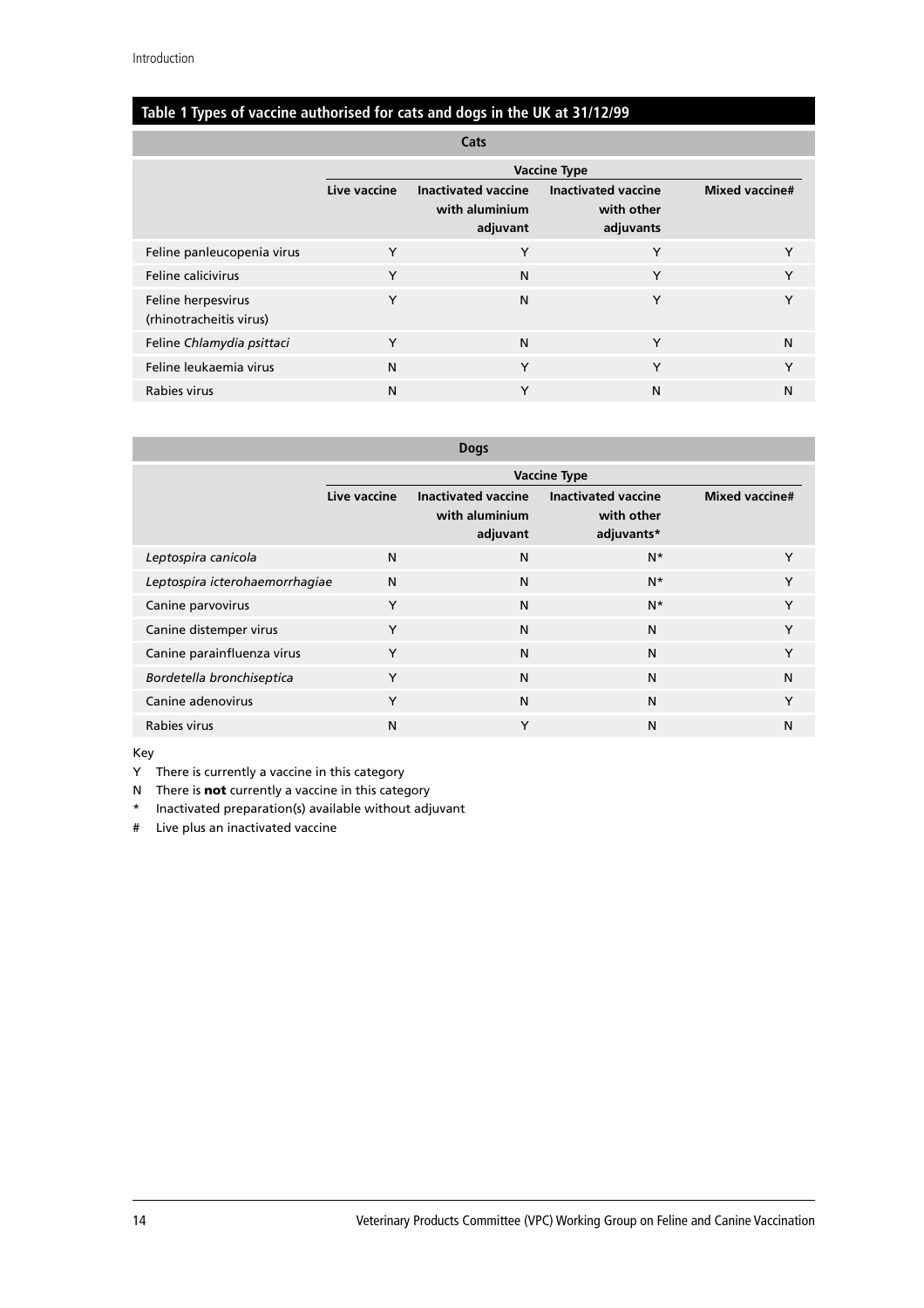## Table 1 Types of vaccine authorised for cats and dogs in the UK at 31/12/99

**Cats**

| | Vaccine Type | | | |
|---|---|---|---|---|
| | Live vaccine | Inactivated vaccine with aluminium adjuvant | Inactivated vaccine with other adjuvants | Mixed vaccine# |
| Feline panleucopenia virus | Y | Y | Y | Y |
| Feline calicivirus | Y | N | Y | Y |
| Feline herpesvirus (rhinotracheitis virus) | Y | N | Y | Y |
| Feline *Chlamydia psittaci* | Y | N | Y | N |
| Feline leukaemia virus | N | Y | Y | Y |
| Rabies virus | N | Y | N | N |

**Dogs**

| | Vaccine Type | | | |
|---|---|---|---|---|
| | Live vaccine | Inactivated vaccine with aluminium adjuvant | Inactivated vaccine with other adjuvants* | Mixed vaccine# |
| *Leptospira canicola* | N | N | N* | Y |
| *Leptospira icterohaemorrhagiae* | N | N | N* | Y |
| Canine parvovirus | Y | N | N* | Y |
| Canine distemper virus | Y | N | N | Y |
| Canine parainfluenza virus | Y | N | N | Y |
| *Bordetella bronchiseptica* | Y | N | N | N |
| Canine adenovirus | Y | N | N | Y |
| Rabies virus | N | Y | N | N |

Key

Y There is currently a vaccine in this category

N There is **not** currently a vaccine in this category

* Inactivated preparation(s) available without adjuvant

# Live plus an inactivated vaccine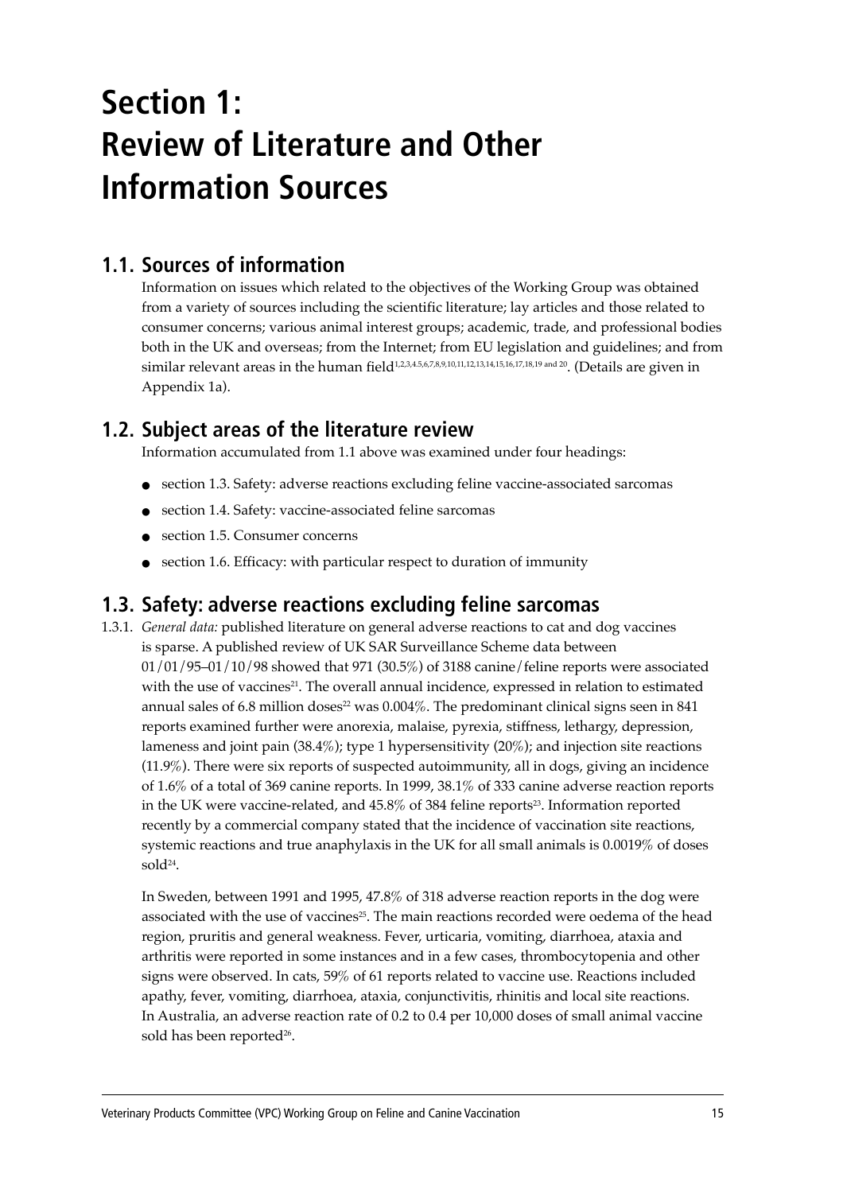# Section 1: Review of Literature and Other Information Sources

## 1.1. Sources of information

Information on issues which related to the objectives of the Working Group was obtained from a variety of sources including the scientific literature; lay articles and those related to consumer concerns; various animal interest groups; academic, trade, and professional bodies both in the UK and overseas; from the Internet; from EU legislation and guidelines; and from similar relevant areas in the human field[1,2,3,4,5,6,7,8,9,10,11,12,13,14,15,16,17,18,19 and 20]. (Details are given in Appendix 1a).

## 1.2. Subject areas of the literature review

Information accumulated from 1.1 above was examined under four headings:

- section 1.3. Safety: adverse reactions excluding feline vaccine-associated sarcomas
- section 1.4. Safety: vaccine-associated feline sarcomas
- section 1.5. Consumer concerns
- section 1.6. Efficacy: with particular respect to duration of immunity

## 1.3. Safety: adverse reactions excluding feline sarcomas

1.3.1. *General data:* published literature on general adverse reactions to cat and dog vaccines is sparse. A published review of UK SAR Surveillance Scheme data between 01/01/95–01/10/98 showed that 971 (30.5%) of 3188 canine/feline reports were associated with the use of vaccines[21]. The overall annual incidence, expressed in relation to estimated annual sales of 6.8 million doses[22] was 0.004%. The predominant clinical signs seen in 841 reports examined further were anorexia, malaise, pyrexia, stiffness, lethargy, depression, lameness and joint pain (38.4%); type 1 hypersensitivity (20%); and injection site reactions (11.9%). There were six reports of suspected autoimmunity, all in dogs, giving an incidence of 1.6% of a total of 369 canine reports. In 1999, 38.1% of 333 canine adverse reaction reports in the UK were vaccine-related, and 45.8% of 384 feline reports[23]. Information reported recently by a commercial company stated that the incidence of vaccination site reactions, systemic reactions and true anaphylaxis in the UK for all small animals is 0.0019% of doses sold[24].

In Sweden, between 1991 and 1995, 47.8% of 318 adverse reaction reports in the dog were associated with the use of vaccines[25]. The main reactions recorded were oedema of the head region, pruritis and general weakness. Fever, urticaria, vomiting, diarrhoea, ataxia and arthritis were reported in some instances and in a few cases, thrombocytopenia and other signs were observed. In cats, 59% of 61 reports related to vaccine use. Reactions included apathy, fever, vomiting, diarrhoea, ataxia, conjunctivitis, rhinitis and local site reactions. In Australia, an adverse reaction rate of 0.2 to 0.4 per 10,000 doses of small animal vaccine sold has been reported[26].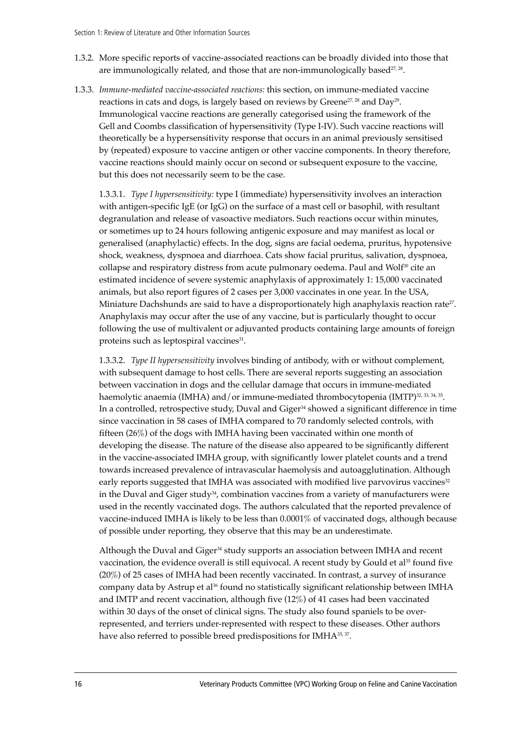1.3.2. More specific reports of vaccine-associated reactions can be broadly divided into those that are immunologically related, and those that are non-immunologically based[27, 28].

1.3.3. *Immune-mediated vaccine-associated reactions:* this section, on immune-mediated vaccine reactions in cats and dogs, is largely based on reviews by Greene[27, 28] and Day[29]. Immunological vaccine reactions are generally categorised using the framework of the Gell and Coombs classification of hypersensitivity (Type I-IV). Such vaccine reactions will theoretically be a hypersensitivity response that occurs in an animal previously sensitised by (repeated) exposure to vaccine antigen or other vaccine components. In theory therefore, vaccine reactions should mainly occur on second or subsequent exposure to the vaccine, but this does not necessarily seem to be the case.

1.3.3.1. *Type I hypersensitivity:* type I (immediate) hypersensitivity involves an interaction with antigen-specific IgE (or IgG) on the surface of a mast cell or basophil, with resultant degranulation and release of vasoactive mediators. Such reactions occur within minutes, or sometimes up to 24 hours following antigenic exposure and may manifest as local or generalised (anaphylactic) effects. In the dog, signs are facial oedema, pruritus, hypotensive shock, weakness, dyspnoea and diarrhoea. Cats show facial pruritus, salivation, dyspnoea, collapse and respiratory distress from acute pulmonary oedema. Paul and Wolf[30] cite an estimated incidence of severe systemic anaphylaxis of approximately 1: 15,000 vaccinated animals, but also report figures of 2 cases per 3,000 vaccinates in one year. In the USA, Miniature Dachshunds are said to have a disproportionately high anaphylaxis reaction rate[27]. Anaphylaxis may occur after the use of any vaccine, but is particularly thought to occur following the use of multivalent or adjuvanted products containing large amounts of foreign proteins such as leptospiral vaccines[31].

1.3.3.2. *Type II hypersensitivity* involves binding of antibody, with or without complement, with subsequent damage to host cells. There are several reports suggesting an association between vaccination in dogs and the cellular damage that occurs in immune-mediated haemolytic anaemia (IMHA) and/or immune-mediated thrombocytopenia (IMTP)[32, 33, 34, 35]. In a controlled, retrospective study, Duval and Giger[34] showed a significant difference in time since vaccination in 58 cases of IMHA compared to 70 randomly selected controls, with fifteen (26%) of the dogs with IMHA having been vaccinated within one month of developing the disease. The nature of the disease also appeared to be significantly different in the vaccine-associated IMHA group, with significantly lower platelet counts and a trend towards increased prevalence of intravascular haemolysis and autoagglutination. Although early reports suggested that IMHA was associated with modified live parvovirus vaccines[32] in the Duval and Giger study[34], combination vaccines from a variety of manufacturers were used in the recently vaccinated dogs. The authors calculated that the reported prevalence of vaccine-induced IMHA is likely to be less than 0.0001% of vaccinated dogs, although because of possible under reporting, they observe that this may be an underestimate.

Although the Duval and Giger[34] study supports an association between IMHA and recent vaccination, the evidence overall is still equivocal. A recent study by Gould et al[35] found five (20%) of 25 cases of IMHA had been recently vaccinated. In contrast, a survey of insurance company data by Astrup et al[36] found no statistically significant relationship between IMHA and IMTP and recent vaccination, although five (12%) of 41 cases had been vaccinated within 30 days of the onset of clinical signs. The study also found spaniels to be over-represented, and terriers under-represented with respect to these diseases. Other authors have also referred to possible breed predispositions for IMHA[35, 37].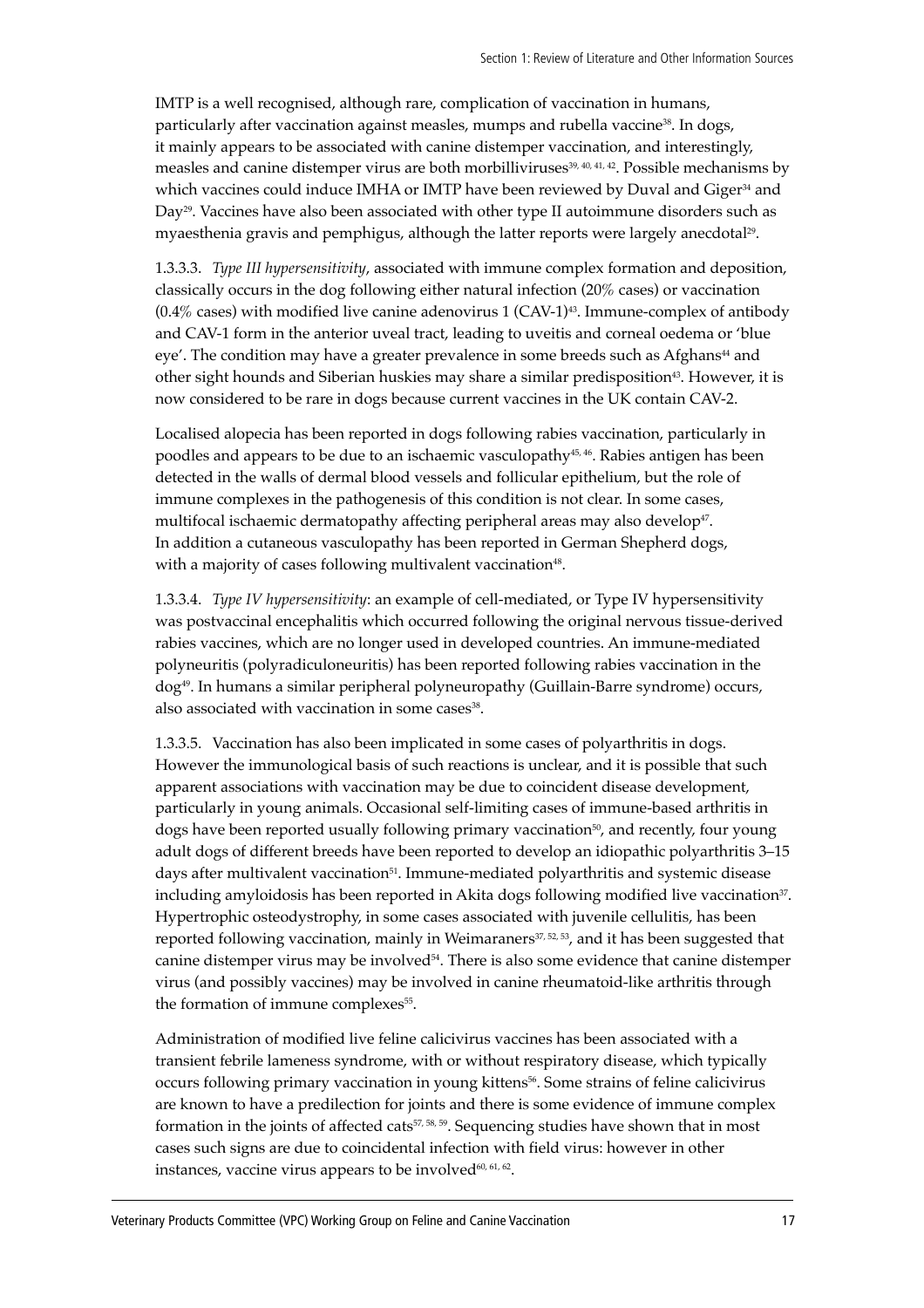IMTP is a well recognised, although rare, complication of vaccination in humans, particularly after vaccination against measles, mumps and rubella vaccine[38]. In dogs, it mainly appears to be associated with canine distemper vaccination, and interestingly, measles and canine distemper virus are both morbilliviruses[39, 40, 41, 42]. Possible mechanisms by which vaccines could induce IMHA or IMTP have been reviewed by Duval and Giger[34] and Day[29]. Vaccines have also been associated with other type II autoimmune disorders such as myaesthenia gravis and pemphigus, although the latter reports were largely anecdotal[29].

1.3.3.3. *Type III hypersensitivity*, associated with immune complex formation and deposition, classically occurs in the dog following either natural infection (20% cases) or vaccination (0.4% cases) with modified live canine adenovirus 1 (CAV-1)[43]. Immune-complex of antibody and CAV-1 form in the anterior uveal tract, leading to uveitis and corneal oedema or 'blue eye'. The condition may have a greater prevalence in some breeds such as Afghans[44] and other sight hounds and Siberian huskies may share a similar predisposition[43]. However, it is now considered to be rare in dogs because current vaccines in the UK contain CAV-2.

Localised alopecia has been reported in dogs following rabies vaccination, particularly in poodles and appears to be due to an ischaemic vasculopathy[45, 46]. Rabies antigen has been detected in the walls of dermal blood vessels and follicular epithelium, but the role of immune complexes in the pathogenesis of this condition is not clear. In some cases, multifocal ischaemic dermatopathy affecting peripheral areas may also develop[47]. In addition a cutaneous vasculopathy has been reported in German Shepherd dogs, with a majority of cases following multivalent vaccination[48].

1.3.3.4. *Type IV hypersensitivity*: an example of cell-mediated, or Type IV hypersensitivity was postvaccinal encephalitis which occurred following the original nervous tissue-derived rabies vaccines, which are no longer used in developed countries. An immune-mediated polyneuritis (polyradiculoneuritis) has been reported following rabies vaccination in the dog[49]. In humans a similar peripheral polyneuropathy (Guillain-Barre syndrome) occurs, also associated with vaccination in some cases[38].

1.3.3.5. Vaccination has also been implicated in some cases of polyarthritis in dogs. However the immunological basis of such reactions is unclear, and it is possible that such apparent associations with vaccination may be due to coincident disease development, particularly in young animals. Occasional self-limiting cases of immune-based arthritis in dogs have been reported usually following primary vaccination[50], and recently, four young adult dogs of different breeds have been reported to develop an idiopathic polyarthritis 3–15 days after multivalent vaccination[51]. Immune-mediated polyarthritis and systemic disease including amyloidosis has been reported in Akita dogs following modified live vaccination[37]. Hypertrophic osteodystrophy, in some cases associated with juvenile cellulitis, has been reported following vaccination, mainly in Weimaraners[37, 52, 53], and it has been suggested that canine distemper virus may be involved[54]. There is also some evidence that canine distemper virus (and possibly vaccines) may be involved in canine rheumatoid-like arthritis through the formation of immune complexes[55].

Administration of modified live feline calicivirus vaccines has been associated with a transient febrile lameness syndrome, with or without respiratory disease, which typically occurs following primary vaccination in young kittens[56]. Some strains of feline calicivirus are known to have a predilection for joints and there is some evidence of immune complex formation in the joints of affected cats[57, 58, 59]. Sequencing studies have shown that in most cases such signs are due to coincidental infection with field virus: however in other instances, vaccine virus appears to be involved[60, 61, 62].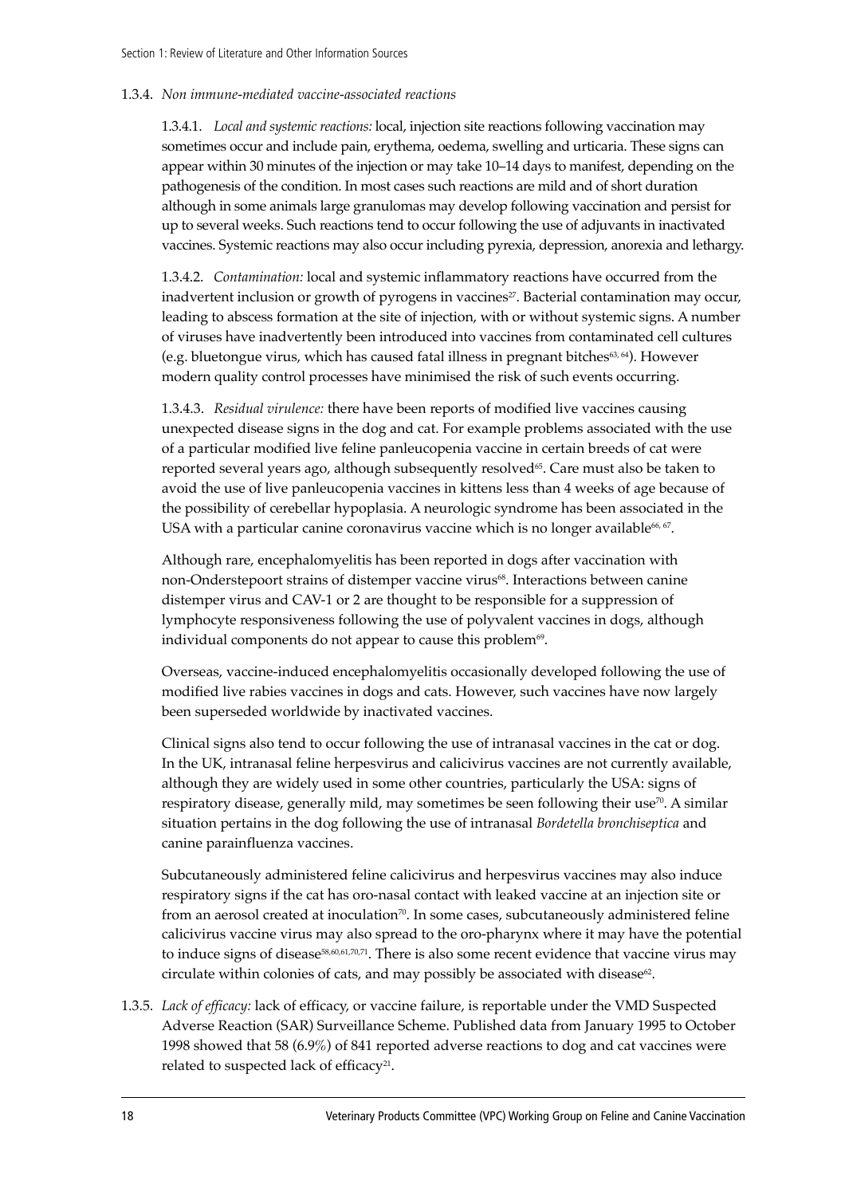1.3.4. *Non immune-mediated vaccine-associated reactions*

1.3.4.1. *Local and systemic reactions:* local, injection site reactions following vaccination may sometimes occur and include pain, erythema, oedema, swelling and urticaria. These signs can appear within 30 minutes of the injection or may take 10–14 days to manifest, depending on the pathogenesis of the condition. In most cases such reactions are mild and of short duration although in some animals large granulomas may develop following vaccination and persist for up to several weeks. Such reactions tend to occur following the use of adjuvants in inactivated vaccines. Systemic reactions may also occur including pyrexia, depression, anorexia and lethargy.

1.3.4.2. *Contamination:* local and systemic inflammatory reactions have occurred from the inadvertent inclusion or growth of pyrogens in vaccines[27]. Bacterial contamination may occur, leading to abscess formation at the site of injection, with or without systemic signs. A number of viruses have inadvertently been introduced into vaccines from contaminated cell cultures (e.g. bluetongue virus, which has caused fatal illness in pregnant bitches[63, 64]). However modern quality control processes have minimised the risk of such events occurring.

1.3.4.3. *Residual virulence:* there have been reports of modified live vaccines causing unexpected disease signs in the dog and cat. For example problems associated with the use of a particular modified live feline panleucopenia vaccine in certain breeds of cat were reported several years ago, although subsequently resolved[65]. Care must also be taken to avoid the use of live panleucopenia vaccines in kittens less than 4 weeks of age because of the possibility of cerebellar hypoplasia. A neurologic syndrome has been associated in the USA with a particular canine coronavirus vaccine which is no longer available[66, 67].

Although rare, encephalomyelitis has been reported in dogs after vaccination with non-Onderstepoort strains of distemper vaccine virus[68]. Interactions between canine distemper virus and CAV-1 or 2 are thought to be responsible for a suppression of lymphocyte responsiveness following the use of polyvalent vaccines in dogs, although individual components do not appear to cause this problem[69].

Overseas, vaccine-induced encephalomyelitis occasionally developed following the use of modified live rabies vaccines in dogs and cats. However, such vaccines have now largely been superseded worldwide by inactivated vaccines.

Clinical signs also tend to occur following the use of intranasal vaccines in the cat or dog. In the UK, intranasal feline herpesvirus and calicivirus vaccines are not currently available, although they are widely used in some other countries, particularly the USA: signs of respiratory disease, generally mild, may sometimes be seen following their use[70]. A similar situation pertains in the dog following the use of intranasal *Bordetella bronchiseptica* and canine parainfluenza vaccines.

Subcutaneously administered feline calicivirus and herpesvirus vaccines may also induce respiratory signs if the cat has oro-nasal contact with leaked vaccine at an injection site or from an aerosol created at inoculation[70]. In some cases, subcutaneously administered feline calicivirus vaccine virus may also spread to the oro-pharynx where it may have the potential to induce signs of disease[58,60,61,70,71]. There is also some recent evidence that vaccine virus may circulate within colonies of cats, and may possibly be associated with disease[62].

1.3.5. *Lack of efficacy:* lack of efficacy, or vaccine failure, is reportable under the VMD Suspected Adverse Reaction (SAR) Surveillance Scheme. Published data from January 1995 to October 1998 showed that 58 (6.9%) of 841 reported adverse reactions to dog and cat vaccines were related to suspected lack of efficacy[21].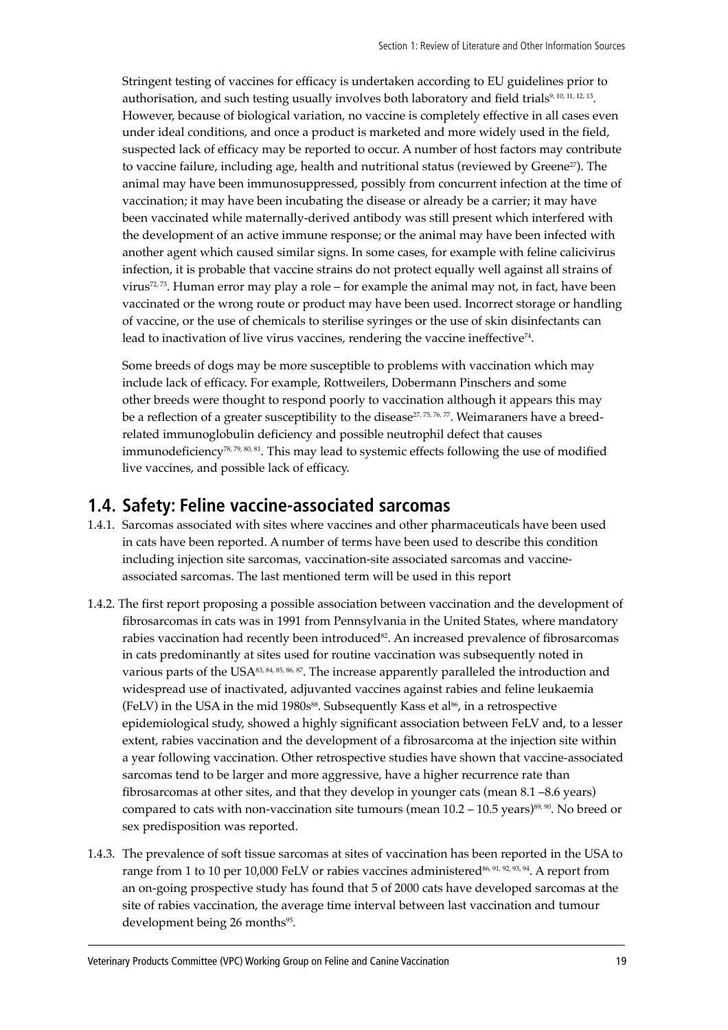Stringent testing of vaccines for efficacy is undertaken according to EU guidelines prior to authorisation, and such testing usually involves both laboratory and field trials[9, 10, 11, 12, 13]. However, because of biological variation, no vaccine is completely effective in all cases even under ideal conditions, and once a product is marketed and more widely used in the field, suspected lack of efficacy may be reported to occur. A number of host factors may contribute to vaccine failure, including age, health and nutritional status (reviewed by Greene[27]). The animal may have been immunosuppressed, possibly from concurrent infection at the time of vaccination; it may have been incubating the disease or already be a carrier; it may have been vaccinated while maternally-derived antibody was still present which interfered with the development of an active immune response; or the animal may have been infected with another agent which caused similar signs. In some cases, for example with feline calicivirus infection, it is probable that vaccine strains do not protect equally well against all strains of virus[72, 73]. Human error may play a role – for example the animal may not, in fact, have been vaccinated or the wrong route or product may have been used. Incorrect storage or handling of vaccine, or the use of chemicals to sterilise syringes or the use of skin disinfectants can lead to inactivation of live virus vaccines, rendering the vaccine ineffective[74].

Some breeds of dogs may be more susceptible to problems with vaccination which may include lack of efficacy. For example, Rottweilers, Dobermann Pinschers and some other breeds were thought to respond poorly to vaccination although it appears this may be a reflection of a greater susceptibility to the disease[27, 75, 76, 77]. Weimaraners have a breed-related immunoglobulin deficiency and possible neutrophil defect that causes immunodeficiency[78, 79, 80, 81]. This may lead to systemic effects following the use of modified live vaccines, and possible lack of efficacy.

## 1.4. Safety: Feline vaccine-associated sarcomas

1.4.1. Sarcomas associated with sites where vaccines and other pharmaceuticals have been used in cats have been reported. A number of terms have been used to describe this condition including injection site sarcomas, vaccination-site associated sarcomas and vaccine-associated sarcomas. The last mentioned term will be used in this report

1.4.2. The first report proposing a possible association between vaccination and the development of fibrosarcomas in cats was in 1991 from Pennsylvania in the United States, where mandatory rabies vaccination had recently been introduced[82]. An increased prevalence of fibrosarcomas in cats predominantly at sites used for routine vaccination was subsequently noted in various parts of the USA[83, 84, 85, 86, 87]. The increase apparently paralleled the introduction and widespread use of inactivated, adjuvanted vaccines against rabies and feline leukaemia (FeLV) in the USA in the mid 1980s[88]. Subsequently Kass et al[86], in a retrospective epidemiological study, showed a highly significant association between FeLV and, to a lesser extent, rabies vaccination and the development of a fibrosarcoma at the injection site within a year following vaccination. Other retrospective studies have shown that vaccine-associated sarcomas tend to be larger and more aggressive, have a higher recurrence rate than fibrosarcomas at other sites, and that they develop in younger cats (mean 8.1 –8.6 years) compared to cats with non-vaccination site tumours (mean 10.2 – 10.5 years)[89, 90]. No breed or sex predisposition was reported.

1.4.3. The prevalence of soft tissue sarcomas at sites of vaccination has been reported in the USA to range from 1 to 10 per 10,000 FeLV or rabies vaccines administered[86, 91, 92, 93, 94]. A report from an on-going prospective study has found that 5 of 2000 cats have developed sarcomas at the site of rabies vaccination, the average time interval between last vaccination and tumour development being 26 months[95].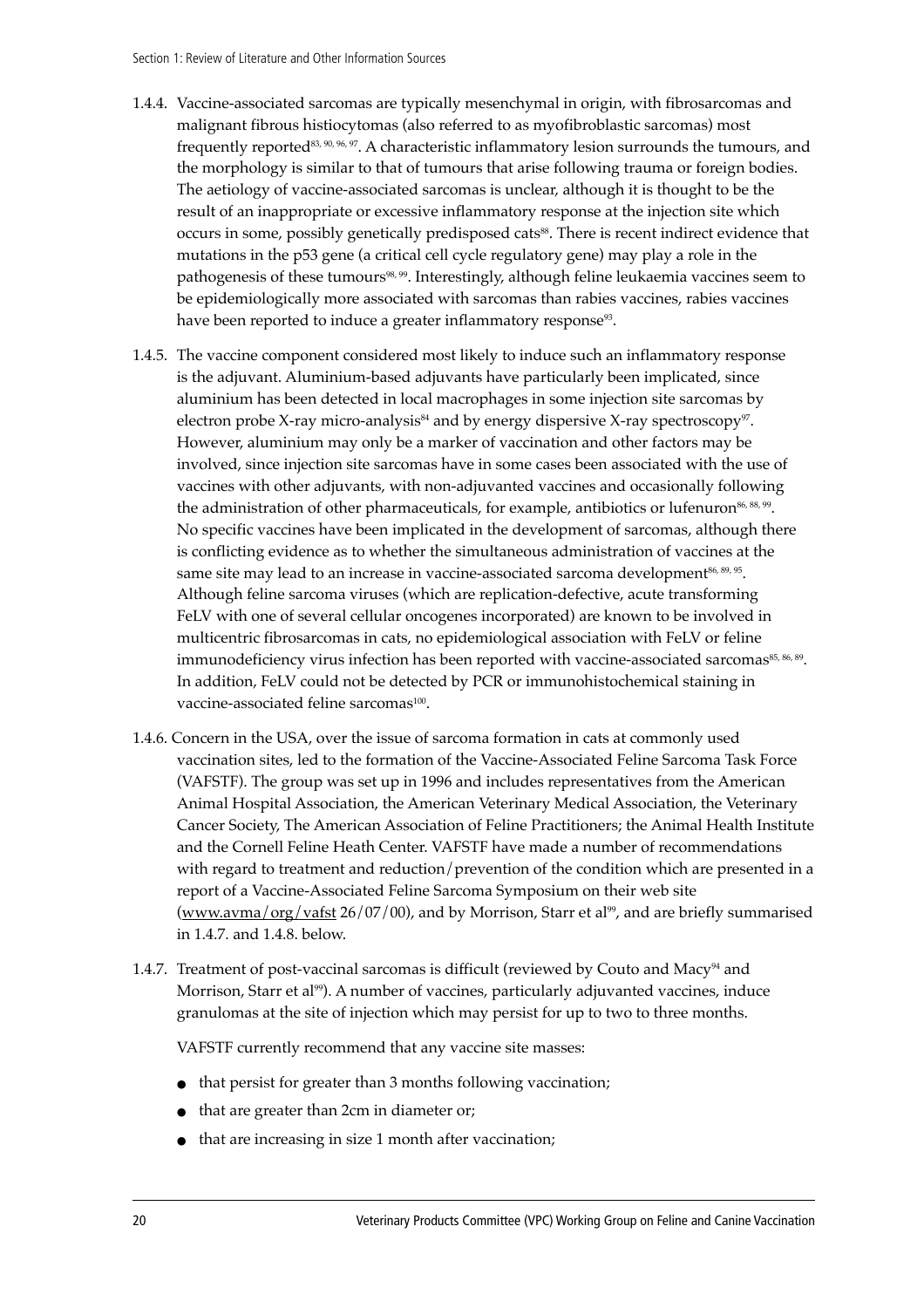1.4.4. Vaccine-associated sarcomas are typically mesenchymal in origin, with fibrosarcomas and malignant fibrous histiocytomas (also referred to as myofibroblastic sarcomas) most frequently reported[83, 90, 96, 97]. A characteristic inflammatory lesion surrounds the tumours, and the morphology is similar to that of tumours that arise following trauma or foreign bodies. The aetiology of vaccine-associated sarcomas is unclear, although it is thought to be the result of an inappropriate or excessive inflammatory response at the injection site which occurs in some, possibly genetically predisposed cats[88]. There is recent indirect evidence that mutations in the p53 gene (a critical cell cycle regulatory gene) may play a role in the pathogenesis of these tumours[98, 99]. Interestingly, although feline leukaemia vaccines seem to be epidemiologically more associated with sarcomas than rabies vaccines, rabies vaccines have been reported to induce a greater inflammatory response[93].

1.4.5. The vaccine component considered most likely to induce such an inflammatory response is the adjuvant. Aluminium-based adjuvants have particularly been implicated, since aluminium has been detected in local macrophages in some injection site sarcomas by electron probe X-ray micro-analysis[84] and by energy dispersive X-ray spectroscopy[97]. However, aluminium may only be a marker of vaccination and other factors may be involved, since injection site sarcomas have in some cases been associated with the use of vaccines with other adjuvants, with non-adjuvanted vaccines and occasionally following the administration of other pharmaceuticals, for example, antibiotics or lufenuron[86, 88, 99]. No specific vaccines have been implicated in the development of sarcomas, although there is conflicting evidence as to whether the simultaneous administration of vaccines at the same site may lead to an increase in vaccine-associated sarcoma development[86, 89, 95]. Although feline sarcoma viruses (which are replication-defective, acute transforming FeLV with one of several cellular oncogenes incorporated) are known to be involved in multicentric fibrosarcomas in cats, no epidemiological association with FeLV or feline immunodeficiency virus infection has been reported with vaccine-associated sarcomas[85, 86, 89]. In addition, FeLV could not be detected by PCR or immunohistochemical staining in vaccine-associated feline sarcomas[100].

1.4.6. Concern in the USA, over the issue of sarcoma formation in cats at commonly used vaccination sites, led to the formation of the Vaccine-Associated Feline Sarcoma Task Force (VAFSTF). The group was set up in 1996 and includes representatives from the American Animal Hospital Association, the American Veterinary Medical Association, the Veterinary Cancer Society, The American Association of Feline Practitioners; the Animal Health Institute and the Cornell Feline Heath Center. VAFSTF have made a number of recommendations with regard to treatment and reduction/prevention of the condition which are presented in a report of a Vaccine-Associated Feline Sarcoma Symposium on their web site (www.avma/org/vafst 26/07/00), and by Morrison, Starr et al[99], and are briefly summarised in 1.4.7. and 1.4.8. below.

1.4.7. Treatment of post-vaccinal sarcomas is difficult (reviewed by Couto and Macy[94] and Morrison, Starr et al[99]). A number of vaccines, particularly adjuvanted vaccines, induce granulomas at the site of injection which may persist for up to two to three months.

VAFSTF currently recommend that any vaccine site masses:

- that persist for greater than 3 months following vaccination;
- that are greater than 2cm in diameter or;
- that are increasing in size 1 month after vaccination;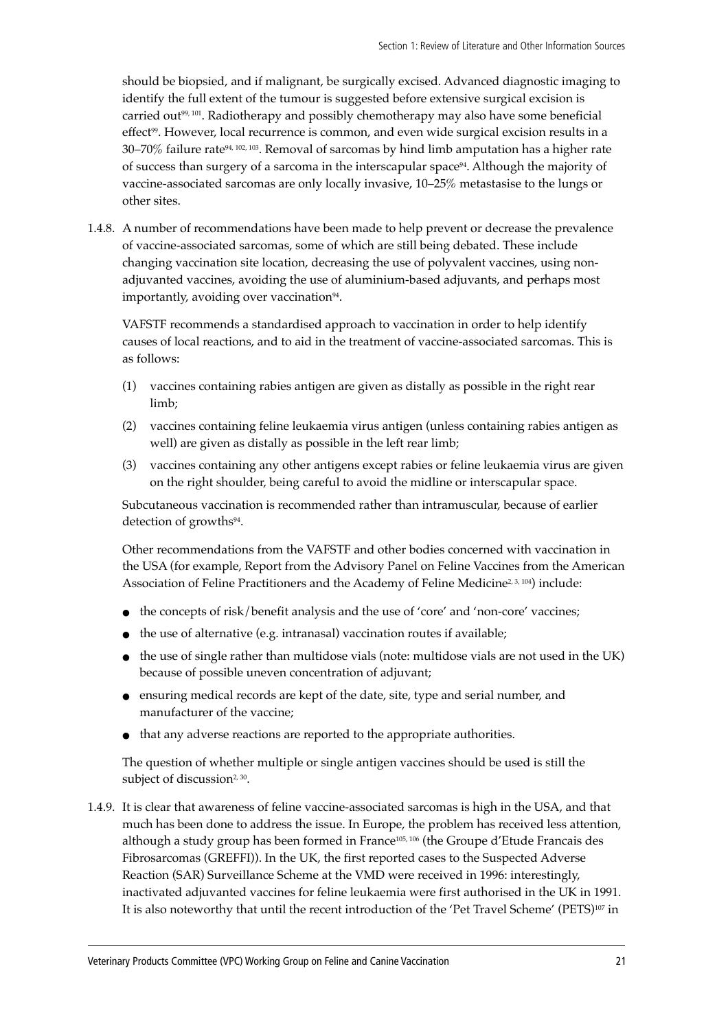should be biopsied, and if malignant, be surgically excised. Advanced diagnostic imaging to identify the full extent of the tumour is suggested before extensive surgical excision is carried out[99, 101]. Radiotherapy and possibly chemotherapy may also have some beneficial effect[99]. However, local recurrence is common, and even wide surgical excision results in a 30–70% failure rate[94, 102, 103]. Removal of sarcomas by hind limb amputation has a higher rate of success than surgery of a sarcoma in the interscapular space[94]. Although the majority of vaccine-associated sarcomas are only locally invasive, 10–25% metastasise to the lungs or other sites.

1.4.8. A number of recommendations have been made to help prevent or decrease the prevalence of vaccine-associated sarcomas, some of which are still being debated. These include changing vaccination site location, decreasing the use of polyvalent vaccines, using non-adjuvanted vaccines, avoiding the use of aluminium-based adjuvants, and perhaps most importantly, avoiding over vaccination[94].

VAFSTF recommends a standardised approach to vaccination in order to help identify causes of local reactions, and to aid in the treatment of vaccine-associated sarcomas. This is as follows:

(1) vaccines containing rabies antigen are given as distally as possible in the right rear limb;

(2) vaccines containing feline leukaemia virus antigen (unless containing rabies antigen as well) are given as distally as possible in the left rear limb;

(3) vaccines containing any other antigens except rabies or feline leukaemia virus are given on the right shoulder, being careful to avoid the midline or interscapular space.

Subcutaneous vaccination is recommended rather than intramuscular, because of earlier detection of growths[94].

Other recommendations from the VAFSTF and other bodies concerned with vaccination in the USA (for example, Report from the Advisory Panel on Feline Vaccines from the American Association of Feline Practitioners and the Academy of Feline Medicine[2, 3, 104]) include:

- the concepts of risk/benefit analysis and the use of 'core' and 'non-core' vaccines;
- the use of alternative (e.g. intranasal) vaccination routes if available;
- the use of single rather than multidose vials (note: multidose vials are not used in the UK) because of possible uneven concentration of adjuvant;
- ensuring medical records are kept of the date, site, type and serial number, and manufacturer of the vaccine;
- that any adverse reactions are reported to the appropriate authorities.

The question of whether multiple or single antigen vaccines should be used is still the subject of discussion[2, 30].

1.4.9. It is clear that awareness of feline vaccine-associated sarcomas is high in the USA, and that much has been done to address the issue. In Europe, the problem has received less attention, although a study group has been formed in France[105, 106] (the Groupe d'Etude Francais des Fibrosarcomas (GREFFI)). In the UK, the first reported cases to the Suspected Adverse Reaction (SAR) Surveillance Scheme at the VMD were received in 1996: interestingly, inactivated adjuvanted vaccines for feline leukaemia were first authorised in the UK in 1991. It is also noteworthy that until the recent introduction of the 'Pet Travel Scheme' (PETS)[107] in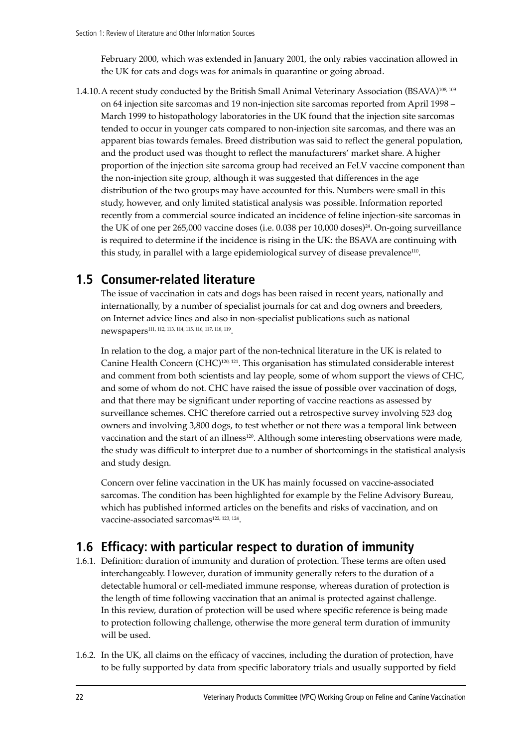February 2000, which was extended in January 2001, the only rabies vaccination allowed in the UK for cats and dogs was for animals in quarantine or going abroad.

1.4.10. A recent study conducted by the British Small Animal Veterinary Association (BSAVA)[108, 109] on 64 injection site sarcomas and 19 non-injection site sarcomas reported from April 1998 – March 1999 to histopathology laboratories in the UK found that the injection site sarcomas tended to occur in younger cats compared to non-injection site sarcomas, and there was an apparent bias towards females. Breed distribution was said to reflect the general population, and the product used was thought to reflect the manufacturers' market share. A higher proportion of the injection site sarcoma group had received an FeLV vaccine component than the non-injection site group, although it was suggested that differences in the age distribution of the two groups may have accounted for this. Numbers were small in this study, however, and only limited statistical analysis was possible. Information reported recently from a commercial source indicated an incidence of feline injection-site sarcomas in the UK of one per 265,000 vaccine doses (i.e. 0.038 per 10,000 doses)[24]. On-going surveillance is required to determine if the incidence is rising in the UK: the BSAVA are continuing with this study, in parallel with a large epidemiological survey of disease prevalence[110].

## 1.5 Consumer-related literature

The issue of vaccination in cats and dogs has been raised in recent years, nationally and internationally, by a number of specialist journals for cat and dog owners and breeders, on Internet advice lines and also in non-specialist publications such as national newspapers[111, 112, 113, 114, 115, 116, 117, 118, 119].

In relation to the dog, a major part of the non-technical literature in the UK is related to Canine Health Concern (CHC)[120, 121]. This organisation has stimulated considerable interest and comment from both scientists and lay people, some of whom support the views of CHC, and some of whom do not. CHC have raised the issue of possible over vaccination of dogs, and that there may be significant under reporting of vaccine reactions as assessed by surveillance schemes. CHC therefore carried out a retrospective survey involving 523 dog owners and involving 3,800 dogs, to test whether or not there was a temporal link between vaccination and the start of an illness[120]. Although some interesting observations were made, the study was difficult to interpret due to a number of shortcomings in the statistical analysis and study design.

Concern over feline vaccination in the UK has mainly focussed on vaccine-associated sarcomas. The condition has been highlighted for example by the Feline Advisory Bureau, which has published informed articles on the benefits and risks of vaccination, and on vaccine-associated sarcomas[122, 123, 124].

## 1.6 Efficacy: with particular respect to duration of immunity

1.6.1. Definition: duration of immunity and duration of protection. These terms are often used interchangeably. However, duration of immunity generally refers to the duration of a detectable humoral or cell-mediated immune response, whereas duration of protection is the length of time following vaccination that an animal is protected against challenge. In this review, duration of protection will be used where specific reference is being made to protection following challenge, otherwise the more general term duration of immunity will be used.

1.6.2. In the UK, all claims on the efficacy of vaccines, including the duration of protection, have to be fully supported by data from specific laboratory trials and usually supported by field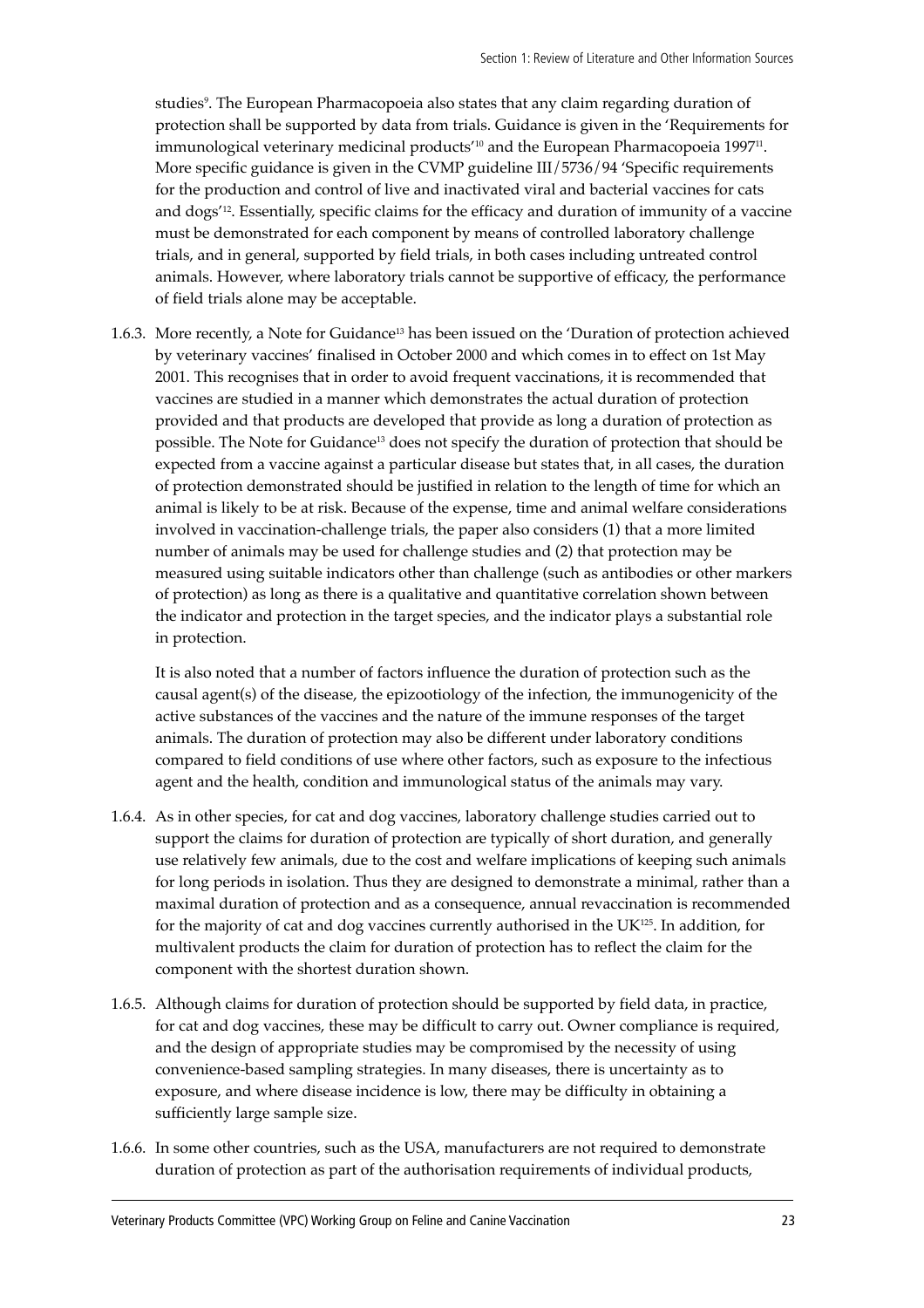studies[9]. The European Pharmacopoeia also states that any claim regarding duration of protection shall be supported by data from trials. Guidance is given in the 'Requirements for immunological veterinary medicinal products'[10] and the European Pharmacopoeia 1997[11]. More specific guidance is given in the CVMP guideline III/5736/94 'Specific requirements for the production and control of live and inactivated viral and bacterial vaccines for cats and dogs'[12]. Essentially, specific claims for the efficacy and duration of immunity of a vaccine must be demonstrated for each component by means of controlled laboratory challenge trials, and in general, supported by field trials, in both cases including untreated control animals. However, where laboratory trials cannot be supportive of efficacy, the performance of field trials alone may be acceptable.

1.6.3. More recently, a Note for Guidance[13] has been issued on the 'Duration of protection achieved by veterinary vaccines' finalised in October 2000 and which comes in to effect on 1st May 2001. This recognises that in order to avoid frequent vaccinations, it is recommended that vaccines are studied in a manner which demonstrates the actual duration of protection provided and that products are developed that provide as long a duration of protection as possible. The Note for Guidance[13] does not specify the duration of protection that should be expected from a vaccine against a particular disease but states that, in all cases, the duration of protection demonstrated should be justified in relation to the length of time for which an animal is likely to be at risk. Because of the expense, time and animal welfare considerations involved in vaccination-challenge trials, the paper also considers (1) that a more limited number of animals may be used for challenge studies and (2) that protection may be measured using suitable indicators other than challenge (such as antibodies or other markers of protection) as long as there is a qualitative and quantitative correlation shown between the indicator and protection in the target species, and the indicator plays a substantial role in protection.

It is also noted that a number of factors influence the duration of protection such as the causal agent(s) of the disease, the epizootiology of the infection, the immunogenicity of the active substances of the vaccines and the nature of the immune responses of the target animals. The duration of protection may also be different under laboratory conditions compared to field conditions of use where other factors, such as exposure to the infectious agent and the health, condition and immunological status of the animals may vary.

1.6.4. As in other species, for cat and dog vaccines, laboratory challenge studies carried out to support the claims for duration of protection are typically of short duration, and generally use relatively few animals, due to the cost and welfare implications of keeping such animals for long periods in isolation. Thus they are designed to demonstrate a minimal, rather than a maximal duration of protection and as a consequence, annual revaccination is recommended for the majority of cat and dog vaccines currently authorised in the UK[125]. In addition, for multivalent products the claim for duration of protection has to reflect the claim for the component with the shortest duration shown.

1.6.5. Although claims for duration of protection should be supported by field data, in practice, for cat and dog vaccines, these may be difficult to carry out. Owner compliance is required, and the design of appropriate studies may be compromised by the necessity of using convenience-based sampling strategies. In many diseases, there is uncertainty as to exposure, and where disease incidence is low, there may be difficulty in obtaining a sufficiently large sample size.

1.6.6. In some other countries, such as the USA, manufacturers are not required to demonstrate duration of protection as part of the authorisation requirements of individual products,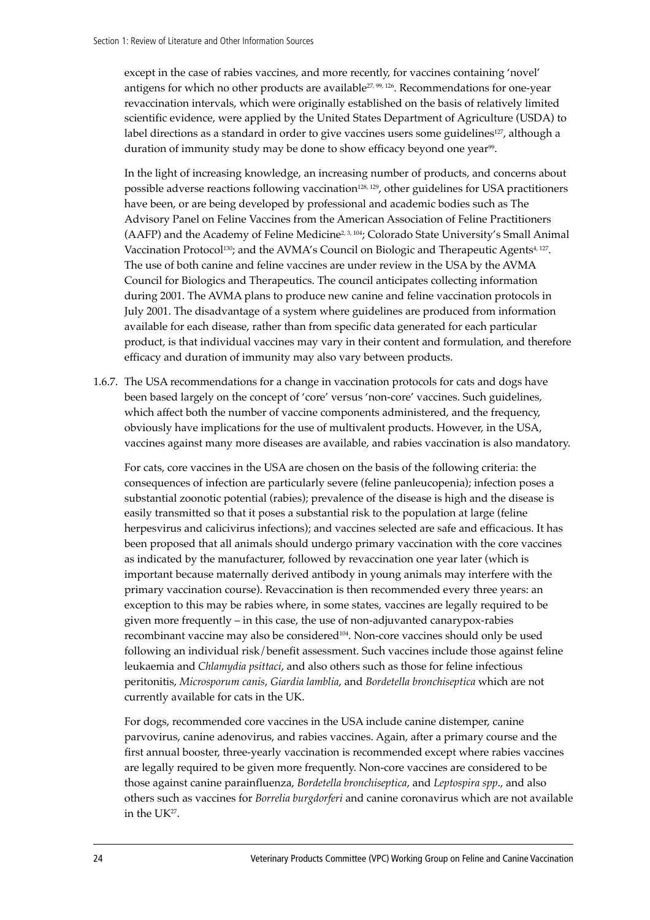except in the case of rabies vaccines, and more recently, for vaccines containing 'novel' antigens for which no other products are available[27, 99, 126]. Recommendations for one-year revaccination intervals, which were originally established on the basis of relatively limited scientific evidence, were applied by the United States Department of Agriculture (USDA) to label directions as a standard in order to give vaccines users some guidelines[127], although a duration of immunity study may be done to show efficacy beyond one year[99].

In the light of increasing knowledge, an increasing number of products, and concerns about possible adverse reactions following vaccination[128, 129], other guidelines for USA practitioners have been, or are being developed by professional and academic bodies such as The Advisory Panel on Feline Vaccines from the American Association of Feline Practitioners (AAFP) and the Academy of Feline Medicine[2, 3, 104]; Colorado State University's Small Animal Vaccination Protocol[130]; and the AVMA's Council on Biologic and Therapeutic Agents[4, 127]. The use of both canine and feline vaccines are under review in the USA by the AVMA Council for Biologics and Therapeutics. The council anticipates collecting information during 2001. The AVMA plans to produce new canine and feline vaccination protocols in July 2001. The disadvantage of a system where guidelines are produced from information available for each disease, rather than from specific data generated for each particular product, is that individual vaccines may vary in their content and formulation, and therefore efficacy and duration of immunity may also vary between products.

1.6.7. The USA recommendations for a change in vaccination protocols for cats and dogs have been based largely on the concept of 'core' versus 'non-core' vaccines. Such guidelines, which affect both the number of vaccine components administered, and the frequency, obviously have implications for the use of multivalent products. However, in the USA, vaccines against many more diseases are available, and rabies vaccination is also mandatory.

For cats, core vaccines in the USA are chosen on the basis of the following criteria: the consequences of infection are particularly severe (feline panleucopenia); infection poses a substantial zoonotic potential (rabies); prevalence of the disease is high and the disease is easily transmitted so that it poses a substantial risk to the population at large (feline herpesvirus and calicivirus infections); and vaccines selected are safe and efficacious. It has been proposed that all animals should undergo primary vaccination with the core vaccines as indicated by the manufacturer, followed by revaccination one year later (which is important because maternally derived antibody in young animals may interfere with the primary vaccination course). Revaccination is then recommended every three years: an exception to this may be rabies where, in some states, vaccines are legally required to be given more frequently – in this case, the use of non-adjuvanted canarypox-rabies recombinant vaccine may also be considered[104]. Non-core vaccines should only be used following an individual risk/benefit assessment. Such vaccines include those against feline leukaemia and *Chlamydia psittaci*, and also others such as those for feline infectious peritonitis, *Microsporum canis*, *Giardia lamblia*, and *Bordetella bronchiseptica* which are not currently available for cats in the UK.

For dogs, recommended core vaccines in the USA include canine distemper, canine parvovirus, canine adenovirus, and rabies vaccines. Again, after a primary course and the first annual booster, three-yearly vaccination is recommended except where rabies vaccines are legally required to be given more frequently. Non-core vaccines are considered to be those against canine parainfluenza, *Bordetella bronchiseptica*, and *Leptospira spp*., and also others such as vaccines for *Borrelia burgdorferi* and canine coronavirus which are not available in the UK[27].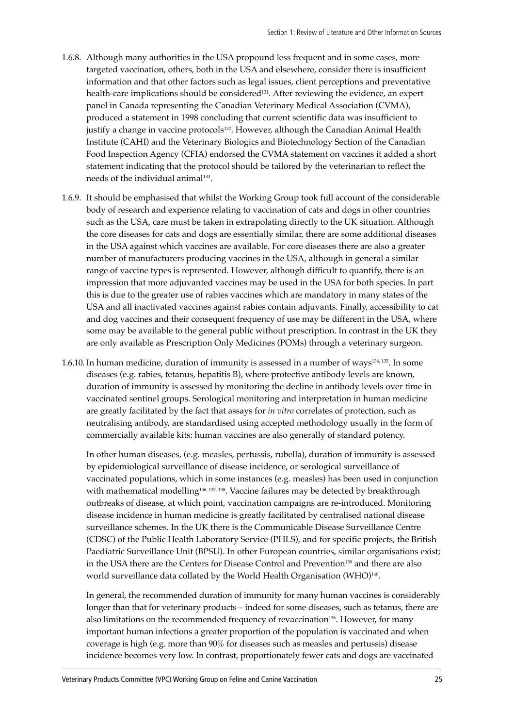1.6.8. Although many authorities in the USA propound less frequent and in some cases, more targeted vaccination, others, both in the USA and elsewhere, consider there is insufficient information and that other factors such as legal issues, client perceptions and preventative health-care implications should be considered[131]. After reviewing the evidence, an expert panel in Canada representing the Canadian Veterinary Medical Association (CVMA), produced a statement in 1998 concluding that current scientific data was insufficient to justify a change in vaccine protocols[132]. However, although the Canadian Animal Health Institute (CAHI) and the Veterinary Biologics and Biotechnology Section of the Canadian Food Inspection Agency (CFIA) endorsed the CVMA statement on vaccines it added a short statement indicating that the protocol should be tailored by the veterinarian to reflect the needs of the individual animal[133].

1.6.9. It should be emphasised that whilst the Working Group took full account of the considerable body of research and experience relating to vaccination of cats and dogs in other countries such as the USA, care must be taken in extrapolating directly to the UK situation. Although the core diseases for cats and dogs are essentially similar, there are some additional diseases in the USA against which vaccines are available. For core diseases there are also a greater number of manufacturers producing vaccines in the USA, although in general a similar range of vaccine types is represented. However, although difficult to quantify, there is an impression that more adjuvanted vaccines may be used in the USA for both species. In part this is due to the greater use of rabies vaccines which are mandatory in many states of the USA and all inactivated vaccines against rabies contain adjuvants. Finally, accessibility to cat and dog vaccines and their consequent frequency of use may be different in the USA, where some may be available to the general public without prescription. In contrast in the UK they are only available as Prescription Only Medicines (POMs) through a veterinary surgeon.

1.6.10. In human medicine, duration of immunity is assessed in a number of ways[134, 135]. In some diseases (e.g. rabies, tetanus, hepatitis B), where protective antibody levels are known, duration of immunity is assessed by monitoring the decline in antibody levels over time in vaccinated sentinel groups. Serological monitoring and interpretation in human medicine are greatly facilitated by the fact that assays for *in vitro* correlates of protection, such as neutralising antibody, are standardised using accepted methodology usually in the form of commercially available kits: human vaccines are also generally of standard potency.

In other human diseases, (e.g. measles, pertussis, rubella), duration of immunity is assessed by epidemiological surveillance of disease incidence, or serological surveillance of vaccinated populations, which in some instances (e.g. measles) has been used in conjunction with mathematical modelling[136, 137, 138]. Vaccine failures may be detected by breakthrough outbreaks of disease, at which point, vaccination campaigns are re-introduced. Monitoring disease incidence in human medicine is greatly facilitated by centralised national disease surveillance schemes. In the UK there is the Communicable Disease Surveillance Centre (CDSC) of the Public Health Laboratory Service (PHLS), and for specific projects, the British Paediatric Surveillance Unit (BPSU). In other European countries, similar organisations exist; in the USA there are the Centers for Disease Control and Prevention[139] and there are also world surveillance data collated by the World Health Organisation (WHO)[140].

In general, the recommended duration of immunity for many human vaccines is considerably longer than that for veterinary products – indeed for some diseases, such as tetanus, there are also limitations on the recommended frequency of revaccination[136]. However, for many important human infections a greater proportion of the population is vaccinated and when coverage is high (e.g. more than 90% for diseases such as measles and pertussis) disease incidence becomes very low. In contrast, proportionately fewer cats and dogs are vaccinated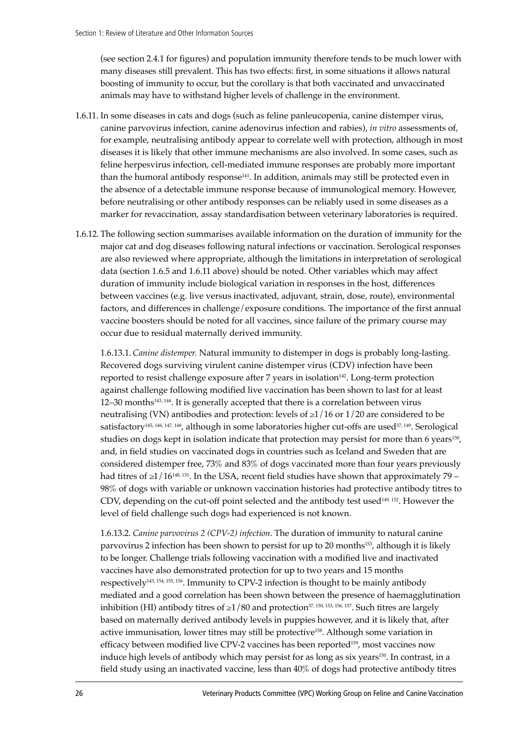(see section 2.4.1 for figures) and population immunity therefore tends to be much lower with many diseases still prevalent. This has two effects: first, in some situations it allows natural boosting of immunity to occur, but the corollary is that both vaccinated and unvaccinated animals may have to withstand higher levels of challenge in the environment.

1.6.11. In some diseases in cats and dogs (such as feline panleucopenia, canine distemper virus, canine parvovirus infection, canine adenovirus infection and rabies), *in vitro* assessments of, for example, neutralising antibody appear to correlate well with protection, although in most diseases it is likely that other immune mechanisms are also involved. In some cases, such as feline herpesvirus infection, cell-mediated immune responses are probably more important than the humoral antibody response[141]. In addition, animals may still be protected even in the absence of a detectable immune response because of immunological memory. However, before neutralising or other antibody responses can be reliably used in some diseases as a marker for revaccination, assay standardisation between veterinary laboratories is required.

1.6.12. The following section summarises available information on the duration of immunity for the major cat and dog diseases following natural infections or vaccination. Serological responses are also reviewed where appropriate, although the limitations in interpretation of serological data (section 1.6.5 and 1.6.11 above) should be noted. Other variables which may affect duration of immunity include biological variation in responses in the host, differences between vaccines (e.g. live versus inactivated, adjuvant, strain, dose, route), environmental factors, and differences in challenge/exposure conditions. The importance of the first annual vaccine boosters should be noted for all vaccines, since failure of the primary course may occur due to residual maternally derived immunity.

1.6.13.1. *Canine distemper.* Natural immunity to distemper in dogs is probably long-lasting. Recovered dogs surviving virulent canine distemper virus (CDV) infection have been reported to resist challenge exposure after 7 years in isolation[142]. Long-term protection against challenge following modified live vaccination has been shown to last for at least 12–30 months[143, 144]. It is generally accepted that there is a correlation between virus neutralising (VN) antibodies and protection: levels of ≥1/16 or 1/20 are considered to be satisfactory[145, 146, 147, 148], although in some laboratories higher cut-offs are used[37, 149]. Serological studies on dogs kept in isolation indicate that protection may persist for more than 6 years[150], and, in field studies on vaccinated dogs in countries such as Iceland and Sweden that are considered distemper free, 73% and 83% of dogs vaccinated more than four years previously had titres of ≥1/16[148, 151]. In the USA, recent field studies have shown that approximately 79 – 98% of dogs with variable or unknown vaccination histories had protective antibody titres to CDV, depending on the cut-off point selected and the antibody test used[149, 152]. However the level of field challenge such dogs had experienced is not known.

1.6.13.2. *Canine parvovirus 2 (CPV-2) infection*. The duration of immunity to natural canine parvovirus 2 infection has been shown to persist for up to 20 months[153], although it is likely to be longer. Challenge trials following vaccination with a modified live and inactivated vaccines have also demonstrated protection for up to two years and 15 months respectively[143, 154, 155, 156]. Immunity to CPV-2 infection is thought to be mainly antibody mediated and a good correlation has been shown between the presence of haemagglutination inhibition (HI) antibody titres of ≥1/80 and protection[37, 150, 153, 156, 157]. Such titres are largely based on maternally derived antibody levels in puppies however, and it is likely that, after active immunisation, lower titres may still be protective[158]. Although some variation in efficacy between modified live CPV-2 vaccines has been reported[159], most vaccines now induce high levels of antibody which may persist for as long as six years[150]. In contrast, in a field study using an inactivated vaccine, less than 40% of dogs had protective antibody titres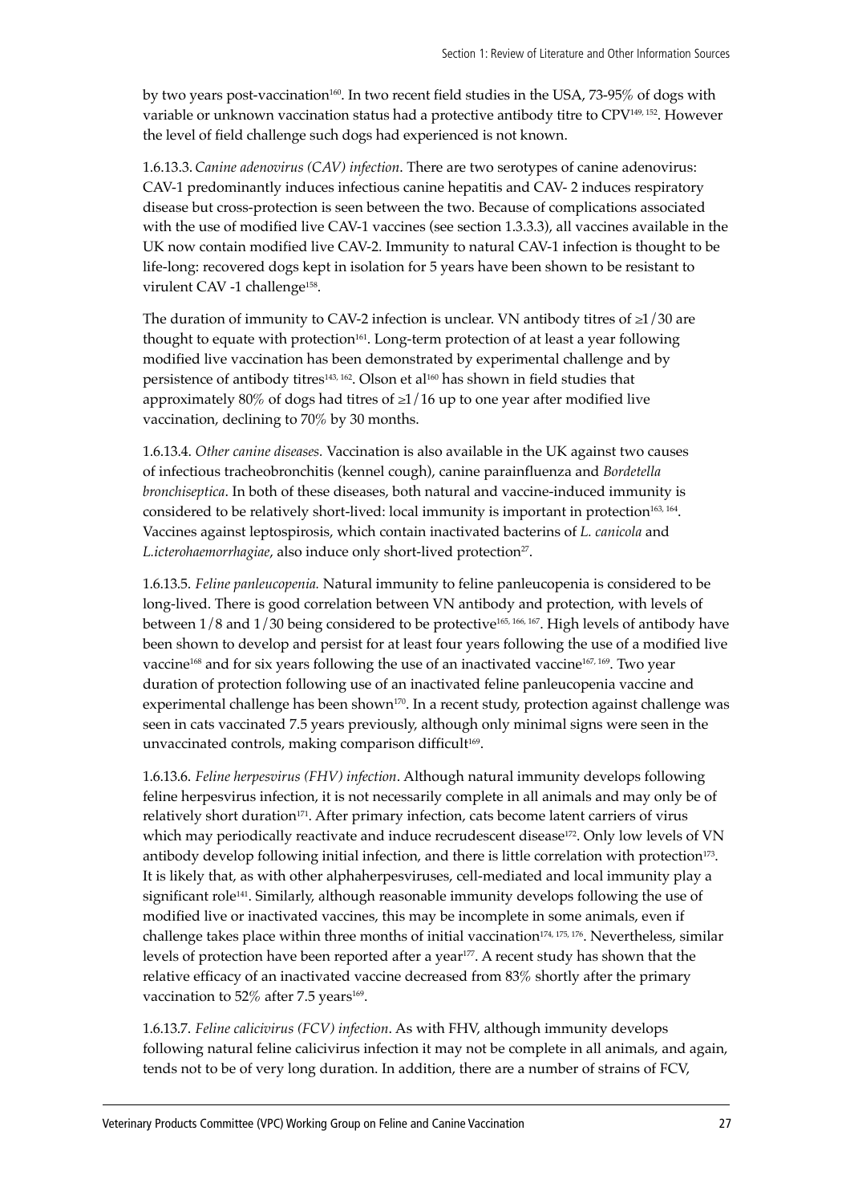by two years post-vaccination[160]. In two recent field studies in the USA, 73-95% of dogs with variable or unknown vaccination status had a protective antibody titre to CPV[149, 152]. However the level of field challenge such dogs had experienced is not known.

1.6.13.3. *Canine adenovirus (CAV) infection*. There are two serotypes of canine adenovirus: CAV-1 predominantly induces infectious canine hepatitis and CAV- 2 induces respiratory disease but cross-protection is seen between the two. Because of complications associated with the use of modified live CAV-1 vaccines (see section 1.3.3.3), all vaccines available in the UK now contain modified live CAV-2. Immunity to natural CAV-1 infection is thought to be life-long: recovered dogs kept in isolation for 5 years have been shown to be resistant to virulent CAV -1 challenge[158].

The duration of immunity to CAV-2 infection is unclear. VN antibody titres of ≥1/30 are thought to equate with protection[161]. Long-term protection of at least a year following modified live vaccination has been demonstrated by experimental challenge and by persistence of antibody titres[143, 162]. Olson et al[160] has shown in field studies that approximately 80% of dogs had titres of ≥1/16 up to one year after modified live vaccination, declining to 70% by 30 months.

1.6.13.4. *Other canine diseases.* Vaccination is also available in the UK against two causes of infectious tracheobronchitis (kennel cough), canine parainfluenza and *Bordetella bronchiseptica*. In both of these diseases, both natural and vaccine-induced immunity is considered to be relatively short-lived: local immunity is important in protection[163, 164]. Vaccines against leptospirosis, which contain inactivated bacterins of *L. canicola* and *L.icterohaemorrhagiae*, also induce only short-lived protection[27].

1.6.13.5. *Feline panleucopenia.* Natural immunity to feline panleucopenia is considered to be long-lived. There is good correlation between VN antibody and protection, with levels of between 1/8 and 1/30 being considered to be protective[165, 166, 167]. High levels of antibody have been shown to develop and persist for at least four years following the use of a modified live vaccine[168] and for six years following the use of an inactivated vaccine[167, 169]. Two year duration of protection following use of an inactivated feline panleucopenia vaccine and experimental challenge has been shown[170]. In a recent study, protection against challenge was seen in cats vaccinated 7.5 years previously, although only minimal signs were seen in the unvaccinated controls, making comparison difficult[169].

1.6.13.6. *Feline herpesvirus (FHV) infection*. Although natural immunity develops following feline herpesvirus infection, it is not necessarily complete in all animals and may only be of relatively short duration[171]. After primary infection, cats become latent carriers of virus which may periodically reactivate and induce recrudescent disease[172]. Only low levels of VN antibody develop following initial infection, and there is little correlation with protection[173]. It is likely that, as with other alphaherpesviruses, cell-mediated and local immunity play a significant role[141]. Similarly, although reasonable immunity develops following the use of modified live or inactivated vaccines, this may be incomplete in some animals, even if challenge takes place within three months of initial vaccination[174, 175, 176]. Nevertheless, similar levels of protection have been reported after a year[177]. A recent study has shown that the relative efficacy of an inactivated vaccine decreased from 83% shortly after the primary vaccination to 52% after 7.5 years[169].

1.6.13.7. *Feline calicivirus (FCV) infection*. As with FHV, although immunity develops following natural feline calicivirus infection it may not be complete in all animals, and again, tends not to be of very long duration. In addition, there are a number of strains of FCV,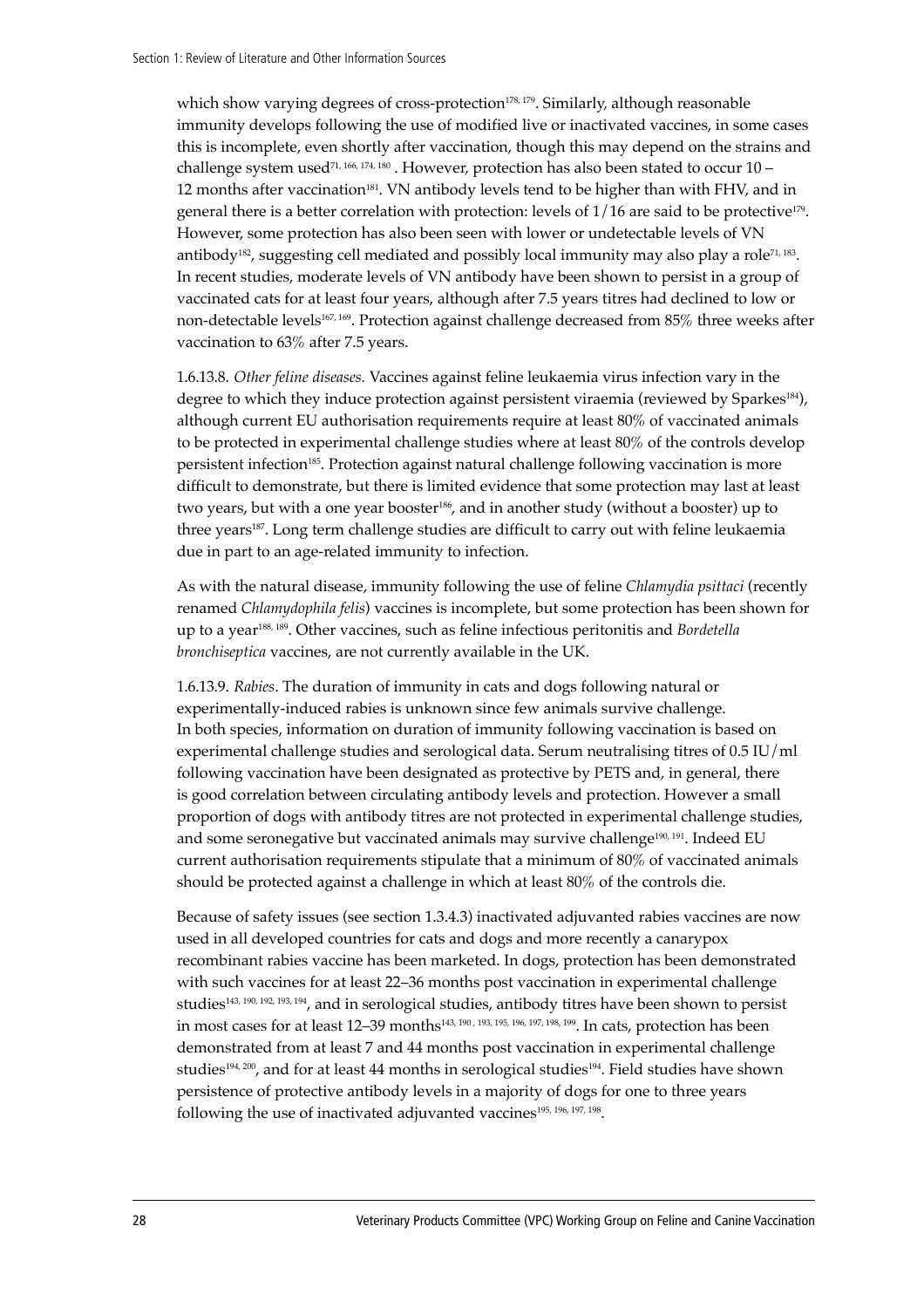which show varying degrees of cross-protection[178, 179]. Similarly, although reasonable immunity develops following the use of modified live or inactivated vaccines, in some cases this is incomplete, even shortly after vaccination, though this may depend on the strains and challenge system used[71, 166, 174, 180]. However, protection has also been stated to occur 10 – 12 months after vaccination[181]. VN antibody levels tend to be higher than with FHV, and in general there is a better correlation with protection: levels of 1/16 are said to be protective[179]. However, some protection has also been seen with lower or undetectable levels of VN antibody[182], suggesting cell mediated and possibly local immunity may also play a role[71, 183]. In recent studies, moderate levels of VN antibody have been shown to persist in a group of vaccinated cats for at least four years, although after 7.5 years titres had declined to low or non-detectable levels[167, 169]. Protection against challenge decreased from 85% three weeks after vaccination to 63% after 7.5 years.

1.6.13.8. *Other feline diseases.* Vaccines against feline leukaemia virus infection vary in the degree to which they induce protection against persistent viraemia (reviewed by Sparkes[184]), although current EU authorisation requirements require at least 80% of vaccinated animals to be protected in experimental challenge studies where at least 80% of the controls develop persistent infection[185]. Protection against natural challenge following vaccination is more difficult to demonstrate, but there is limited evidence that some protection may last at least two years, but with a one year booster[186], and in another study (without a booster) up to three years[187]. Long term challenge studies are difficult to carry out with feline leukaemia due in part to an age-related immunity to infection.

As with the natural disease, immunity following the use of feline *Chlamydia psittaci* (recently renamed *Chlamydophila felis*) vaccines is incomplete, but some protection has been shown for up to a year[188, 189]. Other vaccines, such as feline infectious peritonitis and *Bordetella bronchiseptica* vaccines, are not currently available in the UK.

1.6.13.9. *Rabies*. The duration of immunity in cats and dogs following natural or experimentally-induced rabies is unknown since few animals survive challenge. In both species, information on duration of immunity following vaccination is based on experimental challenge studies and serological data. Serum neutralising titres of 0.5 IU/ml following vaccination have been designated as protective by PETS and, in general, there is good correlation between circulating antibody levels and protection. However a small proportion of dogs with antibody titres are not protected in experimental challenge studies, and some seronegative but vaccinated animals may survive challenge[190, 191]. Indeed EU current authorisation requirements stipulate that a minimum of 80% of vaccinated animals should be protected against a challenge in which at least 80% of the controls die.

Because of safety issues (see section 1.3.4.3) inactivated adjuvanted rabies vaccines are now used in all developed countries for cats and dogs and more recently a canarypox recombinant rabies vaccine has been marketed. In dogs, protection has been demonstrated with such vaccines for at least 22–36 months post vaccination in experimental challenge studies[143, 190, 192, 193, 194], and in serological studies, antibody titres have been shown to persist in most cases for at least 12–39 months[143, 190, 193, 195, 196, 197, 198, 199]. In cats, protection has been demonstrated from at least 7 and 44 months post vaccination in experimental challenge studies[194, 200], and for at least 44 months in serological studies[194]. Field studies have shown persistence of protective antibody levels in a majority of dogs for one to three years following the use of inactivated adjuvanted vaccines[195, 196, 197, 198].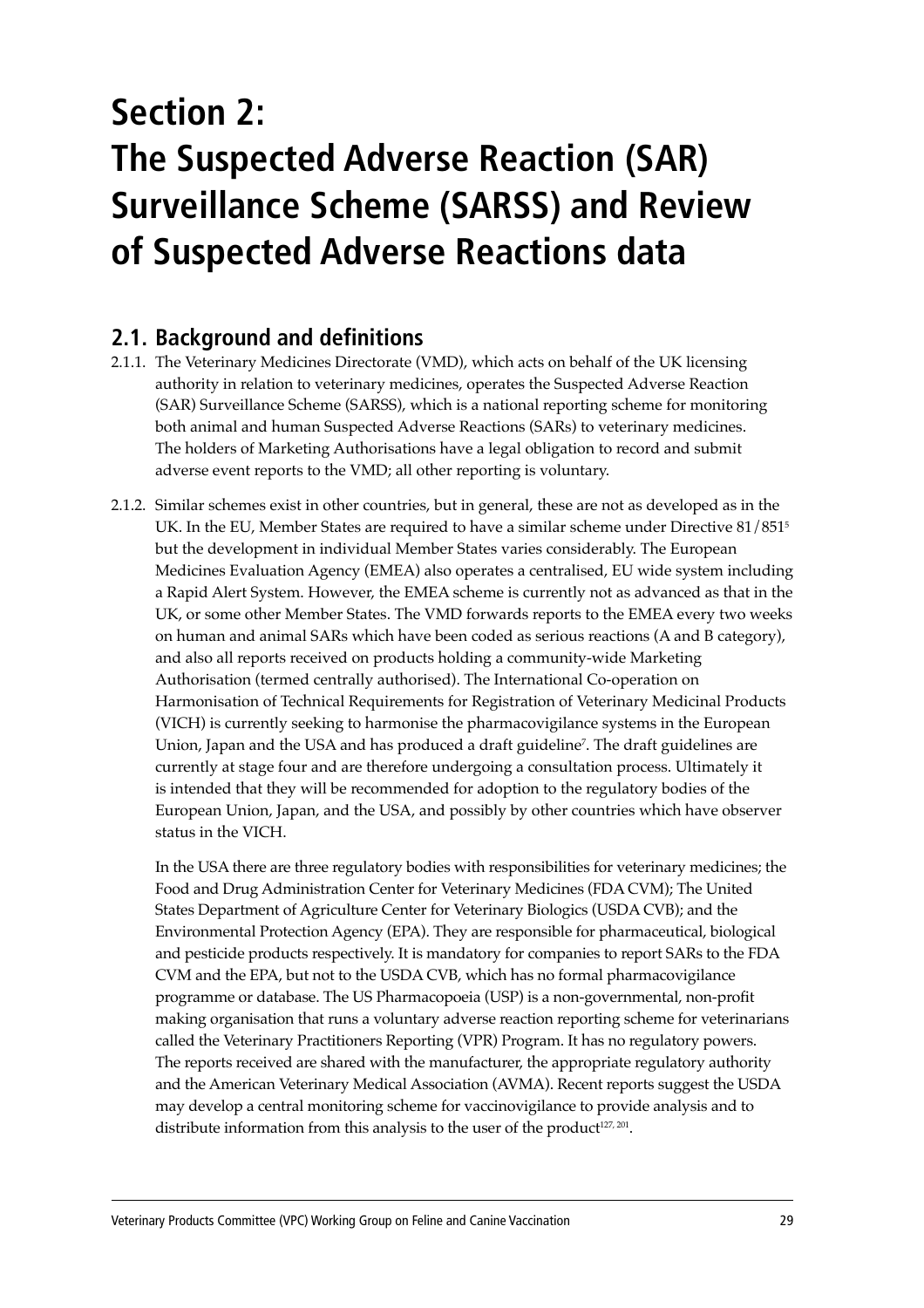# Section 2: The Suspected Adverse Reaction (SAR) Surveillance Scheme (SARSS) and Review of Suspected Adverse Reactions data

## 2.1. Background and definitions

2.1.1. The Veterinary Medicines Directorate (VMD), which acts on behalf of the UK licensing authority in relation to veterinary medicines, operates the Suspected Adverse Reaction (SAR) Surveillance Scheme (SARSS), which is a national reporting scheme for monitoring both animal and human Suspected Adverse Reactions (SARs) to veterinary medicines. The holders of Marketing Authorisations have a legal obligation to record and submit adverse event reports to the VMD; all other reporting is voluntary.

2.1.2. Similar schemes exist in other countries, but in general, these are not as developed as in the UK. In the EU, Member States are required to have a similar scheme under Directive 81/851[5] but the development in individual Member States varies considerably. The European Medicines Evaluation Agency (EMEA) also operates a centralised, EU wide system including a Rapid Alert System. However, the EMEA scheme is currently not as advanced as that in the UK, or some other Member States. The VMD forwards reports to the EMEA every two weeks on human and animal SARs which have been coded as serious reactions (A and B category), and also all reports received on products holding a community-wide Marketing Authorisation (termed centrally authorised). The International Co-operation on Harmonisation of Technical Requirements for Registration of Veterinary Medicinal Products (VICH) is currently seeking to harmonise the pharmacovigilance systems in the European Union, Japan and the USA and has produced a draft guideline[7]. The draft guidelines are currently at stage four and are therefore undergoing a consultation process. Ultimately it is intended that they will be recommended for adoption to the regulatory bodies of the European Union, Japan, and the USA, and possibly by other countries which have observer status in the VICH.

In the USA there are three regulatory bodies with responsibilities for veterinary medicines; the Food and Drug Administration Center for Veterinary Medicines (FDA CVM); The United States Department of Agriculture Center for Veterinary Biologics (USDA CVB); and the Environmental Protection Agency (EPA). They are responsible for pharmaceutical, biological and pesticide products respectively. It is mandatory for companies to report SARs to the FDA CVM and the EPA, but not to the USDA CVB, which has no formal pharmacovigilance programme or database. The US Pharmacopoeia (USP) is a non-governmental, non-profit making organisation that runs a voluntary adverse reaction reporting scheme for veterinarians called the Veterinary Practitioners Reporting (VPR) Program. It has no regulatory powers. The reports received are shared with the manufacturer, the appropriate regulatory authority and the American Veterinary Medical Association (AVMA). Recent reports suggest the USDA may develop a central monitoring scheme for vaccinovigilance to provide analysis and to distribute information from this analysis to the user of the product[127, 201].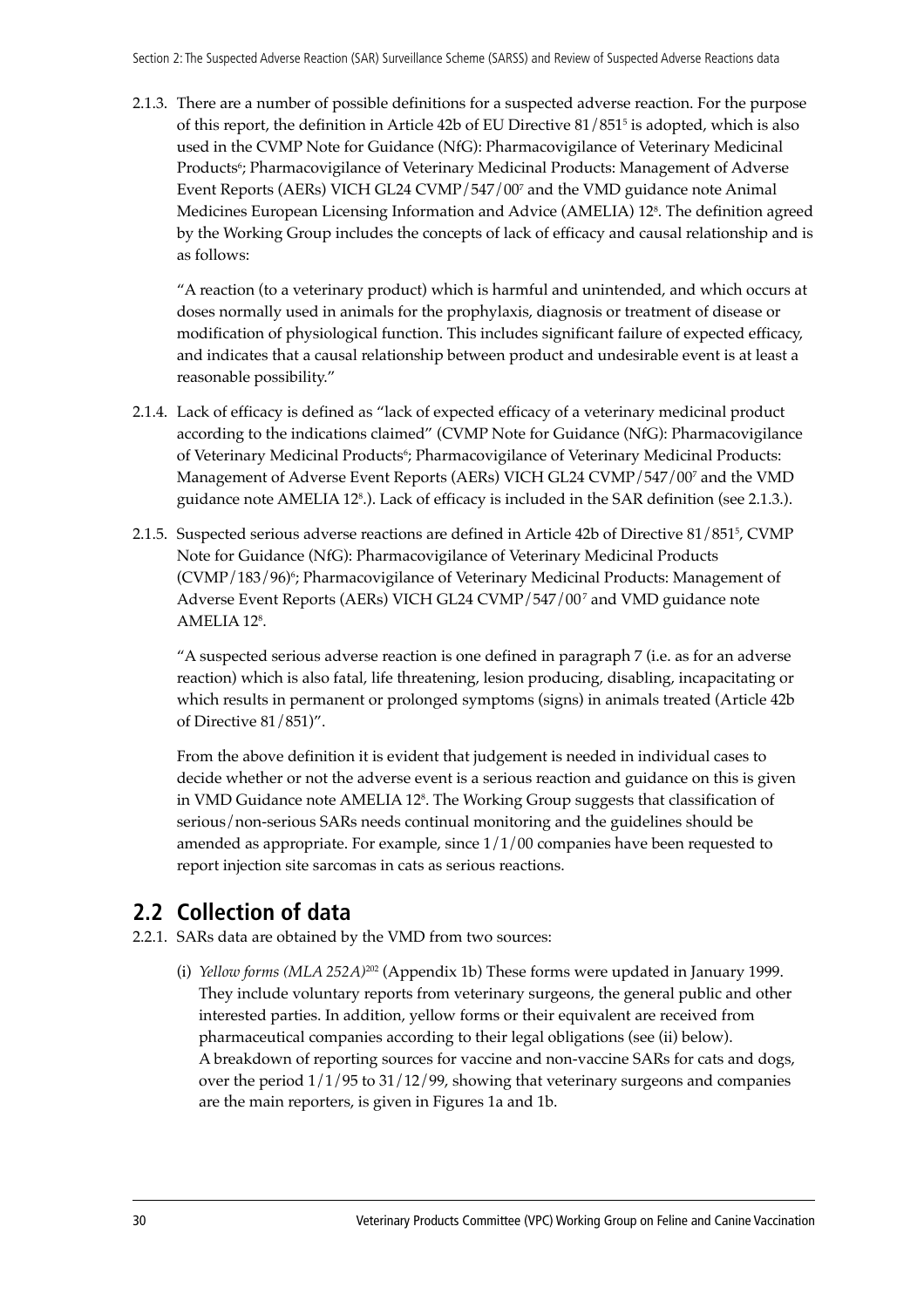2.1.3. There are a number of possible definitions for a suspected adverse reaction. For the purpose of this report, the definition in Article 42b of EU Directive 81/851[5] is adopted, which is also used in the CVMP Note for Guidance (NfG): Pharmacovigilance of Veterinary Medicinal Products[6]; Pharmacovigilance of Veterinary Medicinal Products: Management of Adverse Event Reports (AERs) VICH GL24 CVMP/547/00[7] and the VMD guidance note Animal Medicines European Licensing Information and Advice (AMELIA) 12[8]. The definition agreed by the Working Group includes the concepts of lack of efficacy and causal relationship and is as follows:

"A reaction (to a veterinary product) which is harmful and unintended, and which occurs at doses normally used in animals for the prophylaxis, diagnosis or treatment of disease or modification of physiological function. This includes significant failure of expected efficacy, and indicates that a causal relationship between product and undesirable event is at least a reasonable possibility."

2.1.4. Lack of efficacy is defined as "lack of expected efficacy of a veterinary medicinal product according to the indications claimed" (CVMP Note for Guidance (NfG): Pharmacovigilance of Veterinary Medicinal Products[6]; Pharmacovigilance of Veterinary Medicinal Products: Management of Adverse Event Reports (AERs) VICH GL24 CVMP/547/00[7] and the VMD guidance note AMELIA 12[8].). Lack of efficacy is included in the SAR definition (see 2.1.3.).

2.1.5. Suspected serious adverse reactions are defined in Article 42b of Directive 81/851[5], CVMP Note for Guidance (NfG): Pharmacovigilance of Veterinary Medicinal Products (CVMP/183/96)[6]; Pharmacovigilance of Veterinary Medicinal Products: Management of Adverse Event Reports (AERs) VICH GL24 CVMP/547/00[7] and VMD guidance note AMELIA 12[8].

"A suspected serious adverse reaction is one defined in paragraph 7 (i.e. as for an adverse reaction) which is also fatal, life threatening, lesion producing, disabling, incapacitating or which results in permanent or prolonged symptoms (signs) in animals treated (Article 42b of Directive 81/851)".

From the above definition it is evident that judgement is needed in individual cases to decide whether or not the adverse event is a serious reaction and guidance on this is given in VMD Guidance note AMELIA 12[8]. The Working Group suggests that classification of serious/non-serious SARs needs continual monitoring and the guidelines should be amended as appropriate. For example, since 1/1/00 companies have been requested to report injection site sarcomas in cats as serious reactions.

## 2.2 Collection of data

2.2.1. SARs data are obtained by the VMD from two sources:

(i) *Yellow forms (MLA 252A)*[202] (Appendix 1b) These forms were updated in January 1999. They include voluntary reports from veterinary surgeons, the general public and other interested parties. In addition, yellow forms or their equivalent are received from pharmaceutical companies according to their legal obligations (see (ii) below). A breakdown of reporting sources for vaccine and non-vaccine SARs for cats and dogs, over the period 1/1/95 to 31/12/99, showing that veterinary surgeons and companies are the main reporters, is given in Figures 1a and 1b.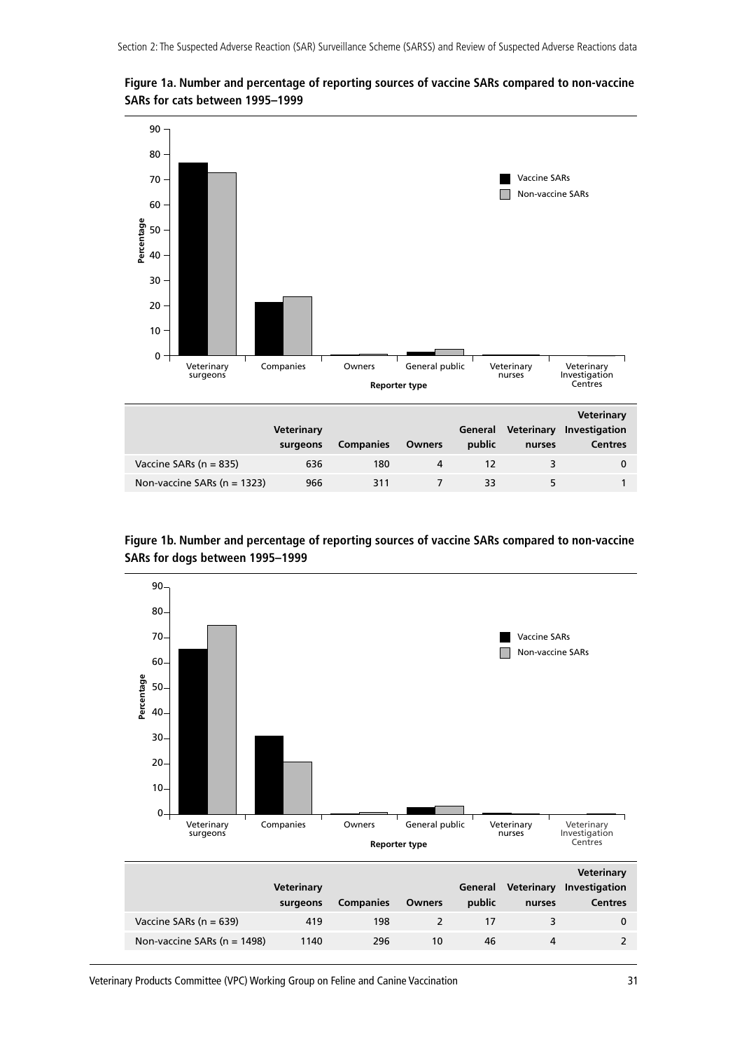**Figure 1a. Number and percentage of reporting sources of vaccine SARs compared to non-vaccine SARs for cats between 1995–1999**

| | Veterinary surgeons | Companies | Owners | General public | Veterinary nurses | Veterinary Investigation Centres |
|---|---|---|---|---|---|---|
| Vaccine SARs (n = 835) | 636 | 180 | 4 | 12 | 3 | 0 |
| Non-vaccine SARs (n = 1323) | 966 | 311 | 7 | 33 | 5 | 1 |

**Figure 1b. Number and percentage of reporting sources of vaccine SARs compared to non-vaccine SARs for dogs between 1995–1999**

| | Veterinary surgeons | Companies | Owners | General public | Veterinary nurses | Veterinary Investigation Centres |
|---|---|---|---|---|---|---|
| Vaccine SARs (n = 639) | 419 | 198 | 2 | 17 | 3 | 0 |
| Non-vaccine SARs (n = 1498) | 1140 | 296 | 10 | 46 | 4 | 2 |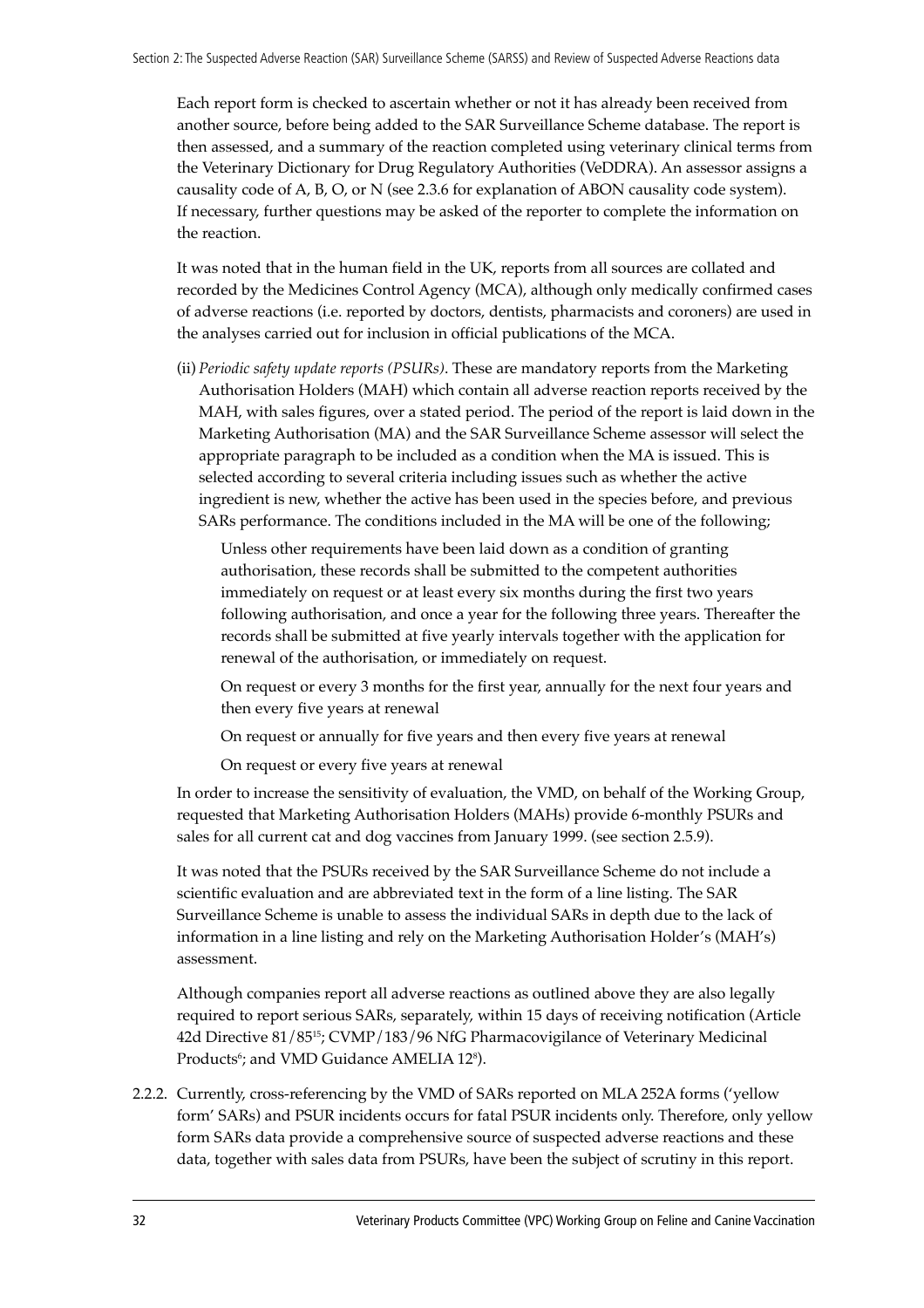Each report form is checked to ascertain whether or not it has already been received from another source, before being added to the SAR Surveillance Scheme database. The report is then assessed, and a summary of the reaction completed using veterinary clinical terms from the Veterinary Dictionary for Drug Regulatory Authorities (VeDDRA). An assessor assigns a causality code of A, B, O, or N (see 2.3.6 for explanation of ABON causality code system). If necessary, further questions may be asked of the reporter to complete the information on the reaction.

It was noted that in the human field in the UK, reports from all sources are collated and recorded by the Medicines Control Agency (MCA), although only medically confirmed cases of adverse reactions (i.e. reported by doctors, dentists, pharmacists and coroners) are used in the analyses carried out for inclusion in official publications of the MCA.

(ii) *Periodic safety update reports (PSURs)*. These are mandatory reports from the Marketing Authorisation Holders (MAH) which contain all adverse reaction reports received by the MAH, with sales figures, over a stated period. The period of the report is laid down in the Marketing Authorisation (MA) and the SAR Surveillance Scheme assessor will select the appropriate paragraph to be included as a condition when the MA is issued. This is selected according to several criteria including issues such as whether the active ingredient is new, whether the active has been used in the species before, and previous SARs performance. The conditions included in the MA will be one of the following;

> Unless other requirements have been laid down as a condition of granting authorisation, these records shall be submitted to the competent authorities immediately on request or at least every six months during the first two years following authorisation, and once a year for the following three years. Thereafter the records shall be submitted at five yearly intervals together with the application for renewal of the authorisation, or immediately on request.
>
> On request or every 3 months for the first year, annually for the next four years and then every five years at renewal
>
> On request or annually for five years and then every five years at renewal
>
> On request or every five years at renewal

In order to increase the sensitivity of evaluation, the VMD, on behalf of the Working Group, requested that Marketing Authorisation Holders (MAHs) provide 6-monthly PSURs and sales for all current cat and dog vaccines from January 1999. (see section 2.5.9).

It was noted that the PSURs received by the SAR Surveillance Scheme do not include a scientific evaluation and are abbreviated text in the form of a line listing. The SAR Surveillance Scheme is unable to assess the individual SARs in depth due to the lack of information in a line listing and rely on the Marketing Authorisation Holder's (MAH's) assessment.

Although companies report all adverse reactions as outlined above they are also legally required to report serious SARs, separately, within 15 days of receiving notification (Article 42d Directive 81/85[15]; CVMP/183/96 NfG Pharmacovigilance of Veterinary Medicinal Products[6]; and VMD Guidance AMELIA 12[8]).

2.2.2. Currently, cross-referencing by the VMD of SARs reported on MLA 252A forms ('yellow form' SARs) and PSUR incidents occurs for fatal PSUR incidents only. Therefore, only yellow form SARs data provide a comprehensive source of suspected adverse reactions and these data, together with sales data from PSURs, have been the subject of scrutiny in this report.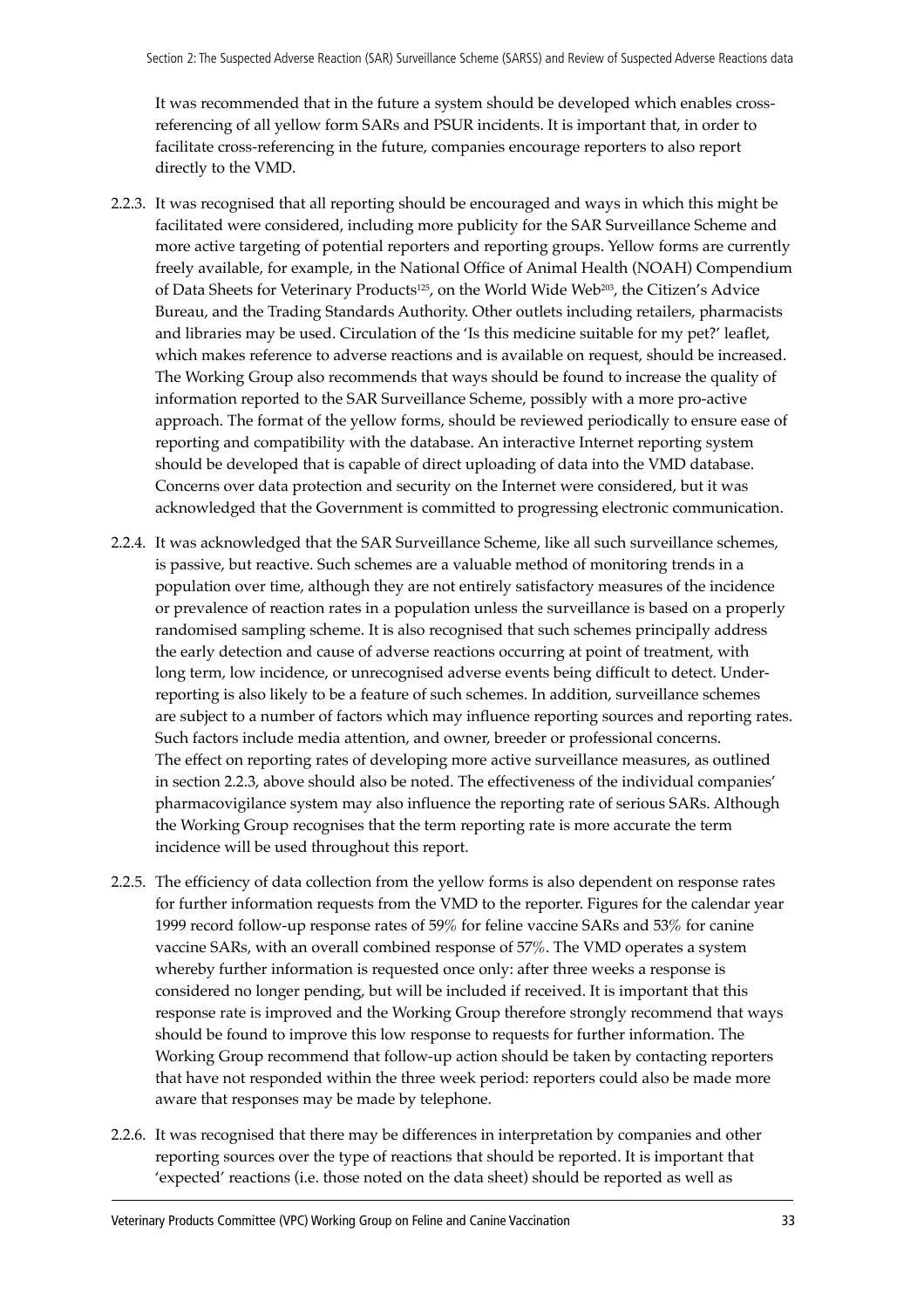It was recommended that in the future a system should be developed which enables cross-referencing of all yellow form SARs and PSUR incidents. It is important that, in order to facilitate cross-referencing in the future, companies encourage reporters to also report directly to the VMD.

2.2.3. It was recognised that all reporting should be encouraged and ways in which this might be facilitated were considered, including more publicity for the SAR Surveillance Scheme and more active targeting of potential reporters and reporting groups. Yellow forms are currently freely available, for example, in the National Office of Animal Health (NOAH) Compendium of Data Sheets for Veterinary Products[125], on the World Wide Web[203], the Citizen's Advice Bureau, and the Trading Standards Authority. Other outlets including retailers, pharmacists and libraries may be used. Circulation of the 'Is this medicine suitable for my pet?' leaflet, which makes reference to adverse reactions and is available on request, should be increased. The Working Group also recommends that ways should be found to increase the quality of information reported to the SAR Surveillance Scheme, possibly with a more pro-active approach. The format of the yellow forms, should be reviewed periodically to ensure ease of reporting and compatibility with the database. An interactive Internet reporting system should be developed that is capable of direct uploading of data into the VMD database. Concerns over data protection and security on the Internet were considered, but it was acknowledged that the Government is committed to progressing electronic communication.

2.2.4. It was acknowledged that the SAR Surveillance Scheme, like all such surveillance schemes, is passive, but reactive. Such schemes are a valuable method of monitoring trends in a population over time, although they are not entirely satisfactory measures of the incidence or prevalence of reaction rates in a population unless the surveillance is based on a properly randomised sampling scheme. It is also recognised that such schemes principally address the early detection and cause of adverse reactions occurring at point of treatment, with long term, low incidence, or unrecognised adverse events being difficult to detect. Under-reporting is also likely to be a feature of such schemes. In addition, surveillance schemes are subject to a number of factors which may influence reporting sources and reporting rates. Such factors include media attention, and owner, breeder or professional concerns. The effect on reporting rates of developing more active surveillance measures, as outlined in section 2.2.3, above should also be noted. The effectiveness of the individual companies' pharmacovigilance system may also influence the reporting rate of serious SARs. Although the Working Group recognises that the term reporting rate is more accurate the term incidence will be used throughout this report.

2.2.5. The efficiency of data collection from the yellow forms is also dependent on response rates for further information requests from the VMD to the reporter. Figures for the calendar year 1999 record follow-up response rates of 59% for feline vaccine SARs and 53% for canine vaccine SARs, with an overall combined response of 57%. The VMD operates a system whereby further information is requested once only: after three weeks a response is considered no longer pending, but will be included if received. It is important that this response rate is improved and the Working Group therefore strongly recommend that ways should be found to improve this low response to requests for further information. The Working Group recommend that follow-up action should be taken by contacting reporters that have not responded within the three week period: reporters could also be made more aware that responses may be made by telephone.

2.2.6. It was recognised that there may be differences in interpretation by companies and other reporting sources over the type of reactions that should be reported. It is important that 'expected' reactions (i.e. those noted on the data sheet) should be reported as well as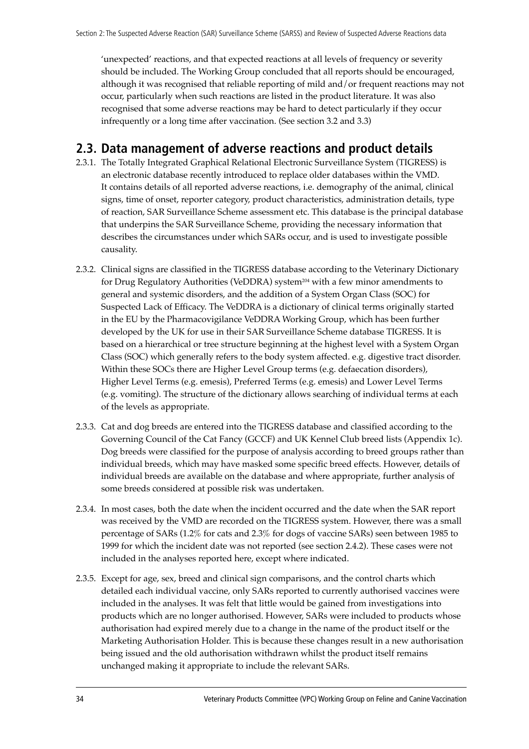'unexpected' reactions, and that expected reactions at all levels of frequency or severity should be included. The Working Group concluded that all reports should be encouraged, although it was recognised that reliable reporting of mild and/or frequent reactions may not occur, particularly when such reactions are listed in the product literature. It was also recognised that some adverse reactions may be hard to detect particularly if they occur infrequently or a long time after vaccination. (See section 3.2 and 3.3)

## 2.3. Data management of adverse reactions and product details

2.3.1. The Totally Integrated Graphical Relational Electronic Surveillance System (TIGRESS) is an electronic database recently introduced to replace older databases within the VMD. It contains details of all reported adverse reactions, i.e. demography of the animal, clinical signs, time of onset, reporter category, product characteristics, administration details, type of reaction, SAR Surveillance Scheme assessment etc. This database is the principal database that underpins the SAR Surveillance Scheme, providing the necessary information that describes the circumstances under which SARs occur, and is used to investigate possible causality.

2.3.2. Clinical signs are classified in the TIGRESS database according to the Veterinary Dictionary for Drug Regulatory Authorities (VeDDRA) system[204] with a few minor amendments to general and systemic disorders, and the addition of a System Organ Class (SOC) for Suspected Lack of Efficacy. The VeDDRA is a dictionary of clinical terms originally started in the EU by the Pharmacovigilance VeDDRA Working Group, which has been further developed by the UK for use in their SAR Surveillance Scheme database TIGRESS. It is based on a hierarchical or tree structure beginning at the highest level with a System Organ Class (SOC) which generally refers to the body system affected. e.g. digestive tract disorder. Within these SOCs there are Higher Level Group terms (e.g. defaecation disorders), Higher Level Terms (e.g. emesis), Preferred Terms (e.g. emesis) and Lower Level Terms (e.g. vomiting). The structure of the dictionary allows searching of individual terms at each of the levels as appropriate.

2.3.3. Cat and dog breeds are entered into the TIGRESS database and classified according to the Governing Council of the Cat Fancy (GCCF) and UK Kennel Club breed lists (Appendix 1c). Dog breeds were classified for the purpose of analysis according to breed groups rather than individual breeds, which may have masked some specific breed effects. However, details of individual breeds are available on the database and where appropriate, further analysis of some breeds considered at possible risk was undertaken.

2.3.4. In most cases, both the date when the incident occurred and the date when the SAR report was received by the VMD are recorded on the TIGRESS system. However, there was a small percentage of SARs (1.2% for cats and 2.3% for dogs of vaccine SARs) seen between 1985 to 1999 for which the incident date was not reported (see section 2.4.2). These cases were not included in the analyses reported here, except where indicated.

2.3.5. Except for age, sex, breed and clinical sign comparisons, and the control charts which detailed each individual vaccine, only SARs reported to currently authorised vaccines were included in the analyses. It was felt that little would be gained from investigations into products which are no longer authorised. However, SARs were included to products whose authorisation had expired merely due to a change in the name of the product itself or the Marketing Authorisation Holder. This is because these changes result in a new authorisation being issued and the old authorisation withdrawn whilst the product itself remains unchanged making it appropriate to include the relevant SARs.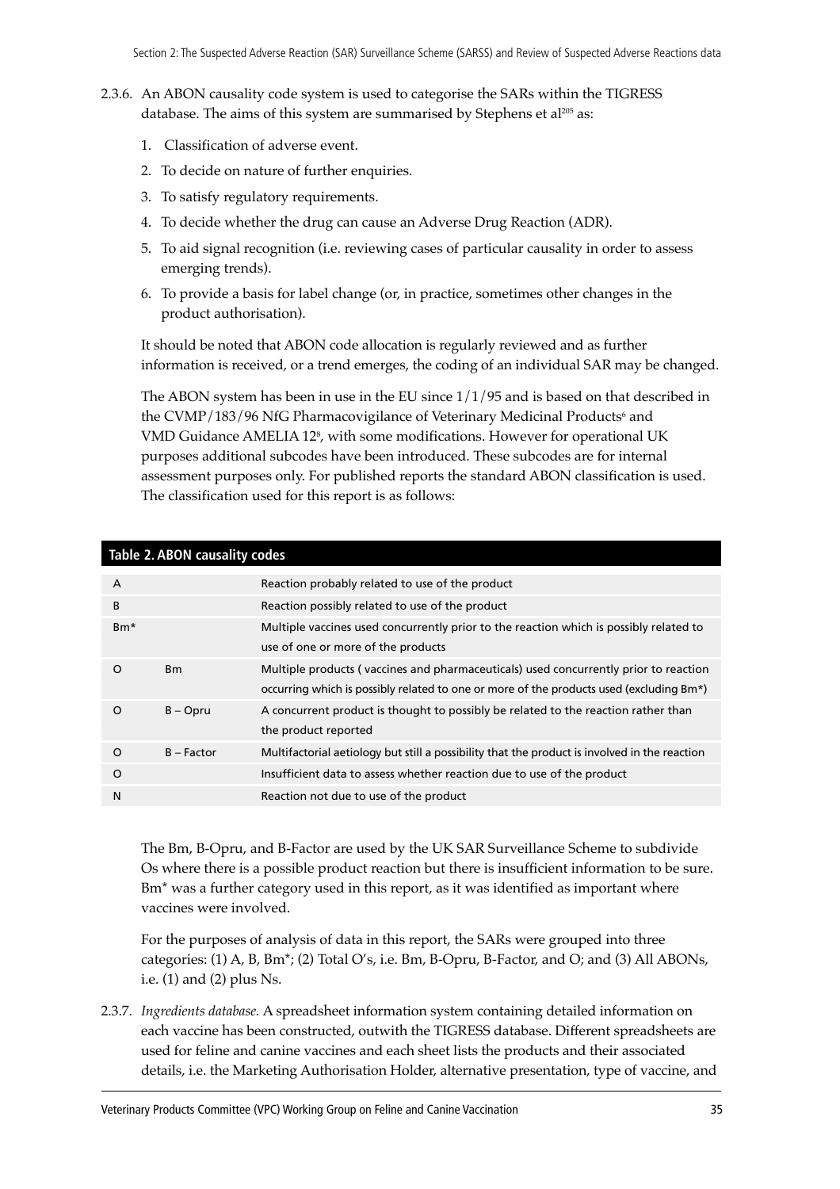2.3.6. An ABON causality code system is used to categorise the SARs within the TIGRESS database. The aims of this system are summarised by Stephens et al[205] as:

1. Classification of adverse event.
2. To decide on nature of further enquiries.
3. To satisfy regulatory requirements.
4. To decide whether the drug can cause an Adverse Drug Reaction (ADR).
5. To aid signal recognition (i.e. reviewing cases of particular causality in order to assess emerging trends).
6. To provide a basis for label change (or, in practice, sometimes other changes in the product authorisation).

It should be noted that ABON code allocation is regularly reviewed and as further information is received, or a trend emerges, the coding of an individual SAR may be changed.

The ABON system has been in use in the EU since 1/1/95 and is based on that described in the CVMP/183/96 NfG Pharmacovigilance of Veterinary Medicinal Products[6] and VMD Guidance AMELIA 12[8], with some modifications. However for operational UK purposes additional subcodes have been introduced. These subcodes are for internal assessment purposes only. For published reports the standard ABON classification is used. The classification used for this report is as follows:

**Table 2. ABON causality codes**

| | | |
|---|---|---|
| A | | Reaction probably related to use of the product |
| B | | Reaction possibly related to use of the product |
| Bm* | | Multiple vaccines used concurrently prior to the reaction which is possibly related to use of one or more of the products |
| O | Bm | Multiple products ( vaccines and pharmaceuticals) used concurrently prior to reaction occurring which is possibly related to one or more of the products used (excluding Bm*) |
| O | B – Opru | A concurrent product is thought to possibly be related to the reaction rather than the product reported |
| O | B – Factor | Multifactorial aetiology but still a possibility that the product is involved in the reaction |
| O | | Insufficient data to assess whether reaction due to use of the product |
| N | | Reaction not due to use of the product |

The Bm, B-Opru, and B-Factor are used by the UK SAR Surveillance Scheme to subdivide Os where there is a possible product reaction but there is insufficient information to be sure. Bm* was a further category used in this report, as it was identified as important where vaccines were involved.

For the purposes of analysis of data in this report, the SARs were grouped into three categories: (1) A, B, Bm*; (2) Total O's, i.e. Bm, B-Opru, B-Factor, and O; and (3) All ABONs, i.e. (1) and (2) plus Ns.

2.3.7. *Ingredients database.* A spreadsheet information system containing detailed information on each vaccine has been constructed, outwith the TIGRESS database. Different spreadsheets are used for feline and canine vaccines and each sheet lists the products and their associated details, i.e. the Marketing Authorisation Holder, alternative presentation, type of vaccine, and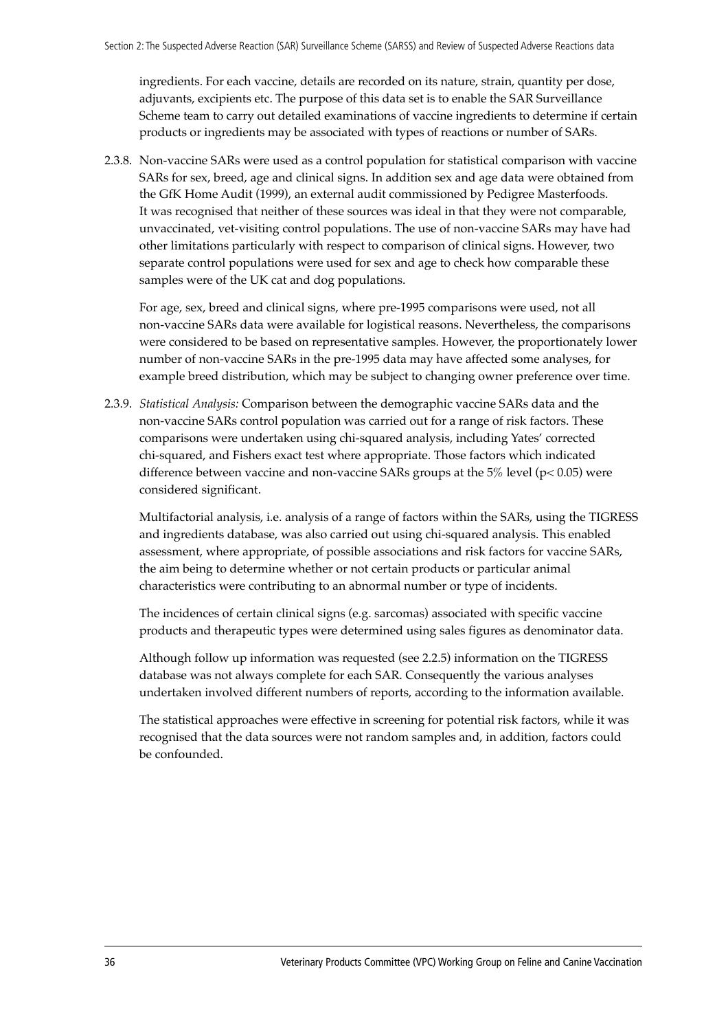ingredients. For each vaccine, details are recorded on its nature, strain, quantity per dose, adjuvants, excipients etc. The purpose of this data set is to enable the SAR Surveillance Scheme team to carry out detailed examinations of vaccine ingredients to determine if certain products or ingredients may be associated with types of reactions or number of SARs.

2.3.8. Non-vaccine SARs were used as a control population for statistical comparison with vaccine SARs for sex, breed, age and clinical signs. In addition sex and age data were obtained from the GfK Home Audit (1999), an external audit commissioned by Pedigree Masterfoods. It was recognised that neither of these sources was ideal in that they were not comparable, unvaccinated, vet-visiting control populations. The use of non-vaccine SARs may have had other limitations particularly with respect to comparison of clinical signs. However, two separate control populations were used for sex and age to check how comparable these samples were of the UK cat and dog populations.

For age, sex, breed and clinical signs, where pre-1995 comparisons were used, not all non-vaccine SARs data were available for logistical reasons. Nevertheless, the comparisons were considered to be based on representative samples. However, the proportionately lower number of non-vaccine SARs in the pre-1995 data may have affected some analyses, for example breed distribution, which may be subject to changing owner preference over time.

2.3.9. *Statistical Analysis:* Comparison between the demographic vaccine SARs data and the non-vaccine SARs control population was carried out for a range of risk factors. These comparisons were undertaken using chi-squared analysis, including Yates' corrected chi-squared, and Fishers exact test where appropriate. Those factors which indicated difference between vaccine and non-vaccine SARs groups at the 5% level ($p < 0.05$) were considered significant.

Multifactorial analysis, i.e. analysis of a range of factors within the SARs, using the TIGRESS and ingredients database, was also carried out using chi-squared analysis. This enabled assessment, where appropriate, of possible associations and risk factors for vaccine SARs, the aim being to determine whether or not certain products or particular animal characteristics were contributing to an abnormal number or type of incidents.

The incidences of certain clinical signs (e.g. sarcomas) associated with specific vaccine products and therapeutic types were determined using sales figures as denominator data.

Although follow up information was requested (see 2.2.5) information on the TIGRESS database was not always complete for each SAR. Consequently the various analyses undertaken involved different numbers of reports, according to the information available.

The statistical approaches were effective in screening for potential risk factors, while it was recognised that the data sources were not random samples and, in addition, factors could be confounded.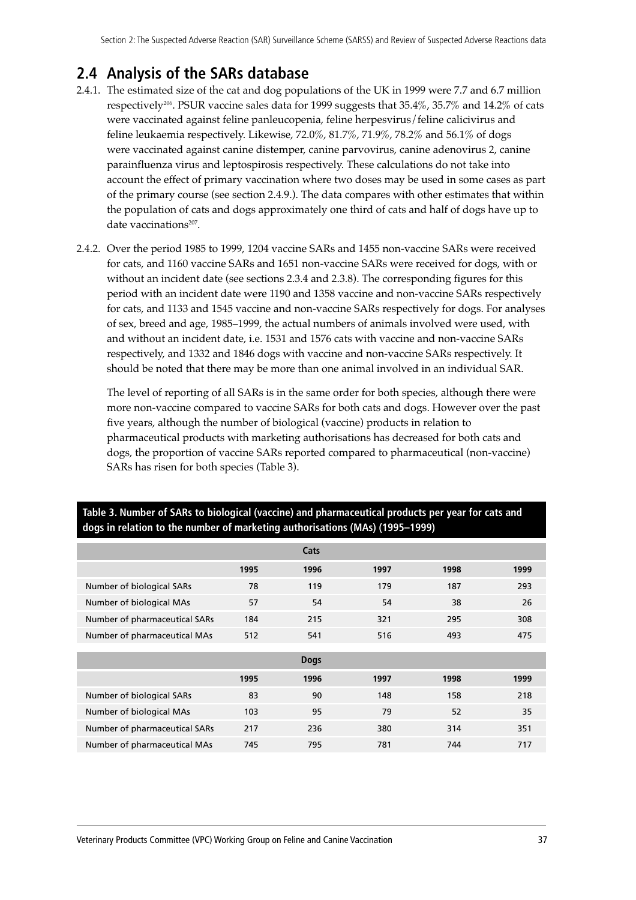## 2.4 Analysis of the SARs database

2.4.1. The estimated size of the cat and dog populations of the UK in 1999 were 7.7 and 6.7 million respectively[206]. PSUR vaccine sales data for 1999 suggests that 35.4%, 35.7% and 14.2% of cats were vaccinated against feline panleucopenia, feline herpesvirus/feline calicivirus and feline leukaemia respectively. Likewise, 72.0%, 81.7%, 71.9%, 78.2% and 56.1% of dogs were vaccinated against canine distemper, canine parvovirus, canine adenovirus 2, canine parainfluenza virus and leptospirosis respectively. These calculations do not take into account the effect of primary vaccination where two doses may be used in some cases as part of the primary course (see section 2.4.9.). The data compares with other estimates that within the population of cats and dogs approximately one third of cats and half of dogs have up to date vaccinations[207].

2.4.2. Over the period 1985 to 1999, 1204 vaccine SARs and 1455 non-vaccine SARs were received for cats, and 1160 vaccine SARs and 1651 non-vaccine SARs were received for dogs, with or without an incident date (see sections 2.3.4 and 2.3.8). The corresponding figures for this period with an incident date were 1190 and 1358 vaccine and non-vaccine SARs respectively for cats, and 1133 and 1545 vaccine and non-vaccine SARs respectively for dogs. For analyses of sex, breed and age, 1985–1999, the actual numbers of animals involved were used, with and without an incident date, i.e. 1531 and 1576 cats with vaccine and non-vaccine SARs respectively, and 1332 and 1846 dogs with vaccine and non-vaccine SARs respectively. It should be noted that there may be more than one animal involved in an individual SAR.

The level of reporting of all SARs is in the same order for both species, although there were more non-vaccine compared to vaccine SARs for both cats and dogs. However over the past five years, although the number of biological (vaccine) products in relation to pharmaceutical products with marketing authorisations has decreased for both cats and dogs, the proportion of vaccine SARs reported compared to pharmaceutical (non-vaccine) SARs has risen for both species (Table 3).

**Table 3. Number of SARs to biological (vaccine) and pharmaceutical products per year for cats and dogs in relation to the number of marketing authorisations (MAs) (1995–1999)**

| | | | Cats | | |
|---|---|---|---|---|---|
| | 1995 | 1996 | 1997 | 1998 | 1999 |
| Number of biological SARs | 78 | 119 | 179 | 187 | 293 |
| Number of biological MAs | 57 | 54 | 54 | 38 | 26 |
| Number of pharmaceutical SARs | 184 | 215 | 321 | 295 | 308 |
| Number of pharmaceutical MAs | 512 | 541 | 516 | 493 | 475 |
| | | | **Dogs** | | |
| | 1995 | 1996 | 1997 | 1998 | 1999 |
| Number of biological SARs | 83 | 90 | 148 | 158 | 218 |
| Number of biological MAs | 103 | 95 | 79 | 52 | 35 |
| Number of pharmaceutical SARs | 217 | 236 | 380 | 314 | 351 |
| Number of pharmaceutical MAs | 745 | 795 | 781 | 744 | 717 |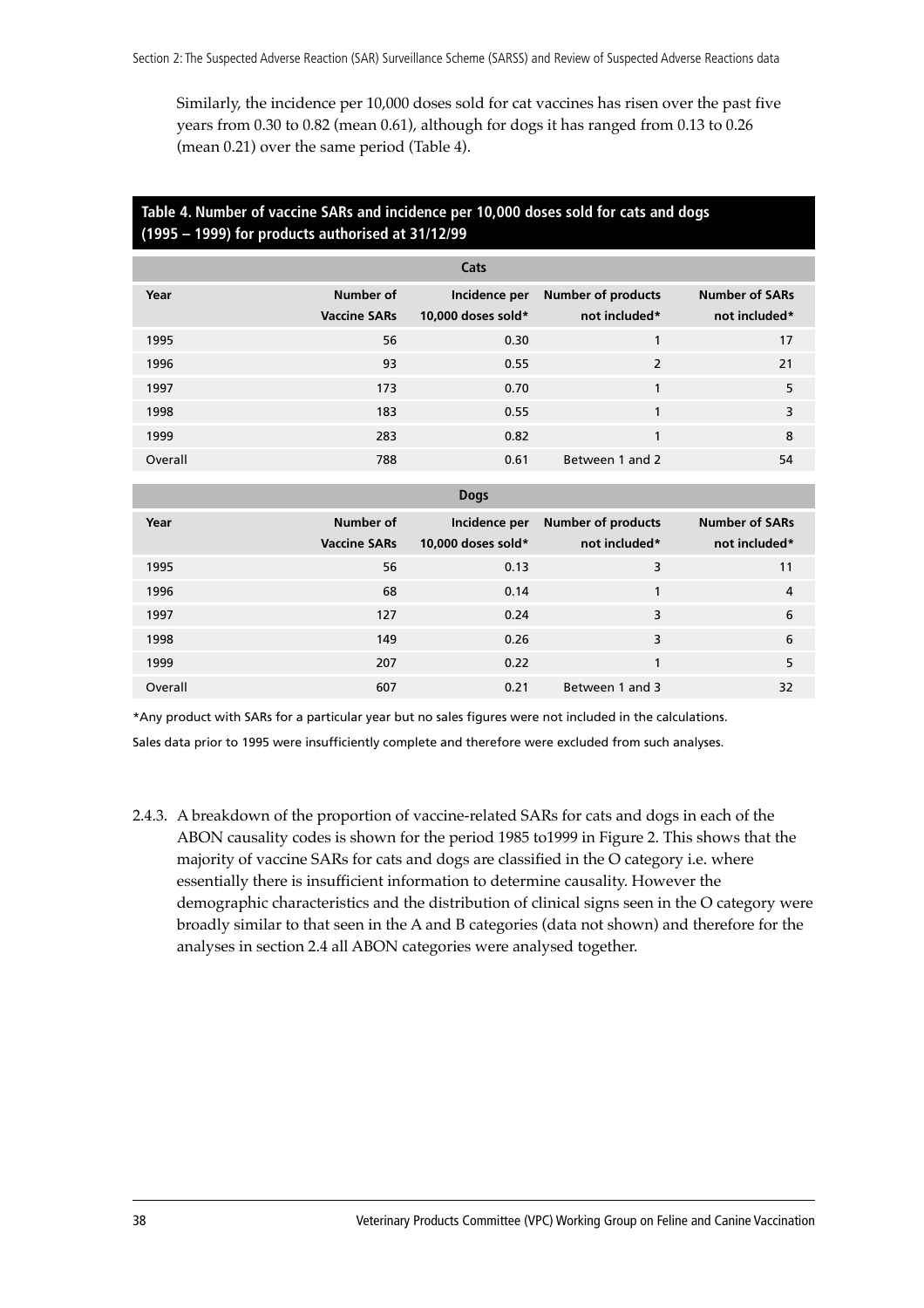Similarly, the incidence per 10,000 doses sold for cat vaccines has risen over the past five years from 0.30 to 0.82 (mean 0.61), although for dogs it has ranged from 0.13 to 0.26 (mean 0.21) over the same period (Table 4).

**Table 4. Number of vaccine SARs and incidence per 10,000 doses sold for cats and dogs (1995 – 1999) for products authorised at 31/12/99**

| Cats | | | | |
|---|---|---|---|---|
| **Year** | **Number of Vaccine SARs** | **Incidence per 10,000 doses sold*** | **Number of products not included*** | **Number of SARs not included*** |
| 1995 | 56 | 0.30 | 1 | 17 |
| 1996 | 93 | 0.55 | 2 | 21 |
| 1997 | 173 | 0.70 | 1 | 5 |
| 1998 | 183 | 0.55 | 1 | 3 |
| 1999 | 283 | 0.82 | 1 | 8 |
| Overall | 788 | 0.61 | Between 1 and 2 | 54 |

| Dogs | | | | |
|---|---|---|---|---|
| **Year** | **Number of Vaccine SARs** | **Incidence per 10,000 doses sold*** | **Number of products not included*** | **Number of SARs not included*** |
| 1995 | 56 | 0.13 | 3 | 11 |
| 1996 | 68 | 0.14 | 1 | 4 |
| 1997 | 127 | 0.24 | 3 | 6 |
| 1998 | 149 | 0.26 | 3 | 6 |
| 1999 | 207 | 0.22 | 1 | 5 |
| Overall | 607 | 0.21 | Between 1 and 3 | 32 |

*Any product with SARs for a particular year but no sales figures were not included in the calculations.

Sales data prior to 1995 were insufficiently complete and therefore were excluded from such analyses.

2.4.3. A breakdown of the proportion of vaccine-related SARs for cats and dogs in each of the ABON causality codes is shown for the period 1985 to1999 in Figure 2. This shows that the majority of vaccine SARs for cats and dogs are classified in the O category i.e. where essentially there is insufficient information to determine causality. However the demographic characteristics and the distribution of clinical signs seen in the O category were broadly similar to that seen in the A and B categories (data not shown) and therefore for the analyses in section 2.4 all ABON categories were analysed together.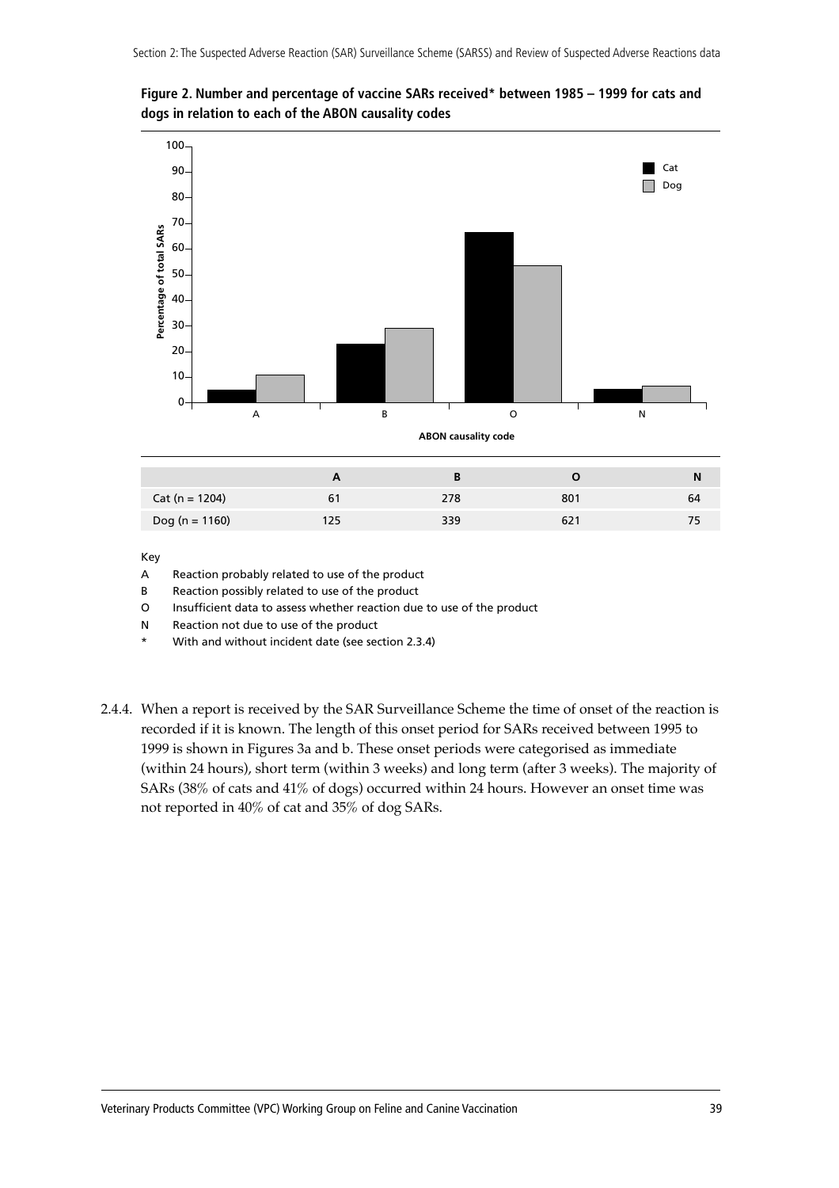**Figure 2. Number and percentage of vaccine SARs received* between 1985 – 1999 for cats and dogs in relation to each of the ABON causality codes**

|  | A | B | O | N |
|---|---|---|---|---|
| Cat (n = 1204) | 61 | 278 | 801 | 64 |
| Dog (n = 1160) | 125 | 339 | 621 | 75 |

Key

A Reaction probably related to use of the product

B Reaction possibly related to use of the product

O Insufficient data to assess whether reaction due to use of the product

N Reaction not due to use of the product

* With and without incident date (see section 2.3.4)

2.4.4. When a report is received by the SAR Surveillance Scheme the time of onset of the reaction is recorded if it is known. The length of this onset period for SARs received between 1995 to 1999 is shown in Figures 3a and b. These onset periods were categorised as immediate (within 24 hours), short term (within 3 weeks) and long term (after 3 weeks). The majority of SARs (38% of cats and 41% of dogs) occurred within 24 hours. However an onset time was not reported in 40% of cat and 35% of dog SARs.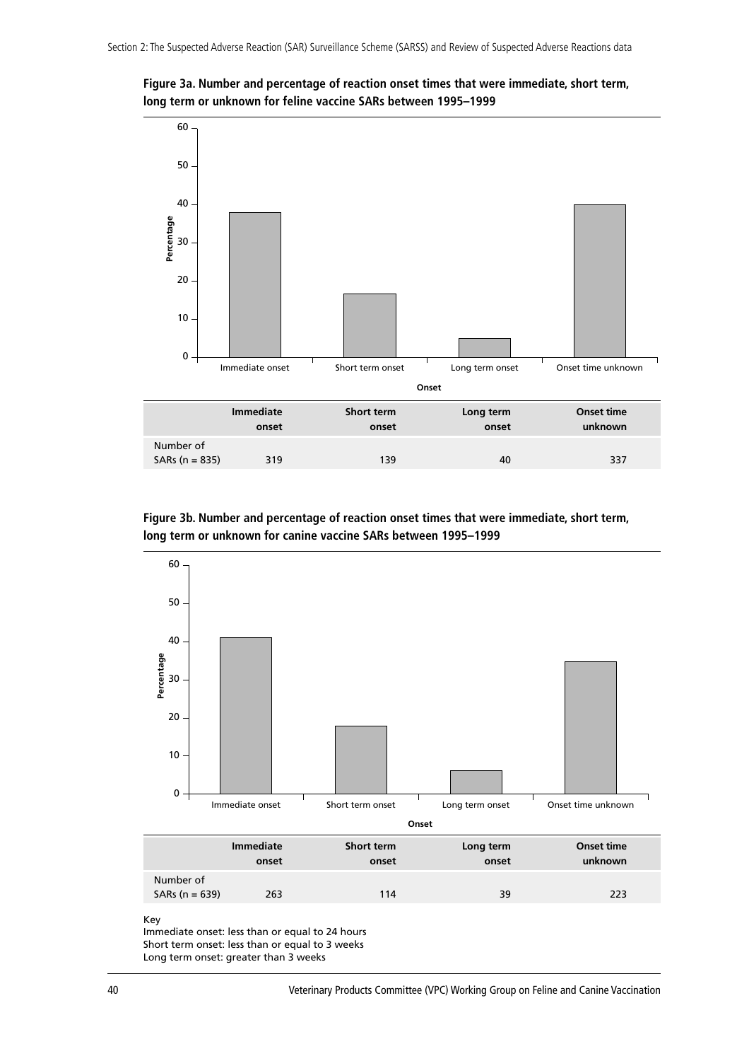**Figure 3a. Number and percentage of reaction onset times that were immediate, short term, long term or unknown for feline vaccine SARs between 1995–1999**

| | Immediate onset | Short term onset | Long term onset | Onset time unknown |
|---|---|---|---|---|
| Number of SARs (n = 835) | 319 | 139 | 40 | 337 |

**Figure 3b. Number and percentage of reaction onset times that were immediate, short term, long term or unknown for canine vaccine SARs between 1995–1999**

| | Immediate onset | Short term onset | Long term onset | Onset time unknown |
|---|---|---|---|---|
| Number of SARs (n = 639) | 263 | 114 | 39 | 223 |

Key
Immediate onset: less than or equal to 24 hours
Short term onset: less than or equal to 3 weeks
Long term onset: greater than 3 weeks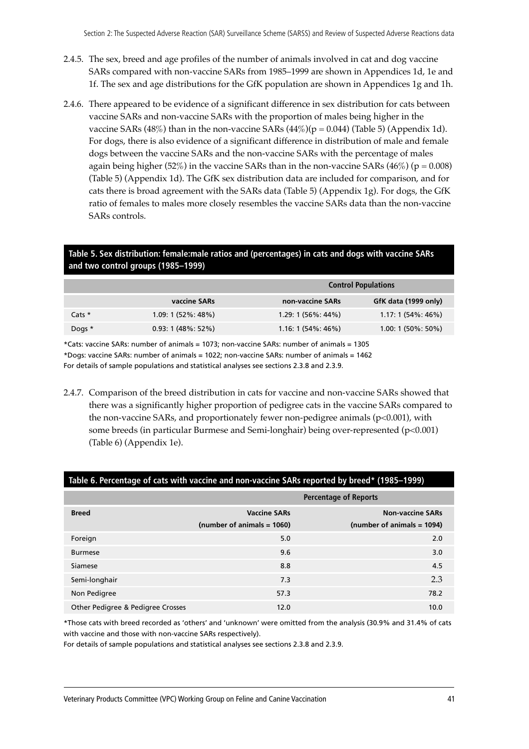2.4.5. The sex, breed and age profiles of the number of animals involved in cat and dog vaccine SARs compared with non-vaccine SARs from 1985–1999 are shown in Appendices 1d, 1e and 1f. The sex and age distributions for the GfK population are shown in Appendices 1g and 1h.

2.4.6. There appeared to be evidence of a significant difference in sex distribution for cats between vaccine SARs and non-vaccine SARs with the proportion of males being higher in the vaccine SARs (48%) than in the non-vaccine SARs (44%)($p = 0.044$) (Table 5) (Appendix 1d). For dogs, there is also evidence of a significant difference in distribution of male and female dogs between the vaccine SARs and the non-vaccine SARs with the percentage of males again being higher (52%) in the vaccine SARs than in the non-vaccine SARs (46%) ($p = 0.008$) (Table 5) (Appendix 1d). The GfK sex distribution data are included for comparison, and for cats there is broad agreement with the SARs data (Table 5) (Appendix 1g). For dogs, the GfK ratio of females to males more closely resembles the vaccine SARs data than the non-vaccine SARs controls.

**Table 5. Sex distribution: female:male ratios and (percentages) in cats and dogs with vaccine SARs and two control groups (1985–1999)**

| | | Control Populations | |
|---|---|---|---|
| | vaccine SARs | non-vaccine SARs | GfK data (1999 only) |
| Cats * | 1.09: 1 (52%: 48%) | 1.29: 1 (56%: 44%) | 1.17: 1 (54%: 46%) |
| Dogs * | 0.93: 1 (48%: 52%) | 1.16: 1 (54%: 46%) | 1.00: 1 (50%: 50%) |

*Cats: vaccine SARs: number of animals = 1073; non-vaccine SARs: number of animals = 1305
*Dogs: vaccine SARs: number of animals = 1022; non-vaccine SARs: number of animals = 1462
For details of sample populations and statistical analyses see sections 2.3.8 and 2.3.9.

2.4.7. Comparison of the breed distribution in cats for vaccine and non-vaccine SARs showed that there was a significantly higher proportion of pedigree cats in the vaccine SARs compared to the non-vaccine SARs, and proportionately fewer non-pedigree animals ($p<0.001$), with some breeds (in particular Burmese and Semi-longhair) being over-represented ($p<0.001$) (Table 6) (Appendix 1e).

**Table 6. Percentage of cats with vaccine and non-vaccine SARs reported by breed* (1985–1999)**

| | Percentage of Reports | |
|---|---|---|
| Breed | Vaccine SARs (number of animals = 1060) | Non-vaccine SARs (number of animals = 1094) |
| Foreign | 5.0 | 2.0 |
| Burmese | 9.6 | 3.0 |
| Siamese | 8.8 | 4.5 |
| Semi-longhair | 7.3 | 2.3 |
| Non Pedigree | 57.3 | 78.2 |
| Other Pedigree & Pedigree Crosses | 12.0 | 10.0 |

*Those cats with breed recorded as 'others' and 'unknown' were omitted from the analysis (30.9% and 31.4% of cats with vaccine and those with non-vaccine SARs respectively).
For details of sample populations and statistical analyses see sections 2.3.8 and 2.3.9.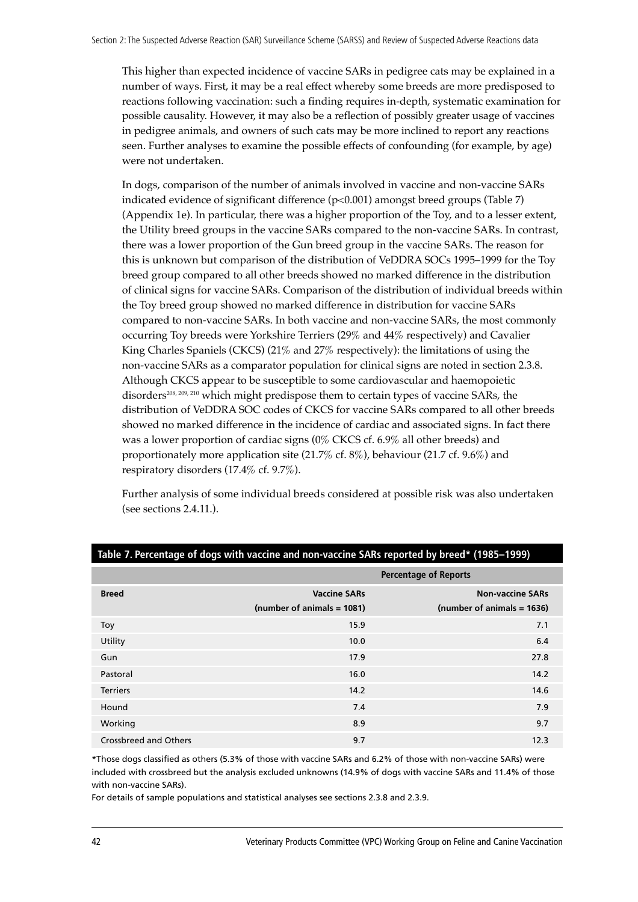This higher than expected incidence of vaccine SARs in pedigree cats may be explained in a number of ways. First, it may be a real effect whereby some breeds are more predisposed to reactions following vaccination: such a finding requires in-depth, systematic examination for possible causality. However, it may also be a reflection of possibly greater usage of vaccines in pedigree animals, and owners of such cats may be more inclined to report any reactions seen. Further analyses to examine the possible effects of confounding (for example, by age) were not undertaken.

In dogs, comparison of the number of animals involved in vaccine and non-vaccine SARs indicated evidence of significant difference ($p<0.001$) amongst breed groups (Table 7) (Appendix 1e). In particular, there was a higher proportion of the Toy, and to a lesser extent, the Utility breed groups in the vaccine SARs compared to the non-vaccine SARs. In contrast, there was a lower proportion of the Gun breed group in the vaccine SARs. The reason for this is unknown but comparison of the distribution of VeDDRA SOCs 1995–1999 for the Toy breed group compared to all other breeds showed no marked difference in the distribution of clinical signs for vaccine SARs. Comparison of the distribution of individual breeds within the Toy breed group showed no marked difference in distribution for vaccine SARs compared to non-vaccine SARs. In both vaccine and non-vaccine SARs, the most commonly occurring Toy breeds were Yorkshire Terriers (29% and 44% respectively) and Cavalier King Charles Spaniels (CKCS) (21% and 27% respectively): the limitations of using the non-vaccine SARs as a comparator population for clinical signs are noted in section 2.3.8. Although CKCS appear to be susceptible to some cardiovascular and haemopoietic disorders[208, 209, 210] which might predispose them to certain types of vaccine SARs, the distribution of VeDDRA SOC codes of CKCS for vaccine SARs compared to all other breeds showed no marked difference in the incidence of cardiac and associated signs. In fact there was a lower proportion of cardiac signs (0% CKCS cf. 6.9% all other breeds) and proportionately more application site (21.7% cf. 8%), behaviour (21.7 cf. 9.6%) and respiratory disorders (17.4% cf. 9.7%).

Further analysis of some individual breeds considered at possible risk was also undertaken (see sections 2.4.11.).

**Table 7. Percentage of dogs with vaccine and non-vaccine SARs reported by breed* (1985–1999)**

| | Percentage of Reports | |
|---|---|---|
| **Breed** | **Vaccine SARs (number of animals = 1081)** | **Non-vaccine SARs (number of animals = 1636)** |
| Toy | 15.9 | 7.1 |
| Utility | 10.0 | 6.4 |
| Gun | 17.9 | 27.8 |
| Pastoral | 16.0 | 14.2 |
| Terriers | 14.2 | 14.6 |
| Hound | 7.4 | 7.9 |
| Working | 8.9 | 9.7 |
| Crossbreed and Others | 9.7 | 12.3 |

*Those dogs classified as others (5.3% of those with vaccine SARs and 6.2% of those with non-vaccine SARs) were included with crossbreed but the analysis excluded unknowns (14.9% of dogs with vaccine SARs and 11.4% of those with non-vaccine SARs).

For details of sample populations and statistical analyses see sections 2.3.8 and 2.3.9.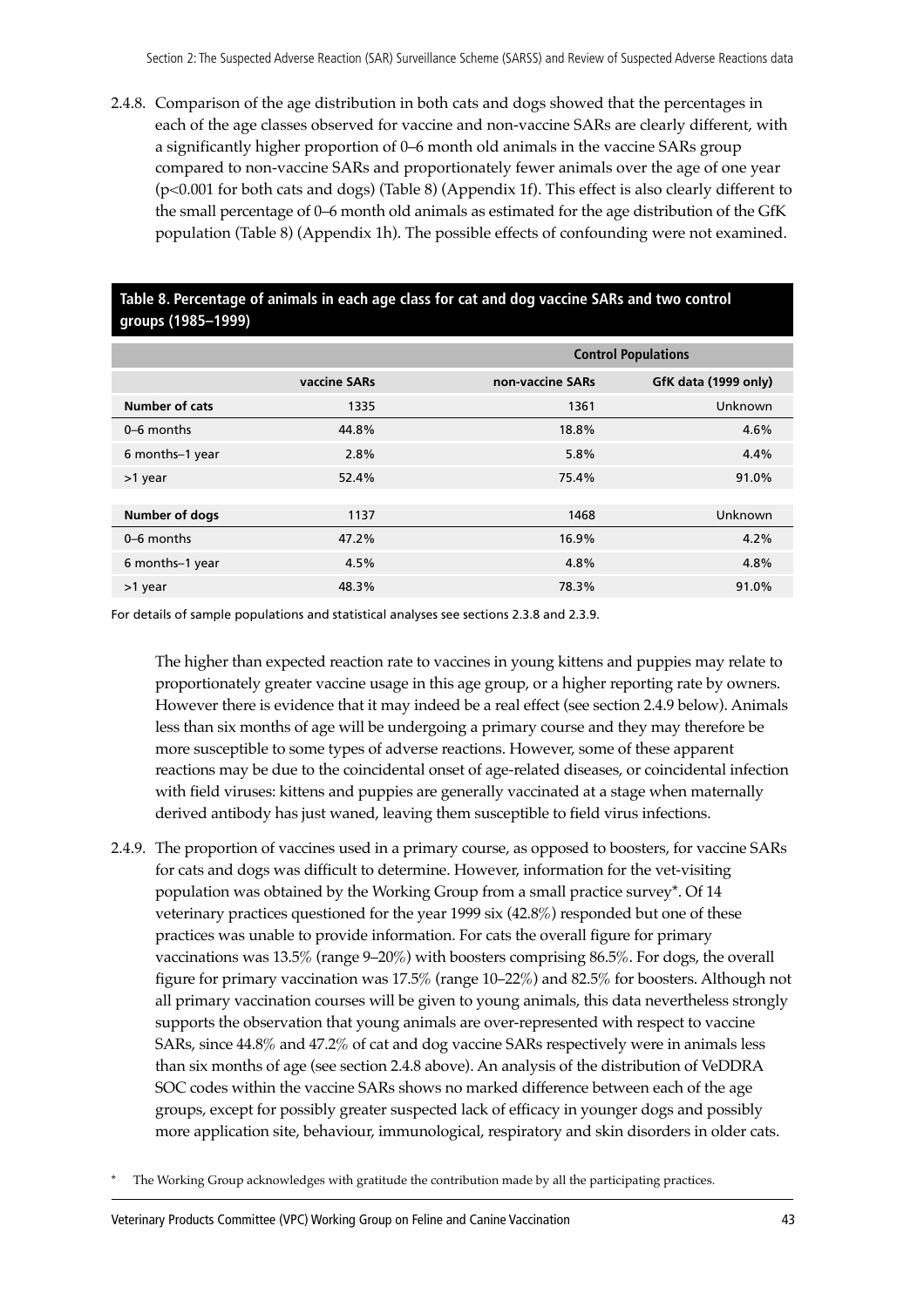2.4.8. Comparison of the age distribution in both cats and dogs showed that the percentages in each of the age classes observed for vaccine and non-vaccine SARs are clearly different, with a significantly higher proportion of 0–6 month old animals in the vaccine SARs group compared to non-vaccine SARs and proportionately fewer animals over the age of one year ($p<0.001$ for both cats and dogs) (Table 8) (Appendix 1f). This effect is also clearly different to the small percentage of 0–6 month old animals as estimated for the age distribution of the GfK population (Table 8) (Appendix 1h). The possible effects of confounding were not examined.

**Table 8. Percentage of animals in each age class for cat and dog vaccine SARs and two control groups (1985–1999)**

| | | Control Populations | |
|---|---|---|---|
| | vaccine SARs | non-vaccine SARs | GfK data (1999 only) |
| **Number of cats** | 1335 | 1361 | Unknown |
| 0–6 months | 44.8% | 18.8% | 4.6% |
| 6 months–1 year | 2.8% | 5.8% | 4.4% |
| >1 year | 52.4% | 75.4% | 91.0% |
| **Number of dogs** | 1137 | 1468 | Unknown |
| 0–6 months | 47.2% | 16.9% | 4.2% |
| 6 months–1 year | 4.5% | 4.8% | 4.8% |
| >1 year | 48.3% | 78.3% | 91.0% |

For details of sample populations and statistical analyses see sections 2.3.8 and 2.3.9.

The higher than expected reaction rate to vaccines in young kittens and puppies may relate to proportionately greater vaccine usage in this age group, or a higher reporting rate by owners. However there is evidence that it may indeed be a real effect (see section 2.4.9 below). Animals less than six months of age will be undergoing a primary course and they may therefore be more susceptible to some types of adverse reactions. However, some of these apparent reactions may be due to the coincidental onset of age-related diseases, or coincidental infection with field viruses: kittens and puppies are generally vaccinated at a stage when maternally derived antibody has just waned, leaving them susceptible to field virus infections.

2.4.9. The proportion of vaccines used in a primary course, as opposed to boosters, for vaccine SARs for cats and dogs was difficult to determine. However, information for the vet-visiting population was obtained by the Working Group from a small practice survey*. Of 14 veterinary practices questioned for the year 1999 six (42.8%) responded but one of these practices was unable to provide information. For cats the overall figure for primary vaccinations was 13.5% (range 9–20%) with boosters comprising 86.5%. For dogs, the overall figure for primary vaccination was 17.5% (range 10–22%) and 82.5% for boosters. Although not all primary vaccination courses will be given to young animals, this data nevertheless strongly supports the observation that young animals are over-represented with respect to vaccine SARs, since 44.8% and 47.2% of cat and dog vaccine SARs respectively were in animals less than six months of age (see section 2.4.8 above). An analysis of the distribution of VeDDRA SOC codes within the vaccine SARs shows no marked difference between each of the age groups, except for possibly greater suspected lack of efficacy in younger dogs and possibly more application site, behaviour, immunological, respiratory and skin disorders in older cats.

\* The Working Group acknowledges with gratitude the contribution made by all the participating practices.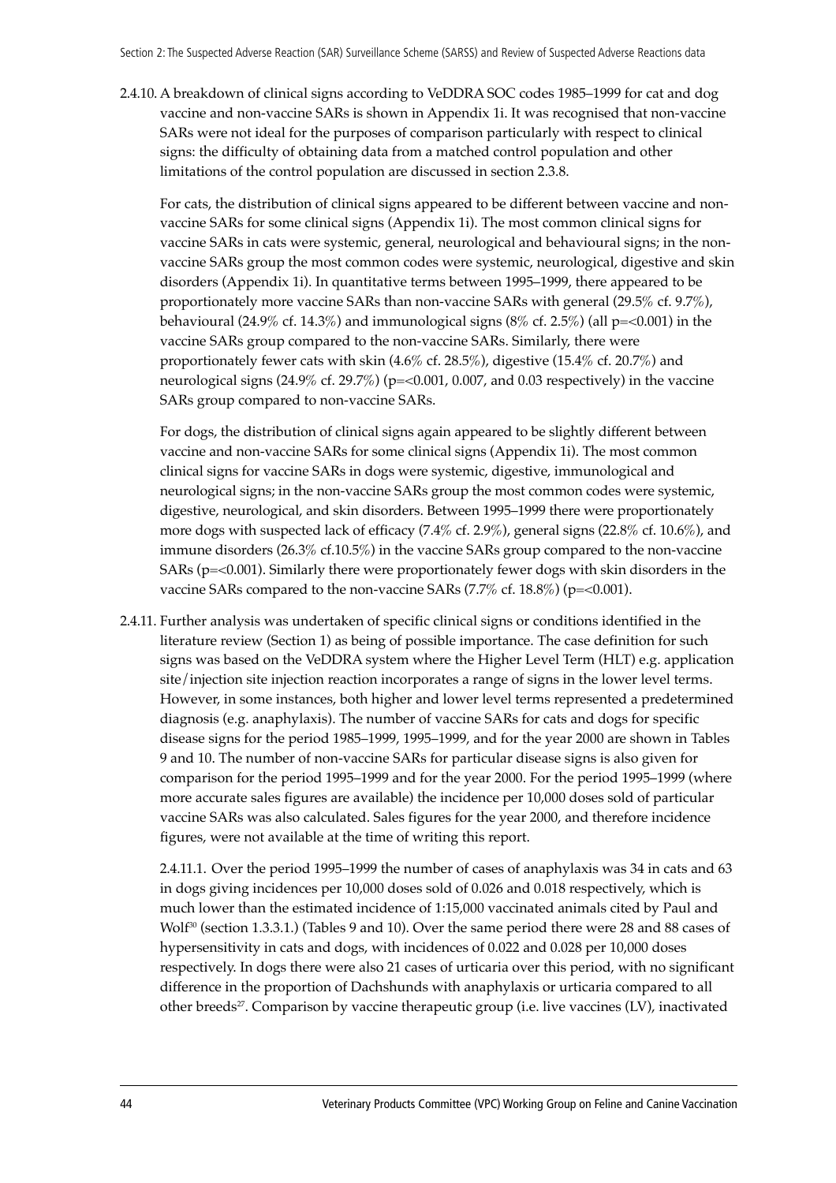2.4.10. A breakdown of clinical signs according to VeDDRA SOC codes 1985–1999 for cat and dog vaccine and non-vaccine SARs is shown in Appendix 1i. It was recognised that non-vaccine SARs were not ideal for the purposes of comparison particularly with respect to clinical signs: the difficulty of obtaining data from a matched control population and other limitations of the control population are discussed in section 2.3.8.

For cats, the distribution of clinical signs appeared to be different between vaccine and non-vaccine SARs for some clinical signs (Appendix 1i). The most common clinical signs for vaccine SARs in cats were systemic, general, neurological and behavioural signs; in the non-vaccine SARs group the most common codes were systemic, neurological, digestive and skin disorders (Appendix 1i). In quantitative terms between 1995–1999, there appeared to be proportionately more vaccine SARs than non-vaccine SARs with general (29.5% cf. 9.7%), behavioural (24.9% cf. 14.3%) and immunological signs (8% cf. 2.5%) (all p=<0.001) in the vaccine SARs group compared to the non-vaccine SARs. Similarly, there were proportionately fewer cats with skin (4.6% cf. 28.5%), digestive (15.4% cf. 20.7%) and neurological signs (24.9% cf. 29.7%) (p=<0.001, 0.007, and 0.03 respectively) in the vaccine SARs group compared to non-vaccine SARs.

For dogs, the distribution of clinical signs again appeared to be slightly different between vaccine and non-vaccine SARs for some clinical signs (Appendix 1i). The most common clinical signs for vaccine SARs in dogs were systemic, digestive, immunological and neurological signs; in the non-vaccine SARs group the most common codes were systemic, digestive, neurological, and skin disorders. Between 1995–1999 there were proportionately more dogs with suspected lack of efficacy (7.4% cf. 2.9%), general signs (22.8% cf. 10.6%), and immune disorders (26.3% cf.10.5%) in the vaccine SARs group compared to the non-vaccine SARs (p=<0.001). Similarly there were proportionately fewer dogs with skin disorders in the vaccine SARs compared to the non-vaccine SARs (7.7% cf. 18.8%) (p=<0.001).

2.4.11. Further analysis was undertaken of specific clinical signs or conditions identified in the literature review (Section 1) as being of possible importance. The case definition for such signs was based on the VeDDRA system where the Higher Level Term (HLT) e.g. application site/injection site injection reaction incorporates a range of signs in the lower level terms. However, in some instances, both higher and lower level terms represented a predetermined diagnosis (e.g. anaphylaxis). The number of vaccine SARs for cats and dogs for specific disease signs for the period 1985–1999, 1995–1999, and for the year 2000 are shown in Tables 9 and 10. The number of non-vaccine SARs for particular disease signs is also given for comparison for the period 1995–1999 and for the year 2000. For the period 1995–1999 (where more accurate sales figures are available) the incidence per 10,000 doses sold of particular vaccine SARs was also calculated. Sales figures for the year 2000, and therefore incidence figures, were not available at the time of writing this report.

2.4.11.1. Over the period 1995–1999 the number of cases of anaphylaxis was 34 in cats and 63 in dogs giving incidences per 10,000 doses sold of 0.026 and 0.018 respectively, which is much lower than the estimated incidence of 1:15,000 vaccinated animals cited by Paul and Wolf[30] (section 1.3.3.1.) (Tables 9 and 10). Over the same period there were 28 and 88 cases of hypersensitivity in cats and dogs, with incidences of 0.022 and 0.028 per 10,000 doses respectively. In dogs there were also 21 cases of urticaria over this period, with no significant difference in the proportion of Dachshunds with anaphylaxis or urticaria compared to all other breeds[27]. Comparison by vaccine therapeutic group (i.e. live vaccines (LV), inactivated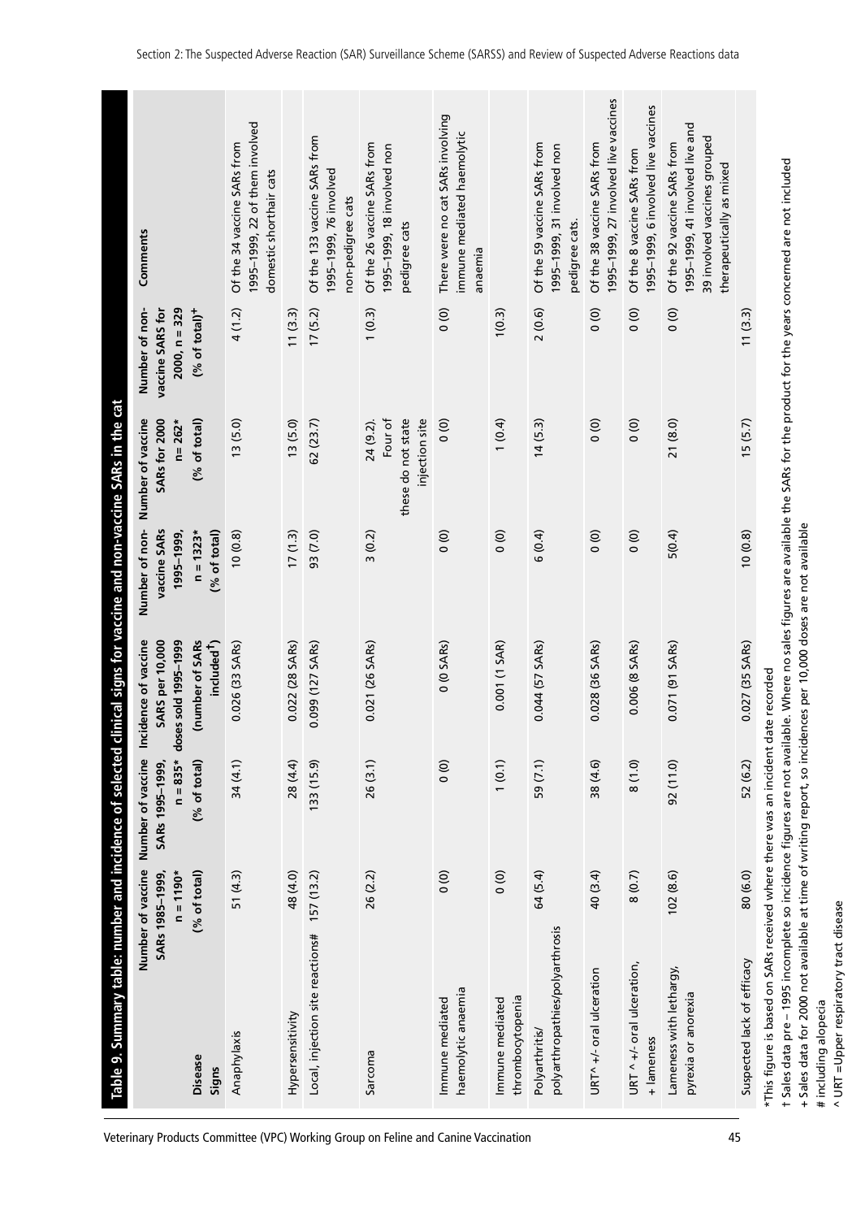## Table 9. Summary table: number and incidence of selected clinical signs for vaccine and non-vaccine SARs in the cat

| Disease Signs | Number of vaccine SARs 1985–1999, n = 1190* (% of total) | Number of vaccine SARs 1995–1999, n = 835* (% of total) | Incidence of vaccine SARS per 10,000 doses sold 1995–1999 (number of SARs included†) | Number of non-vaccine SARs 1995–1999, n = 1323* (% of total) | Number of vaccine SARs for 2000 n= 262* (% of total) | Number of non-vaccine SARS for 2000, n = 329 (% of total)+ | Comments |
|---|---|---|---|---|---|---|---|
| Anaphylaxis | 51 (4.3) | 34 (4.1) | 0.026 (33 SARs) | 10 (0.8) | 13 (5.0) | 4 (1.2) | Of the 34 vaccine SARs from 1995–1999, 22 of them involved domestic shorthair cats |
| Hypersensitivity | 48 (4.0) | 28 (4.4) | 0.022 (28 SARs) | 17 (1.3) | 13 (5.0) | 11 (3.3) | |
| Local, injection site reactions# | 157 (13.2) | 133 (15.9) | 0.099 (127 SARs) | 93 (7.0) | 62 (23.7) | 17 (5.2) | Of the 133 vaccine SARs from 1995–1999, 76 involved non-pedigree cats |
| Sarcoma | 26 (2.2) | 26 (3.1) | 0.021 (26 SARs) | 3 (0.2) | 24 (9.2). Four of these do not state injection site | 1 (0.3) | Of the 26 vaccine SARs from 1995–1999, 18 involved non pedigree cats |
| Immune mediated haemolytic anaemia | 0 (0) | 0 (0) | 0 (0 SARs) | 0 (0) | 0 (0) | 0 (0) | There were no cat SARs involving immune mediated haemolytic anaemia |
| Immune mediated thrombocytopenia | 0 (0) | 1 (0.1) | 0.001 (1 SAR) | 0 (0) | 1 (0.4) | 1(0.3) | |
| Polyarthritis/ polyarthropathies/polyarthrosis | 64 (5.4) | 59 (7.1) | 0.044 (57 SARs) | 6 (0.4) | 14 (5.3) | 2 (0.6) | Of the 59 vaccine SARs from 1995–1999, 31 involved non pedigree cats. |
| URT^ +/- oral ulceration | 40 (3.4) | 38 (4.6) | 0.028 (36 SARs) | 0 (0) | 0 (0) | 0 (0) | Of the 38 vaccine SARs from 1995–1999, 27 involved live vaccines |
| URT ^ +/- oral ulceration, + lameness | 8 (0.7) | 8 (1.0) | 0.006 (8 SARs) | 0 (0) | 0 (0) | 0 (0) | Of the 8 vaccine SARs from 1995–1999, 6 involved live vaccines |
| Lameness with lethargy, pyrexia or anorexia | 102 (8.6) | 92 (11.0) | 0.071 (91 SARs) | 5(0.4) | 21 (8.0) | 0 (0) | Of the 92 vaccine SARs from 1995–1999, 41 involved live and 39 involved vaccines grouped therapeutically as mixed |
| Suspected lack of efficacy | 80 (6.0) | 52 (6.2) | 0.027 (35 SARs) | 10 (0.8) | 15 (5.7) | 11 (3.3) | |

*This figure is based on SARs received where there was an incident date recorded

† Sales data pre – 1995 incomplete so incidence figures are not available. Where no sales figures are available the SARs for the product for the years concerned are not included

+ Sales data for 2000 not available at time of writing report, so incidences per 10,000 doses are not available

\# including alopecia

^ URT =Upper respiratory tract disease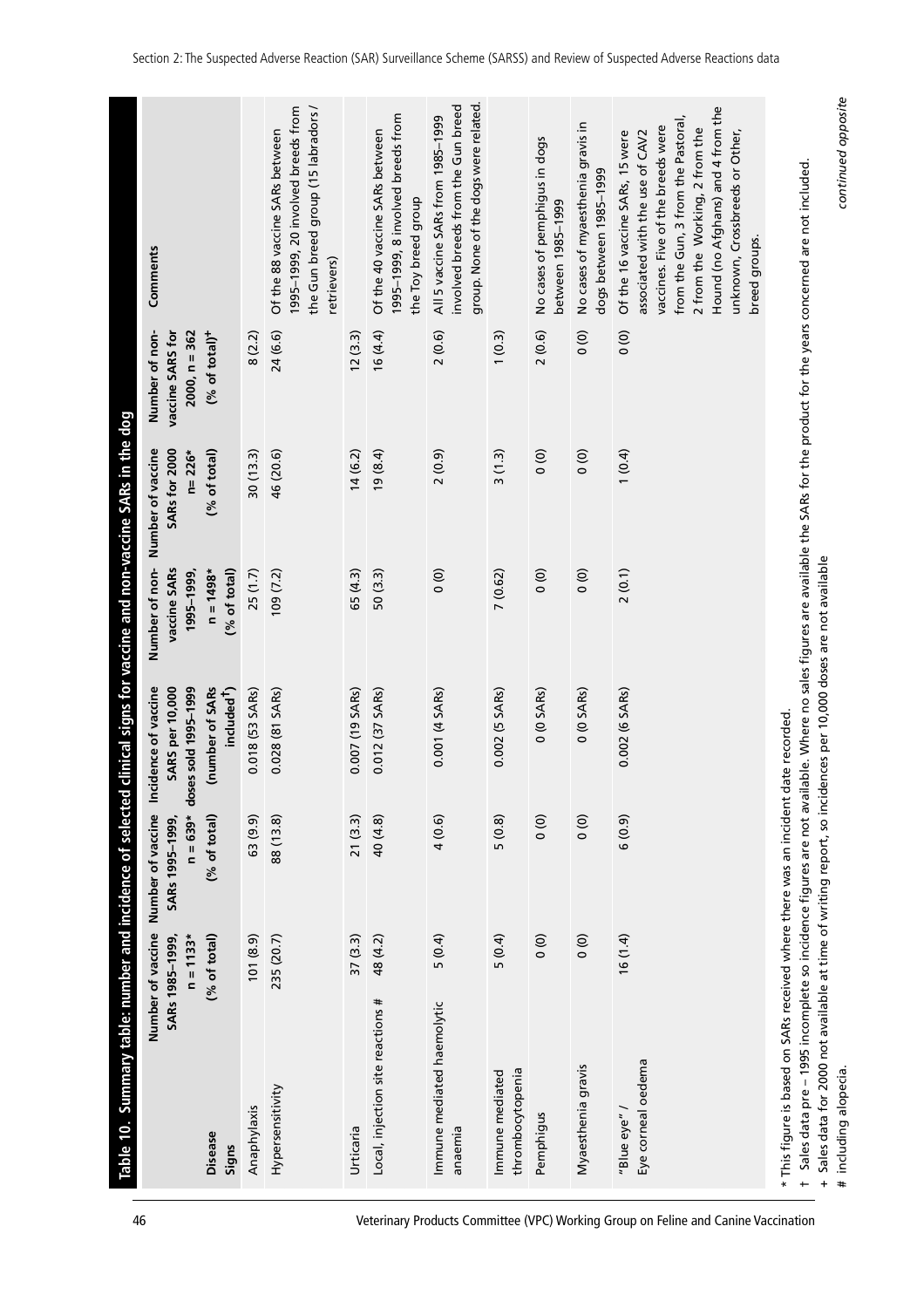## Table 10. Summary table: number and incidence of selected clinical signs for vaccine and non-vaccine SARs in the dog

| Disease Signs | Number of vaccine SARs 1985–1999, n = 1133* (% of total) | Number of vaccine SARs 1995–1999, n = 639* (% of total) | Incidence of vaccine SARS per 10,000 doses sold 1995–1999 (number of SARs included[†]) | Number of non-vaccine SARs 1995–1999, n = 1498* (% of total) | Number of vaccine SARs for 2000 n= 226* (% of total) | Number of non-vaccine SARS for 2000, n = 362 (% of total)[+] | Comments |
|---|---|---|---|---|---|---|---|
| Anaphylaxis | 101 (8.9) | 63 (9.9) | 0.018 (53 SARs) | 25 (1.7) | 30 (13.3) | 8 (2.2) | |
| Hypersensitivity | 235 (20.7) | 88 (13.8) | 0.028 (81 SARs) | 109 (7.2) | 46 (20.6) | 24 (6.6) | Of the 88 vaccine SARs between 1995–1999, 20 involved breeds from the Gun breed group (15 labradors / retrievers) |
| Urticaria | 37 (3.3) | 21 (3.3) | 0.007 (19 SARs) | 65 (4.3) | 14 (6.2) | 12 (3.3) | |
| Local, injection site reactions # | 48 (4.2) | 40 (4.8) | 0.012 (37 SARs) | 50 (3.3) | 19 (8.4) | 16 (4.4) | Of the 40 vaccine SARs between 1995–1999, 8 involved breeds from the Toy breed group |
| Immune mediated haemolytic anaemia | 5 (0.4) | 4 (0.6) | 0.001 (4 SARs) | 0 (0) | 2 (0.9) | 2 (0.6) | All 5 vaccine SARs from 1985–1999 involved breeds from the Gun breed group. None of the dogs were related. |
| Immune mediated thrombocytopenia | 5 (0.4) | 5 (0.8) | 0.002 (5 SARs) | 7 (0.62) | 3 (1.3) | 1 (0.3) | |
| Pemphigus | 0 (0) | 0 (0) | 0 (0 SARs) | 0 (0) | 0 (0) | 2 (0.6) | No cases of pemphigus in dogs between 1985–1999 |
| Myaesthenia gravis | 0 (0) | 0 (0) | 0 (0 SARs) | 0 (0) | 0 (0) | 0 (0) | No cases of myaesthenia gravis in dogs between 1985–1999 |
| "Blue eye" / Eye corneal oedema | 16 (1.4) | 6 (0.9) | 0.002 (6 SARs) | 2 (0.1) | 1 (0.4) | 0 (0) | Of the 16 vaccine SARs, 15 were associated with the use of CAV2 vaccines. Five of the breeds were from the Gun, 3 from the Pastoral, 2 from the Working, 2 from the Hound (no Afghans) and 4 from the unknown, Crossbreeds or Other, breed groups. |

\* This figure is based on SARs received where there was an incident date recorded.

† Sales data pre – 1995 incomplete so incidence figures are not available. Where no sales figures are available the SARs for the product for the years concerned are not included.

+ Sales data for 2000 not available at time of writing report, so incidences per 10,000 doses are not available

\# including alopecia.

*continued opposite*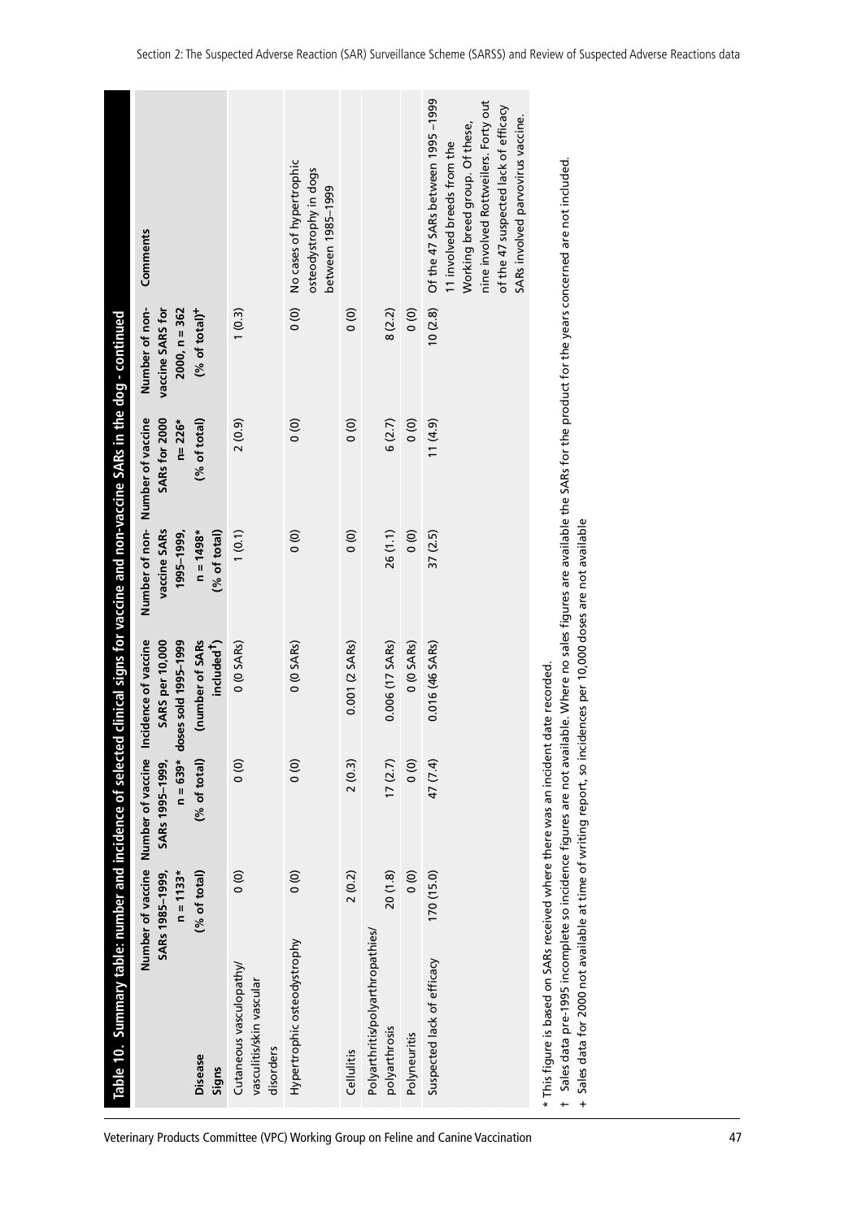**Table 10. Summary table: number and incidence of selected clinical signs for vaccine and non-vaccine SARs in the dog - continued**

| Disease<br>Signs | Number of vaccine SARs 1985–1999, n = 1133* (% of total) | Number of vaccine SARs 1995–1999, n = 639* (% of total) | Incidence of vaccine SARS per 10,000 doses sold 1995–1999 (number of SARs included†) | Number of non-vaccine SARs 1995–1999, n = 1498* (% of total) | Number of vaccine SARs for 2000 n= 226* (% of total) | Number of non-vaccine SARS for 2000, n = 362 (% of total)+ | Comments |
|---|---|---|---|---|---|---|---|
| Cutaneous vasculopathy/ vasculitis/skin vascular disorders | 0 (0) | 0 (0) | 0 (0 SARs) | 1 (0.1) | 2 (0.9) | 1 (0.3) | |
| Hypertrophic osteodystrophy | 0 (0) | 0 (0) | 0 (0 SARs) | 0 (0) | 0 (0) | 0 (0) | No cases of hypertrophic osteodystrophy in dogs between 1985–1999 |
| Cellulitis | 2 (0.2) | 2 (0.3) | 0.001 (2 SARs) | 0 (0) | 0 (0) | 0 (0) | |
| Polyarthritis/polyarthropathies/ polyarthrosis | 20 (1.8) | 17 (2.7) | 0.006 (17 SARs) | 26 (1.1) | 6 (2.7) | 8 (2.2) | |
| Polyneuritis | 0 (0) | 0 (0) | 0 (0 SARs) | 0 (0) | 0 (0) | 0 (0) | |
| Suspected lack of efficacy | 170 (15.0) | 47 (7.4) | 0.016 (46 SARs) | 37 (2.5) | 11 (4.9) | 10 (2.8) | Of the 47 SARs between 1995 –1999 11 involved breeds from the Working breed group. Of these, nine involved Rottweilers. Forty out of the 47 suspected lack of efficacy SARs involved parvovirus vaccine. |

\* This figure is based on SARs received where there was an incident date recorded.

† Sales data pre-1995 incomplete so incidence figures are not available. Where no sales figures are available the SARs for the product for the years concerned are not included.

\+ Sales data for 2000 not available at time of writing report, so incidences per 10,000 doses are not available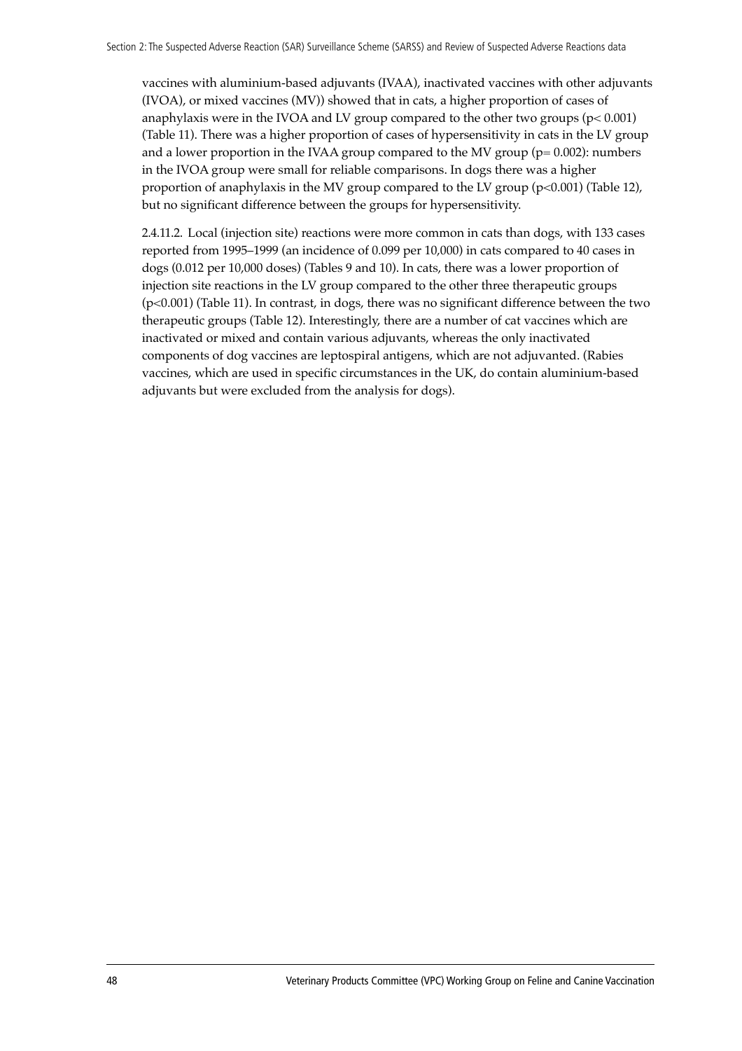vaccines with aluminium-based adjuvants (IVAA), inactivated vaccines with other adjuvants (IVOA), or mixed vaccines (MV)) showed that in cats, a higher proportion of cases of anaphylaxis were in the IVOA and LV group compared to the other two groups ($p < 0.001$) (Table 11). There was a higher proportion of cases of hypersensitivity in cats in the LV group and a lower proportion in the IVAA group compared to the MV group ($p = 0.002$): numbers in the IVOA group were small for reliable comparisons. In dogs there was a higher proportion of anaphylaxis in the MV group compared to the LV group ($p<0.001$) (Table 12), but no significant difference between the groups for hypersensitivity.

2.4.11.2. Local (injection site) reactions were more common in cats than dogs, with 133 cases reported from 1995–1999 (an incidence of 0.099 per 10,000) in cats compared to 40 cases in dogs (0.012 per 10,000 doses) (Tables 9 and 10). In cats, there was a lower proportion of injection site reactions in the LV group compared to the other three therapeutic groups ($p<0.001$) (Table 11). In contrast, in dogs, there was no significant difference between the two therapeutic groups (Table 12). Interestingly, there are a number of cat vaccines which are inactivated or mixed and contain various adjuvants, whereas the only inactivated components of dog vaccines are leptospiral antigens, which are not adjuvanted. (Rabies vaccines, which are used in specific circumstances in the UK, do contain aluminium-based adjuvants but were excluded from the analysis for dogs).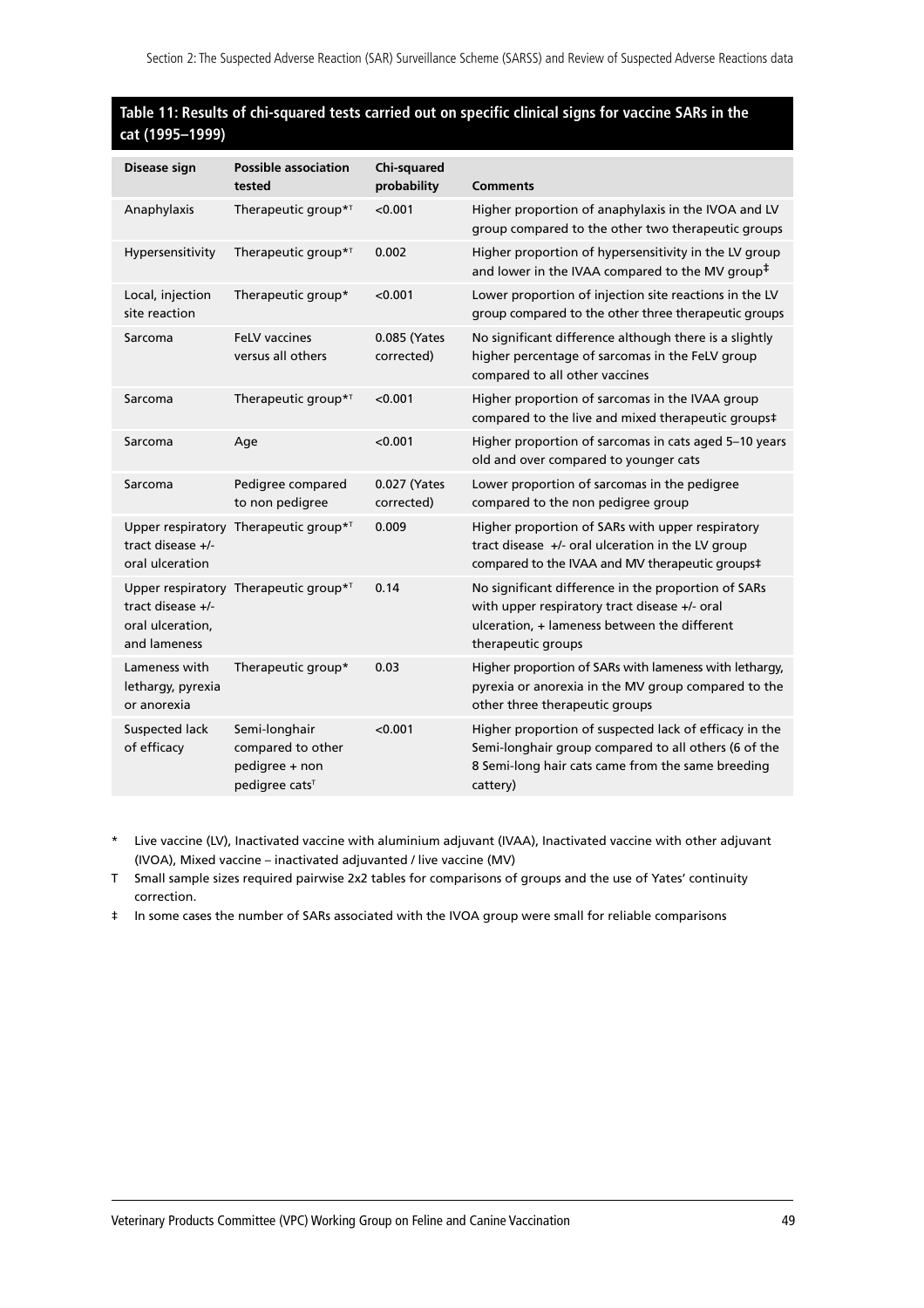**Table 11: Results of chi-squared tests carried out on specific clinical signs for vaccine SARs in the cat (1995–1999)**

| Disease sign | Possible association tested | Chi-squared probability | Comments |
|---|---|---|---|
| Anaphylaxis | Therapeutic group*[T] | <0.001 | Higher proportion of anaphylaxis in the IVOA and LV group compared to the other two therapeutic groups |
| Hypersensitivity | Therapeutic group*[T] | 0.002 | Higher proportion of hypersensitivity in the LV group and lower in the IVAA compared to the MV group‡ |
| Local, injection site reaction | Therapeutic group* | <0.001 | Lower proportion of injection site reactions in the LV group compared to the other three therapeutic groups |
| Sarcoma | FeLV vaccines versus all others | 0.085 (Yates corrected) | No significant difference although there is a slightly higher percentage of sarcomas in the FeLV group compared to all other vaccines |
| Sarcoma | Therapeutic group*[T] | <0.001 | Higher proportion of sarcomas in the IVAA group compared to the live and mixed therapeutic groups‡ |
| Sarcoma | Age | <0.001 | Higher proportion of sarcomas in cats aged 5–10 years old and over compared to younger cats |
| Sarcoma | Pedigree compared to non pedigree | 0.027 (Yates corrected) | Lower proportion of sarcomas in the pedigree compared to the non pedigree group |
| Upper respiratory tract disease +/- oral ulceration | Therapeutic group*[T] | 0.009 | Higher proportion of SARs with upper respiratory tract disease +/- oral ulceration in the LV group compared to the IVAA and MV therapeutic groups‡ |
| Upper respiratory tract disease +/- oral ulceration, and lameness | Therapeutic group*[T] | 0.14 | No significant difference in the proportion of SARs with upper respiratory tract disease +/- oral ulceration, + lameness between the different therapeutic groups |
| Lameness with lethargy, pyrexia or anorexia | Therapeutic group* | 0.03 | Higher proportion of SARs with lameness with lethargy, pyrexia or anorexia in the MV group compared to the other three therapeutic groups |
| Suspected lack of efficacy | Semi-longhair compared to other pedigree + non pedigree cats[T] | <0.001 | Higher proportion of suspected lack of efficacy in the Semi-longhair group compared to all others (6 of the 8 Semi-long hair cats came from the same breeding cattery) |

\* Live vaccine (LV), Inactivated vaccine with aluminium adjuvant (IVAA), Inactivated vaccine with other adjuvant (IVOA), Mixed vaccine – inactivated adjuvanted / live vaccine (MV)

T Small sample sizes required pairwise 2x2 tables for comparisons of groups and the use of Yates' continuity correction.

‡ In some cases the number of SARs associated with the IVOA group were small for reliable comparisons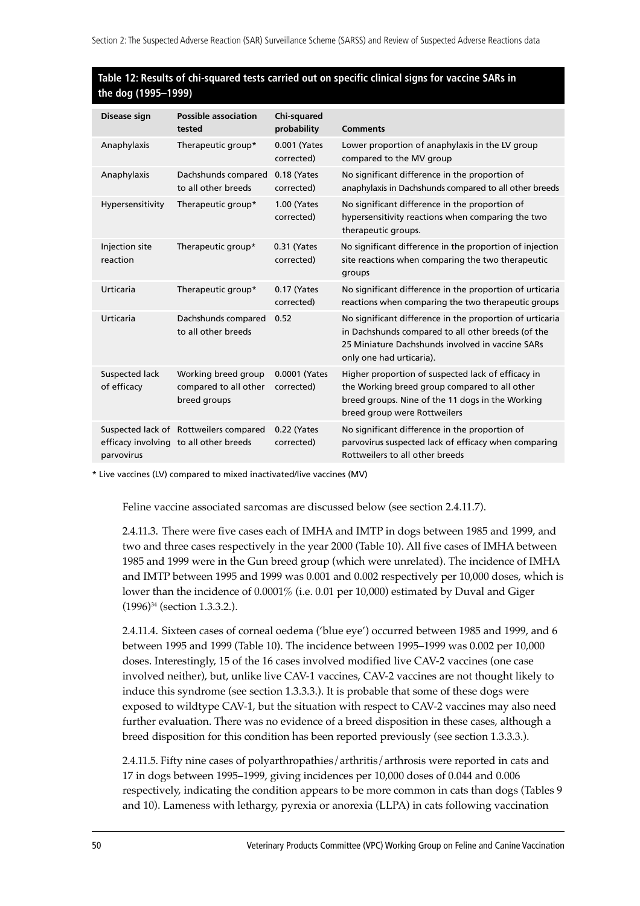**Table 12: Results of chi-squared tests carried out on specific clinical signs for vaccine SARs in the dog (1995–1999)**

| Disease sign | Possible association tested | Chi-squared probability | Comments |
|---|---|---|---|
| Anaphylaxis | Therapeutic group* | 0.001 (Yates corrected) | Lower proportion of anaphylaxis in the LV group compared to the MV group |
| Anaphylaxis | Dachshunds compared to all other breeds | 0.18 (Yates corrected) | No significant difference in the proportion of anaphylaxis in Dachshunds compared to all other breeds |
| Hypersensitivity | Therapeutic group* | 1.00 (Yates corrected) | No significant difference in the proportion of hypersensitivity reactions when comparing the two therapeutic groups. |
| Injection site reaction | Therapeutic group* | 0.31 (Yates corrected) | No significant difference in the proportion of injection site reactions when comparing the two therapeutic groups |
| Urticaria | Therapeutic group* | 0.17 (Yates corrected) | No significant difference in the proportion of urticaria reactions when comparing the two therapeutic groups |
| Urticaria | Dachshunds compared to all other breeds | 0.52 | No significant difference in the proportion of urticaria in Dachshunds compared to all other breeds (of the 25 Miniature Dachshunds involved in vaccine SARs only one had urticaria). |
| Suspected lack of efficacy | Working breed group compared to all other breed groups | 0.0001 (Yates corrected) | Higher proportion of suspected lack of efficacy in the Working breed group compared to all other breed groups. Nine of the 11 dogs in the Working breed group were Rottweilers |
| Suspected lack of efficacy involving parvovirus | Rottweilers compared to all other breeds | 0.22 (Yates corrected) | No significant difference in the proportion of parvovirus suspected lack of efficacy when comparing Rottweilers to all other breeds |

\* Live vaccines (LV) compared to mixed inactivated/live vaccines (MV)

Feline vaccine associated sarcomas are discussed below (see section 2.4.11.7).

2.4.11.3. There were five cases each of IMHA and IMTP in dogs between 1985 and 1999, and two and three cases respectively in the year 2000 (Table 10). All five cases of IMHA between 1985 and 1999 were in the Gun breed group (which were unrelated). The incidence of IMHA and IMTP between 1995 and 1999 was 0.001 and 0.002 respectively per 10,000 doses, which is lower than the incidence of 0.0001% (i.e. 0.01 per 10,000) estimated by Duval and Giger (1996)[34] (section 1.3.3.2.).

2.4.11.4. Sixteen cases of corneal oedema ('blue eye') occurred between 1985 and 1999, and 6 between 1995 and 1999 (Table 10). The incidence between 1995–1999 was 0.002 per 10,000 doses. Interestingly, 15 of the 16 cases involved modified live CAV-2 vaccines (one case involved neither), but, unlike live CAV-1 vaccines, CAV-2 vaccines are not thought likely to induce this syndrome (see section 1.3.3.3.). It is probable that some of these dogs were exposed to wildtype CAV-1, but the situation with respect to CAV-2 vaccines may also need further evaluation. There was no evidence of a breed disposition in these cases, although a breed disposition for this condition has been reported previously (see section 1.3.3.3.).

2.4.11.5. Fifty nine cases of polyarthropathies/arthritis/arthrosis were reported in cats and 17 in dogs between 1995–1999, giving incidences per 10,000 doses of 0.044 and 0.006 respectively, indicating the condition appears to be more common in cats than dogs (Tables 9 and 10). Lameness with lethargy, pyrexia or anorexia (LLPA) in cats following vaccination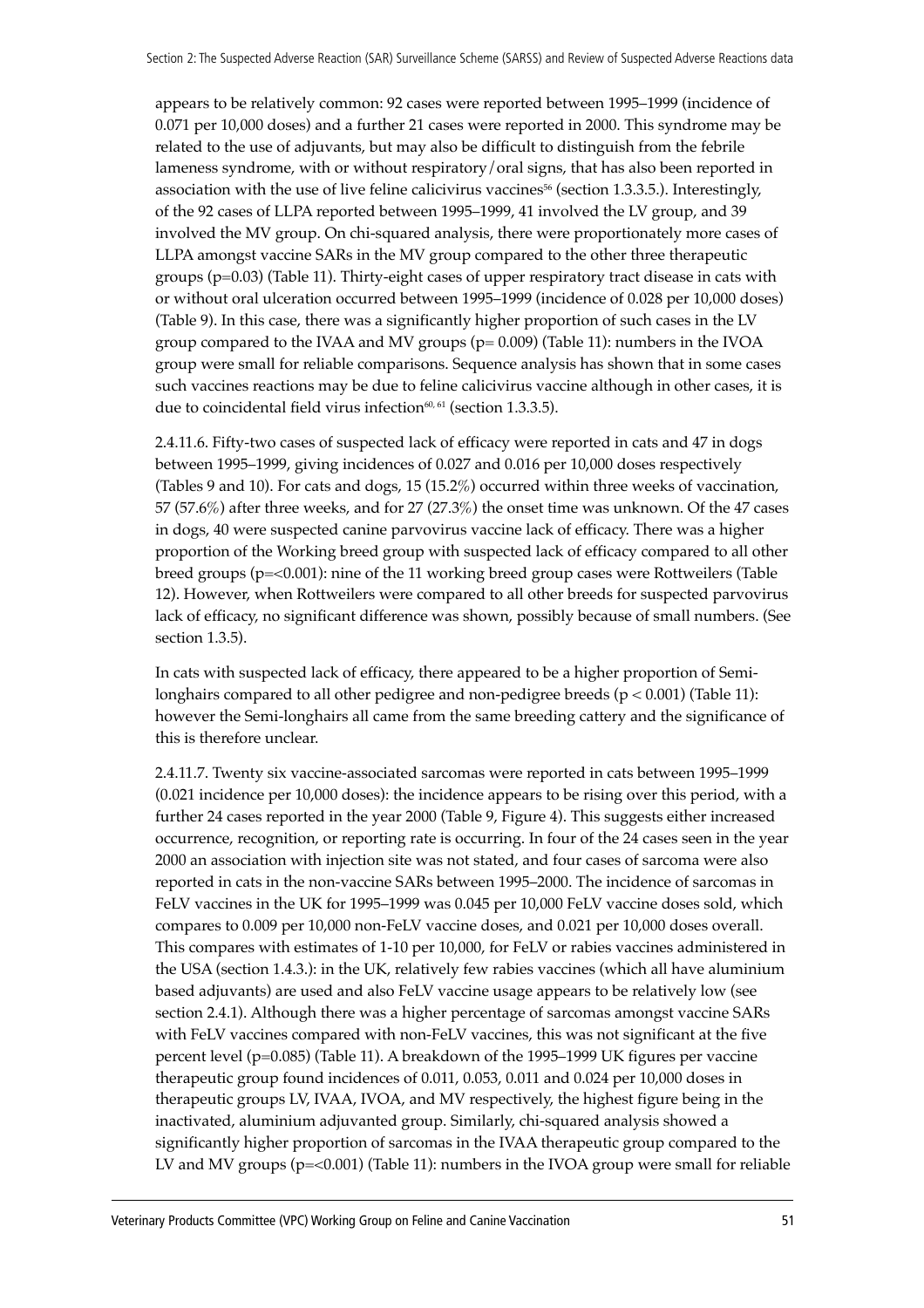appears to be relatively common: 92 cases were reported between 1995–1999 (incidence of 0.071 per 10,000 doses) and a further 21 cases were reported in 2000. This syndrome may be related to the use of adjuvants, but may also be difficult to distinguish from the febrile lameness syndrome, with or without respiratory/oral signs, that has also been reported in association with the use of live feline calicivirus vaccines[56] (section 1.3.3.5.). Interestingly, of the 92 cases of LLPA reported between 1995–1999, 41 involved the LV group, and 39 involved the MV group. On chi-squared analysis, there were proportionately more cases of LLPA amongst vaccine SARs in the MV group compared to the other three therapeutic groups (p=0.03) (Table 11). Thirty-eight cases of upper respiratory tract disease in cats with or without oral ulceration occurred between 1995–1999 (incidence of 0.028 per 10,000 doses) (Table 9). In this case, there was a significantly higher proportion of such cases in the LV group compared to the IVAA and MV groups (p= 0.009) (Table 11): numbers in the IVOA group were small for reliable comparisons. Sequence analysis has shown that in some cases such vaccines reactions may be due to feline calicivirus vaccine although in other cases, it is due to coincidental field virus infection[60, 61] (section 1.3.3.5).

2.4.11.6. Fifty-two cases of suspected lack of efficacy were reported in cats and 47 in dogs between 1995–1999, giving incidences of 0.027 and 0.016 per 10,000 doses respectively (Tables 9 and 10). For cats and dogs, 15 (15.2%) occurred within three weeks of vaccination, 57 (57.6%) after three weeks, and for 27 (27.3%) the onset time was unknown. Of the 47 cases in dogs, 40 were suspected canine parvovirus vaccine lack of efficacy. There was a higher proportion of the Working breed group with suspected lack of efficacy compared to all other breed groups (p=<0.001): nine of the 11 working breed group cases were Rottweilers (Table 12). However, when Rottweilers were compared to all other breeds for suspected parvovirus lack of efficacy, no significant difference was shown, possibly because of small numbers. (See section 1.3.5).

In cats with suspected lack of efficacy, there appeared to be a higher proportion of Semi-longhairs compared to all other pedigree and non-pedigree breeds ($p < 0.001$) (Table 11): however the Semi-longhairs all came from the same breeding cattery and the significance of this is therefore unclear.

2.4.11.7. Twenty six vaccine-associated sarcomas were reported in cats between 1995–1999 (0.021 incidence per 10,000 doses): the incidence appears to be rising over this period, with a further 24 cases reported in the year 2000 (Table 9, Figure 4). This suggests either increased occurrence, recognition, or reporting rate is occurring. In four of the 24 cases seen in the year 2000 an association with injection site was not stated, and four cases of sarcoma were also reported in cats in the non-vaccine SARs between 1995–2000. The incidence of sarcomas in FeLV vaccines in the UK for 1995–1999 was 0.045 per 10,000 FeLV vaccine doses sold, which compares to 0.009 per 10,000 non-FeLV vaccine doses, and 0.021 per 10,000 doses overall. This compares with estimates of 1-10 per 10,000, for FeLV or rabies vaccines administered in the USA (section 1.4.3.): in the UK, relatively few rabies vaccines (which all have aluminium based adjuvants) are used and also FeLV vaccine usage appears to be relatively low (see section 2.4.1). Although there was a higher percentage of sarcomas amongst vaccine SARs with FeLV vaccines compared with non-FeLV vaccines, this was not significant at the five percent level (p=0.085) (Table 11). A breakdown of the 1995–1999 UK figures per vaccine therapeutic group found incidences of 0.011, 0.053, 0.011 and 0.024 per 10,000 doses in therapeutic groups LV, IVAA, IVOA, and MV respectively, the highest figure being in the inactivated, aluminium adjuvanted group. Similarly, chi-squared analysis showed a significantly higher proportion of sarcomas in the IVAA therapeutic group compared to the LV and MV groups (p=<0.001) (Table 11): numbers in the IVOA group were small for reliable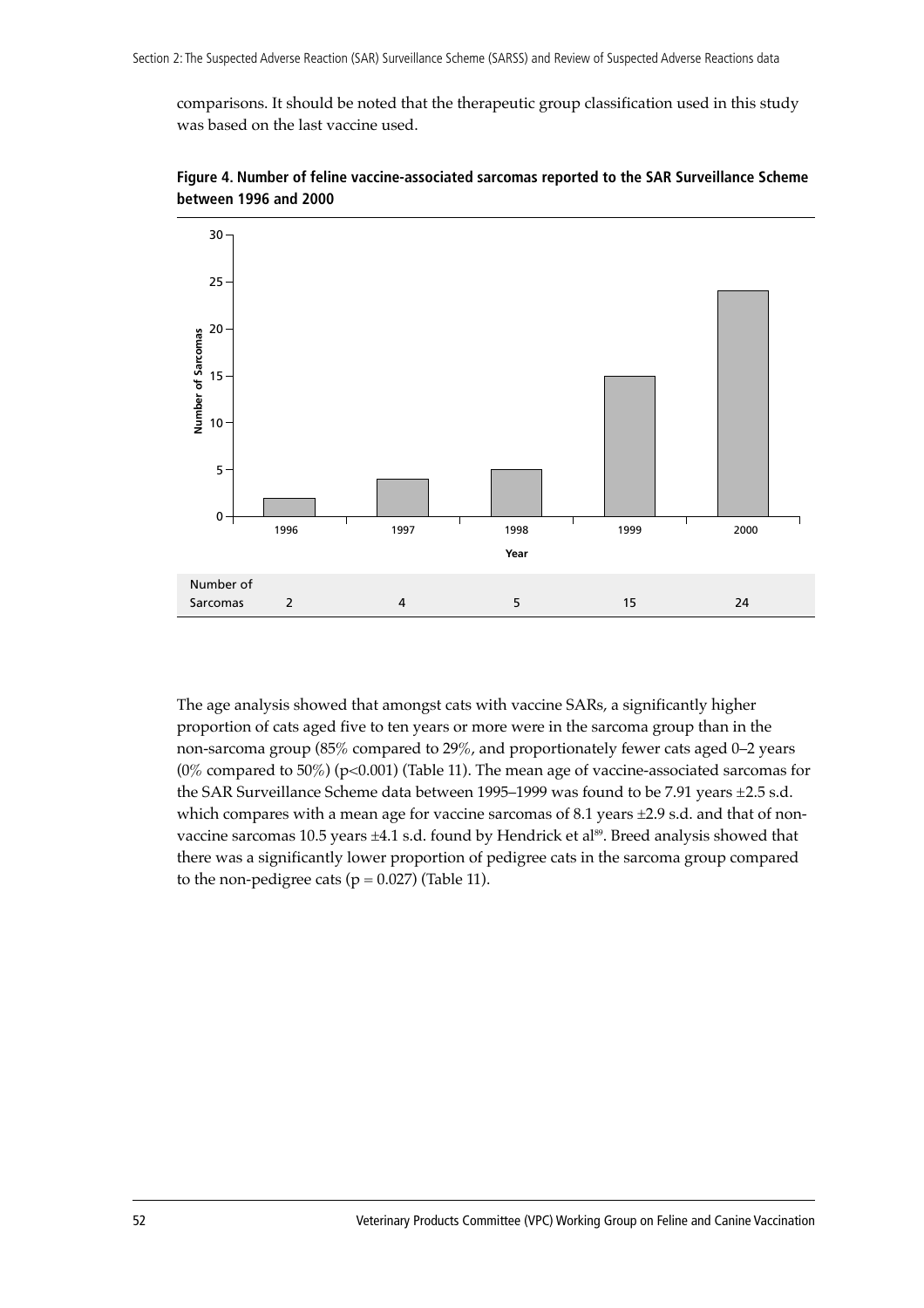comparisons. It should be noted that the therapeutic group classification used in this study was based on the last vaccine used.

**Figure 4. Number of feline vaccine-associated sarcomas reported to the SAR Surveillance Scheme between 1996 and 2000**

| | 1996 | 1997 | 1998 | 1999 | 2000 |
|---|---|---|---|---|---|
| Number of Sarcomas | 2 | 4 | 5 | 15 | 24 |

The age analysis showed that amongst cats with vaccine SARs, a significantly higher proportion of cats aged five to ten years or more were in the sarcoma group than in the non-sarcoma group (85% compared to 29%, and proportionately fewer cats aged 0–2 years (0% compared to 50%) ($p<0.001$) (Table 11). The mean age of vaccine-associated sarcomas for the SAR Surveillance Scheme data between 1995–1999 was found to be 7.91 years ±2.5 s.d. which compares with a mean age for vaccine sarcomas of 8.1 years ±2.9 s.d. and that of non-vaccine sarcomas 10.5 years ±4.1 s.d. found by Hendrick et al[89]. Breed analysis showed that there was a significantly lower proportion of pedigree cats in the sarcoma group compared to the non-pedigree cats ($p = 0.027$) (Table 11).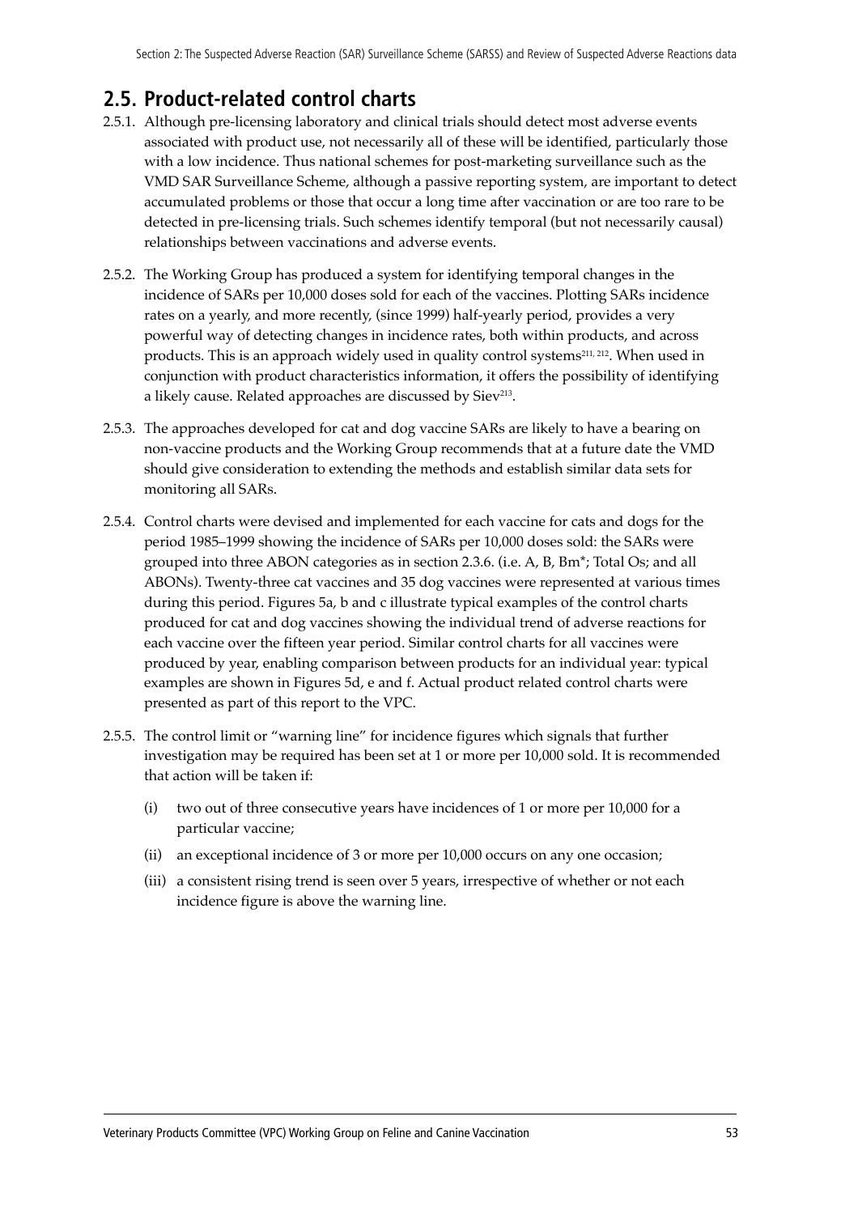## 2.5. Product-related control charts

2.5.1. Although pre-licensing laboratory and clinical trials should detect most adverse events associated with product use, not necessarily all of these will be identified, particularly those with a low incidence. Thus national schemes for post-marketing surveillance such as the VMD SAR Surveillance Scheme, although a passive reporting system, are important to detect accumulated problems or those that occur a long time after vaccination or are too rare to be detected in pre-licensing trials. Such schemes identify temporal (but not necessarily causal) relationships between vaccinations and adverse events.

2.5.2. The Working Group has produced a system for identifying temporal changes in the incidence of SARs per 10,000 doses sold for each of the vaccines. Plotting SARs incidence rates on a yearly, and more recently, (since 1999) half-yearly period, provides a very powerful way of detecting changes in incidence rates, both within products, and across products. This is an approach widely used in quality control systems[211, 212]. When used in conjunction with product characteristics information, it offers the possibility of identifying a likely cause. Related approaches are discussed by Siev[213].

2.5.3. The approaches developed for cat and dog vaccine SARs are likely to have a bearing on non-vaccine products and the Working Group recommends that at a future date the VMD should give consideration to extending the methods and establish similar data sets for monitoring all SARs.

2.5.4. Control charts were devised and implemented for each vaccine for cats and dogs for the period 1985–1999 showing the incidence of SARs per 10,000 doses sold: the SARs were grouped into three ABON categories as in section 2.3.6. (i.e. A, B, Bm*; Total Os; and all ABONs). Twenty-three cat vaccines and 35 dog vaccines were represented at various times during this period. Figures 5a, b and c illustrate typical examples of the control charts produced for cat and dog vaccines showing the individual trend of adverse reactions for each vaccine over the fifteen year period. Similar control charts for all vaccines were produced by year, enabling comparison between products for an individual year: typical examples are shown in Figures 5d, e and f. Actual product related control charts were presented as part of this report to the VPC.

2.5.5. The control limit or "warning line" for incidence figures which signals that further investigation may be required has been set at 1 or more per 10,000 sold. It is recommended that action will be taken if:

(i) two out of three consecutive years have incidences of 1 or more per 10,000 for a particular vaccine;

(ii) an exceptional incidence of 3 or more per 10,000 occurs on any one occasion;

(iii) a consistent rising trend is seen over 5 years, irrespective of whether or not each incidence figure is above the warning line.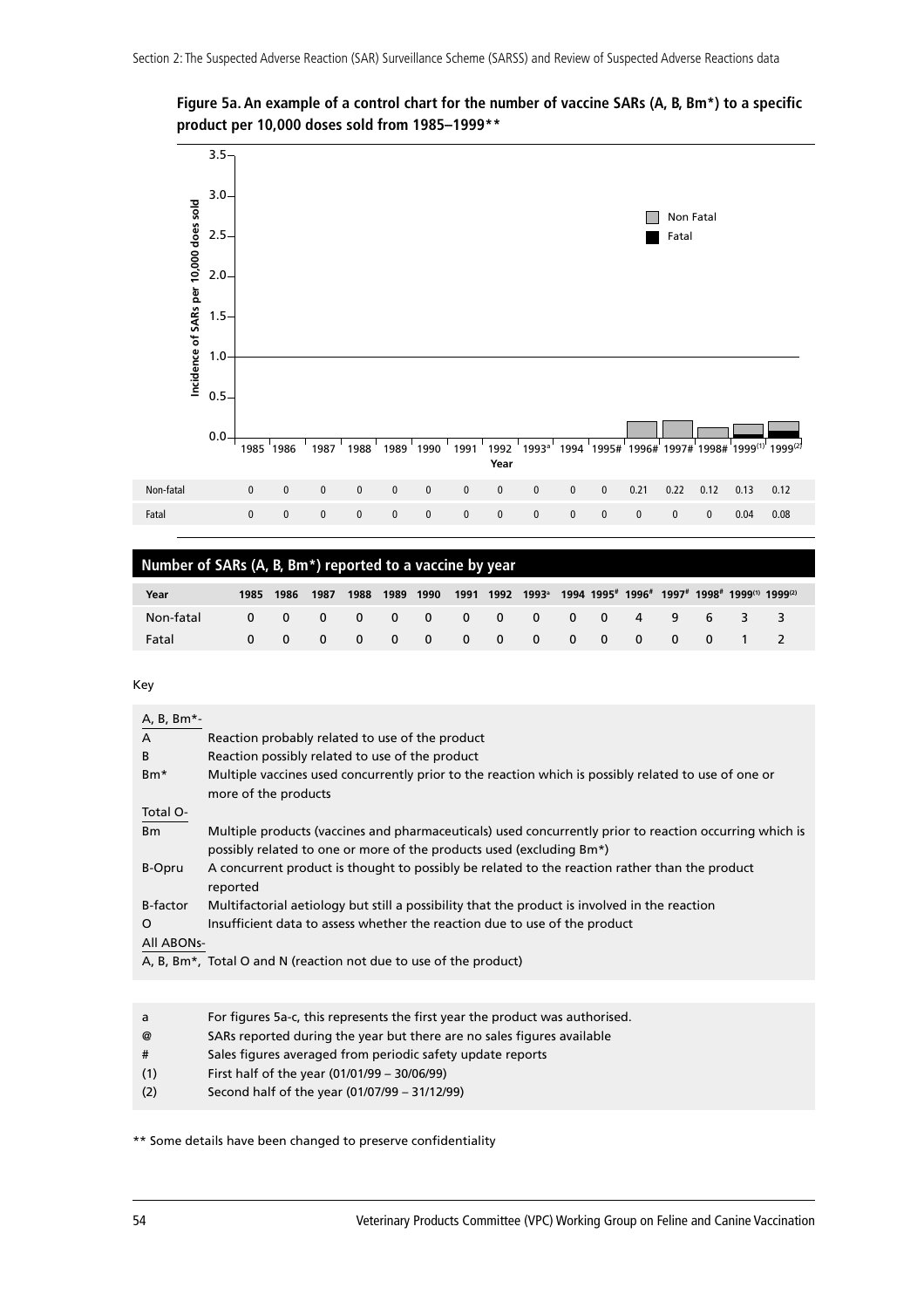**Figure 5a. An example of a control chart for the number of vaccine SARs (A, B, Bm*) to a specific product per 10,000 doses sold from 1985–1999****

| | 1985 | 1986 | 1987 | 1988 | 1989 | 1990 | 1991 | 1992 | 1993[a] | 1994 | 1995# | 1996# | 1997# | 1998# | 1999[(1)] | 1999[(2)] |
|---|---|---|---|---|---|---|---|---|---|---|---|---|---|---|---|---|
| Non-fatal | 0 | 0 | 0 | 0 | 0 | 0 | 0 | 0 | 0 | 0 | 0 | 0.21 | 0.22 | 0.12 | 0.13 | 0.12 |
| Fatal | 0 | 0 | 0 | 0 | 0 | 0 | 0 | 0 | 0 | 0 | 0 | 0 | 0 | 0 | 0.04 | 0.08 |

## Number of SARs (A, B, Bm*) reported to a vaccine by year

| Year | 1985 | 1986 | 1987 | 1988 | 1989 | 1990 | 1991 | 1992 | 1993[a] | 1994 | 1995# | 1996# | 1997# | 1998# | 1999[(1)] | 1999[(2)] |
|---|---|---|---|---|---|---|---|---|---|---|---|---|---|---|---|---|
| Non-fatal | 0 | 0 | 0 | 0 | 0 | 0 | 0 | 0 | 0 | 0 | 0 | 4 | 9 | 6 | 3 | 3 |
| Fatal | 0 | 0 | 0 | 0 | 0 | 0 | 0 | 0 | 0 | 0 | 0 | 0 | 0 | 0 | 1 | 2 |

Key

A, B, Bm*-

| | |
|---|---|
| A | Reaction probably related to use of the product |
| B | Reaction possibly related to use of the product |
| Bm* | Multiple vaccines used concurrently prior to the reaction which is possibly related to use of one or more of the products |

Total O-

| | |
|---|---|
| Bm | Multiple products (vaccines and pharmaceuticals) used concurrently prior to reaction occurring which is possibly related to one or more of the products used (excluding Bm*) |
| B-Opru | A concurrent product is thought to possibly be related to the reaction rather than the product reported |
| B-factor | Multifactorial aetiology but still a possibility that the product is involved in the reaction |
| O | Insufficient data to assess whether the reaction due to use of the product |

All ABONs-

A, B, Bm*, Total O and N (reaction not due to use of the product)

| | |
|---|---|
| a | For figures 5a-c, this represents the first year the product was authorised. |
| @ | SARs reported during the year but there are no sales figures available |
| # | Sales figures averaged from periodic safety update reports |
| (1) | First half of the year (01/01/99 – 30/06/99) |
| (2) | Second half of the year (01/07/99 – 31/12/99) |

** Some details have been changed to preserve confidentiality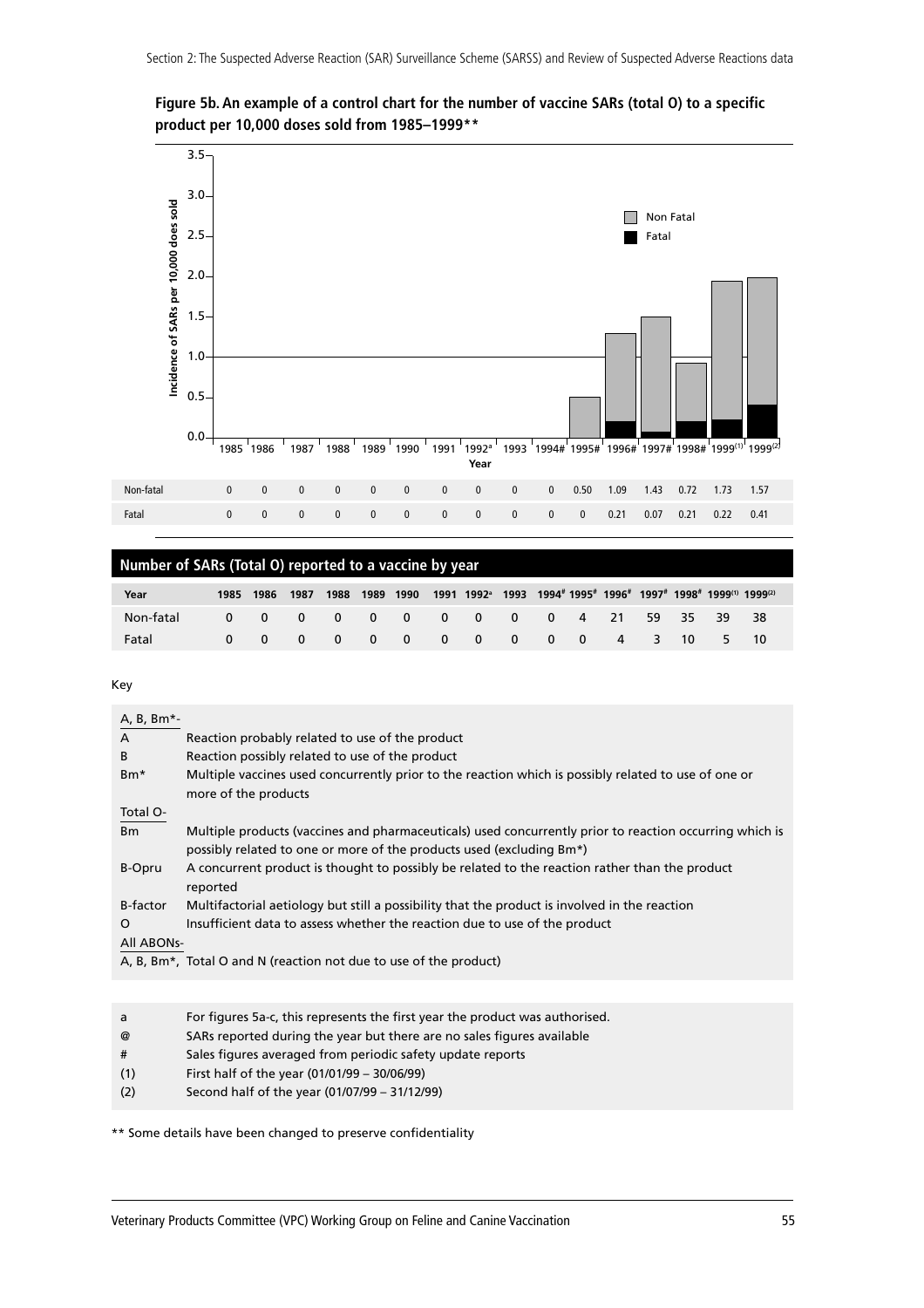**Figure 5b. An example of a control chart for the number of vaccine SARs (total O) to a specific product per 10,000 doses sold from 1985–1999**\*\*

| Year | 1985 | 1986 | 1987 | 1988 | 1989 | 1990 | 1991 | 1992[a] | 1993 | 1994# | 1995# | 1996# | 1997# | 1998# | 1999[(1)] | 1999[(2)] |
|---|---|---|---|---|---|---|---|---|---|---|---|---|---|---|---|---|
| Non-fatal | 0 | 0 | 0 | 0 | 0 | 0 | 0 | 0 | 0 | 0 | 0.50 | 1.09 | 1.43 | 0.72 | 1.73 | 1.57 |
| Fatal | 0 | 0 | 0 | 0 | 0 | 0 | 0 | 0 | 0 | 0 | 0 | 0.21 | 0.07 | 0.21 | 0.22 | 0.41 |

## Number of SARs (Total O) reported to a vaccine by year

| Year | 1985 | 1986 | 1987 | 1988 | 1989 | 1990 | 1991 | 1992[a] | 1993 | 1994# | 1995# | 1996# | 1997# | 1998# | 1999[(1)] | 1999[(2)] |
|---|---|---|---|---|---|---|---|---|---|---|---|---|---|---|---|---|
| Non-fatal | 0 | 0 | 0 | 0 | 0 | 0 | 0 | 0 | 0 | 0 | 4 | 21 | 59 | 35 | 39 | 38 |
| Fatal | 0 | 0 | 0 | 0 | 0 | 0 | 0 | 0 | 0 | 0 | 0 | 4 | 3 | 10 | 5 | 10 |

Key

| | |
|---|---|
| A, B, Bm*- | |
| A | Reaction probably related to use of the product |
| B | Reaction possibly related to use of the product |
| Bm* | Multiple vaccines used concurrently prior to the reaction which is possibly related to use of one or more of the products |
| Total O- | |
| Bm | Multiple products (vaccines and pharmaceuticals) used concurrently prior to reaction occurring which is possibly related to one or more of the products used (excluding Bm*) |
| B-Opru | A concurrent product is thought to possibly be related to the reaction rather than the product reported |
| B-factor | Multifactorial aetiology but still a possibility that the product is involved in the reaction |
| O | Insufficient data to assess whether the reaction due to use of the product |
| All ABONs- | |
| A, B, Bm*, | Total O and N (reaction not due to use of the product) |

| | |
|---|---|
| a | For figures 5a-c, this represents the first year the product was authorised. |
| @ | SARs reported during the year but there are no sales figures available |
| # | Sales figures averaged from periodic safety update reports |
| (1) | First half of the year (01/01/99 – 30/06/99) |
| (2) | Second half of the year (01/07/99 – 31/12/99) |

\*\* Some details have been changed to preserve confidentiality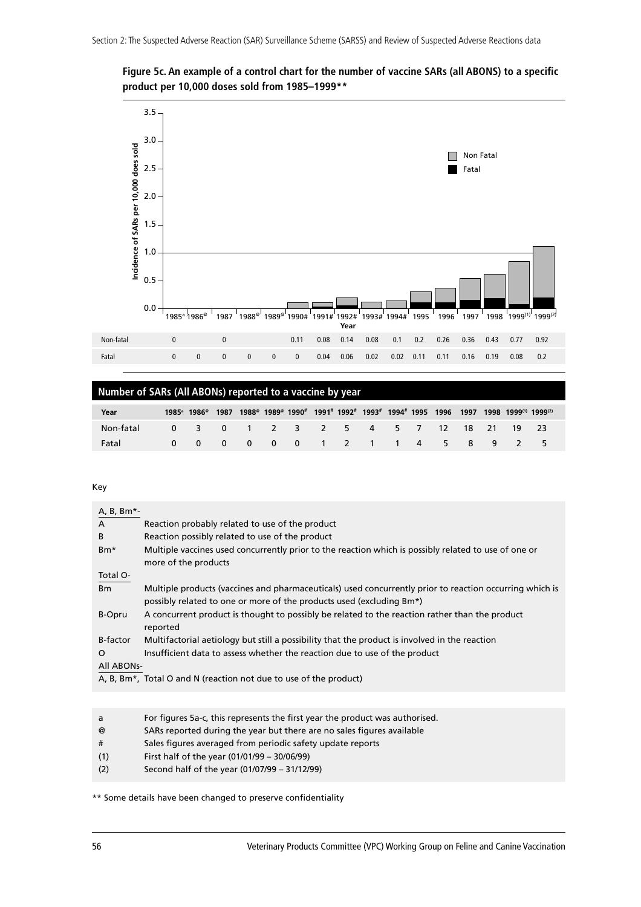**Figure 5c. An example of a control chart for the number of vaccine SARs (all ABONS) to a specific product per 10,000 doses sold from 1985–1999\*\***

| Year | 1985[a] | 1986[@] | 1987 | 1988[@] | 1989[@] | 1990# | 1991# | 1992# | 1993# | 1994# | 1995 | 1996 | 1997 | 1998 | 1999(1) | 1999(2) |
|---|---|---|---|---|---|---|---|---|---|---|---|---|---|---|---|---|
| Non-fatal | 0 | | 0 | | | 0.11 | 0.08 | 0.14 | 0.08 | 0.1 | 0.2 | 0.26 | 0.36 | 0.43 | 0.77 | 0.92 |
| Fatal | 0 | 0 | 0 | 0 | 0 | 0 | 0.04 | 0.06 | 0.02 | 0.02 | 0.11 | 0.11 | 0.16 | 0.19 | 0.08 | 0.2 |

## Number of SARs (All ABONs) reported to a vaccine by year

| Year | 1985[a] | 1986[@] | 1987 | 1988[@] | 1989[@] | 1990# | 1991# | 1992# | 1993# | 1994# | 1995 | 1996 | 1997 | 1998 | 1999(1) | 1999(2) |
|---|---|---|---|---|---|---|---|---|---|---|---|---|---|---|---|---|
| Non-fatal | 0 | 3 | 0 | 1 | 2 | 3 | 2 | 5 | 4 | 5 | 7 | 12 | 18 | 21 | 19 | 23 |
| Fatal | 0 | 0 | 0 | 0 | 0 | 0 | 1 | 2 | 1 | 1 | 4 | 5 | 8 | 9 | 2 | 5 |

Key

| | |
|---|---|
| A, B, Bm*- | |
| A | Reaction probably related to use of the product |
| B | Reaction possibly related to use of the product |
| Bm* | Multiple vaccines used concurrently prior to the reaction which is possibly related to use of one or more of the products |
| Total O- | |
| Bm | Multiple products (vaccines and pharmaceuticals) used concurrently prior to reaction occurring which is possibly related to one or more of the products used (excluding Bm*) |
| B-Opru | A concurrent product is thought to possibly be related to the reaction rather than the product reported |
| B-factor | Multifactorial aetiology but still a possibility that the product is involved in the reaction |
| O | Insufficient data to assess whether the reaction due to use of the product |
| All ABONs- | |
| A, B, Bm*, | Total O and N (reaction not due to use of the product) |

| | |
|---|---|
| a | For figures 5a-c, this represents the first year the product was authorised. |
| @ | SARs reported during the year but there are no sales figures available |
| # | Sales figures averaged from periodic safety update reports |
| (1) | First half of the year (01/01/99 – 30/06/99) |
| (2) | Second half of the year (01/07/99 – 31/12/99) |

** Some details have been changed to preserve confidentiality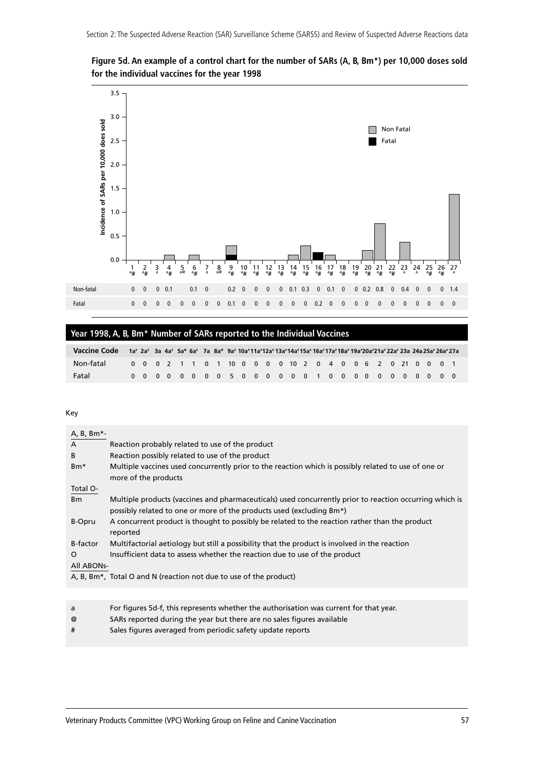**Figure 5d. An example of a control chart for the number of SARs (A, B, Bm*) per 10,000 doses sold for the individual vaccines for the year 1998**

| | 1 a# | 2 a# | 3 a | 4 a# | 5 a@ | 6 a# | 7 a | 8 a@ | 9 a# | 10 a# | 11 a# | 12 a# | 13 a# | 14 a# | 15 a# | 16 a# | 17 a# | 18 a# | 19 a# | 20 a# | 21 a# | 22 a# | 23 a | 24 a | 25 a# | 26 a# | 27 a |
|---|---|---|---|---|---|---|---|---|---|---|---|---|---|---|---|---|---|---|---|---|---|---|---|---|---|---|---|
| Non-fatal | 0 | 0 | 0 | 0.1 | | 0.1 | 0 | | 0.2 | 0 | 0 | 0 | 0 | 0.1 | 0.3 | 0 | 0.1 | 0 | 0 | 0.2 | 0.8 | 0 | 0.4 | 0 | 0 | 0 | 1.4 |
| Fatal | 0 | 0 | 0 | 0 | 0 | 0 | 0 | 0 | 0.1 | 0 | 0 | 0 | 0 | 0 | 0 | 0.2 | 0 | 0 | 0 | 0 | 0 | 0 | 0 | 0 | 0 | 0 | 0 |

## Year 1998, A, B, Bm* Number of SARs reported to the Individual Vaccines

| Vaccine Code | 1a# | 2a# | 3a | 4a# | 5a@ | 6a# | 7a | 8a@ | 9a# | 10a# | 11a# | 12a# | 13a# | 14a# | 15a# | 16a# | 17a# | 18a# | 19a# | 20a# | 21a# | 22a# | 23a | 24a | 25a# | 26a# | 27a |
|---|---|---|---|---|---|---|---|---|---|---|---|---|---|---|---|---|---|---|---|---|---|---|---|---|---|---|---|
| Non-fatal | 0 | 0 | 0 | 2 | 1 | 1 | 0 | 1 | 10 | 0 | 0 | 0 | 0 | 10 | 2 | 0 | 4 | 0 | 0 | 6 | 2 | 0 | 21 | 0 | 0 | 0 | 1 |
| Fatal | 0 | 0 | 0 | 0 | 0 | 0 | 0 | 0 | 5 | 0 | 0 | 0 | 0 | 0 | 0 | 1 | 0 | 0 | 0 | 0 | 0 | 0 | 0 | 0 | 0 | 0 | 0 |

Key

| | |
|---|---|
| A, B, Bm*- | |
| A | Reaction probably related to use of the product |
| B | Reaction possibly related to use of the product |
| Bm* | Multiple vaccines used concurrently prior to the reaction which is possibly related to use of one or more of the products |
| Total O- | |
| Bm | Multiple products (vaccines and pharmaceuticals) used concurrently prior to reaction occurring which is possibly related to one or more of the products used (excluding Bm*) |
| B-Opru | A concurrent product is thought to possibly be related to the reaction rather than the product reported |
| B-factor | Multifactorial aetiology but still a possibility that the product is involved in the reaction |
| O | Insufficient data to assess whether the reaction due to use of the product |
| All ABONs- | |
| | A, B, Bm*, Total O and N (reaction not due to use of the product) |

| | |
|---|---|
| a | For figures 5d-f, this represents whether the authorisation was current for that year. |
| @ | SARs reported during the year but there are no sales figures available |
| # | Sales figures averaged from periodic safety update reports |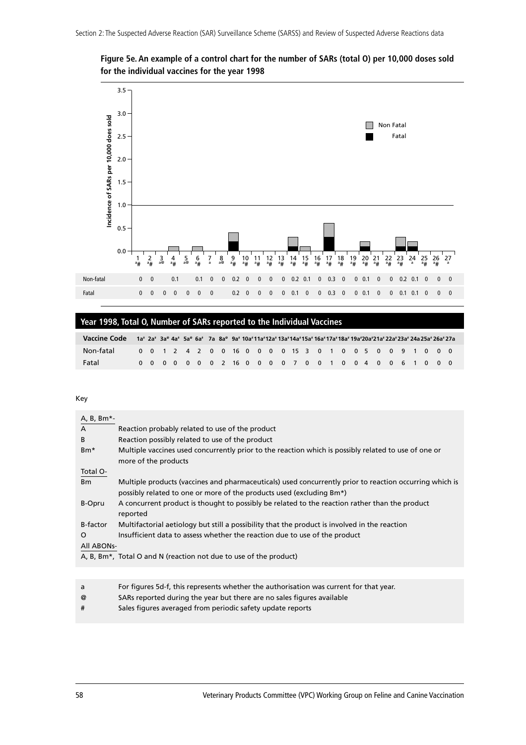**Figure 5e. An example of a control chart for the number of SARs (total O) per 10,000 doses sold for the individual vaccines for the year 1998**

| | 1 a# | 2 a# | 3 a@ | 4 a# | 5 a@ | 6 a# | 7 a | 8 a@ | 9 a# | 10 a# | 11 a# | 12 a# | 13 a# | 14 a# | 15 a# | 16 a# | 17 a# | 18 a# | 19 a# | 20 a# | 21 a# | 22 a# | 23 a# | 24 a | 25 a# | 26 a# | 27 a |
|---|---|---|---|---|---|---|---|---|---|---|---|---|---|---|---|---|---|---|---|---|---|---|---|---|---|---|---|
| Non-fatal | 0 | 0 | | 0.1 | | 0.1 | 0 | 0 | 0.2 | 0 | 0 | 0 | 0 | 0.2 | 0.1 | 0 | 0.3 | 0 | 0 | 0.1 | 0 | 0 | 0.2 | 0.1 | 0 | 0 | 0 |
| Fatal | 0 | 0 | 0 | 0 | 0 | 0 | 0 | | 0.2 | 0 | 0 | 0 | 0 | 0.1 | 0 | 0 | 0.3 | 0 | 0 | 0.1 | 0 | 0 | 0.1 | 0.1 | 0 | 0 | 0 |

**Year 1998, Total O, Number of SARs reported to the Individual Vaccines**

| Vaccine Code | 1a# | 2a# | 3a@ | 4a# | 5a@ | 6a# | 7a | 8a@ | 9a# | 10a# | 11a# | 12a# | 13a# | 14a# | 15a# | 16a# | 17a# | 18a# | 19a# | 20a# | 21a# | 22a# | 23a# | 24a | 25a# | 26a# | 27a |
|---|---|---|---|---|---|---|---|---|---|---|---|---|---|---|---|---|---|---|---|---|---|---|---|---|---|---|---|
| Non-fatal | 0 | 0 | 1 | 2 | 4 | 2 | 0 | 0 | 16 | 0 | 0 | 0 | 0 | 15 | 3 | 0 | 1 | 0 | 0 | 5 | 0 | 0 | 9 | 1 | 0 | 0 | 0 |
| Fatal | 0 | 0 | 0 | 0 | 0 | 0 | 0 | 2 | 16 | 0 | 0 | 0 | 0 | 7 | 0 | 0 | 1 | 0 | 0 | 4 | 0 | 0 | 6 | 1 | 0 | 0 | 0 |

Key

| | |
|---|---|
| A, B, Bm*- | |
| A | Reaction probably related to use of the product |
| B | Reaction possibly related to use of the product |
| Bm* | Multiple vaccines used concurrently prior to the reaction which is possibly related to use of one or more of the products |
| Total O- | |
| Bm | Multiple products (vaccines and pharmaceuticals) used concurrently prior to reaction occurring which is possibly related to one or more of the products used (excluding Bm*) |
| B-Opru | A concurrent product is thought to possibly be related to the reaction rather than the product reported |
| B-factor | Multifactorial aetiology but still a possibility that the product is involved in the reaction |
| O | Insufficient data to assess whether the reaction due to use of the product |
| All ABONs- | |
| A, B, Bm*, | Total O and N (reaction not due to use of the product) |

| | |
|---|---|
| a | For figures 5d-f, this represents whether the authorisation was current for that year. |
| @ | SARs reported during the year but there are no sales figures available |
| # | Sales figures averaged from periodic safety update reports |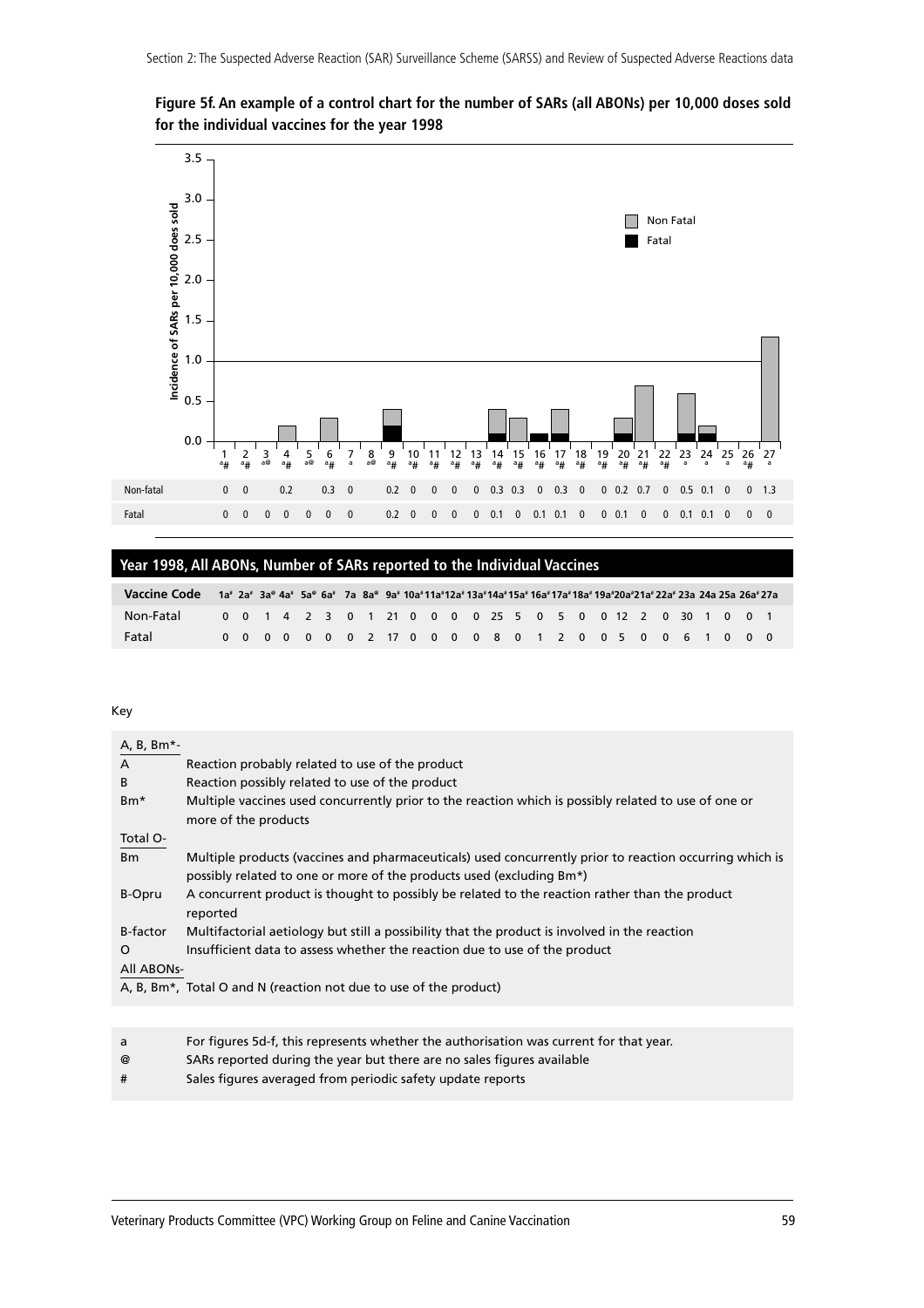**Figure 5f. An example of a control chart for the number of SARs (all ABONs) per 10,000 doses sold for the individual vaccines for the year 1998**

| | 1 a# | 2 a# | 3 a@ | 4 a# | 5 a@ | 6 a# | 7 a | 8 a@ | 9 a# | 10 a# | 11 a# | 12 a# | 13 a# | 14 a# | 15 a# | 16 a# | 17 a# | 18 a# | 19 a# | 20 a# | 21 a# | 22 a# | 23 a | 24 a | 25 a | 26 a# | 27 a |
|---|---|---|---|---|---|---|---|---|---|---|---|---|---|---|---|---|---|---|---|---|---|---|---|---|---|---|---|
| Non-fatal | 0 | 0 | | 0.2 | | 0.3 | 0 | | 0.2 | 0 | 0 | 0 | 0 | 0.3 | 0.3 | 0 | 0.3 | 0 | 0 | 0.2 | 0.7 | 0 | 0.5 | 0.1 | 0 | 0 | 1.3 |
| Fatal | 0 | 0 | 0 | 0 | 0 | 0 | 0 | | 0.2 | 0 | 0 | 0 | 0 | 0.1 | 0 | 0.1 | 0.1 | 0 | 0 | 0.1 | 0 | 0 | 0.1 | 0.1 | 0 | 0 | 0 |

## Year 1998, All ABONs, Number of SARs reported to the Individual Vaccines

| Vaccine Code | 1a# | 2a# | 3a@ | 4a# | 5a@ | 6a# | 7a | 8a@ | 9a# | 10a# | 11a# | 12a# | 13a# | 14a# | 15a# | 16a# | 17a# | 18a# | 19a# | 20a# | 21a# | 22a# | 23a | 24a | 25a | 26a# | 27a |
|---|---|---|---|---|---|---|---|---|---|---|---|---|---|---|---|---|---|---|---|---|---|---|---|---|---|---|---|
| Non-Fatal | 0 | 0 | 1 | 4 | 2 | 3 | 0 | 1 | 21 | 0 | 0 | 0 | 0 | 25 | 5 | 0 | 5 | 0 | 0 | 12 | 2 | 0 | 30 | 1 | 0 | 0 | 1 |
| Fatal | 0 | 0 | 0 | 0 | 0 | 0 | 0 | 2 | 17 | 0 | 0 | 0 | 0 | 8 | 0 | 1 | 2 | 0 | 0 | 5 | 0 | 0 | 6 | 1 | 0 | 0 | 0 |

Key

| | |
|---|---|
| A, B, Bm*- | |
| A | Reaction probably related to use of the product |
| B | Reaction possibly related to use of the product |
| Bm* | Multiple vaccines used concurrently prior to the reaction which is possibly related to use of one or more of the products |
| Total O- | |
| Bm | Multiple products (vaccines and pharmaceuticals) used concurrently prior to reaction occurring which is possibly related to one or more of the products used (excluding Bm*) |
| B-Opru | A concurrent product is thought to possibly be related to the reaction rather than the product reported |
| B-factor | Multifactorial aetiology but still a possibility that the product is involved in the reaction |
| O | Insufficient data to assess whether the reaction due to use of the product |
| All ABONs- | |
| A, B, Bm*, | Total O and N (reaction not due to use of the product) |

| | |
|---|---|
| a | For figures 5d-f, this represents whether the authorisation was current for that year. |
| @ | SARs reported during the year but there are no sales figures available |
| # | Sales figures averaged from periodic safety update reports |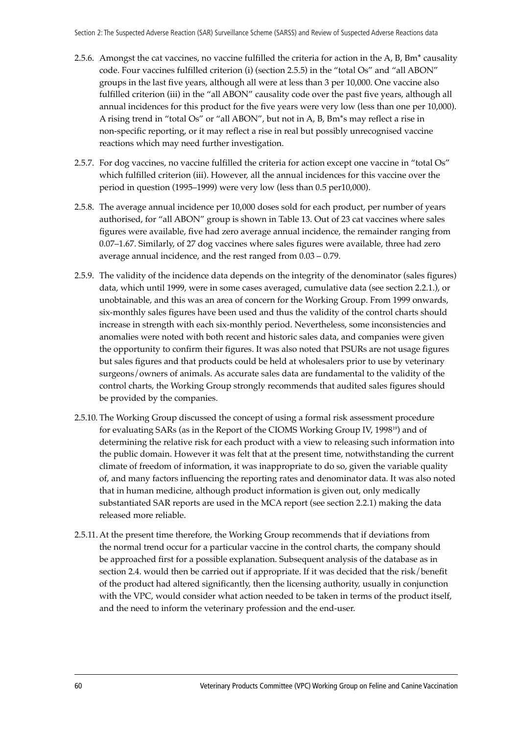2.5.6. Amongst the cat vaccines, no vaccine fulfilled the criteria for action in the A, B, Bm* causality code. Four vaccines fulfilled criterion (i) (section 2.5.5) in the "total Os" and "all ABON" groups in the last five years, although all were at less than 3 per 10,000. One vaccine also fulfilled criterion (iii) in the "all ABON" causality code over the past five years, although all annual incidences for this product for the five years were very low (less than one per 10,000). A rising trend in "total Os" or "all ABON", but not in A, B, Bm*s may reflect a rise in non-specific reporting, or it may reflect a rise in real but possibly unrecognised vaccine reactions which may need further investigation.

2.5.7. For dog vaccines, no vaccine fulfilled the criteria for action except one vaccine in "total Os" which fulfilled criterion (iii). However, all the annual incidences for this vaccine over the period in question (1995–1999) were very low (less than 0.5 per10,000).

2.5.8. The average annual incidence per 10,000 doses sold for each product, per number of years authorised, for "all ABON" group is shown in Table 13. Out of 23 cat vaccines where sales figures were available, five had zero average annual incidence, the remainder ranging from 0.07–1.67. Similarly, of 27 dog vaccines where sales figures were available, three had zero average annual incidence, and the rest ranged from 0.03 – 0.79.

2.5.9. The validity of the incidence data depends on the integrity of the denominator (sales figures) data, which until 1999, were in some cases averaged, cumulative data (see section 2.2.1.), or unobtainable, and this was an area of concern for the Working Group. From 1999 onwards, six-monthly sales figures have been used and thus the validity of the control charts should increase in strength with each six-monthly period. Nevertheless, some inconsistencies and anomalies were noted with both recent and historic sales data, and companies were given the opportunity to confirm their figures. It was also noted that PSURs are not usage figures but sales figures and that products could be held at wholesalers prior to use by veterinary surgeons/owners of animals. As accurate sales data are fundamental to the validity of the control charts, the Working Group strongly recommends that audited sales figures should be provided by the companies.

2.5.10. The Working Group discussed the concept of using a formal risk assessment procedure for evaluating SARs (as in the Report of the CIOMS Working Group IV, 1998[19]) and of determining the relative risk for each product with a view to releasing such information into the public domain. However it was felt that at the present time, notwithstanding the current climate of freedom of information, it was inappropriate to do so, given the variable quality of, and many factors influencing the reporting rates and denominator data. It was also noted that in human medicine, although product information is given out, only medically substantiated SAR reports are used in the MCA report (see section 2.2.1) making the data released more reliable.

2.5.11. At the present time therefore, the Working Group recommends that if deviations from the normal trend occur for a particular vaccine in the control charts, the company should be approached first for a possible explanation. Subsequent analysis of the database as in section 2.4. would then be carried out if appropriate. If it was decided that the risk/benefit of the product had altered significantly, then the licensing authority, usually in conjunction with the VPC, would consider what action needed to be taken in terms of the product itself, and the need to inform the veterinary profession and the end-user.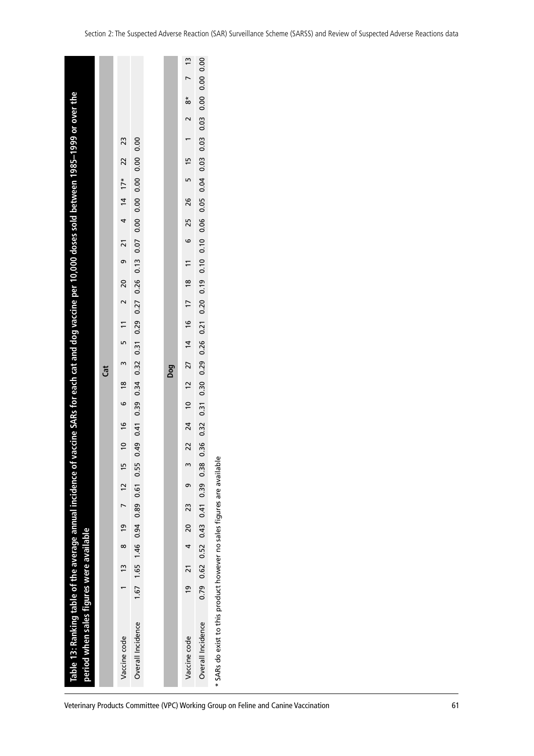**Table 13: Ranking table of the average annual incidence of vaccine SARs for each cat and dog vaccine per 10,000 doses sold between 1985–1999 or over the period when sales figures were available**

| Cat | | | | | | | | | | | | | | | | | | | | |
|---|---|---|---|---|---|---|---|---|---|---|---|---|---|---|---|---|---|---|---|---|
| Vaccine code | 1 | 13 | 8 | 19 | 7 | 12 | 15 | 10 | 16 | 6 | 18 | 3 | 5 | 11 | 2 | 20 | 9 | 21 | 4 | 14 | 17* | 22 | 23 |
| Overall Incidence | 1.67 | 1.65 | 1.46 | 0.94 | 0.89 | 0.61 | 0.55 | 0.49 | 0.41 | 0.39 | 0.34 | 0.32 | 0.31 | 0.29 | 0.27 | 0.26 | 0.13 | 0.07 | 0.00 | 0.00 | 0.00 | 0.00 | 0.00 |

| Dog | | | | | | | | | | | | | | | | | | | | | | | | | | |
|---|---|---|---|---|---|---|---|---|---|---|---|---|---|---|---|---|---|---|---|---|---|---|---|---|---|---|
| Vaccine code | 19 | 21 | 4 | 20 | 23 | 9 | 3 | 22 | 24 | 10 | 12 | 27 | 14 | 16 | 17 | 18 | 11 | 6 | 25 | 26 | 5 | 15 | 1 | 2 | 8* | 7 | 13 |
| Overall Incidence | 0.79 | 0.62 | 0.52 | 0.43 | 0.41 | 0.39 | 0.38 | 0.36 | 0.32 | 0.31 | 0.30 | 0.29 | 0.26 | 0.21 | 0.20 | 0.19 | 0.10 | 0.10 | 0.06 | 0.05 | 0.04 | 0.03 | 0.03 | 0.03 | 0.00 | 0.00 | 0.00 |

* SARs do exist to this product however no sales figures are available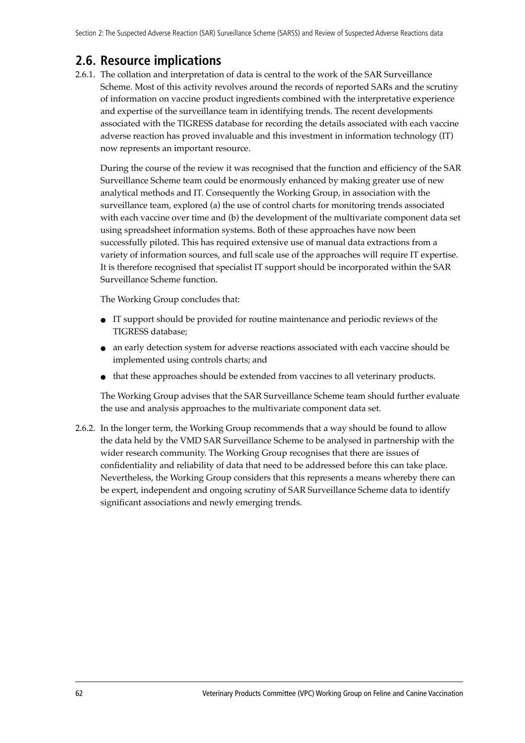## 2.6. Resource implications

2.6.1. The collation and interpretation of data is central to the work of the SAR Surveillance Scheme. Most of this activity revolves around the records of reported SARs and the scrutiny of information on vaccine product ingredients combined with the interpretative experience and expertise of the surveillance team in identifying trends. The recent developments associated with the TIGRESS database for recording the details associated with each vaccine adverse reaction has proved invaluable and this investment in information technology (IT) now represents an important resource.

During the course of the review it was recognised that the function and efficiency of the SAR Surveillance Scheme team could be enormously enhanced by making greater use of new analytical methods and IT. Consequently the Working Group, in association with the surveillance team, explored (a) the use of control charts for monitoring trends associated with each vaccine over time and (b) the development of the multivariate component data set using spreadsheet information systems. Both of these approaches have now been successfully piloted. This has required extensive use of manual data extractions from a variety of information sources, and full scale use of the approaches will require IT expertise. It is therefore recognised that specialist IT support should be incorporated within the SAR Surveillance Scheme function.

The Working Group concludes that:

- IT support should be provided for routine maintenance and periodic reviews of the TIGRESS database;
- an early detection system for adverse reactions associated with each vaccine should be implemented using controls charts; and
- that these approaches should be extended from vaccines to all veterinary products.

The Working Group advises that the SAR Surveillance Scheme team should further evaluate the use and analysis approaches to the multivariate component data set.

2.6.2. In the longer term, the Working Group recommends that a way should be found to allow the data held by the VMD SAR Surveillance Scheme to be analysed in partnership with the wider research community. The Working Group recognises that there are issues of confidentiality and reliability of data that need to be addressed before this can take place. Nevertheless, the Working Group considers that this represents a means whereby there can be expert, independent and ongoing scrutiny of SAR Surveillance Scheme data to identify significant associations and newly emerging trends.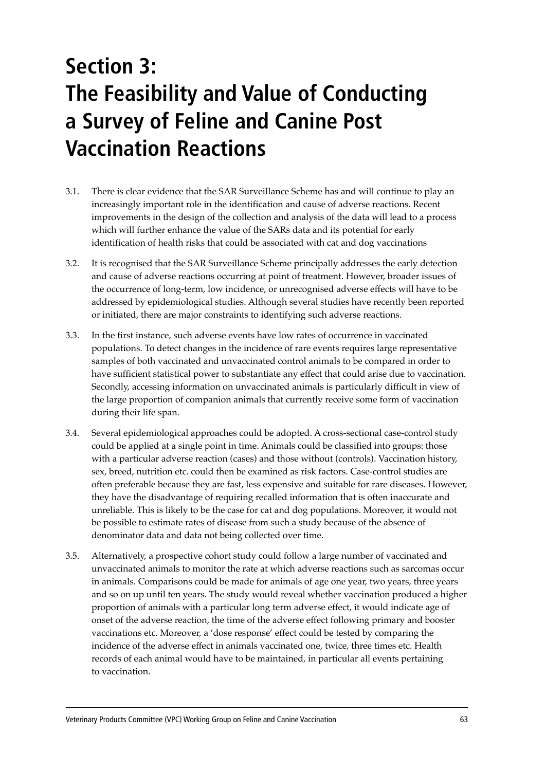# Section 3: The Feasibility and Value of Conducting a Survey of Feline and Canine Post Vaccination Reactions

3.1. There is clear evidence that the SAR Surveillance Scheme has and will continue to play an increasingly important role in the identification and cause of adverse reactions. Recent improvements in the design of the collection and analysis of the data will lead to a process which will further enhance the value of the SARs data and its potential for early identification of health risks that could be associated with cat and dog vaccinations

3.2. It is recognised that the SAR Surveillance Scheme principally addresses the early detection and cause of adverse reactions occurring at point of treatment. However, broader issues of the occurrence of long-term, low incidence, or unrecognised adverse effects will have to be addressed by epidemiological studies. Although several studies have recently been reported or initiated, there are major constraints to identifying such adverse reactions.

3.3. In the first instance, such adverse events have low rates of occurrence in vaccinated populations. To detect changes in the incidence of rare events requires large representative samples of both vaccinated and unvaccinated control animals to be compared in order to have sufficient statistical power to substantiate any effect that could arise due to vaccination. Secondly, accessing information on unvaccinated animals is particularly difficult in view of the large proportion of companion animals that currently receive some form of vaccination during their life span.

3.4. Several epidemiological approaches could be adopted. A cross-sectional case-control study could be applied at a single point in time. Animals could be classified into groups: those with a particular adverse reaction (cases) and those without (controls). Vaccination history, sex, breed, nutrition etc. could then be examined as risk factors. Case-control studies are often preferable because they are fast, less expensive and suitable for rare diseases. However, they have the disadvantage of requiring recalled information that is often inaccurate and unreliable. This is likely to be the case for cat and dog populations. Moreover, it would not be possible to estimate rates of disease from such a study because of the absence of denominator data and data not being collected over time.

3.5. Alternatively, a prospective cohort study could follow a large number of vaccinated and unvaccinated animals to monitor the rate at which adverse reactions such as sarcomas occur in animals. Comparisons could be made for animals of age one year, two years, three years and so on up until ten years. The study would reveal whether vaccination produced a higher proportion of animals with a particular long term adverse effect, it would indicate age of onset of the adverse reaction, the time of the adverse effect following primary and booster vaccinations etc. Moreover, a 'dose response' effect could be tested by comparing the incidence of the adverse effect in animals vaccinated one, twice, three times etc. Health records of each animal would have to be maintained, in particular all events pertaining to vaccination.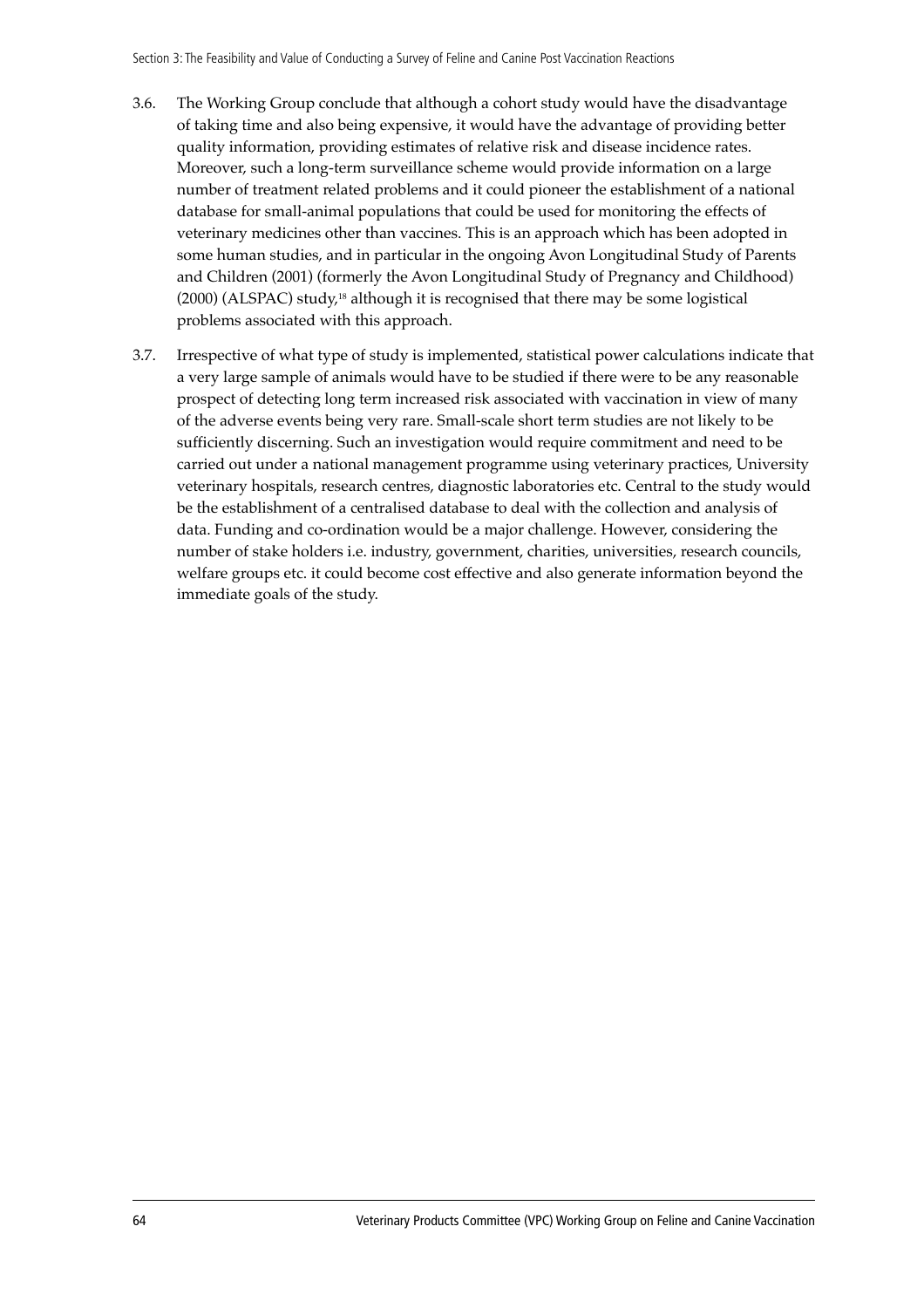3.6. The Working Group conclude that although a cohort study would have the disadvantage of taking time and also being expensive, it would have the advantage of providing better quality information, providing estimates of relative risk and disease incidence rates. Moreover, such a long-term surveillance scheme would provide information on a large number of treatment related problems and it could pioneer the establishment of a national database for small-animal populations that could be used for monitoring the effects of veterinary medicines other than vaccines. This is an approach which has been adopted in some human studies, and in particular in the ongoing Avon Longitudinal Study of Parents and Children (2001) (formerly the Avon Longitudinal Study of Pregnancy and Childhood) (2000) (ALSPAC) study,[18] although it is recognised that there may be some logistical problems associated with this approach.

3.7. Irrespective of what type of study is implemented, statistical power calculations indicate that a very large sample of animals would have to be studied if there were to be any reasonable prospect of detecting long term increased risk associated with vaccination in view of many of the adverse events being very rare. Small-scale short term studies are not likely to be sufficiently discerning. Such an investigation would require commitment and need to be carried out under a national management programme using veterinary practices, University veterinary hospitals, research centres, diagnostic laboratories etc. Central to the study would be the establishment of a centralised database to deal with the collection and analysis of data. Funding and co-ordination would be a major challenge. However, considering the number of stake holders i.e. industry, government, charities, universities, research councils, welfare groups etc. it could become cost effective and also generate information beyond the immediate goals of the study.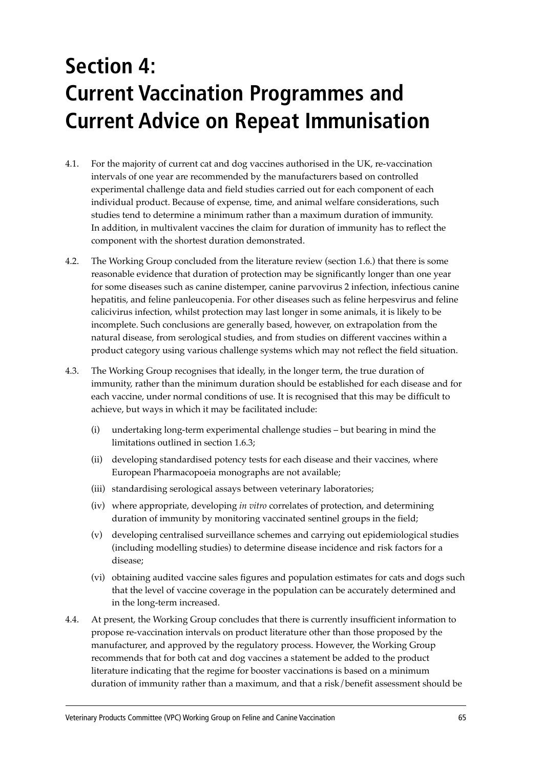# Section 4: Current Vaccination Programmes and Current Advice on Repeat Immunisation

4.1. For the majority of current cat and dog vaccines authorised in the UK, re-vaccination intervals of one year are recommended by the manufacturers based on controlled experimental challenge data and field studies carried out for each component of each individual product. Because of expense, time, and animal welfare considerations, such studies tend to determine a minimum rather than a maximum duration of immunity. In addition, in multivalent vaccines the claim for duration of immunity has to reflect the component with the shortest duration demonstrated.

4.2. The Working Group concluded from the literature review (section 1.6.) that there is some reasonable evidence that duration of protection may be significantly longer than one year for some diseases such as canine distemper, canine parvovirus 2 infection, infectious canine hepatitis, and feline panleucopenia. For other diseases such as feline herpesvirus and feline calicivirus infection, whilst protection may last longer in some animals, it is likely to be incomplete. Such conclusions are generally based, however, on extrapolation from the natural disease, from serological studies, and from studies on different vaccines within a product category using various challenge systems which may not reflect the field situation.

4.3. The Working Group recognises that ideally, in the longer term, the true duration of immunity, rather than the minimum duration should be established for each disease and for each vaccine, under normal conditions of use. It is recognised that this may be difficult to achieve, but ways in which it may be facilitated include:

- (i) undertaking long-term experimental challenge studies – but bearing in mind the limitations outlined in section 1.6.3;
- (ii) developing standardised potency tests for each disease and their vaccines, where European Pharmacopoeia monographs are not available;
- (iii) standardising serological assays between veterinary laboratories;
- (iv) where appropriate, developing *in vitro* correlates of protection, and determining duration of immunity by monitoring vaccinated sentinel groups in the field;
- (v) developing centralised surveillance schemes and carrying out epidemiological studies (including modelling studies) to determine disease incidence and risk factors for a disease;
- (vi) obtaining audited vaccine sales figures and population estimates for cats and dogs such that the level of vaccine coverage in the population can be accurately determined and in the long-term increased.

4.4. At present, the Working Group concludes that there is currently insufficient information to propose re-vaccination intervals on product literature other than those proposed by the manufacturer, and approved by the regulatory process. However, the Working Group recommends that for both cat and dog vaccines a statement be added to the product literature indicating that the regime for booster vaccinations is based on a minimum duration of immunity rather than a maximum, and that a risk/benefit assessment should be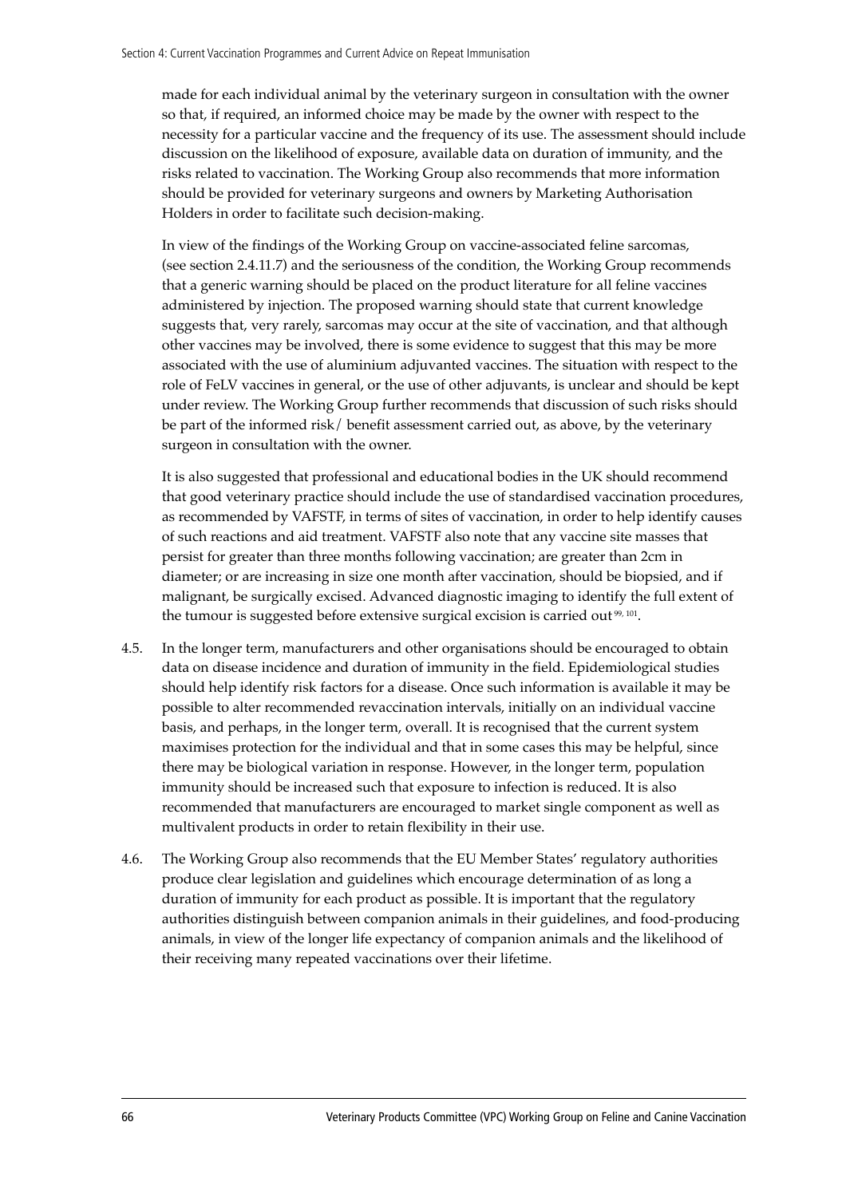made for each individual animal by the veterinary surgeon in consultation with the owner so that, if required, an informed choice may be made by the owner with respect to the necessity for a particular vaccine and the frequency of its use. The assessment should include discussion on the likelihood of exposure, available data on duration of immunity, and the risks related to vaccination. The Working Group also recommends that more information should be provided for veterinary surgeons and owners by Marketing Authorisation Holders in order to facilitate such decision-making.

In view of the findings of the Working Group on vaccine-associated feline sarcomas, (see section 2.4.11.7) and the seriousness of the condition, the Working Group recommends that a generic warning should be placed on the product literature for all feline vaccines administered by injection. The proposed warning should state that current knowledge suggests that, very rarely, sarcomas may occur at the site of vaccination, and that although other vaccines may be involved, there is some evidence to suggest that this may be more associated with the use of aluminium adjuvanted vaccines. The situation with respect to the role of FeLV vaccines in general, or the use of other adjuvants, is unclear and should be kept under review. The Working Group further recommends that discussion of such risks should be part of the informed risk/ benefit assessment carried out, as above, by the veterinary surgeon in consultation with the owner.

It is also suggested that professional and educational bodies in the UK should recommend that good veterinary practice should include the use of standardised vaccination procedures, as recommended by VAFSTF, in terms of sites of vaccination, in order to help identify causes of such reactions and aid treatment. VAFSTF also note that any vaccine site masses that persist for greater than three months following vaccination; are greater than 2cm in diameter; or are increasing in size one month after vaccination, should be biopsied, and if malignant, be surgically excised. Advanced diagnostic imaging to identify the full extent of the tumour is suggested before extensive surgical excision is carried out [99, 101].

4.5. In the longer term, manufacturers and other organisations should be encouraged to obtain data on disease incidence and duration of immunity in the field. Epidemiological studies should help identify risk factors for a disease. Once such information is available it may be possible to alter recommended revaccination intervals, initially on an individual vaccine basis, and perhaps, in the longer term, overall. It is recognised that the current system maximises protection for the individual and that in some cases this may be helpful, since there may be biological variation in response. However, in the longer term, population immunity should be increased such that exposure to infection is reduced. It is also recommended that manufacturers are encouraged to market single component as well as multivalent products in order to retain flexibility in their use.

4.6. The Working Group also recommends that the EU Member States' regulatory authorities produce clear legislation and guidelines which encourage determination of as long a duration of immunity for each product as possible. It is important that the regulatory authorities distinguish between companion animals in their guidelines, and food-producing animals, in view of the longer life expectancy of companion animals and the likelihood of their receiving many repeated vaccinations over their lifetime.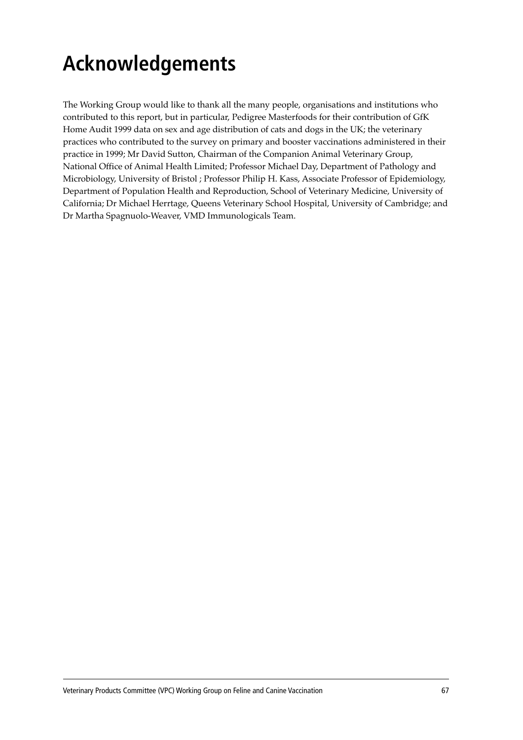# Acknowledgements

The Working Group would like to thank all the many people, organisations and institutions who contributed to this report, but in particular, Pedigree Masterfoods for their contribution of GfK Home Audit 1999 data on sex and age distribution of cats and dogs in the UK; the veterinary practices who contributed to the survey on primary and booster vaccinations administered in their practice in 1999; Mr David Sutton, Chairman of the Companion Animal Veterinary Group, National Office of Animal Health Limited; Professor Michael Day, Department of Pathology and Microbiology, University of Bristol ; Professor Philip H. Kass, Associate Professor of Epidemiology, Department of Population Health and Reproduction, School of Veterinary Medicine, University of California; Dr Michael Herrtage, Queens Veterinary School Hospital, University of Cambridge; and Dr Martha Spagnuolo-Weaver, VMD Immunologicals Team.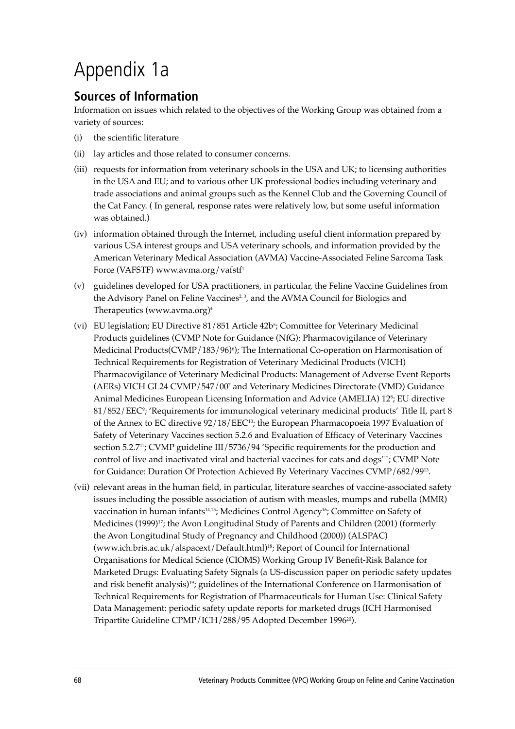# Appendix 1a

## Sources of Information

Information on issues which related to the objectives of the Working Group was obtained from a variety of sources:

(i) the scientific literature

(ii) lay articles and those related to consumer concerns.

(iii) requests for information from veterinary schools in the USA and UK; to licensing authorities in the USA and EU; and to various other UK professional bodies including veterinary and trade associations and animal groups such as the Kennel Club and the Governing Council of the Cat Fancy. ( In general, response rates were relatively low, but some useful information was obtained.)

(iv) information obtained through the Internet, including useful client information prepared by various USA interest groups and USA veterinary schools, and information provided by the American Veterinary Medical Association (AVMA) Vaccine-Associated Feline Sarcoma Task Force (VAFSTF) www.avma.org/vafstf[1]

(v) guidelines developed for USA practitioners, in particular, the Feline Vaccine Guidelines from the Advisory Panel on Feline Vaccines[2, 3], and the AVMA Council for Biologics and Therapeutics (www.avma.org)[4]

(vi) EU legislation; EU Directive 81/851 Article 42b[5]; Committee for Veterinary Medicinal Products guidelines (CVMP Note for Guidance (NfG): Pharmacovigilance of Veterinary Medicinal Products(CVMP/183/96)[6]); The International Co-operation on Harmonisation of Technical Requirements for Registration of Veterinary Medicinal Products (VICH) Pharmacovigilance of Veterinary Medicinal Products: Management of Adverse Event Reports (AERs) VICH GL24 CVMP/547/00[7] and Veterinary Medicines Directorate (VMD) Guidance Animal Medicines European Licensing Information and Advice (AMELIA) 12[8]; EU directive 81/852/EEC[9]; 'Requirements for immunological veterinary medicinal products' Title II, part 8 of the Annex to EC directive 92/18/EEC[10]; the European Pharmacopoeia 1997 Evaluation of Safety of Veterinary Vaccines section 5.2.6 and Evaluation of Efficacy of Veterinary Vaccines section 5.2.7[11]; CVMP guideline III/5736/94 'Specific requirements for the production and control of live and inactivated viral and bacterial vaccines for cats and dogs'[12]; CVMP Note for Guidance: Duration Of Protection Achieved By Veterinary Vaccines CVMP/682/99[13].

(vii) relevant areas in the human field, in particular, literature searches of vaccine-associated safety issues including the possible association of autism with measles, mumps and rubella (MMR) vaccination in human infants[14,15]; Medicines Control Agency[16]; Committee on Safety of Medicines (1999)[17]; the Avon Longitudinal Study of Parents and Children (2001) (formerly the Avon Longitudinal Study of Pregnancy and Childhood (2000)) (ALSPAC) (www.ich.bris.ac.uk/alspacext/Default.html)[18]; Report of Council for International Organisations for Medical Science (CIOMS) Working Group IV Benefit-Risk Balance for Marketed Drugs: Evaluating Safety Signals (a US-discussion paper on periodic safety updates and risk benefit analysis)[19]; guidelines of the International Conference on Harmonisation of Technical Requirements for Registration of Pharmaceuticals for Human Use: Clinical Safety Data Management: periodic safety update reports for marketed drugs (ICH Harmonised Tripartite Guideline CPMP/ICH/288/95 Adopted December 1996[20]).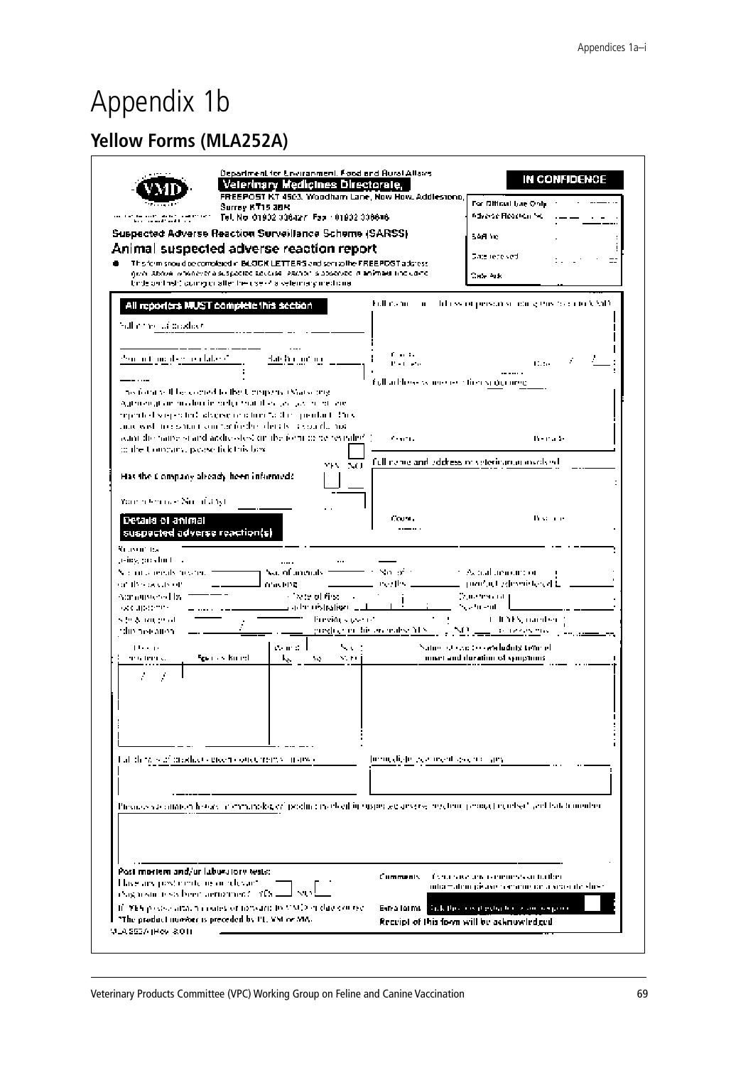# Appendix 1b

## Yellow Forms (MLA252A)

Department for Environment, Food and Rural Affairs

**Veterinary Medicines Directorate,**

FREEPOST KT 4503, Woodham Lane, New Haw, Addlestone, Surrey KT15 3BR

Tel. No. 01932 336427 Fax : 01932 336646

**IN CONFIDENCE**

For Official Use Only
Adverse Reaction No.
SAR No.
Date received
Date Ack.

**Suspected Adverse Reaction Surveillance Scheme (SARSS)**

**Animal suspected adverse reaction report**

- This form should be completed in BLOCK LETTERS and sent to the FREEPOST address given above whenever a suspected adverse reaction is observed in animals (including birds and fish) during or after the use of a veterinary medicine.

**All reporters MUST complete this section**

Full name of product

Product number (see footnote)* Batch number

This form will be copied to the Company (Marketing Authorisation Holder) in order that they can investigate the reported suspected adverse reaction to their product. This copy will not contain your name and/or details of your client. If you wish the name(s) and address(es) on this form to be revealed to the Company, please tick this box

Has the Company already been informed? YES NO

Your reference No. (if any)

Full name and address of person submitting this report to VMD

County Postcode Date / /

Full address where reaction(s) occurred

County Postcode

Full name and address of veterinarian involved

County Postcode

**Details of animal suspected adverse reaction(s)**

Reason for using product

No. of animals treated on this occasion | No. of animals reacting | No. of deaths | Actual amount of product administered

Administered by | Date of first administration | Duration of treatment

Site & route of administration | Previous uses of product on this animal? YES / NO | If YES, number of previous uses

| Date of reaction | Species/breed | Weight kg | Sex M/F | Nature of reaction(s) including time of onset and duration of symptoms |
|---|---|---|---|---|
| / / | | | | |

Full details of products given concurrently (if any)

Immediate treatment given (if any)

Previous vaccination history or immunology of product involved in suspected adverse reaction (product, product number* and batch number)

**Post mortem and/or laboratory tests:**

Have any post mortems or relevant diagnostic tests been performed? YES NO

If YES please attach copies of reports, or forward to VMD in due course

*The product number is preceded by PL, VM or MA.

**Comments** If you have any comments or further information please use an extra sheet

**Extra forms** Tick this box if extra forms are required

**Receipt of this form will be acknowledged**

MLA252A (Rev. 8/01)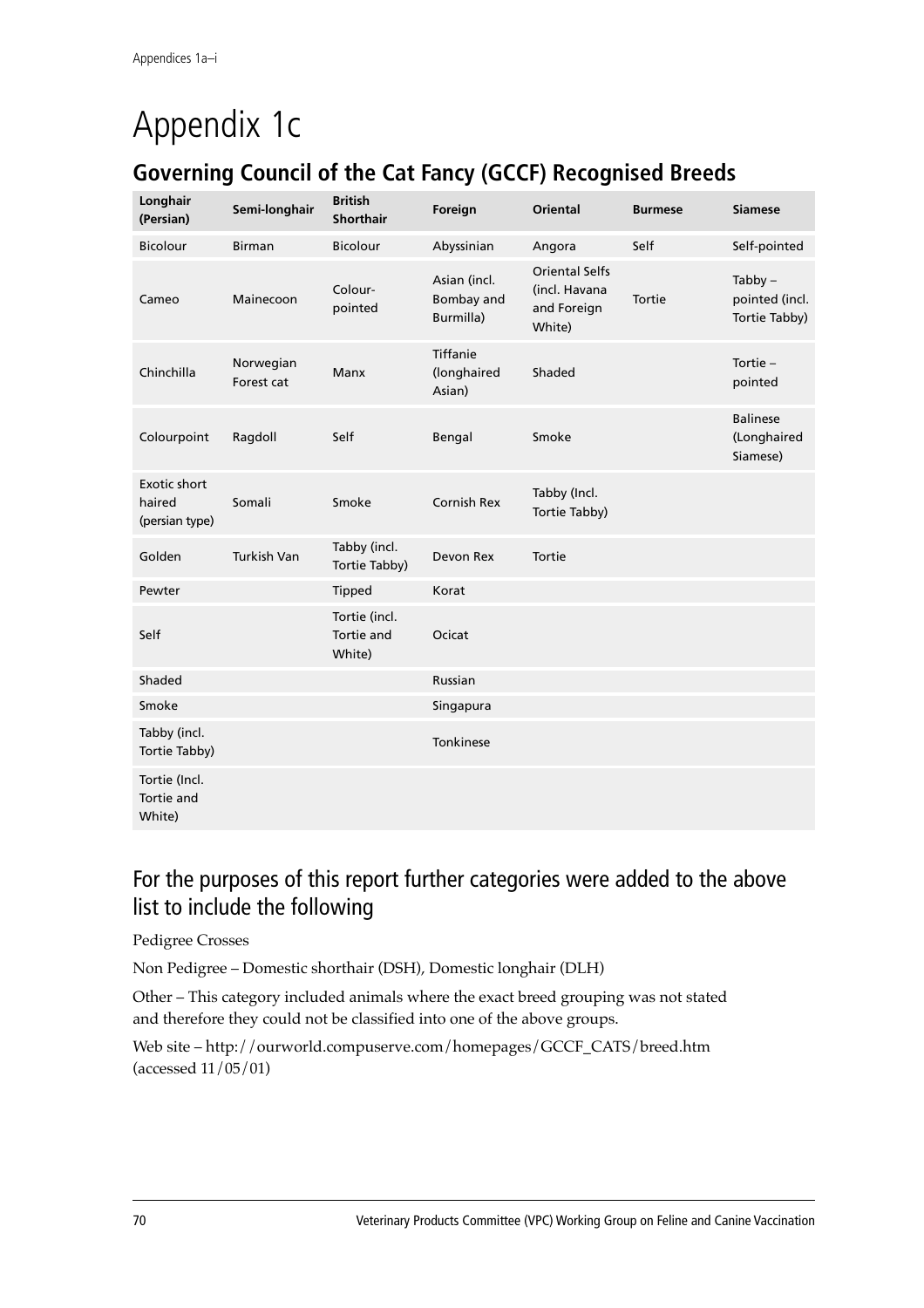# Appendix 1c

## Governing Council of the Cat Fancy (GCCF) Recognised Breeds

| Longhair (Persian) | Semi-longhair | British Shorthair | Foreign | Oriental | Burmese | Siamese |
|---|---|---|---|---|---|---|
| Bicolour | Birman | Bicolour | Abyssinian | Angora | Self | Self-pointed |
| Cameo | Mainecoon | Colour-pointed | Asian (incl. Bombay and Burmilla) | Oriental Selfs (incl. Havana and Foreign White) | Tortie | Tabby – pointed (incl. Tortie Tabby) |
| Chinchilla | Norwegian Forest cat | Manx | Tiffanie (longhaired Asian) | Shaded | | Tortie – pointed |
| Colourpoint | Ragdoll | Self | Bengal | Smoke | | Balinese (Longhaired Siamese) |
| Exotic short haired (persian type) | Somali | Smoke | Cornish Rex | Tabby (Incl. Tortie Tabby) | | |
| Golden | Turkish Van | Tabby (incl. Tortie Tabby) | Devon Rex | Tortie | | |
| Pewter | | Tipped | Korat | | | |
| Self | | Tortie (incl. Tortie and White) | Ocicat | | | |
| Shaded | | | Russian | | | |
| Smoke | | | Singapura | | | |
| Tabby (incl. Tortie Tabby) | | | Tonkinese | | | |
| Tortie (Incl. Tortie and White) | | | | | | |

## For the purposes of this report further categories were added to the above list to include the following

Pedigree Crosses

Non Pedigree – Domestic shorthair (DSH), Domestic longhair (DLH)

Other – This category included animals where the exact breed grouping was not stated and therefore they could not be classified into one of the above groups.

Web site – http://ourworld.compuserve.com/homepages/GCCF_CATS/breed.htm (accessed 11/05/01)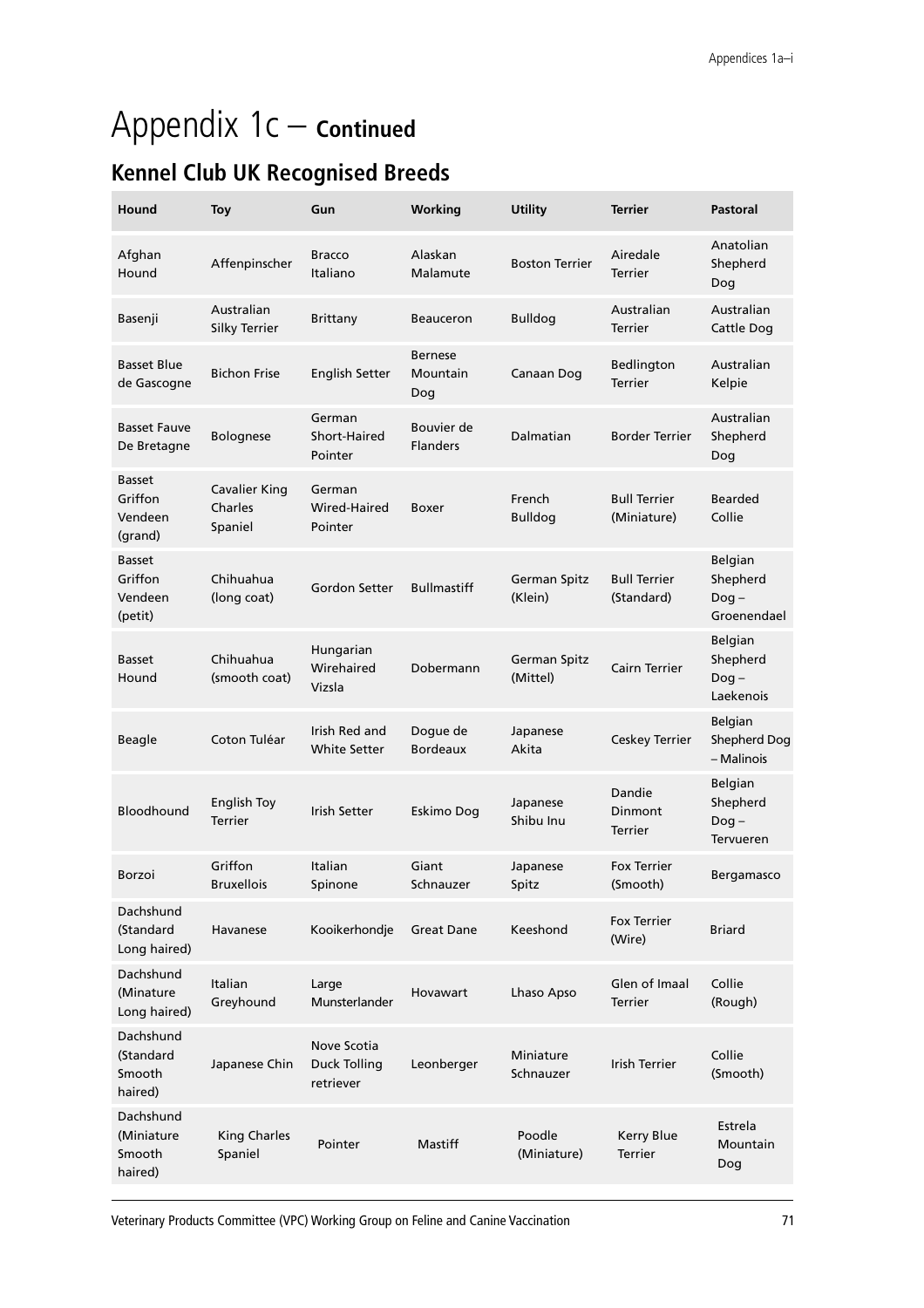# Appendix 1c – **Continued**

## Kennel Club UK Recognised Breeds

| Hound | Toy | Gun | Working | Utility | Terrier | Pastoral |
|---|---|---|---|---|---|---|
| Afghan Hound | Affenpinscher | Bracco Italiano | Alaskan Malamute | Boston Terrier | Airedale Terrier | Anatolian Shepherd Dog |
| Basenji | Australian Silky Terrier | Brittany | Beauceron | Bulldog | Australian Terrier | Australian Cattle Dog |
| Basset Blue de Gascogne | Bichon Frise | English Setter | Bernese Mountain Dog | Canaan Dog | Bedlington Terrier | Australian Kelpie |
| Basset Fauve De Bretagne | Bolognese | German Short-Haired Pointer | Bouvier de Flanders | Dalmatian | Border Terrier | Australian Shepherd Dog |
| Basset Griffon Vendeen (grand) | Cavalier King Charles Spaniel | German Wired-Haired Pointer | Boxer | French Bulldog | Bull Terrier (Miniature) | Bearded Collie |
| Basset Griffon Vendeen (petit) | Chihuahua (long coat) | Gordon Setter | Bullmastiff | German Spitz (Klein) | Bull Terrier (Standard) | Belgian Shepherd Dog – Groenendael |
| Basset Hound | Chihuahua (smooth coat) | Hungarian Wirehaired Vizsla | Dobermann | German Spitz (Mittel) | Cairn Terrier | Belgian Shepherd Dog – Laekenois |
| Beagle | Coton Tuléar | Irish Red and White Setter | Dogue de Bordeaux | Japanese Akita | Ceskey Terrier | Belgian Shepherd Dog – Malinois |
| Bloodhound | English Toy Terrier | Irish Setter | Eskimo Dog | Japanese Shibu Inu | Dandie Dinmont Terrier | Belgian Shepherd Dog – Tervueren |
| Borzoi | Griffon Bruxellois | Italian Spinone | Giant Schnauzer | Japanese Spitz | Fox Terrier (Smooth) | Bergamasco |
| Dachshund (Standard Long haired) | Havanese | Kooikerhondje | Great Dane | Keeshond | Fox Terrier (Wire) | Briard |
| Dachshund (Minature Long haired) | Italian Greyhound | Large Munsterlander | Hovawart | Lhaso Apso | Glen of Imaal Terrier | Collie (Rough) |
| Dachshund (Standard Smooth haired) | Japanese Chin | Nove Scotia Duck Tolling retriever | Leonberger | Miniature Schnauzer | Irish Terrier | Collie (Smooth) |
| Dachshund (Miniature Smooth haired) | King Charles Spaniel | Pointer | Mastiff | Poodle (Miniature) | Kerry Blue Terrier | Estrela Mountain Dog |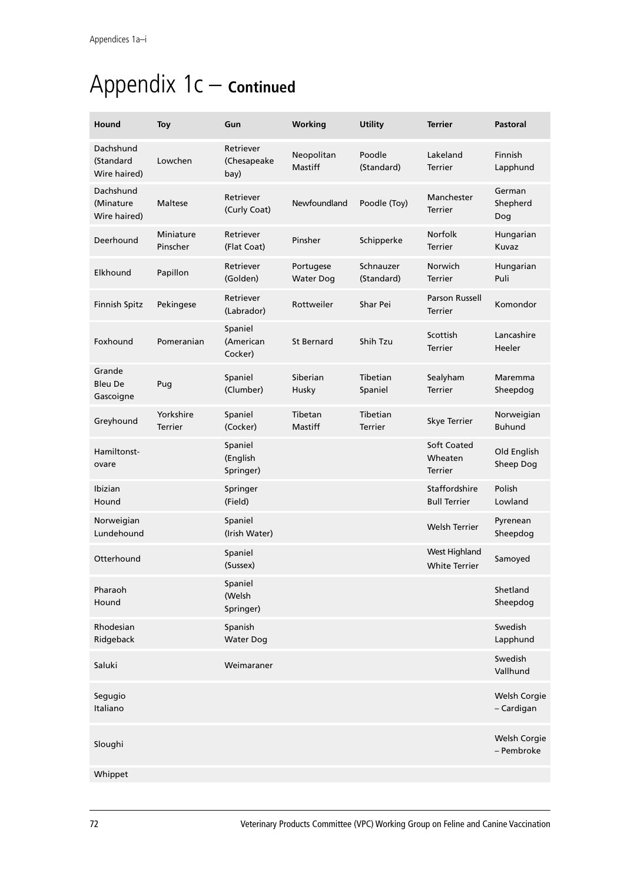# Appendix 1c – **Continued**

| Hound | Toy | Gun | Working | Utility | Terrier | Pastoral |
|---|---|---|---|---|---|---|
| Dachshund (Standard Wire haired) | Lowchen | Retriever (Chesapeake bay) | Neopolitan Mastiff | Poodle (Standard) | Lakeland Terrier | Finnish Lapphund |
| Dachshund (Minature Wire haired) | Maltese | Retriever (Curly Coat) | Newfoundland | Poodle (Toy) | Manchester Terrier | German Shepherd Dog |
| Deerhound | Miniature Pinscher | Retriever (Flat Coat) | Pinsher | Schipperke | Norfolk Terrier | Hungarian Kuvaz |
| Elkhound | Papillon | Retriever (Golden) | Portugese Water Dog | Schnauzer (Standard) | Norwich Terrier | Hungarian Puli |
| Finnish Spitz | Pekingese | Retriever (Labrador) | Rottweiler | Shar Pei | Parson Russell Terrier | Komondor |
| Foxhound | Pomeranian | Spaniel (American Cocker) | St Bernard | Shih Tzu | Scottish Terrier | Lancashire Heeler |
| Grande Bleu De Gascoigne | Pug | Spaniel (Clumber) | Siberian Husky | Tibetian Spaniel | Sealyham Terrier | Maremma Sheepdog |
| Greyhound | Yorkshire Terrier | Spaniel (Cocker) | Tibetan Mastiff | Tibetian Terrier | Skye Terrier | Norweigian Buhund |
| Hamiltonst-ovare | | Spaniel (English Springer) | | | Soft Coated Wheaten Terrier | Old English Sheep Dog |
| Ibizian Hound | | Springer (Field) | | | Staffordshire Bull Terrier | Polish Lowland |
| Norweigian Lundehound | | Spaniel (Irish Water) | | | Welsh Terrier | Pyrenean Sheepdog |
| Otterhound | | Spaniel (Sussex) | | | West Highland White Terrier | Samoyed |
| Pharaoh Hound | | Spaniel (Welsh Springer) | | | | Shetland Sheepdog |
| Rhodesian Ridgeback | | Spanish Water Dog | | | | Swedish Lapphund |
| Saluki | | Weimaraner | | | | Swedish Vallhund |
| Segugio Italiano | | | | | | Welsh Corgie – Cardigan |
| Sloughi | | | | | | Welsh Corgie – Pembroke |
| Whippet | | | | | | |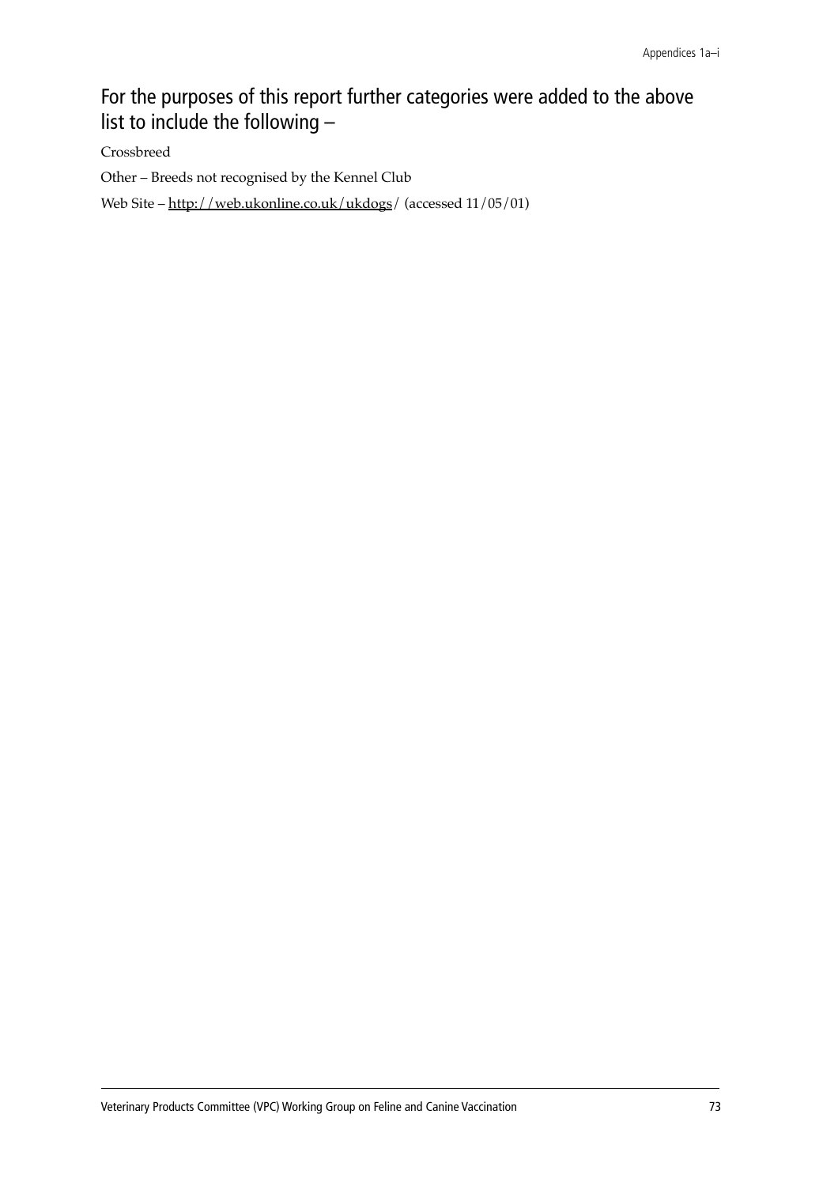## For the purposes of this report further categories were added to the above list to include the following –

Crossbreed

Other – Breeds not recognised by the Kennel Club

Web Site – http://web.ukonline.co.uk/ukdogs/ (accessed 11/05/01)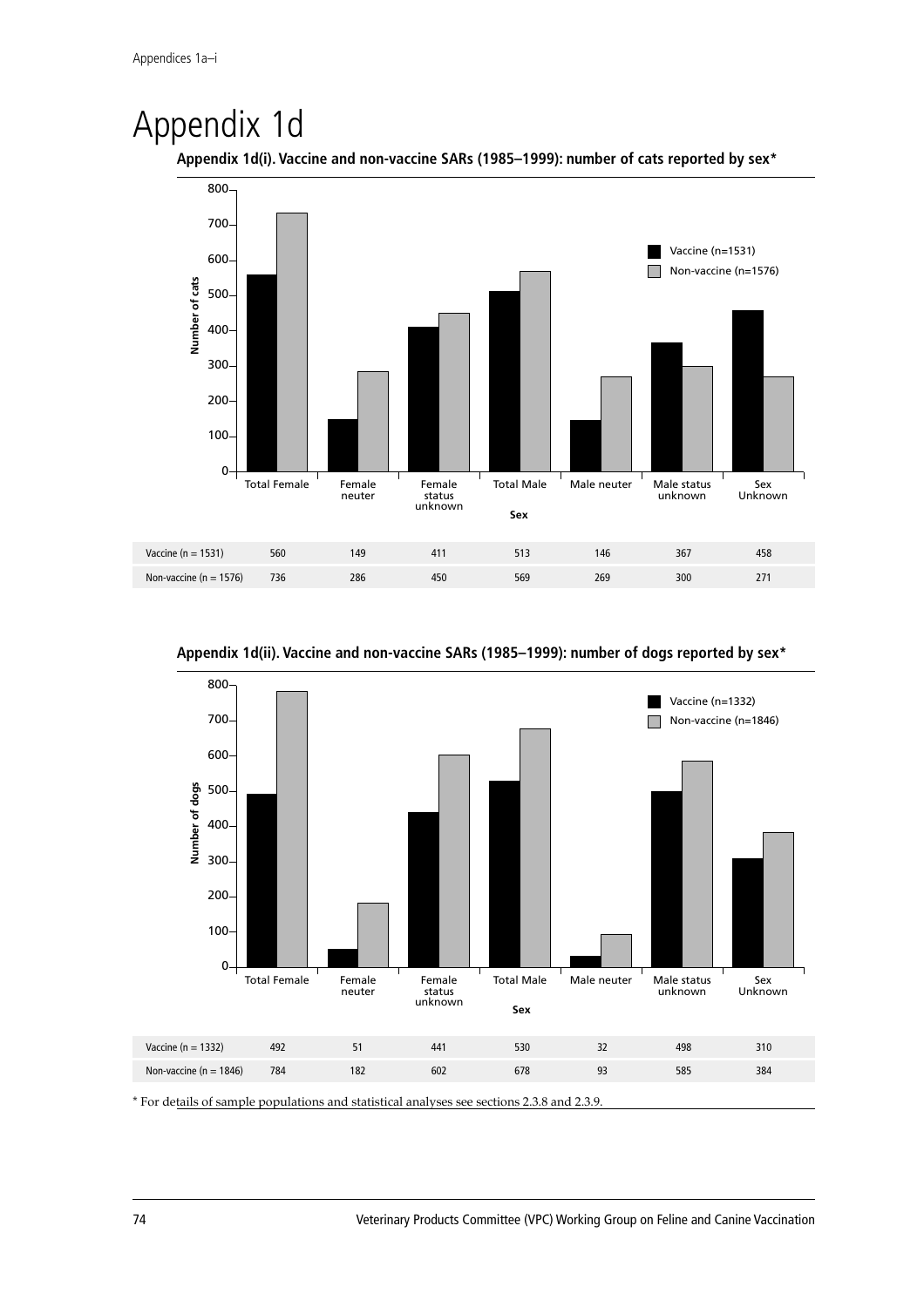# Appendix 1d

**Appendix 1d(i). Vaccine and non-vaccine SARs (1985–1999): number of cats reported by sex***

| | Total Female | Female neuter | Female status unknown | Total Male | Male neuter | Male status unknown | Sex Unknown |
|---|---|---|---|---|---|---|---|
| Vaccine (n = 1531) | 560 | 149 | 411 | 513 | 146 | 367 | 458 |
| Non-vaccine (n = 1576) | 736 | 286 | 450 | 569 | 269 | 300 | 271 |

**Appendix 1d(ii). Vaccine and non-vaccine SARs (1985–1999): number of dogs reported by sex***

| | Total Female | Female neuter | Female status unknown | Total Male | Male neuter | Male status unknown | Sex Unknown |
|---|---|---|---|---|---|---|---|
| Vaccine (n = 1332) | 492 | 51 | 441 | 530 | 32 | 498 | 310 |
| Non-vaccine (n = 1846) | 784 | 182 | 602 | 678 | 93 | 585 | 384 |

* For details of sample populations and statistical analyses see sections 2.3.8 and 2.3.9.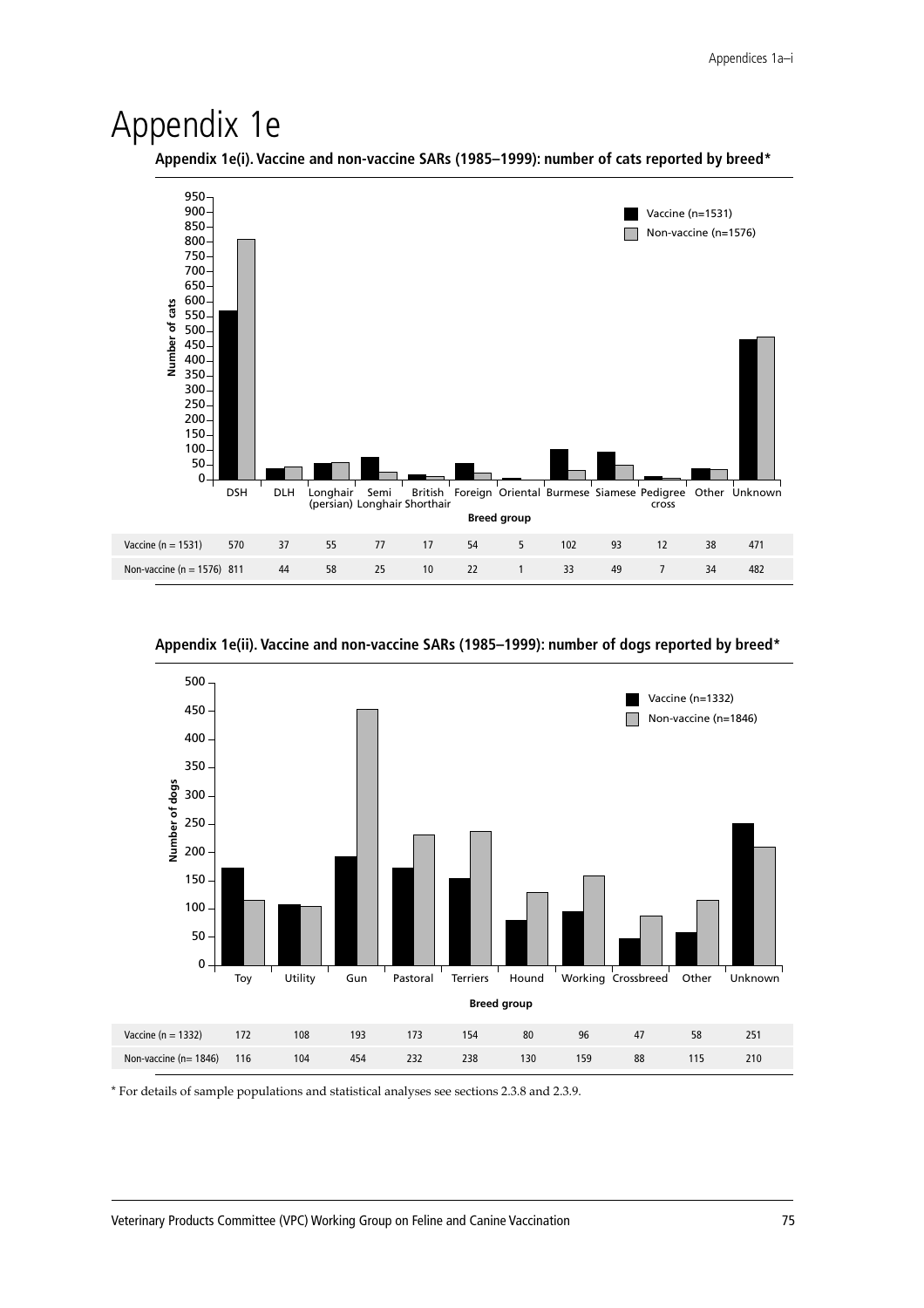# Appendix 1e

**Appendix 1e(i). Vaccine and non-vaccine SARs (1985–1999): number of cats reported by breed***

| Breed group | DSH | DLH | Longhair (persian) | Semi Longhair | British Shorthair | Foreign | Oriental | Burmese | Siamese | Pedigree cross | Other | Unknown |
|---|---|---|---|---|---|---|---|---|---|---|---|---|
| Vaccine (n = 1531) | 570 | 37 | 55 | 77 | 17 | 54 | 5 | 102 | 93 | 12 | 38 | 471 |
| Non-vaccine (n = 1576) | 811 | 44 | 58 | 25 | 10 | 22 | 1 | 33 | 49 | 7 | 34 | 482 |

**Appendix 1e(ii). Vaccine and non-vaccine SARs (1985–1999): number of dogs reported by breed***

| Breed group | Toy | Utility | Gun | Pastoral | Terriers | Hound | Working | Crossbreed | Other | Unknown |
|---|---|---|---|---|---|---|---|---|---|---|
| Vaccine (n = 1332) | 172 | 108 | 193 | 173 | 154 | 80 | 96 | 47 | 58 | 251 |
| Non-vaccine (n= 1846) | 116 | 104 | 454 | 232 | 238 | 130 | 159 | 88 | 115 | 210 |

* For details of sample populations and statistical analyses see sections 2.3.8 and 2.3.9.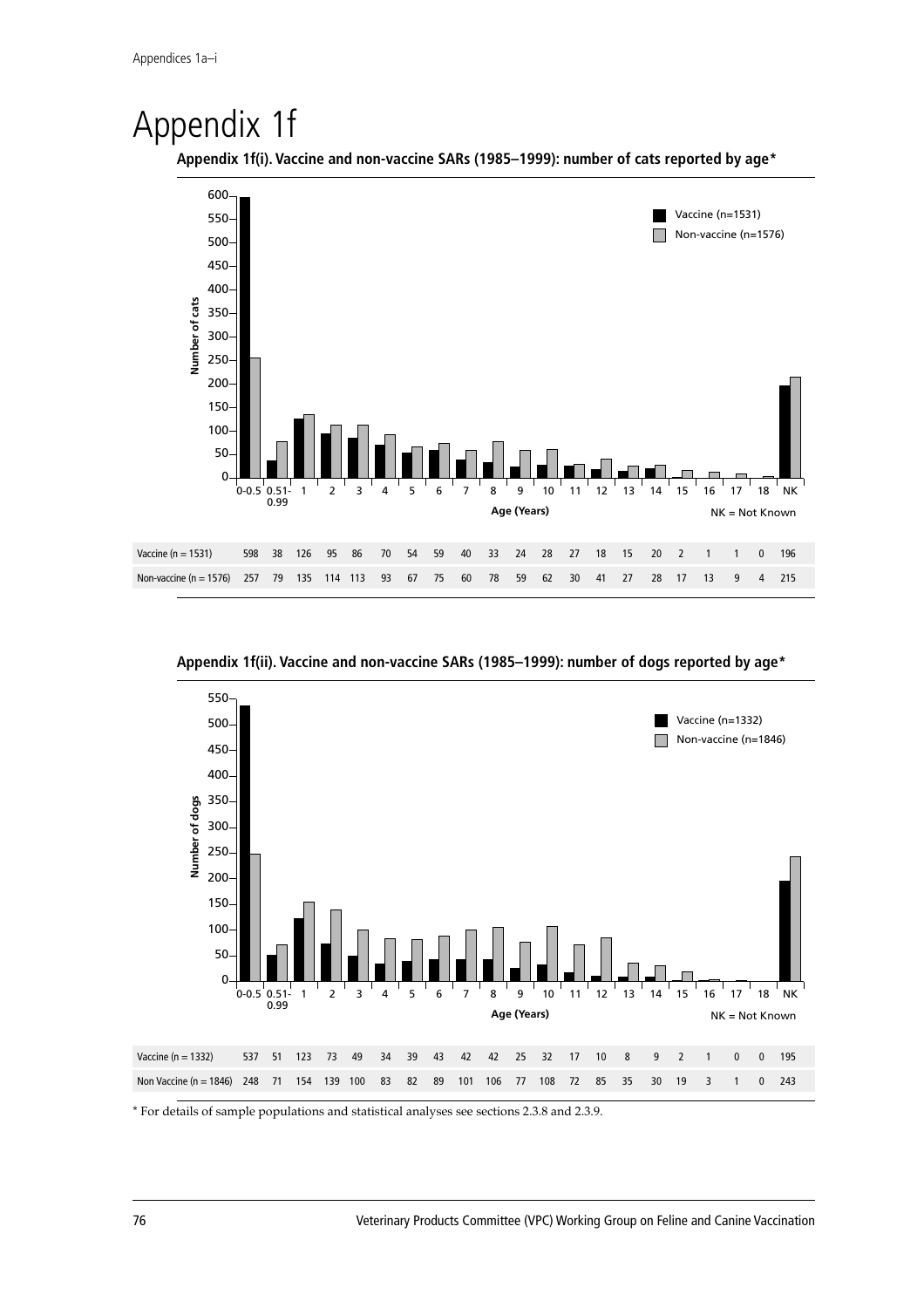# Appendix 1f

**Appendix 1f(i). Vaccine and non-vaccine SARs (1985–1999): number of cats reported by age***

| Age (Years) | 0-0.5 | 0.51-0.99 | 1 | 2 | 3 | 4 | 5 | 6 | 7 | 8 | 9 | 10 | 11 | 12 | 13 | 14 | 15 | 16 | 17 | 18 | NK |
|---|---|---|---|---|---|---|---|---|---|---|---|---|---|---|---|---|---|---|---|---|---|
| Vaccine (n = 1531) | 598 | 38 | 126 | 95 | 86 | 70 | 54 | 59 | 40 | 33 | 24 | 28 | 27 | 18 | 15 | 20 | 2 | 1 | 1 | 0 | 196 |
| Non-vaccine (n = 1576) | 257 | 79 | 135 | 114 | 113 | 93 | 67 | 75 | 60 | 78 | 59 | 62 | 30 | 41 | 27 | 28 | 17 | 13 | 9 | 4 | 215 |

NK = Not Known

**Appendix 1f(ii). Vaccine and non-vaccine SARs (1985–1999): number of dogs reported by age***

| Age (Years) | 0-0.5 | 0.51-0.99 | 1 | 2 | 3 | 4 | 5 | 6 | 7 | 8 | 9 | 10 | 11 | 12 | 13 | 14 | 15 | 16 | 17 | 18 | NK |
|---|---|---|---|---|---|---|---|---|---|---|---|---|---|---|---|---|---|---|---|---|---|
| Vaccine (n = 1332) | 537 | 51 | 123 | 73 | 49 | 34 | 39 | 43 | 42 | 42 | 25 | 32 | 17 | 10 | 8 | 9 | 2 | 1 | 0 | 0 | 195 |
| Non Vaccine (n = 1846) | 248 | 71 | 154 | 139 | 100 | 83 | 82 | 89 | 101 | 106 | 77 | 108 | 72 | 85 | 35 | 30 | 19 | 3 | 1 | 0 | 243 |

NK = Not Known

\* For details of sample populations and statistical analyses see sections 2.3.8 and 2.3.9.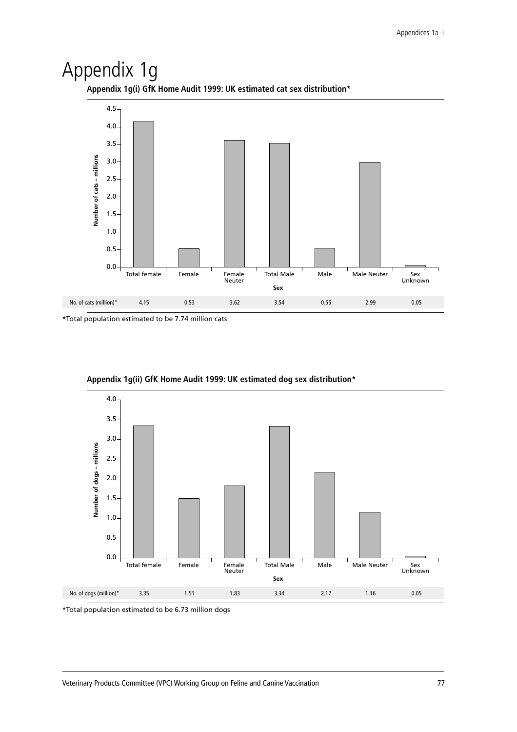# Appendix 1g

**Appendix 1g(i) GfK Home Audit 1999: UK estimated cat sex distribution***

| Sex | Total female | Female | Female Neuter | Total Male | Male | Male Neuter | Sex Unknown |
|---|---|---|---|---|---|---|---|
| No. of cats (million)* | 4.15 | 0.53 | 3.62 | 3.54 | 0.55 | 2.99 | 0.05 |

*Total population estimated to be 7.74 million cats

**Appendix 1g(ii) GfK Home Audit 1999: UK estimated dog sex distribution***

| Sex | Total female | Female | Female Neuter | Total Male | Male | Male Neuter | Sex Unknown |
|---|---|---|---|---|---|---|---|
| No. of dogs (million)* | 3.35 | 1.51 | 1.83 | 3.34 | 2.17 | 1.16 | 0.05 |

*Total population estimated to be 6.73 million dogs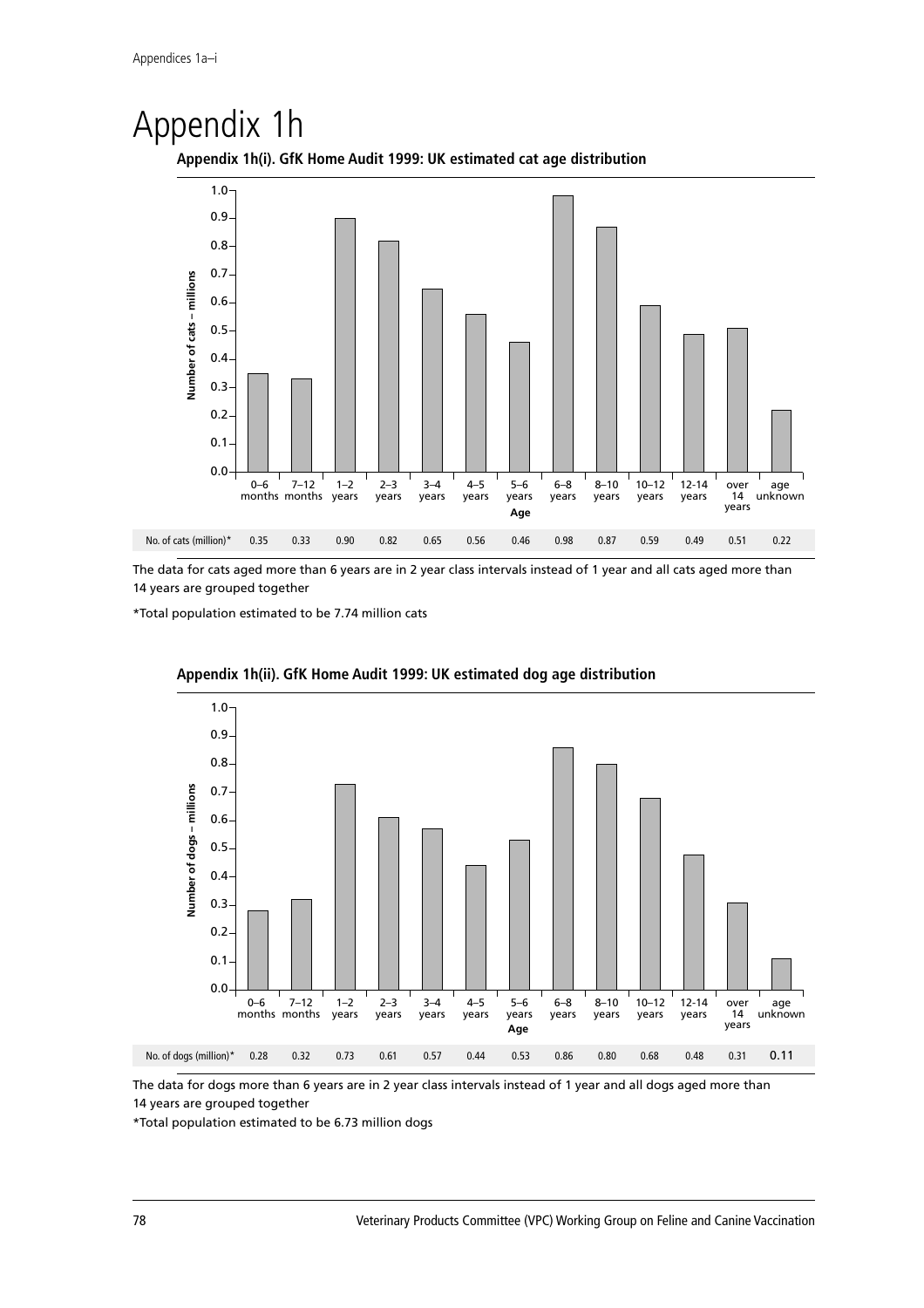# Appendix 1h

**Appendix 1h(i). GfK Home Audit 1999: UK estimated cat age distribution**

| Age | 0–6 months | 7–12 months | 1–2 years | 2–3 years | 3–4 years | 4–5 years | 5–6 years | 6–8 years | 8–10 years | 10–12 years | 12-14 years | over 14 years | age unknown |
|---|---|---|---|---|---|---|---|---|---|---|---|---|---|
| No. of cats (million)* | 0.35 | 0.33 | 0.90 | 0.82 | 0.65 | 0.56 | 0.46 | 0.98 | 0.87 | 0.59 | 0.49 | 0.51 | 0.22 |

The data for cats aged more than 6 years are in 2 year class intervals instead of 1 year and all cats aged more than 14 years are grouped together

*Total population estimated to be 7.74 million cats

**Appendix 1h(ii). GfK Home Audit 1999: UK estimated dog age distribution**

| Age | 0–6 months | 7–12 months | 1–2 years | 2–3 years | 3–4 years | 4–5 years | 5–6 years | 6–8 years | 8–10 years | 10–12 years | 12-14 years | over 14 years | age unknown |
|---|---|---|---|---|---|---|---|---|---|---|---|---|---|
| No. of dogs (million)* | 0.28 | 0.32 | 0.73 | 0.61 | 0.57 | 0.44 | 0.53 | 0.86 | 0.80 | 0.68 | 0.48 | 0.31 | 0.11 |

The data for dogs more than 6 years are in 2 year class intervals instead of 1 year and all dogs aged more than 14 years are grouped together

*Total population estimated to be 6.73 million dogs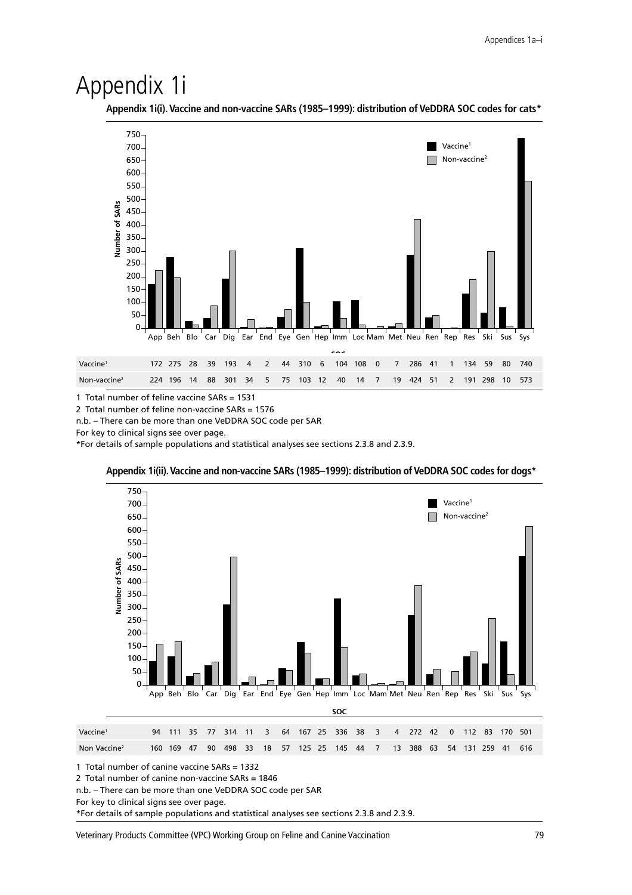# Appendix 1i

**Appendix 1i(i). Vaccine and non-vaccine SARs (1985–1999): distribution of VeDDRA SOC codes for cats***

| SOC | App | Beh | Blo | Car | Dig | Ear | End | Eye | Gen | Hep | Imm | Loc | Mam | Met | Neu | Ren | Rep | Res | Ski | Sus | Sys |
|---|---|---|---|---|---|---|---|---|---|---|---|---|---|---|---|---|---|---|---|---|---|
| Vaccine[1] | 172 | 275 | 28 | 39 | 193 | 4 | 2 | 44 | 310 | 6 | 104 | 108 | 0 | 7 | 286 | 41 | 1 | 134 | 59 | 80 | 740 |
| Non-vaccine[2] | 224 | 196 | 14 | 88 | 301 | 34 | 5 | 75 | 103 | 12 | 40 | 14 | 7 | 19 | 424 | 51 | 2 | 191 | 298 | 10 | 573 |

1 Total number of feline vaccine SARs = 1531

2 Total number of feline non-vaccine SARs = 1576

n.b. – There can be more than one VeDDRA SOC code per SAR

For key to clinical signs see over page.

*For details of sample populations and statistical analyses see sections 2.3.8 and 2.3.9.

**Appendix 1i(ii). Vaccine and non-vaccine SARs (1985–1999): distribution of VeDDRA SOC codes for dogs***

| SOC | App | Beh | Blo | Car | Dig | Ear | End | Eye | Gen | Hep | Imm | Loc | Mam | Met | Neu | Ren | Rep | Res | Ski | Sus | Sys |
|---|---|---|---|---|---|---|---|---|---|---|---|---|---|---|---|---|---|---|---|---|---|
| Vaccine[1] | 94 | 111 | 35 | 77 | 314 | 11 | 3 | 64 | 167 | 25 | 336 | 38 | 3 | 4 | 272 | 42 | 0 | 112 | 83 | 170 | 501 |
| Non Vaccine[2] | 160 | 169 | 47 | 90 | 498 | 33 | 18 | 57 | 125 | 25 | 145 | 44 | 7 | 13 | 388 | 63 | 54 | 131 | 259 | 41 | 616 |

1 Total number of canine vaccine SARs = 1332

2 Total number of canine non-vaccine SARs = 1846

n.b. – There can be more than one VeDDRA SOC code per SAR

For key to clinical signs see over page.

*For details of sample populations and statistical analyses see sections 2.3.8 and 2.3.9.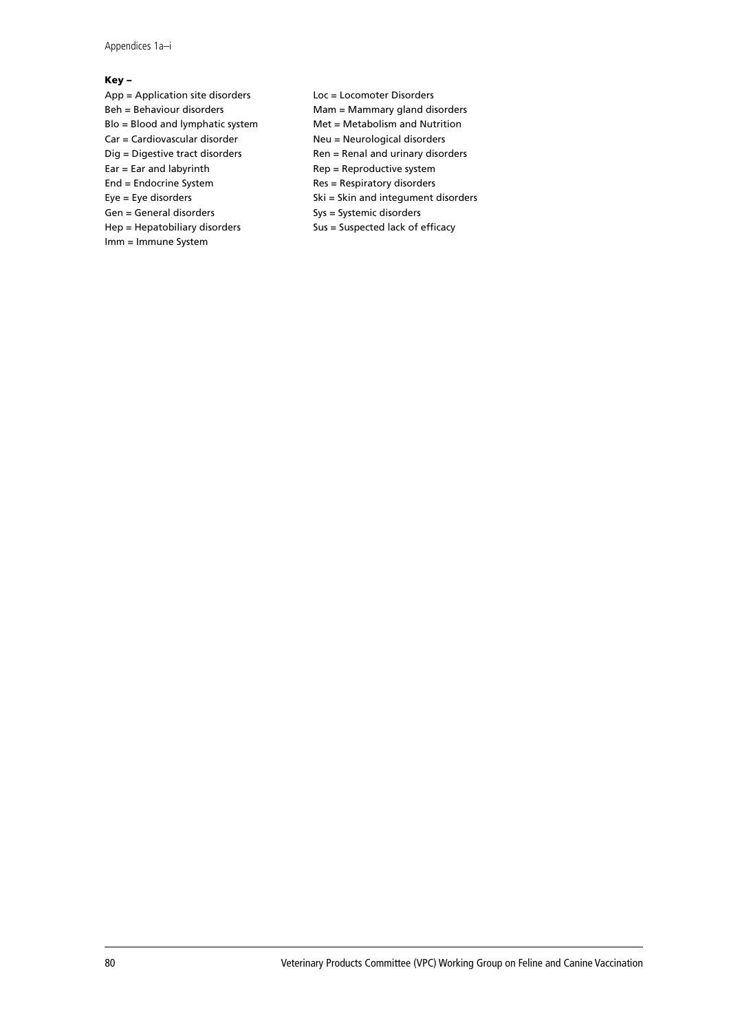**Key –**

App = Application site disorders
Beh = Behaviour disorders
Blo = Blood and lymphatic system
Car = Cardiovascular disorder
Dig = Digestive tract disorders
Ear = Ear and labyrinth
End = Endocrine System
Eye = Eye disorders
Gen = General disorders
Hep = Hepatobiliary disorders
Imm = Immune System
Loc = Locomoter Disorders
Mam = Mammary gland disorders
Met = Metabolism and Nutrition
Neu = Neurological disorders
Ren = Renal and urinary disorders
Rep = Reproductive system
Res = Respiratory disorders
Ski = Skin and integument disorders
Sys = Systemic disorders
Sus = Suspected lack of efficacy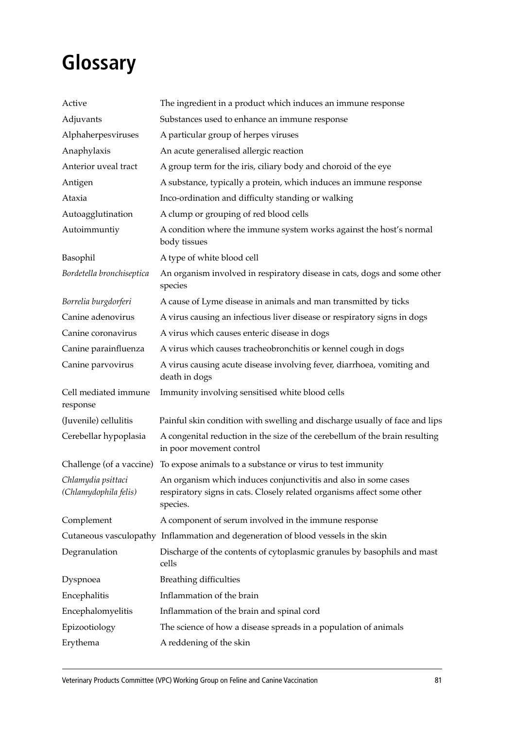# Glossary

| | |
|---|---|
| Active | The ingredient in a product which induces an immune response |
| Adjuvants | Substances used to enhance an immune response |
| Alphaherpesviruses | A particular group of herpes viruses |
| Anaphylaxis | An acute generalised allergic reaction |
| Anterior uveal tract | A group term for the iris, ciliary body and choroid of the eye |
| Antigen | A substance, typically a protein, which induces an immune response |
| Ataxia | Inco-ordination and difficulty standing or walking |
| Autoagglutination | A clump or grouping of red blood cells |
| Autoimmuntiy | A condition where the immune system works against the host's normal body tissues |
| Basophil | A type of white blood cell |
| *Bordetella bronchiseptica* | An organism involved in respiratory disease in cats, dogs and some other species |
| *Borrelia burgdorferi* | A cause of Lyme disease in animals and man transmitted by ticks |
| Canine adenovirus | A virus causing an infectious liver disease or respiratory signs in dogs |
| Canine coronavirus | A virus which causes enteric disease in dogs |
| Canine parainfluenza | A virus which causes tracheobronchitis or kennel cough in dogs |
| Canine parvovirus | A virus causing acute disease involving fever, diarrhoea, vomiting and death in dogs |
| Cell mediated immune response | Immunity involving sensitised white blood cells |
| (Juvenile) cellulitis | Painful skin condition with swelling and discharge usually of face and lips |
| Cerebellar hypoplasia | A congenital reduction in the size of the cerebellum of the brain resulting in poor movement control |
| Challenge (of a vaccine) | To expose animals to a substance or virus to test immunity |
| *Chlamydia psittaci (Chlamydophila felis)* | An organism which induces conjunctivitis and also in some cases respiratory signs in cats. Closely related organisms affect some other species. |
| Complement | A component of serum involved in the immune response |
| Cutaneous vasculopathy | Inflammation and degeneration of blood vessels in the skin |
| Degranulation | Discharge of the contents of cytoplasmic granules by basophils and mast cells |
| Dyspnoea | Breathing difficulties |
| Encephalitis | Inflammation of the brain |
| Encephalomyelitis | Inflammation of the brain and spinal cord |
| Epizootiology | The science of how a disease spreads in a population of animals |
| Erythema | A reddening of the skin |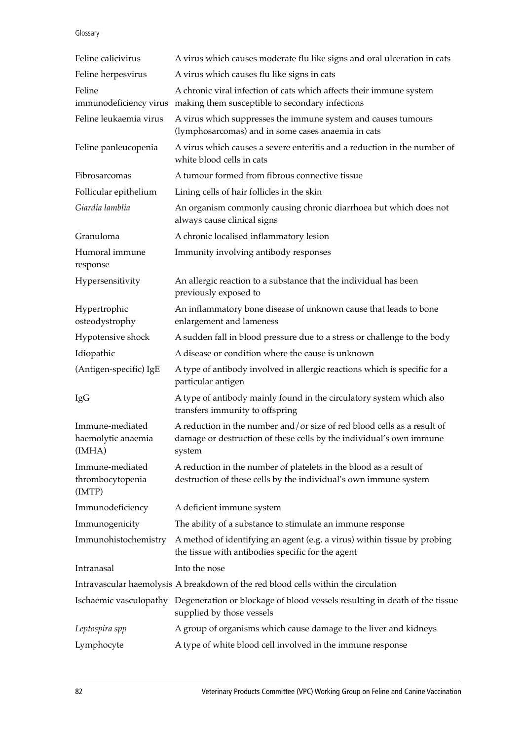| | |
|---|---|
| Feline calicivirus | A virus which causes moderate flu like signs and oral ulceration in cats |
| Feline herpesvirus | A virus which causes flu like signs in cats |
| Feline immunodeficiency virus | A chronic viral infection of cats which affects their immune system making them susceptible to secondary infections |
| Feline leukaemia virus | A virus which suppresses the immune system and causes tumours (lymphosarcomas) and in some cases anaemia in cats |
| Feline panleucopenia | A virus which causes a severe enteritis and a reduction in the number of white blood cells in cats |
| Fibrosarcomas | A tumour formed from fibrous connective tissue |
| Follicular epithelium | Lining cells of hair follicles in the skin |
| *Giardia lamblia* | An organism commonly causing chronic diarrhoea but which does not always cause clinical signs |
| Granuloma | A chronic localised inflammatory lesion |
| Humoral immune response | Immunity involving antibody responses |
| Hypersensitivity | An allergic reaction to a substance that the individual has been previously exposed to |
| Hypertrophic osteodystrophy | An inflammatory bone disease of unknown cause that leads to bone enlargement and lameness |
| Hypotensive shock | A sudden fall in blood pressure due to a stress or challenge to the body |
| Idiopathic | A disease or condition where the cause is unknown |
| (Antigen-specific) IgE | A type of antibody involved in allergic reactions which is specific for a particular antigen |
| IgG | A type of antibody mainly found in the circulatory system which also transfers immunity to offspring |
| Immune-mediated haemolytic anaemia (IMHA) | A reduction in the number and/or size of red blood cells as a result of damage or destruction of these cells by the individual's own immune system |
| Immune-mediated thrombocytopenia (IMTP) | A reduction in the number of platelets in the blood as a result of destruction of these cells by the individual's own immune system |
| Immunodeficiency | A deficient immune system |
| Immunogenicity | The ability of a substance to stimulate an immune response |
| Immunohistochemistry | A method of identifying an agent (e.g. a virus) within tissue by probing the tissue with antibodies specific for the agent |
| Intranasal | Into the nose |
| Intravascular haemolysis | A breakdown of the red blood cells within the circulation |
| Ischaemic vasculopathy | Degeneration or blockage of blood vessels resulting in death of the tissue supplied by those vessels |
| *Leptospira spp* | A group of organisms which cause damage to the liver and kidneys |
| Lymphocyte | A type of white blood cell involved in the immune response |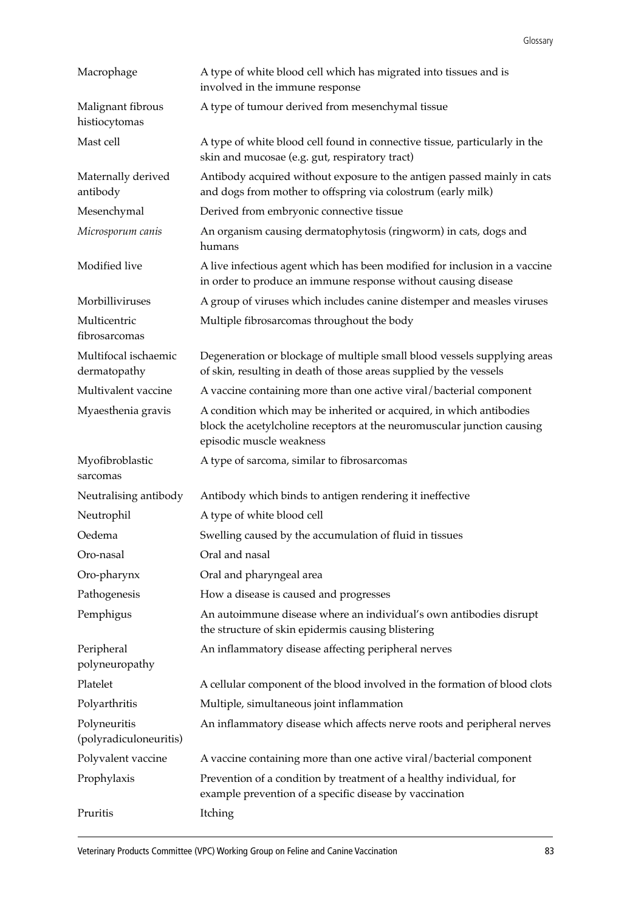| | |
|---|---|
| Macrophage | A type of white blood cell which has migrated into tissues and is involved in the immune response |
| Malignant fibrous histiocytomas | A type of tumour derived from mesenchymal tissue |
| Mast cell | A type of white blood cell found in connective tissue, particularly in the skin and mucosae (e.g. gut, respiratory tract) |
| Maternally derived antibody | Antibody acquired without exposure to the antigen passed mainly in cats and dogs from mother to offspring via colostrum (early milk) |
| Mesenchymal | Derived from embryonic connective tissue |
| *Microsporum canis* | An organism causing dermatophytosis (ringworm) in cats, dogs and humans |
| Modified live | A live infectious agent which has been modified for inclusion in a vaccine in order to produce an immune response without causing disease |
| Morbilliviruses | A group of viruses which includes canine distemper and measles viruses |
| Multicentric fibrosarcomas | Multiple fibrosarcomas throughout the body |
| Multifocal ischaemic dermatopathy | Degeneration or blockage of multiple small blood vessels supplying areas of skin, resulting in death of those areas supplied by the vessels |
| Multivalent vaccine | A vaccine containing more than one active viral/bacterial component |
| Myaesthenia gravis | A condition which may be inherited or acquired, in which antibodies block the acetylcholine receptors at the neuromuscular junction causing episodic muscle weakness |
| Myofibroblastic sarcomas | A type of sarcoma, similar to fibrosarcomas |
| Neutralising antibody | Antibody which binds to antigen rendering it ineffective |
| Neutrophil | A type of white blood cell |
| Oedema | Swelling caused by the accumulation of fluid in tissues |
| Oro-nasal | Oral and nasal |
| Oro-pharynx | Oral and pharyngeal area |
| Pathogenesis | How a disease is caused and progresses |
| Pemphigus | An autoimmune disease where an individual's own antibodies disrupt the structure of skin epidermis causing blistering |
| Peripheral polyneuropathy | An inflammatory disease affecting peripheral nerves |
| Platelet | A cellular component of the blood involved in the formation of blood clots |
| Polyarthritis | Multiple, simultaneous joint inflammation |
| Polyneuritis (polyradiculoneuritis) | An inflammatory disease which affects nerve roots and peripheral nerves |
| Polyvalent vaccine | A vaccine containing more than one active viral/bacterial component |
| Prophylaxis | Prevention of a condition by treatment of a healthy individual, for example prevention of a specific disease by vaccination |
| Pruritis | Itching |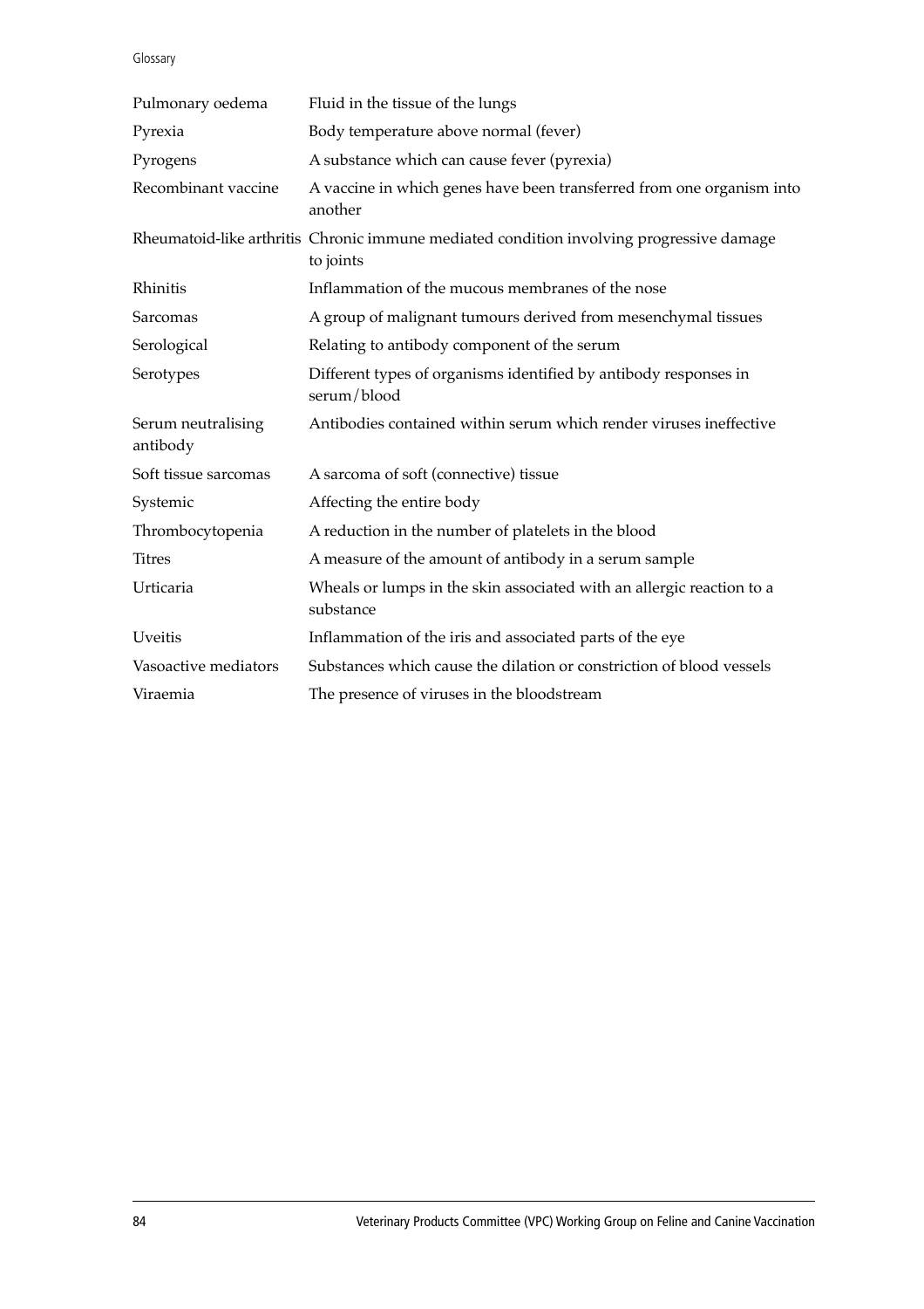| | |
|---|---|
| Pulmonary oedema | Fluid in the tissue of the lungs |
| Pyrexia | Body temperature above normal (fever) |
| Pyrogens | A substance which can cause fever (pyrexia) |
| Recombinant vaccine | A vaccine in which genes have been transferred from one organism into another |
| Rheumatoid-like arthritis | Chronic immune mediated condition involving progressive damage to joints |
| Rhinitis | Inflammation of the mucous membranes of the nose |
| Sarcomas | A group of malignant tumours derived from mesenchymal tissues |
| Serological | Relating to antibody component of the serum |
| Serotypes | Different types of organisms identified by antibody responses in serum/blood |
| Serum neutralising antibody | Antibodies contained within serum which render viruses ineffective |
| Soft tissue sarcomas | A sarcoma of soft (connective) tissue |
| Systemic | Affecting the entire body |
| Thrombocytopenia | A reduction in the number of platelets in the blood |
| Titres | A measure of the amount of antibody in a serum sample |
| Urticaria | Wheals or lumps in the skin associated with an allergic reaction to a substance |
| Uveitis | Inflammation of the iris and associated parts of the eye |
| Vasoactive mediators | Substances which cause the dilation or constriction of blood vessels |
| Viraemia | The presence of viruses in the bloodstream |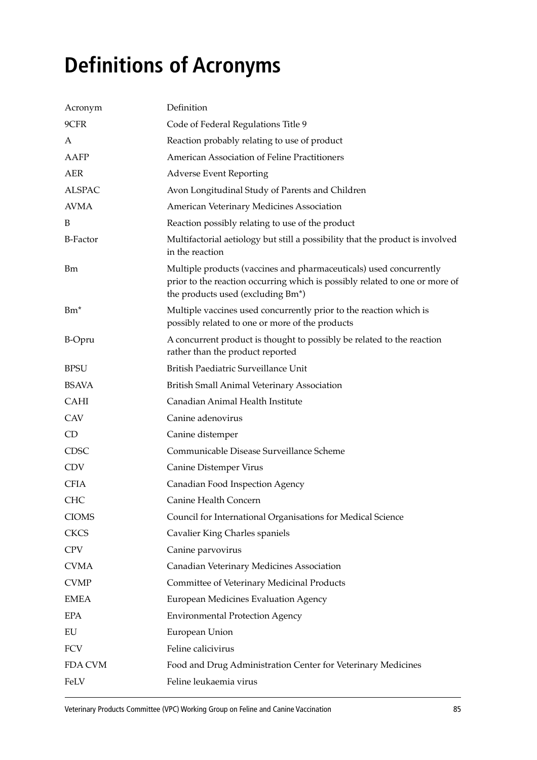# Definitions of Acronyms

| Acronym | Definition |
|---|---|
| 9CFR | Code of Federal Regulations Title 9 |
| A | Reaction probably relating to use of product |
| AAFP | American Association of Feline Practitioners |
| AER | Adverse Event Reporting |
| ALSPAC | Avon Longitudinal Study of Parents and Children |
| AVMA | American Veterinary Medicines Association |
| B | Reaction possibly relating to use of the product |
| B-Factor | Multifactorial aetiology but still a possibility that the product is involved in the reaction |
| Bm | Multiple products (vaccines and pharmaceuticals) used concurrently prior to the reaction occurring which is possibly related to one or more of the products used (excluding Bm*) |
| Bm* | Multiple vaccines used concurrently prior to the reaction which is possibly related to one or more of the products |
| B-Opru | A concurrent product is thought to possibly be related to the reaction rather than the product reported |
| BPSU | British Paediatric Surveillance Unit |
| BSAVA | British Small Animal Veterinary Association |
| CAHI | Canadian Animal Health Institute |
| CAV | Canine adenovirus |
| CD | Canine distemper |
| CDSC | Communicable Disease Surveillance Scheme |
| CDV | Canine Distemper Virus |
| CFIA | Canadian Food Inspection Agency |
| CHC | Canine Health Concern |
| CIOMS | Council for International Organisations for Medical Science |
| CKCS | Cavalier King Charles spaniels |
| CPV | Canine parvovirus |
| CVMA | Canadian Veterinary Medicines Association |
| CVMP | Committee of Veterinary Medicinal Products |
| EMEA | European Medicines Evaluation Agency |
| EPA | Environmental Protection Agency |
| EU | European Union |
| FCV | Feline calicivirus |
| FDA CVM | Food and Drug Administration Center for Veterinary Medicines |
| FeLV | Feline leukaemia virus |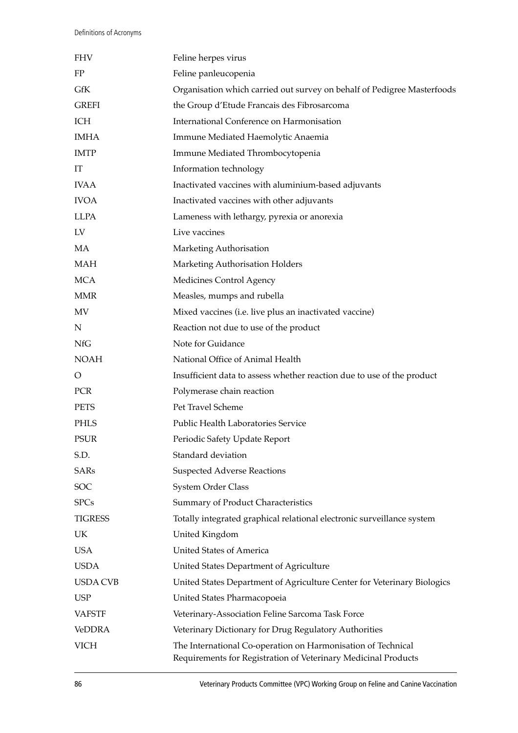| | |
|---|---|
| FHV | Feline herpes virus |
| FP | Feline panleucopenia |
| GfK | Organisation which carried out survey on behalf of Pedigree Masterfoods |
| GREFI | the Group d'Etude Francais des Fibrosarcoma |
| ICH | International Conference on Harmonisation |
| IMHA | Immune Mediated Haemolytic Anaemia |
| IMTP | Immune Mediated Thrombocytopenia |
| IT | Information technology |
| IVAA | Inactivated vaccines with aluminium-based adjuvants |
| IVOA | Inactivated vaccines with other adjuvants |
| LLPA | Lameness with lethargy, pyrexia or anorexia |
| LV | Live vaccines |
| MA | Marketing Authorisation |
| MAH | Marketing Authorisation Holders |
| MCA | Medicines Control Agency |
| MMR | Measles, mumps and rubella |
| MV | Mixed vaccines (i.e. live plus an inactivated vaccine) |
| N | Reaction not due to use of the product |
| NfG | Note for Guidance |
| NOAH | National Office of Animal Health |
| O | Insufficient data to assess whether reaction due to use of the product |
| PCR | Polymerase chain reaction |
| PETS | Pet Travel Scheme |
| PHLS | Public Health Laboratories Service |
| PSUR | Periodic Safety Update Report |
| S.D. | Standard deviation |
| SARs | Suspected Adverse Reactions |
| SOC | System Order Class |
| SPCs | Summary of Product Characteristics |
| TIGRESS | Totally integrated graphical relational electronic surveillance system |
| UK | United Kingdom |
| USA | United States of America |
| USDA | United States Department of Agriculture |
| USDA CVB | United States Department of Agriculture Center for Veterinary Biologics |
| USP | United States Pharmacopoeia |
| VAFSTF | Veterinary-Association Feline Sarcoma Task Force |
| VeDDRA | Veterinary Dictionary for Drug Regulatory Authorities |
| VICH | The International Co-operation on Harmonisation of Technical Requirements for Registration of Veterinary Medicinal Products |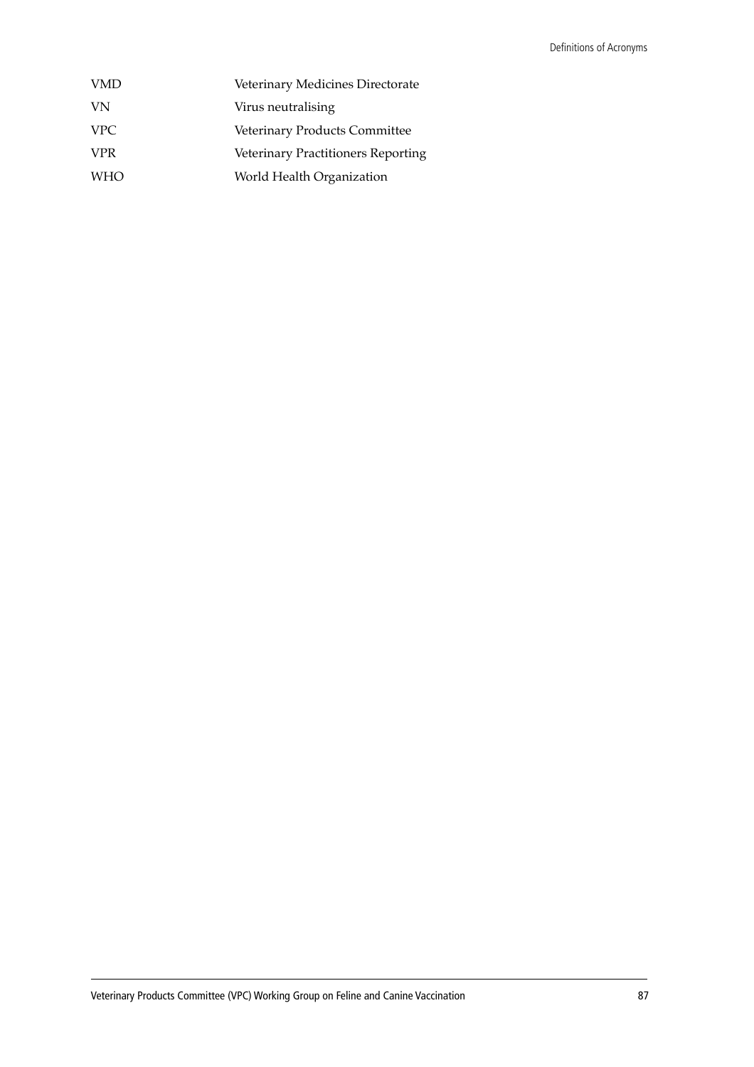| | |
|---|---|
| VMD | Veterinary Medicines Directorate |
| VN | Virus neutralising |
| VPC | Veterinary Products Committee |
| VPR | Veterinary Practitioners Reporting |
| WHO | World Health Organization |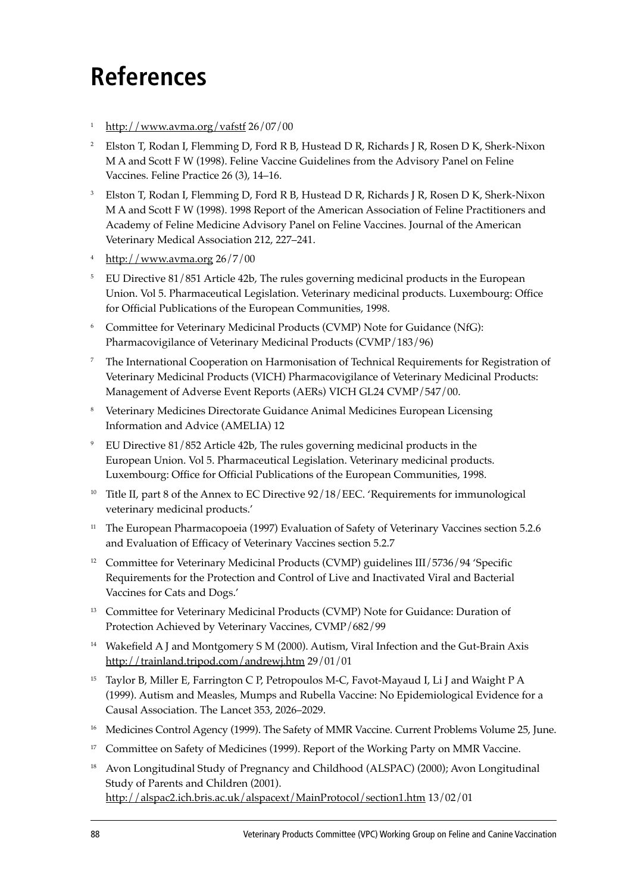# References

1. http://www.avma.org/vafstf 26/07/00
2. Elston T, Rodan I, Flemming D, Ford R B, Hustead D R, Richards J R, Rosen D K, Sherk-Nixon M A and Scott F W (1998). Feline Vaccine Guidelines from the Advisory Panel on Feline Vaccines. Feline Practice 26 (3), 14–16.
3. Elston T, Rodan I, Flemming D, Ford R B, Hustead D R, Richards J R, Rosen D K, Sherk-Nixon M A and Scott F W (1998). 1998 Report of the American Association of Feline Practitioners and Academy of Feline Medicine Advisory Panel on Feline Vaccines. Journal of the American Veterinary Medical Association 212, 227–241.
4. http://www.avma.org 26/7/00
5. EU Directive 81/851 Article 42b, The rules governing medicinal products in the European Union. Vol 5. Pharmaceutical Legislation. Veterinary medicinal products. Luxembourg: Office for Official Publications of the European Communities, 1998.
6. Committee for Veterinary Medicinal Products (CVMP) Note for Guidance (NfG): Pharmacovigilance of Veterinary Medicinal Products (CVMP/183/96)
7. The International Cooperation on Harmonisation of Technical Requirements for Registration of Veterinary Medicinal Products (VICH) Pharmacovigilance of Veterinary Medicinal Products: Management of Adverse Event Reports (AERs) VICH GL24 CVMP/547/00.
8. Veterinary Medicines Directorate Guidance Animal Medicines European Licensing Information and Advice (AMELIA) 12
9. EU Directive 81/852 Article 42b, The rules governing medicinal products in the European Union. Vol 5. Pharmaceutical Legislation. Veterinary medicinal products. Luxembourg: Office for Official Publications of the European Communities, 1998.
10. Title II, part 8 of the Annex to EC Directive 92/18/EEC. 'Requirements for immunological veterinary medicinal products.'
11. The European Pharmacopoeia (1997) Evaluation of Safety of Veterinary Vaccines section 5.2.6 and Evaluation of Efficacy of Veterinary Vaccines section 5.2.7
12. Committee for Veterinary Medicinal Products (CVMP) guidelines III/5736/94 'Specific Requirements for the Protection and Control of Live and Inactivated Viral and Bacterial Vaccines for Cats and Dogs.'
13. Committee for Veterinary Medicinal Products (CVMP) Note for Guidance: Duration of Protection Achieved by Veterinary Vaccines, CVMP/682/99
14. Wakefield A J and Montgomery S M (2000). Autism, Viral Infection and the Gut-Brain Axis http://trainland.tripod.com/andrewj.htm 29/01/01
15. Taylor B, Miller E, Farrington C P, Petropoulos M-C, Favot-Mayaud I, Li J and Waight P A (1999). Autism and Measles, Mumps and Rubella Vaccine: No Epidemiological Evidence for a Causal Association. The Lancet 353, 2026–2029.
16. Medicines Control Agency (1999). The Safety of MMR Vaccine. Current Problems Volume 25, June.
17. Committee on Safety of Medicines (1999). Report of the Working Party on MMR Vaccine.
18. Avon Longitudinal Study of Pregnancy and Childhood (ALSPAC) (2000); Avon Longitudinal Study of Parents and Children (2001). http://alspac2.ich.bris.ac.uk/alspacext/MainProtocol/section1.htm 13/02/01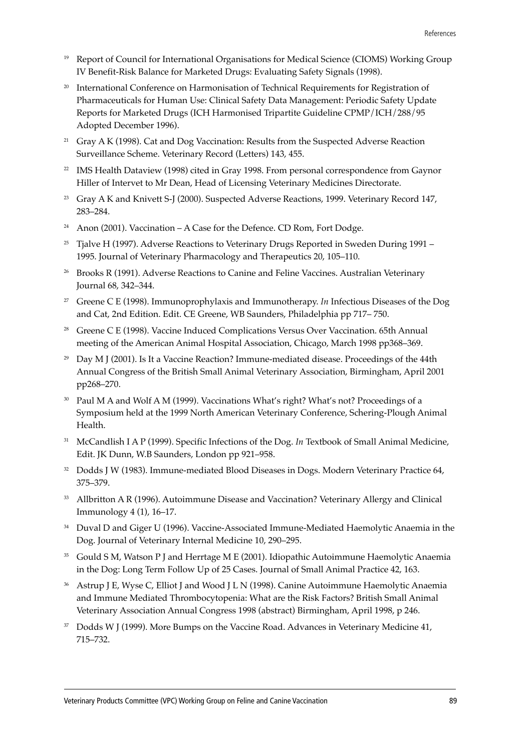19. Report of Council for International Organisations for Medical Science (CIOMS) Working Group IV Benefit-Risk Balance for Marketed Drugs: Evaluating Safety Signals (1998).
20. International Conference on Harmonisation of Technical Requirements for Registration of Pharmaceuticals for Human Use: Clinical Safety Data Management: Periodic Safety Update Reports for Marketed Drugs (ICH Harmonised Tripartite Guideline CPMP/ICH/288/95 Adopted December 1996).
21. Gray A K (1998). Cat and Dog Vaccination: Results from the Suspected Adverse Reaction Surveillance Scheme. Veterinary Record (Letters) 143, 455.
22. IMS Health Dataview (1998) cited in Gray 1998. From personal correspondence from Gaynor Hiller of Intervet to Mr Dean, Head of Licensing Veterinary Medicines Directorate.
23. Gray A K and Knivett S-J (2000). Suspected Adverse Reactions, 1999. Veterinary Record 147, 283–284.
24. Anon (2001). Vaccination – A Case for the Defence. CD Rom, Fort Dodge.
25. Tjalve H (1997). Adverse Reactions to Veterinary Drugs Reported in Sweden During 1991 – 1995. Journal of Veterinary Pharmacology and Therapeutics 20, 105–110.
26. Brooks R (1991). Adverse Reactions to Canine and Feline Vaccines. Australian Veterinary Journal 68, 342–344.
27. Greene C E (1998). Immunoprophylaxis and Immunotherapy. *In* Infectious Diseases of the Dog and Cat, 2nd Edition. Edit. CE Greene, WB Saunders, Philadelphia pp 717– 750.
28. Greene C E (1998). Vaccine Induced Complications Versus Over Vaccination. 65th Annual meeting of the American Animal Hospital Association, Chicago, March 1998 pp368–369.
29. Day M J (2001). Is It a Vaccine Reaction? Immune-mediated disease. Proceedings of the 44th Annual Congress of the British Small Animal Veterinary Association, Birmingham, April 2001 pp268–270.
30. Paul M A and Wolf A M (1999). Vaccinations What's right? What's not? Proceedings of a Symposium held at the 1999 North American Veterinary Conference, Schering-Plough Animal Health.
31. McCandlish I A P (1999). Specific Infections of the Dog. *In* Textbook of Small Animal Medicine, Edit. JK Dunn, W.B Saunders, London pp 921–958.
32. Dodds J W (1983). Immune-mediated Blood Diseases in Dogs. Modern Veterinary Practice 64, 375–379.
33. Allbritton A R (1996). Autoimmune Disease and Vaccination? Veterinary Allergy and Clinical Immunology 4 (1), 16–17.
34. Duval D and Giger U (1996). Vaccine-Associated Immune-Mediated Haemolytic Anaemia in the Dog. Journal of Veterinary Internal Medicine 10, 290–295.
35. Gould S M, Watson P J and Herrtage M E (2001). Idiopathic Autoimmune Haemolytic Anaemia in the Dog: Long Term Follow Up of 25 Cases. Journal of Small Animal Practice 42, 163.
36. Astrup J E, Wyse C, Elliot J and Wood J L N (1998). Canine Autoimmune Haemolytic Anaemia and Immune Mediated Thrombocytopenia: What are the Risk Factors? British Small Animal Veterinary Association Annual Congress 1998 (abstract) Birmingham, April 1998, p 246.
37. Dodds W J (1999). More Bumps on the Vaccine Road. Advances in Veterinary Medicine 41, 715–732.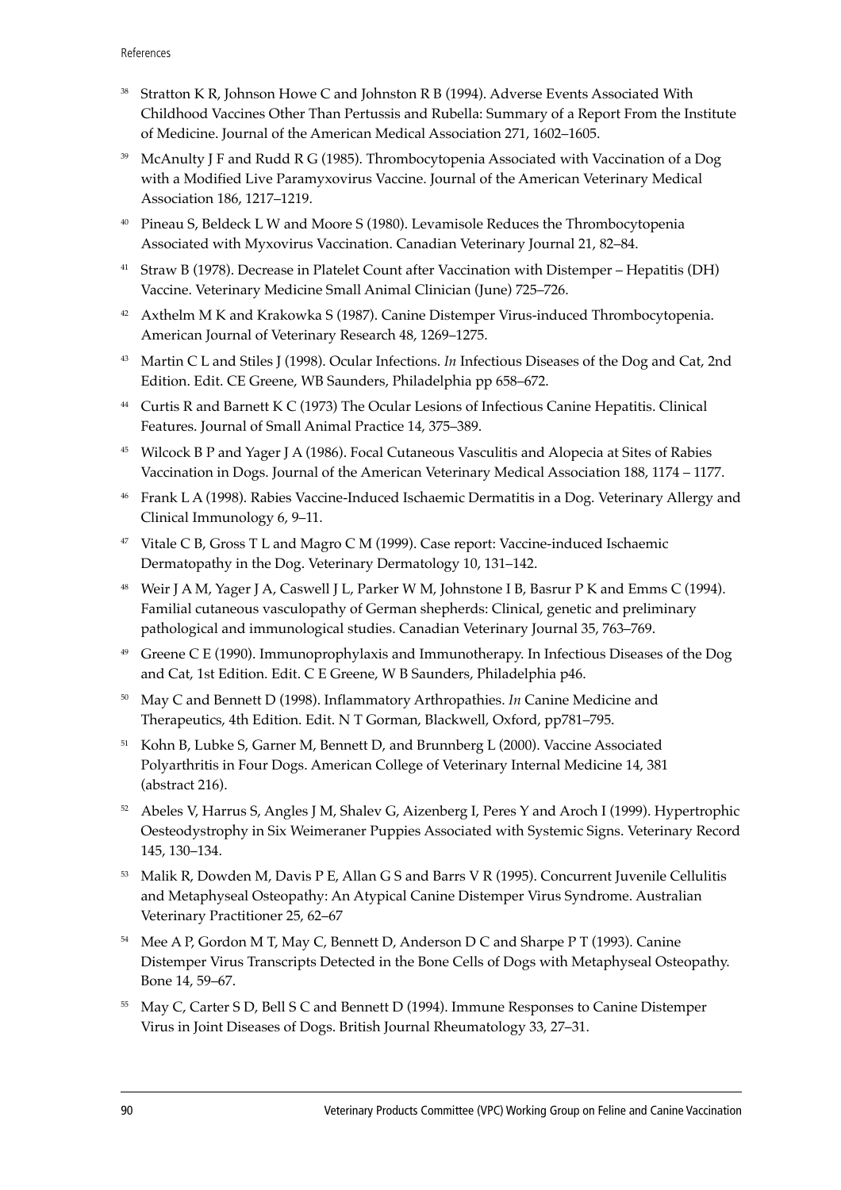[38] Stratton K R, Johnson Howe C and Johnston R B (1994). Adverse Events Associated With Childhood Vaccines Other Than Pertussis and Rubella: Summary of a Report From the Institute of Medicine. Journal of the American Medical Association 271, 1602–1605.

[39] McAnulty J F and Rudd R G (1985). Thrombocytopenia Associated with Vaccination of a Dog with a Modified Live Paramyxovirus Vaccine. Journal of the American Veterinary Medical Association 186, 1217–1219.

[40] Pineau S, Beldeck L W and Moore S (1980). Levamisole Reduces the Thrombocytopenia Associated with Myxovirus Vaccination. Canadian Veterinary Journal 21, 82–84.

[41] Straw B (1978). Decrease in Platelet Count after Vaccination with Distemper – Hepatitis (DH) Vaccine. Veterinary Medicine Small Animal Clinician (June) 725–726.

[42] Axthelm M K and Krakowka S (1987). Canine Distemper Virus-induced Thrombocytopenia. American Journal of Veterinary Research 48, 1269–1275.

[43] Martin C L and Stiles J (1998). Ocular Infections. *In* Infectious Diseases of the Dog and Cat, 2nd Edition. Edit. CE Greene, WB Saunders, Philadelphia pp 658–672.

[44] Curtis R and Barnett K C (1973) The Ocular Lesions of Infectious Canine Hepatitis. Clinical Features. Journal of Small Animal Practice 14, 375–389.

[45] Wilcock B P and Yager J A (1986). Focal Cutaneous Vasculitis and Alopecia at Sites of Rabies Vaccination in Dogs. Journal of the American Veterinary Medical Association 188, 1174 – 1177.

[46] Frank L A (1998). Rabies Vaccine-Induced Ischaemic Dermatitis in a Dog. Veterinary Allergy and Clinical Immunology 6, 9–11.

[47] Vitale C B, Gross T L and Magro C M (1999). Case report: Vaccine-induced Ischaemic Dermatopathy in the Dog. Veterinary Dermatology 10, 131–142.

[48] Weir J A M, Yager J A, Caswell J L, Parker W M, Johnstone I B, Basrur P K and Emms C (1994). Familial cutaneous vasculopathy of German shepherds: Clinical, genetic and preliminary pathological and immunological studies. Canadian Veterinary Journal 35, 763–769.

[49] Greene C E (1990). Immunoprophylaxis and Immunotherapy. In Infectious Diseases of the Dog and Cat, 1st Edition. Edit. C E Greene, W B Saunders, Philadelphia p46.

[50] May C and Bennett D (1998). Inflammatory Arthropathies. *In* Canine Medicine and Therapeutics, 4th Edition. Edit. N T Gorman, Blackwell, Oxford, pp781–795.

[51] Kohn B, Lubke S, Garner M, Bennett D, and Brunnberg L (2000). Vaccine Associated Polyarthritis in Four Dogs. American College of Veterinary Internal Medicine 14, 381 (abstract 216).

[52] Abeles V, Harrus S, Angles J M, Shalev G, Aizenberg I, Peres Y and Aroch I (1999). Hypertrophic Oesteodystrophy in Six Weimeraner Puppies Associated with Systemic Signs. Veterinary Record 145, 130–134.

[53] Malik R, Dowden M, Davis P E, Allan G S and Barrs V R (1995). Concurrent Juvenile Cellulitis and Metaphyseal Osteopathy: An Atypical Canine Distemper Virus Syndrome. Australian Veterinary Practitioner 25, 62–67

[54] Mee A P, Gordon M T, May C, Bennett D, Anderson D C and Sharpe P T (1993). Canine Distemper Virus Transcripts Detected in the Bone Cells of Dogs with Metaphyseal Osteopathy. Bone 14, 59–67.

[55] May C, Carter S D, Bell S C and Bennett D (1994). Immune Responses to Canine Distemper Virus in Joint Diseases of Dogs. British Journal Rheumatology 33, 27–31.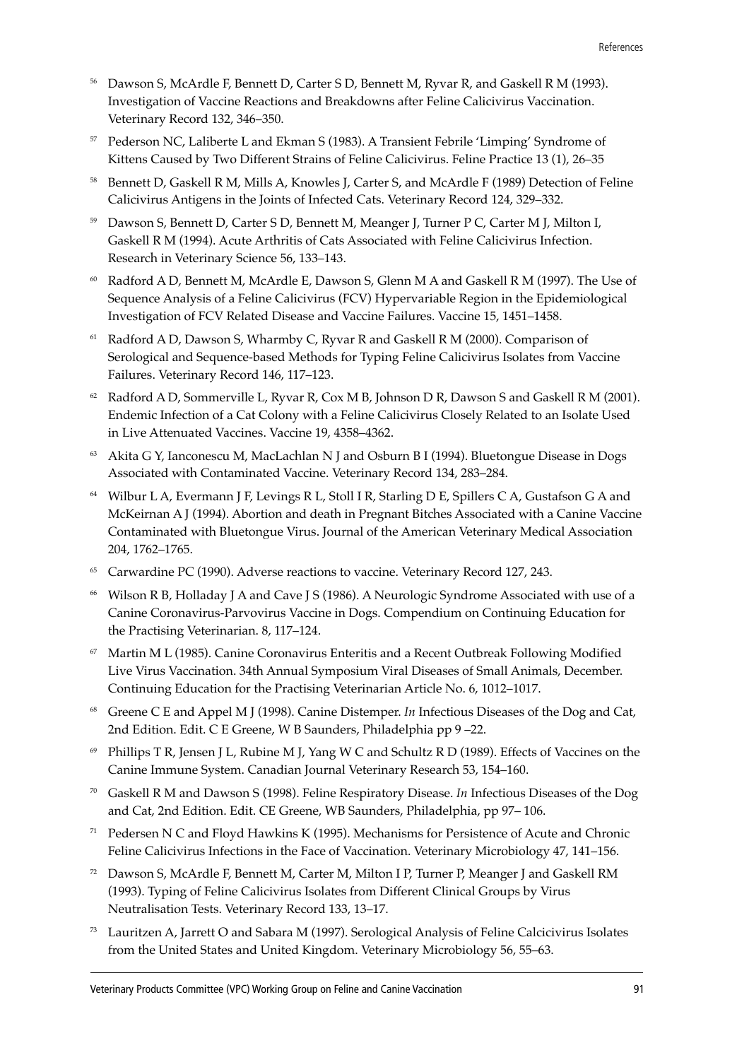[56] Dawson S, McArdle F, Bennett D, Carter S D, Bennett M, Ryvar R, and Gaskell R M (1993). Investigation of Vaccine Reactions and Breakdowns after Feline Calicivirus Vaccination. Veterinary Record 132, 346–350.

[57] Pederson NC, Laliberte L and Ekman S (1983). A Transient Febrile 'Limping' Syndrome of Kittens Caused by Two Different Strains of Feline Calicivirus. Feline Practice 13 (1), 26–35

[58] Bennett D, Gaskell R M, Mills A, Knowles J, Carter S, and McArdle F (1989) Detection of Feline Calicivirus Antigens in the Joints of Infected Cats. Veterinary Record 124, 329–332.

[59] Dawson S, Bennett D, Carter S D, Bennett M, Meanger J, Turner P C, Carter M J, Milton I, Gaskell R M (1994). Acute Arthritis of Cats Associated with Feline Calicivirus Infection. Research in Veterinary Science 56, 133–143.

[60] Radford A D, Bennett M, McArdle E, Dawson S, Glenn M A and Gaskell R M (1997). The Use of Sequence Analysis of a Feline Calicivirus (FCV) Hypervariable Region in the Epidemiological Investigation of FCV Related Disease and Vaccine Failures. Vaccine 15, 1451–1458.

[61] Radford A D, Dawson S, Wharmby C, Ryvar R and Gaskell R M (2000). Comparison of Serological and Sequence-based Methods for Typing Feline Calicivirus Isolates from Vaccine Failures. Veterinary Record 146, 117–123.

[62] Radford A D, Sommerville L, Ryvar R, Cox M B, Johnson D R, Dawson S and Gaskell R M (2001). Endemic Infection of a Cat Colony with a Feline Calicivirus Closely Related to an Isolate Used in Live Attenuated Vaccines. Vaccine 19, 4358–4362.

[63] Akita G Y, Ianconescu M, MacLachlan N J and Osburn B I (1994). Bluetongue Disease in Dogs Associated with Contaminated Vaccine. Veterinary Record 134, 283–284.

[64] Wilbur L A, Evermann J F, Levings R L, Stoll I R, Starling D E, Spillers C A, Gustafson G A and McKeirnan A J (1994). Abortion and death in Pregnant Bitches Associated with a Canine Vaccine Contaminated with Bluetongue Virus. Journal of the American Veterinary Medical Association 204, 1762–1765.

[65] Carwardine PC (1990). Adverse reactions to vaccine. Veterinary Record 127, 243.

[66] Wilson R B, Holladay J A and Cave J S (1986). A Neurologic Syndrome Associated with use of a Canine Coronavirus-Parvovirus Vaccine in Dogs. Compendium on Continuing Education for the Practising Veterinarian. 8, 117–124.

[67] Martin M L (1985). Canine Coronavirus Enteritis and a Recent Outbreak Following Modified Live Virus Vaccination. 34th Annual Symposium Viral Diseases of Small Animals, December. Continuing Education for the Practising Veterinarian Article No. 6, 1012–1017.

[68] Greene C E and Appel M J (1998). Canine Distemper. *In* Infectious Diseases of the Dog and Cat, 2nd Edition. Edit. C E Greene, W B Saunders, Philadelphia pp 9 –22.

[69] Phillips T R, Jensen J L, Rubine M J, Yang W C and Schultz R D (1989). Effects of Vaccines on the Canine Immune System. Canadian Journal Veterinary Research 53, 154–160.

[70] Gaskell R M and Dawson S (1998). Feline Respiratory Disease. *In* Infectious Diseases of the Dog and Cat, 2nd Edition. Edit. CE Greene, WB Saunders, Philadelphia, pp 97– 106.

[71] Pedersen N C and Floyd Hawkins K (1995). Mechanisms for Persistence of Acute and Chronic Feline Calicivirus Infections in the Face of Vaccination. Veterinary Microbiology 47, 141–156.

[72] Dawson S, McArdle F, Bennett M, Carter M, Milton I P, Turner P, Meanger J and Gaskell RM (1993). Typing of Feline Calicivirus Isolates from Different Clinical Groups by Virus Neutralisation Tests. Veterinary Record 133, 13–17.

[73] Lauritzen A, Jarrett O and Sabara M (1997). Serological Analysis of Feline Calcicivirus Isolates from the United States and United Kingdom. Veterinary Microbiology 56, 55–63.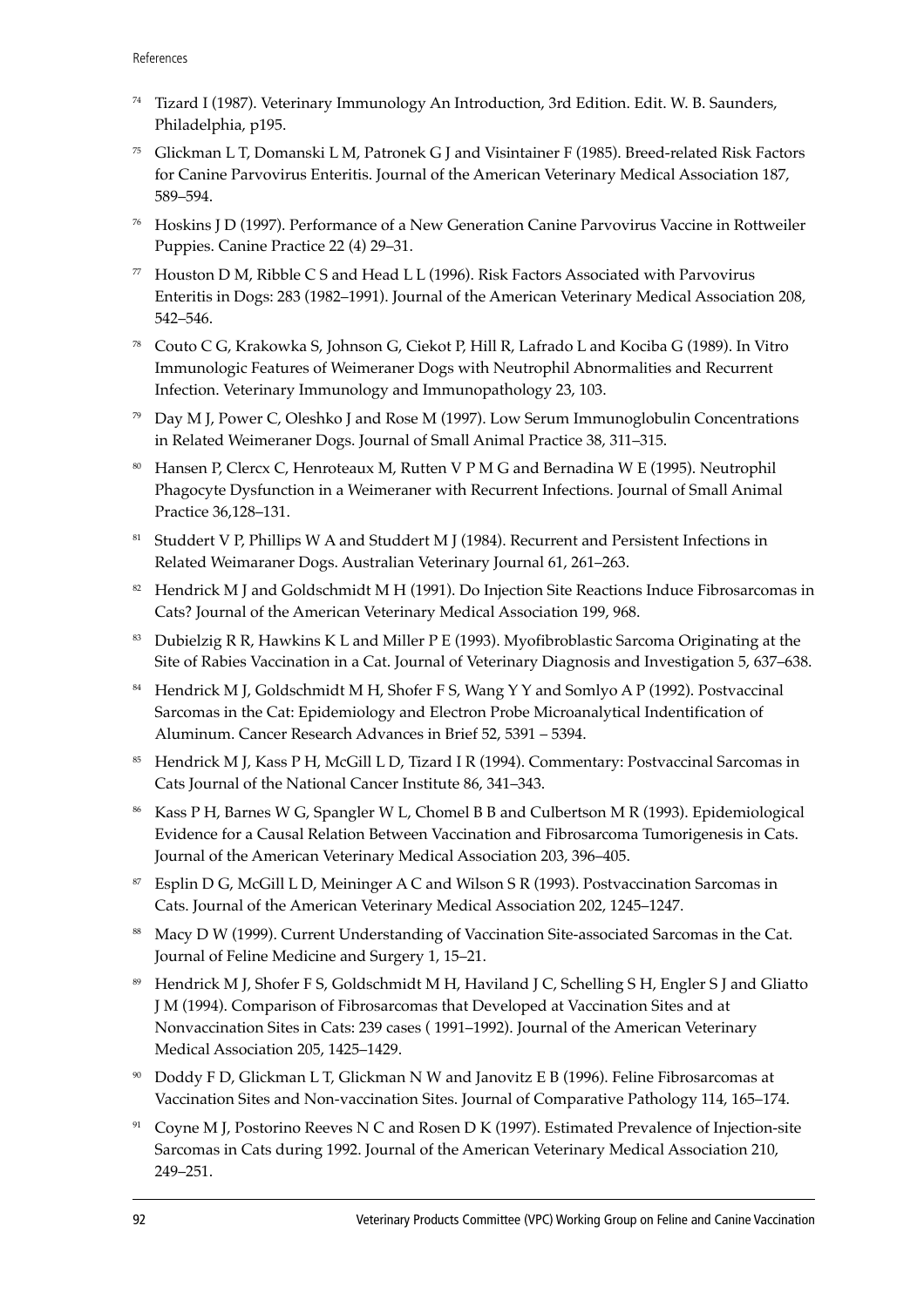74 Tizard I (1987). Veterinary Immunology An Introduction, 3rd Edition. Edit. W. B. Saunders, Philadelphia, p195.

75 Glickman L T, Domanski L M, Patronek G J and Visintainer F (1985). Breed-related Risk Factors for Canine Parvovirus Enteritis. Journal of the American Veterinary Medical Association 187, 589–594.

76 Hoskins J D (1997). Performance of a New Generation Canine Parvovirus Vaccine in Rottweiler Puppies. Canine Practice 22 (4) 29–31.

77 Houston D M, Ribble C S and Head L L (1996). Risk Factors Associated with Parvovirus Enteritis in Dogs: 283 (1982–1991). Journal of the American Veterinary Medical Association 208, 542–546.

78 Couto C G, Krakowka S, Johnson G, Ciekot P, Hill R, Lafrado L and Kociba G (1989). In Vitro Immunologic Features of Weimeraner Dogs with Neutrophil Abnormalities and Recurrent Infection. Veterinary Immunology and Immunopathology 23, 103.

79 Day M J, Power C, Oleshko J and Rose M (1997). Low Serum Immunoglobulin Concentrations in Related Weimeraner Dogs. Journal of Small Animal Practice 38, 311–315.

80 Hansen P, Clercx C, Henroteaux M, Rutten V P M G and Bernadina W E (1995). Neutrophil Phagocyte Dysfunction in a Weimeraner with Recurrent Infections. Journal of Small Animal Practice 36,128–131.

81 Studdert V P, Phillips W A and Studdert M J (1984). Recurrent and Persistent Infections in Related Weimaraner Dogs. Australian Veterinary Journal 61, 261–263.

82 Hendrick M J and Goldschmidt M H (1991). Do Injection Site Reactions Induce Fibrosarcomas in Cats? Journal of the American Veterinary Medical Association 199, 968.

83 Dubielzig R R, Hawkins K L and Miller P E (1993). Myofibroblastic Sarcoma Originating at the Site of Rabies Vaccination in a Cat. Journal of Veterinary Diagnosis and Investigation 5, 637–638.

84 Hendrick M J, Goldschmidt M H, Shofer F S, Wang Y Y and Somlyo A P (1992). Postvaccinal Sarcomas in the Cat: Epidemiology and Electron Probe Microanalytical Indentification of Aluminum. Cancer Research Advances in Brief 52, 5391 – 5394.

85 Hendrick M J, Kass P H, McGill L D, Tizard I R (1994). Commentary: Postvaccinal Sarcomas in Cats Journal of the National Cancer Institute 86, 341–343.

86 Kass P H, Barnes W G, Spangler W L, Chomel B B and Culbertson M R (1993). Epidemiological Evidence for a Causal Relation Between Vaccination and Fibrosarcoma Tumorigenesis in Cats. Journal of the American Veterinary Medical Association 203, 396–405.

87 Esplin D G, McGill L D, Meininger A C and Wilson S R (1993). Postvaccination Sarcomas in Cats. Journal of the American Veterinary Medical Association 202, 1245–1247.

88 Macy D W (1999). Current Understanding of Vaccination Site-associated Sarcomas in the Cat. Journal of Feline Medicine and Surgery 1, 15–21.

89 Hendrick M J, Shofer F S, Goldschmidt M H, Haviland J C, Schelling S H, Engler S J and Gliatto J M (1994). Comparison of Fibrosarcomas that Developed at Vaccination Sites and at Nonvaccination Sites in Cats: 239 cases ( 1991–1992). Journal of the American Veterinary Medical Association 205, 1425–1429.

90 Doddy F D, Glickman L T, Glickman N W and Janovitz E B (1996). Feline Fibrosarcomas at Vaccination Sites and Non-vaccination Sites. Journal of Comparative Pathology 114, 165–174.

91 Coyne M J, Postorino Reeves N C and Rosen D K (1997). Estimated Prevalence of Injection-site Sarcomas in Cats during 1992. Journal of the American Veterinary Medical Association 210, 249–251.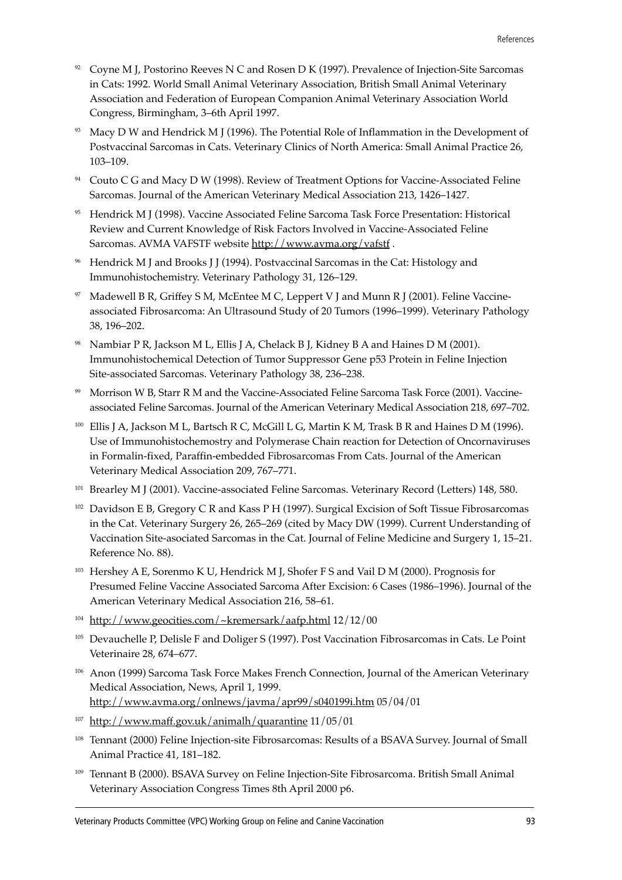92 Coyne M J, Postorino Reeves N C and Rosen D K (1997). Prevalence of Injection-Site Sarcomas in Cats: 1992. World Small Animal Veterinary Association, British Small Animal Veterinary Association and Federation of European Companion Animal Veterinary Association World Congress, Birmingham, 3–6th April 1997.

93 Macy D W and Hendrick M J (1996). The Potential Role of Inflammation in the Development of Postvaccinal Sarcomas in Cats. Veterinary Clinics of North America: Small Animal Practice 26, 103–109.

94 Couto C G and Macy D W (1998). Review of Treatment Options for Vaccine-Associated Feline Sarcomas. Journal of the American Veterinary Medical Association 213, 1426–1427.

95 Hendrick M J (1998). Vaccine Associated Feline Sarcoma Task Force Presentation: Historical Review and Current Knowledge of Risk Factors Involved in Vaccine-Associated Feline Sarcomas. AVMA VAFSTF website http://www.avma.org/vafstf .

96 Hendrick M J and Brooks J J (1994). Postvaccinal Sarcomas in the Cat: Histology and Immunohistochemistry. Veterinary Pathology 31, 126–129.

97 Madewell B R, Griffey S M, McEntee M C, Leppert V J and Munn R J (2001). Feline Vaccine-associated Fibrosarcoma: An Ultrasound Study of 20 Tumors (1996–1999). Veterinary Pathology 38, 196–202.

98 Nambiar P R, Jackson M L, Ellis J A, Chelack B J, Kidney B A and Haines D M (2001). Immunohistochemical Detection of Tumor Suppressor Gene p53 Protein in Feline Injection Site-associated Sarcomas. Veterinary Pathology 38, 236–238.

99 Morrison W B, Starr R M and the Vaccine-Associated Feline Sarcoma Task Force (2001). Vaccine-associated Feline Sarcomas. Journal of the American Veterinary Medical Association 218, 697–702.

100 Ellis J A, Jackson M L, Bartsch R C, McGill L G, Martin K M, Trask B R and Haines D M (1996). Use of Immunohistochemostry and Polymerase Chain reaction for Detection of Oncornaviruses in Formalin-fixed, Paraffin-embedded Fibrosarcomas From Cats. Journal of the American Veterinary Medical Association 209, 767–771.

101 Brearley M J (2001). Vaccine-associated Feline Sarcomas. Veterinary Record (Letters) 148, 580.

102 Davidson E B, Gregory C R and Kass P H (1997). Surgical Excision of Soft Tissue Fibrosarcomas in the Cat. Veterinary Surgery 26, 265–269 (cited by Macy DW (1999). Current Understanding of Vaccination Site-asociated Sarcomas in the Cat. Journal of Feline Medicine and Surgery 1, 15–21. Reference No. 88).

103 Hershey A E, Sorenmo K U, Hendrick M J, Shofer F S and Vail D M (2000). Prognosis for Presumed Feline Vaccine Associated Sarcoma After Excision: 6 Cases (1986–1996). Journal of the American Veterinary Medical Association 216, 58–61.

104 http://www.geocities.com/~kremersark/aafp.html 12/12/00

105 Devauchelle P, Delisle F and Doliger S (1997). Post Vaccination Fibrosarcomas in Cats. Le Point Veterinaire 28, 674–677.

106 Anon (1999) Sarcoma Task Force Makes French Connection, Journal of the American Veterinary Medical Association, News, April 1, 1999.
http://www.avma.org/onlnews/javma/apr99/s040199i.htm 05/04/01

107 http://www.maff.gov.uk/animalh/quarantine 11/05/01

108 Tennant (2000) Feline Injection-site Fibrosarcomas: Results of a BSAVA Survey. Journal of Small Animal Practice 41, 181–182.

109 Tennant B (2000). BSAVA Survey on Feline Injection-Site Fibrosarcoma. British Small Animal Veterinary Association Congress Times 8th April 2000 p6.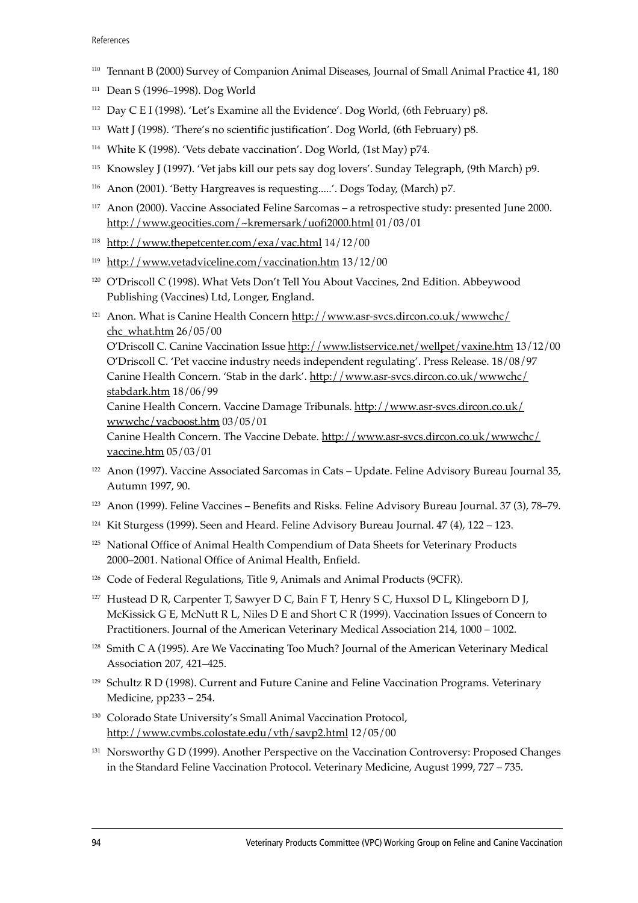110 Tennant B (2000) Survey of Companion Animal Diseases, Journal of Small Animal Practice 41, 180

111 Dean S (1996–1998). Dog World

112 Day C E I (1998). 'Let's Examine all the Evidence'. Dog World, (6th February) p8.

113 Watt J (1998). 'There's no scientific justification'. Dog World, (6th February) p8.

114 White K (1998). 'Vets debate vaccination'. Dog World, (1st May) p74.

115 Knowsley J (1997). 'Vet jabs kill our pets say dog lovers'. Sunday Telegraph, (9th March) p9.

116 Anon (2001). 'Betty Hargreaves is requesting.....'. Dogs Today, (March) p7.

117 Anon (2000). Vaccine Associated Feline Sarcomas – a retrospective study: presented June 2000. http://www.geocities.com/~kremersark/uofi2000.html 01/03/01

118 http://www.thepetcenter.com/exa/vac.html 14/12/00

119 http://www.vetadviceline.com/vaccination.htm 13/12/00

120 O'Driscoll C (1998). What Vets Don't Tell You About Vaccines, 2nd Edition. Abbeywood Publishing (Vaccines) Ltd, Longer, England.

121 Anon. What is Canine Health Concern http://www.asr-svcs.dircon.co.uk/wwwchc/chc_what.htm 26/05/00
O'Driscoll C. Canine Vaccination Issue http://www.listservice.net/wellpet/vaxine.htm 13/12/00
O'Driscoll C. 'Pet vaccine industry needs independent regulating'. Press Release. 18/08/97
Canine Health Concern. 'Stab in the dark'. http://www.asr-svcs.dircon.co.uk/wwwchc/stabdark.htm 18/06/99
Canine Health Concern. Vaccine Damage Tribunals. http://www.asr-svcs.dircon.co.uk/wwwchc/vacboost.htm 03/05/01
Canine Health Concern. The Vaccine Debate. http://www.asr-svcs.dircon.co.uk/wwwchc/vaccine.htm 05/03/01

122 Anon (1997). Vaccine Associated Sarcomas in Cats – Update. Feline Advisory Bureau Journal 35, Autumn 1997, 90.

123 Anon (1999). Feline Vaccines – Benefits and Risks. Feline Advisory Bureau Journal. 37 (3), 78–79.

124 Kit Sturgess (1999). Seen and Heard. Feline Advisory Bureau Journal. 47 (4), 122 – 123.

125 National Office of Animal Health Compendium of Data Sheets for Veterinary Products 2000–2001. National Office of Animal Health, Enfield.

126 Code of Federal Regulations, Title 9, Animals and Animal Products (9CFR).

127 Hustead D R, Carpenter T, Sawyer D C, Bain F T, Henry S C, Huxsol D L, Klingeborn D J, McKissick G E, McNutt R L, Niles D E and Short C R (1999). Vaccination Issues of Concern to Practitioners. Journal of the American Veterinary Medical Association 214, 1000 – 1002.

128 Smith C A (1995). Are We Vaccinating Too Much? Journal of the American Veterinary Medical Association 207, 421–425.

129 Schultz R D (1998). Current and Future Canine and Feline Vaccination Programs. Veterinary Medicine, pp233 – 254.

130 Colorado State University's Small Animal Vaccination Protocol, http://www.cvmbs.colostate.edu/vth/savp2.html 12/05/00

131 Norsworthy G D (1999). Another Perspective on the Vaccination Controversy: Proposed Changes in the Standard Feline Vaccination Protocol. Veterinary Medicine, August 1999, 727 – 735.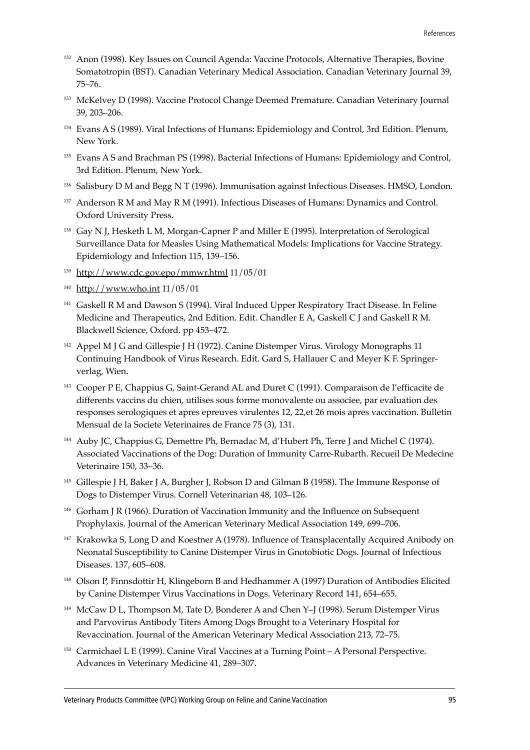[132] Anon (1998). Key Issues on Council Agenda: Vaccine Protocols, Alternative Therapies, Bovine Somatotropin (BST). Canadian Veterinary Medical Association. Canadian Veterinary Journal 39, 75–76.

[133] McKelvey D (1998). Vaccine Protocol Change Deemed Premature. Canadian Veterinary Journal 39, 203–206.

[134] Evans A S (1989). Viral Infections of Humans: Epidemiology and Control, 3rd Edition. Plenum, New York.

[135] Evans A S and Brachman PS (1998). Bacterial Infections of Humans: Epidemiology and Control, 3rd Edition. Plenum, New York.

[136] Salisbury D M and Begg N T (1996). Immunisation against Infectious Diseases. HMSO, London.

[137] Anderson R M and May R M (1991). Infectious Diseases of Humans: Dynamics and Control. Oxford University Press.

[138] Gay N J, Hesketh L M, Morgan-Capner P and Miller E (1995). Interpretation of Serological Surveillance Data for Measles Using Mathematical Models: Implications for Vaccine Strategy. Epidemiology and Infection 115, 139–156.

[139] http://www.cdc.gov.epo/mmwr.html 11/05/01

[140] http://www.who.int 11/05/01

[141] Gaskell R M and Dawson S (1994). Viral Induced Upper Respiratory Tract Disease. In Feline Medicine and Therapeutics, 2nd Edition. Edit. Chandler E A, Gaskell C J and Gaskell R M. Blackwell Science, Oxford. pp 453–472.

[142] Appel M J G and Gillespie J H (1972). Canine Distemper Virus. Virology Monographs 11 Continuing Handbook of Virus Research. Edit. Gard S, Hallauer C and Meyer K F. Springer-verlag, Wien.

[143] Cooper P E, Chappius G, Saint-Gerand AL and Duret C (1991). Comparaison de l'efficacite de differents vaccins du chien, utilises sous forme monovalente ou associee, par evaluation des responses serologiques et apres epreuves virulentes 12, 22,et 26 mois apres vaccination. Bulletin Mensual de la Societe Veterinaires de France 75 (3), 131.

[144] Auby JC, Chappius G, Demettre Ph, Bernadac M, d'Hubert Ph, Terre J and Michel C (1974). Associated Vaccinations of the Dog: Duration of Immunity Carre-Rubarth. Recueil De Medecine Veterinaire 150, 33–36.

[145] Gillespie J H, Baker J A, Burgher J, Robson D and Gilman B (1958). The Immune Response of Dogs to Distemper Virus. Cornell Veterinarian 48, 103–126.

[146] Gorham J R (1966). Duration of Vaccination Immunity and the Influence on Subsequent Prophylaxis. Journal of the American Veterinary Medical Association 149, 699–706.

[147] Krakowka S, Long D and Koestner A (1978). Influence of Transplacentally Acquired Anibody on Neonatal Susceptibility to Canine Distemper Virus in Gnotobiotic Dogs. Journal of Infectious Diseases. 137, 605–608.

[148] Olson P, Finnsdottir H, Klingeborn B and Hedhammer A (1997) Duration of Antibodies Elicited by Canine Distemper Virus Vaccinations in Dogs. Veterinary Record 141, 654–655.

[149] McCaw D L, Thompson M, Tate D, Bonderer A and Chen Y–J (1998). Serum Distemper Virus and Parvovirus Antibody Titers Among Dogs Brought to a Veterinary Hospital for Revaccination. Journal of the American Veterinary Medical Association 213, 72–75.

[150] Carmichael L E (1999). Canine Viral Vaccines at a Turning Point – A Personal Perspective. Advances in Veterinary Medicine 41, 289–307.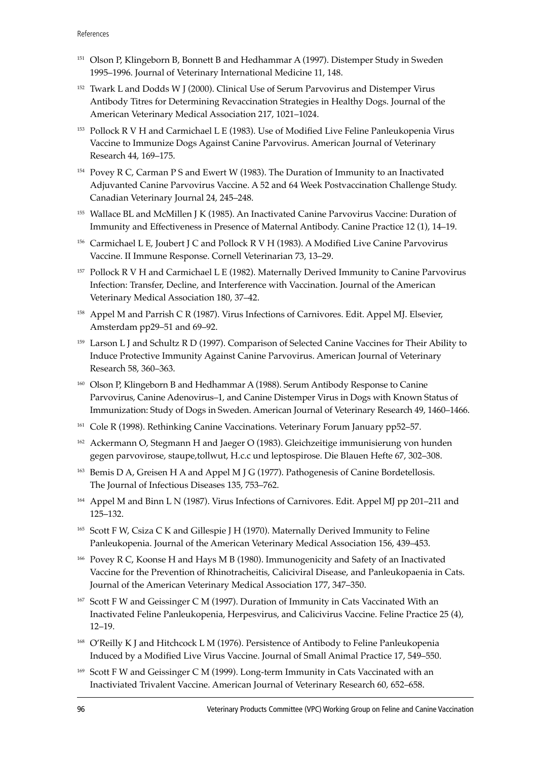[151] Olson P, Klingeborn B, Bonnett B and Hedhammar A (1997). Distemper Study in Sweden 1995–1996. Journal of Veterinary International Medicine 11, 148.

[152] Twark L and Dodds W J (2000). Clinical Use of Serum Parvovirus and Distemper Virus Antibody Titres for Determining Revaccination Strategies in Healthy Dogs. Journal of the American Veterinary Medical Association 217, 1021–1024.

[153] Pollock R V H and Carmichael L E (1983). Use of Modified Live Feline Panleukopenia Virus Vaccine to Immunize Dogs Against Canine Parvovirus. American Journal of Veterinary Research 44, 169–175.

[154] Povey R C, Carman P S and Ewert W (1983). The Duration of Immunity to an Inactivated Adjuvanted Canine Parvovirus Vaccine. A 52 and 64 Week Postvaccination Challenge Study. Canadian Veterinary Journal 24, 245–248.

[155] Wallace BL and McMillen J K (1985). An Inactivated Canine Parvovirus Vaccine: Duration of Immunity and Effectiveness in Presence of Maternal Antibody. Canine Practice 12 (1), 14–19.

[156] Carmichael L E, Joubert J C and Pollock R V H (1983). A Modified Live Canine Parvovirus Vaccine. II Immune Response. Cornell Veterinarian 73, 13–29.

[157] Pollock R V H and Carmichael L E (1982). Maternally Derived Immunity to Canine Parvovirus Infection: Transfer, Decline, and Interference with Vaccination. Journal of the American Veterinary Medical Association 180, 37–42.

[158] Appel M and Parrish C R (1987). Virus Infections of Carnivores. Edit. Appel MJ. Elsevier, Amsterdam pp29–51 and 69–92.

[159] Larson L J and Schultz R D (1997). Comparison of Selected Canine Vaccines for Their Ability to Induce Protective Immunity Against Canine Parvovirus. American Journal of Veterinary Research 58, 360–363.

[160] Olson P, Klingeborn B and Hedhammar A (1988). Serum Antibody Response to Canine Parvovirus, Canine Adenovirus–1, and Canine Distemper Virus in Dogs with Known Status of Immunization: Study of Dogs in Sweden. American Journal of Veterinary Research 49, 1460–1466.

[161] Cole R (1998). Rethinking Canine Vaccinations. Veterinary Forum January pp52–57.

[162] Ackermann O, Stegmann H and Jaeger O (1983). Gleichzeitige immunisierung von hunden gegen parvovirose, staupe,tollwut, H.c.c und leptospirose. Die Blauen Hefte 67, 302–308.

[163] Bemis D A, Greisen H A and Appel M J G (1977). Pathogenesis of Canine Bordetellosis. The Journal of Infectious Diseases 135, 753–762.

[164] Appel M and Binn L N (1987). Virus Infections of Carnivores. Edit. Appel MJ pp 201–211 and 125–132.

[165] Scott F W, Csiza C K and Gillespie J H (1970). Maternally Derived Immunity to Feline Panleukopenia. Journal of the American Veterinary Medical Association 156, 439–453.

[166] Povey R C, Koonse H and Hays M B (1980). Immunogenicity and Safety of an Inactivated Vaccine for the Prevention of Rhinotracheitis, Caliciviral Disease, and Panleukopaenia in Cats. Journal of the American Veterinary Medical Association 177, 347–350.

[167] Scott F W and Geissinger C M (1997). Duration of Immunity in Cats Vaccinated With an Inactivated Feline Panleukopenia, Herpesvirus, and Calicivirus Vaccine. Feline Practice 25 (4), 12–19.

[168] O'Reilly K J and Hitchcock L M (1976). Persistence of Antibody to Feline Panleukopenia Induced by a Modified Live Virus Vaccine. Journal of Small Animal Practice 17, 549–550.

[169] Scott F W and Geissinger C M (1999). Long-term Immunity in Cats Vaccinated with an Inactiviated Trivalent Vaccine. American Journal of Veterinary Research 60, 652–658.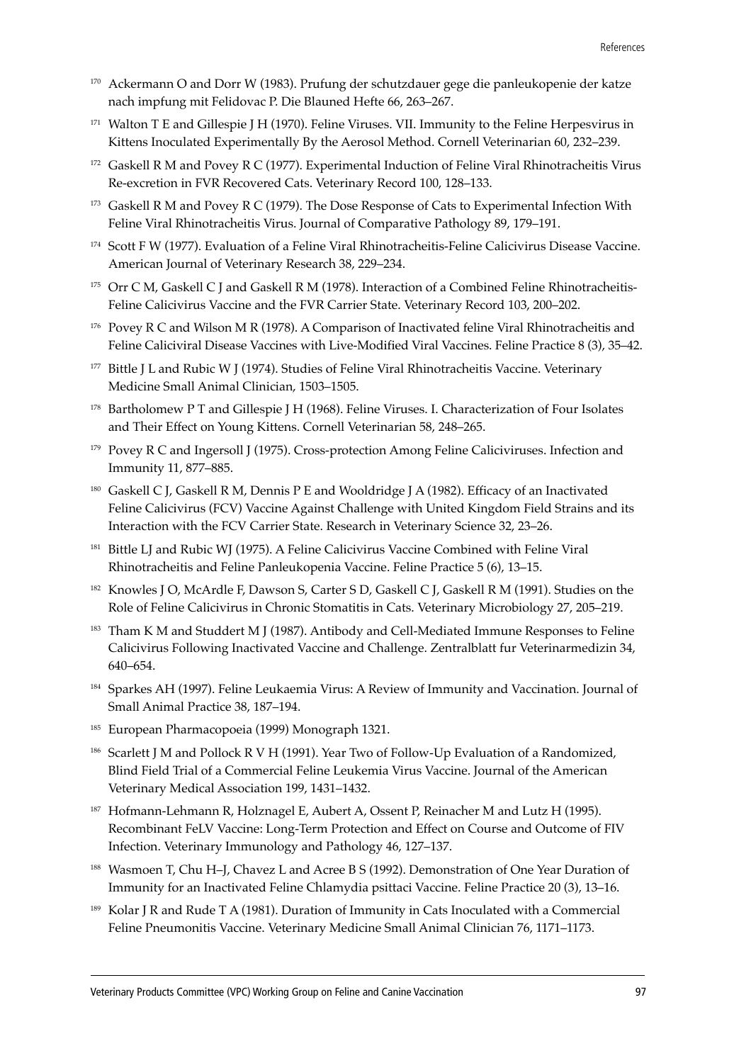[170] Ackermann O and Dorr W (1983). Prufung der schutzdauer gege die panleukopenie der katze nach impfung mit Felidovac P. Die Blauned Hefte 66, 263–267.

[171] Walton T E and Gillespie J H (1970). Feline Viruses. VII. Immunity to the Feline Herpesvirus in Kittens Inoculated Experimentally By the Aerosol Method. Cornell Veterinarian 60, 232–239.

[172] Gaskell R M and Povey R C (1977). Experimental Induction of Feline Viral Rhinotracheitis Virus Re-excretion in FVR Recovered Cats. Veterinary Record 100, 128–133.

[173] Gaskell R M and Povey R C (1979). The Dose Response of Cats to Experimental Infection With Feline Viral Rhinotracheitis Virus. Journal of Comparative Pathology 89, 179–191.

[174] Scott F W (1977). Evaluation of a Feline Viral Rhinotracheitis-Feline Calicivirus Disease Vaccine. American Journal of Veterinary Research 38, 229–234.

[175] Orr C M, Gaskell C J and Gaskell R M (1978). Interaction of a Combined Feline Rhinotracheitis-Feline Calicivirus Vaccine and the FVR Carrier State. Veterinary Record 103, 200–202.

[176] Povey R C and Wilson M R (1978). A Comparison of Inactivated feline Viral Rhinotracheitis and Feline Caliciviral Disease Vaccines with Live-Modified Viral Vaccines. Feline Practice 8 (3), 35–42.

[177] Bittle J L and Rubic W J (1974). Studies of Feline Viral Rhinotracheitis Vaccine. Veterinary Medicine Small Animal Clinician, 1503–1505.

[178] Bartholomew P T and Gillespie J H (1968). Feline Viruses. I. Characterization of Four Isolates and Their Effect on Young Kittens. Cornell Veterinarian 58, 248–265.

[179] Povey R C and Ingersoll J (1975). Cross-protection Among Feline Caliciviruses. Infection and Immunity 11, 877–885.

[180] Gaskell C J, Gaskell R M, Dennis P E and Wooldridge J A (1982). Efficacy of an Inactivated Feline Calicivirus (FCV) Vaccine Against Challenge with United Kingdom Field Strains and its Interaction with the FCV Carrier State. Research in Veterinary Science 32, 23–26.

[181] Bittle LJ and Rubic WJ (1975). A Feline Calicivirus Vaccine Combined with Feline Viral Rhinotracheitis and Feline Panleukopenia Vaccine. Feline Practice 5 (6), 13–15.

[182] Knowles J O, McArdle F, Dawson S, Carter S D, Gaskell C J, Gaskell R M (1991). Studies on the Role of Feline Calicivirus in Chronic Stomatitis in Cats. Veterinary Microbiology 27, 205–219.

[183] Tham K M and Studdert M J (1987). Antibody and Cell-Mediated Immune Responses to Feline Calicivirus Following Inactivated Vaccine and Challenge. Zentralblatt fur Veterinarmedizin 34, 640–654.

[184] Sparkes AH (1997). Feline Leukaemia Virus: A Review of Immunity and Vaccination. Journal of Small Animal Practice 38, 187–194.

[185] European Pharmacopoeia (1999) Monograph 1321.

[186] Scarlett J M and Pollock R V H (1991). Year Two of Follow-Up Evaluation of a Randomized, Blind Field Trial of a Commercial Feline Leukemia Virus Vaccine. Journal of the American Veterinary Medical Association 199, 1431–1432.

[187] Hofmann-Lehmann R, Holznagel E, Aubert A, Ossent P, Reinacher M and Lutz H (1995). Recombinant FeLV Vaccine: Long-Term Protection and Effect on Course and Outcome of FIV Infection. Veterinary Immunology and Pathology 46, 127–137.

[188] Wasmoen T, Chu H–J, Chavez L and Acree B S (1992). Demonstration of One Year Duration of Immunity for an Inactivated Feline Chlamydia psittaci Vaccine. Feline Practice 20 (3), 13–16.

[189] Kolar J R and Rude T A (1981). Duration of Immunity in Cats Inoculated with a Commercial Feline Pneumonitis Vaccine. Veterinary Medicine Small Animal Clinician 76, 1171–1173.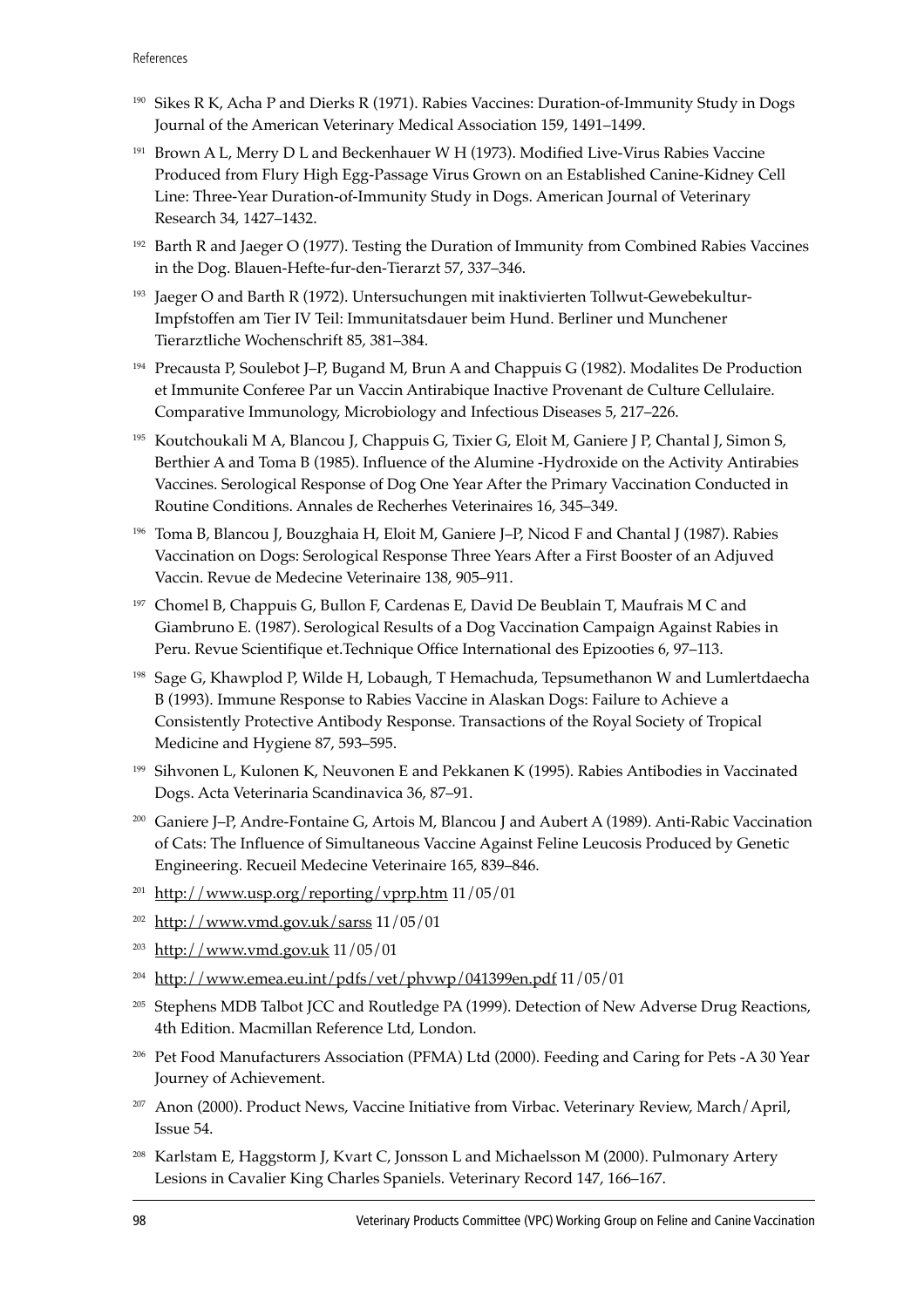[190] Sikes R K, Acha P and Dierks R (1971). Rabies Vaccines: Duration-of-Immunity Study in Dogs Journal of the American Veterinary Medical Association 159, 1491–1499.

[191] Brown A L, Merry D L and Beckenhauer W H (1973). Modified Live-Virus Rabies Vaccine Produced from Flury High Egg-Passage Virus Grown on an Established Canine-Kidney Cell Line: Three-Year Duration-of-Immunity Study in Dogs. American Journal of Veterinary Research 34, 1427–1432.

[192] Barth R and Jaeger O (1977). Testing the Duration of Immunity from Combined Rabies Vaccines in the Dog. Blauen-Hefte-fur-den-Tierarzt 57, 337–346.

[193] Jaeger O and Barth R (1972). Untersuchungen mit inaktivierten Tollwut-Gewebekultur-Impfstoffen am Tier IV Teil: Immunitatsdauer beim Hund. Berliner und Munchener Tierarztliche Wochenschrift 85, 381–384.

[194] Precausta P, Soulebot J–P, Bugand M, Brun A and Chappuis G (1982). Modalites De Production et Immunite Conferee Par un Vaccin Antirabique Inactive Provenant de Culture Cellulaire. Comparative Immunology, Microbiology and Infectious Diseases 5, 217–226.

[195] Koutchoukali M A, Blancou J, Chappuis G, Tixier G, Eloit M, Ganiere J P, Chantal J, Simon S, Berthier A and Toma B (1985). Influence of the Alumine -Hydroxide on the Activity Antirabies Vaccines. Serological Response of Dog One Year After the Primary Vaccination Conducted in Routine Conditions. Annales de Recherhes Veterinaires 16, 345–349.

[196] Toma B, Blancou J, Bouzghaia H, Eloit M, Ganiere J–P, Nicod F and Chantal J (1987). Rabies Vaccination on Dogs: Serological Response Three Years After a First Booster of an Adjuved Vaccin. Revue de Medecine Veterinaire 138, 905–911.

[197] Chomel B, Chappuis G, Bullon F, Cardenas E, David De Beublain T, Maufrais M C and Giambruno E. (1987). Serological Results of a Dog Vaccination Campaign Against Rabies in Peru. Revue Scientifique et.Technique Office International des Epizooties 6, 97–113.

[198] Sage G, Khawplod P, Wilde H, Lobaugh, T Hemachuda, Tepsumethanon W and Lumlertdaecha B (1993). Immune Response to Rabies Vaccine in Alaskan Dogs: Failure to Achieve a Consistently Protective Antibody Response. Transactions of the Royal Society of Tropical Medicine and Hygiene 87, 593–595.

[199] Sihvonen L, Kulonen K, Neuvonen E and Pekkanen K (1995). Rabies Antibodies in Vaccinated Dogs. Acta Veterinaria Scandinavica 36, 87–91.

[200] Ganiere J–P, Andre-Fontaine G, Artois M, Blancou J and Aubert A (1989). Anti-Rabic Vaccination of Cats: The Influence of Simultaneous Vaccine Against Feline Leucosis Produced by Genetic Engineering. Recueil Medecine Veterinaire 165, 839–846.

[201] http://www.usp.org/reporting/vprp.htm 11/05/01

[202] http://www.vmd.gov.uk/sarss 11/05/01

[203] http://www.vmd.gov.uk 11/05/01

[204] http://www.emea.eu.int/pdfs/vet/phvwp/041399en.pdf 11/05/01

[205] Stephens MDB Talbot JCC and Routledge PA (1999). Detection of New Adverse Drug Reactions, 4th Edition. Macmillan Reference Ltd, London.

[206] Pet Food Manufacturers Association (PFMA) Ltd (2000). Feeding and Caring for Pets -A 30 Year Journey of Achievement.

[207] Anon (2000). Product News, Vaccine Initiative from Virbac. Veterinary Review, March/April, Issue 54.

[208] Karlstam E, Haggstorm J, Kvart C, Jonsson L and Michaelsson M (2000). Pulmonary Artery Lesions in Cavalier King Charles Spaniels. Veterinary Record 147, 166–167.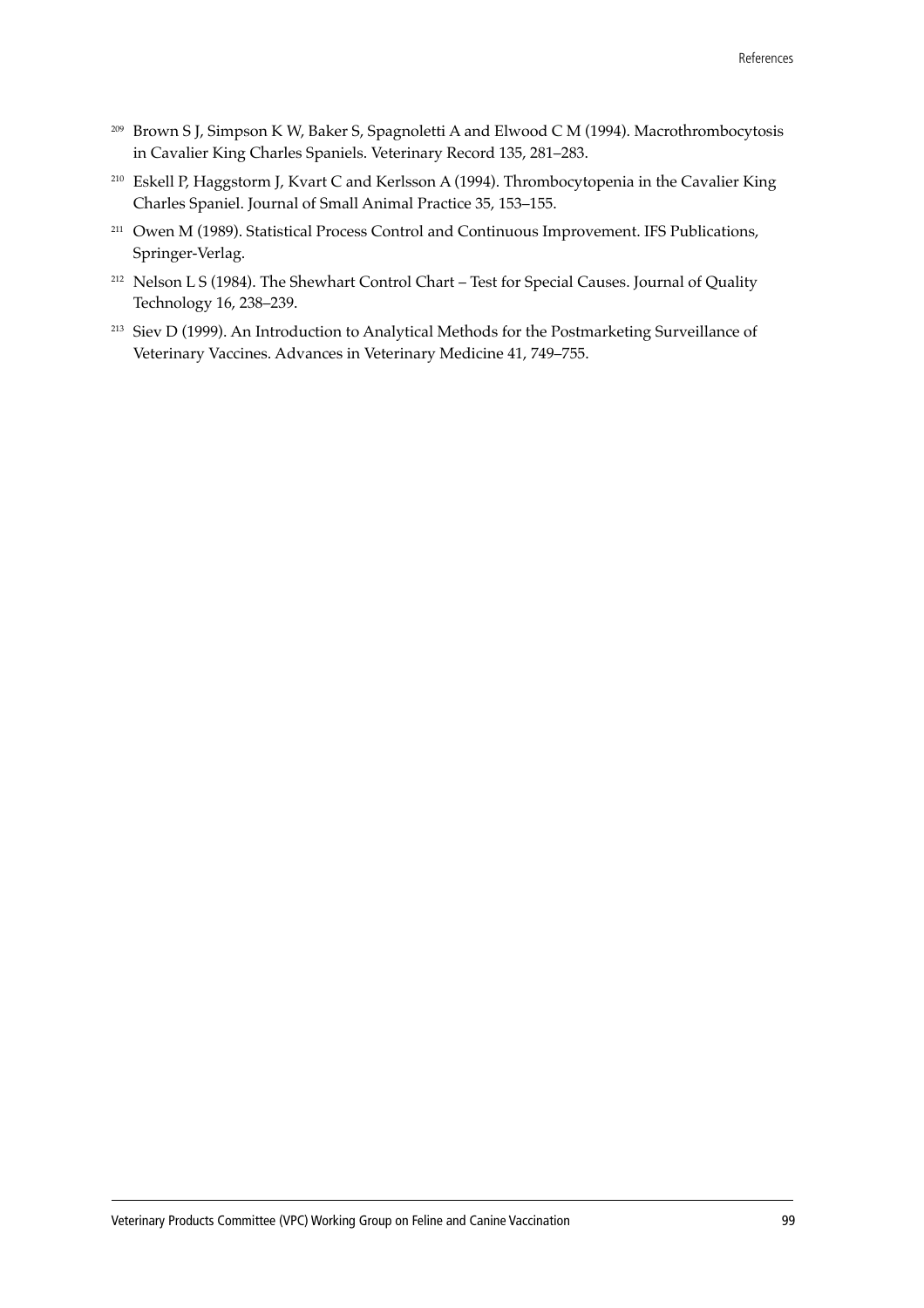[209] Brown S J, Simpson K W, Baker S, Spagnoletti A and Elwood C M (1994). Macrothrombocytosis in Cavalier King Charles Spaniels. Veterinary Record 135, 281–283.

[210] Eskell P, Haggstorm J, Kvart C and Kerlsson A (1994). Thrombocytopenia in the Cavalier King Charles Spaniel. Journal of Small Animal Practice 35, 153–155.

[211] Owen M (1989). Statistical Process Control and Continuous Improvement. IFS Publications, Springer-Verlag.

[212] Nelson L S (1984). The Shewhart Control Chart – Test for Special Causes. Journal of Quality Technology 16, 238–239.

[213] Siev D (1999). An Introduction to Analytical Methods for the Postmarketing Surveillance of Veterinary Vaccines. Advances in Veterinary Medicine 41, 749–755.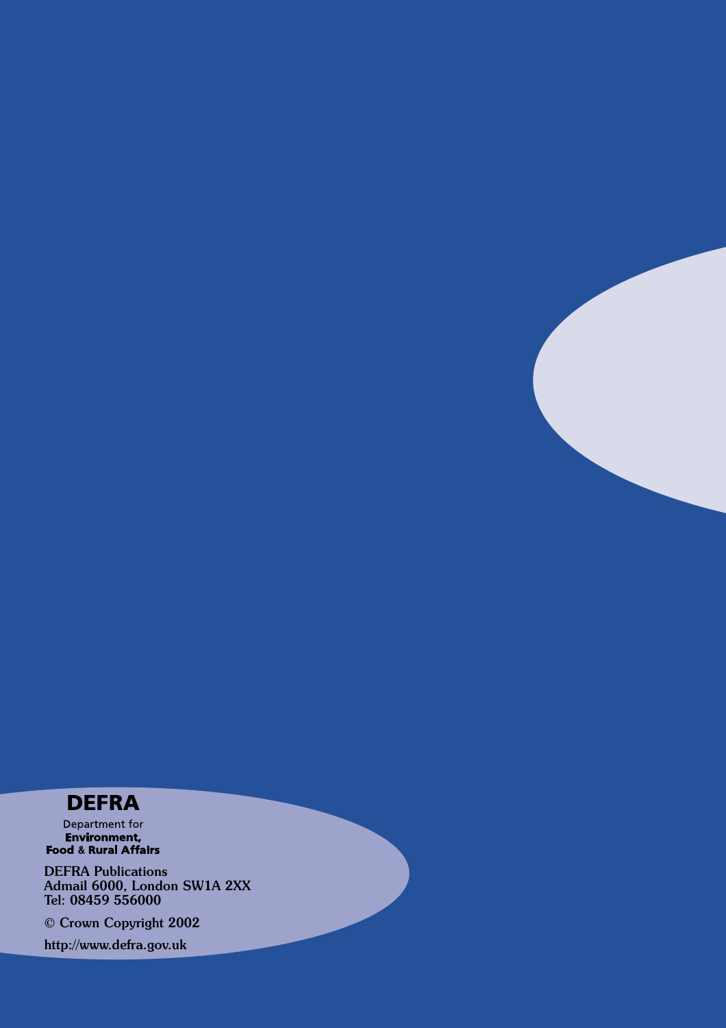**DEFRA**

Department for
**Environment,**
**Food & Rural Affairs**

**DEFRA Publications**
**Admail 6000, London SW1A 2XX**
**Tel: 08459 556000**

**© Crown Copyright 2002**

**http://www.defra.gov.uk**